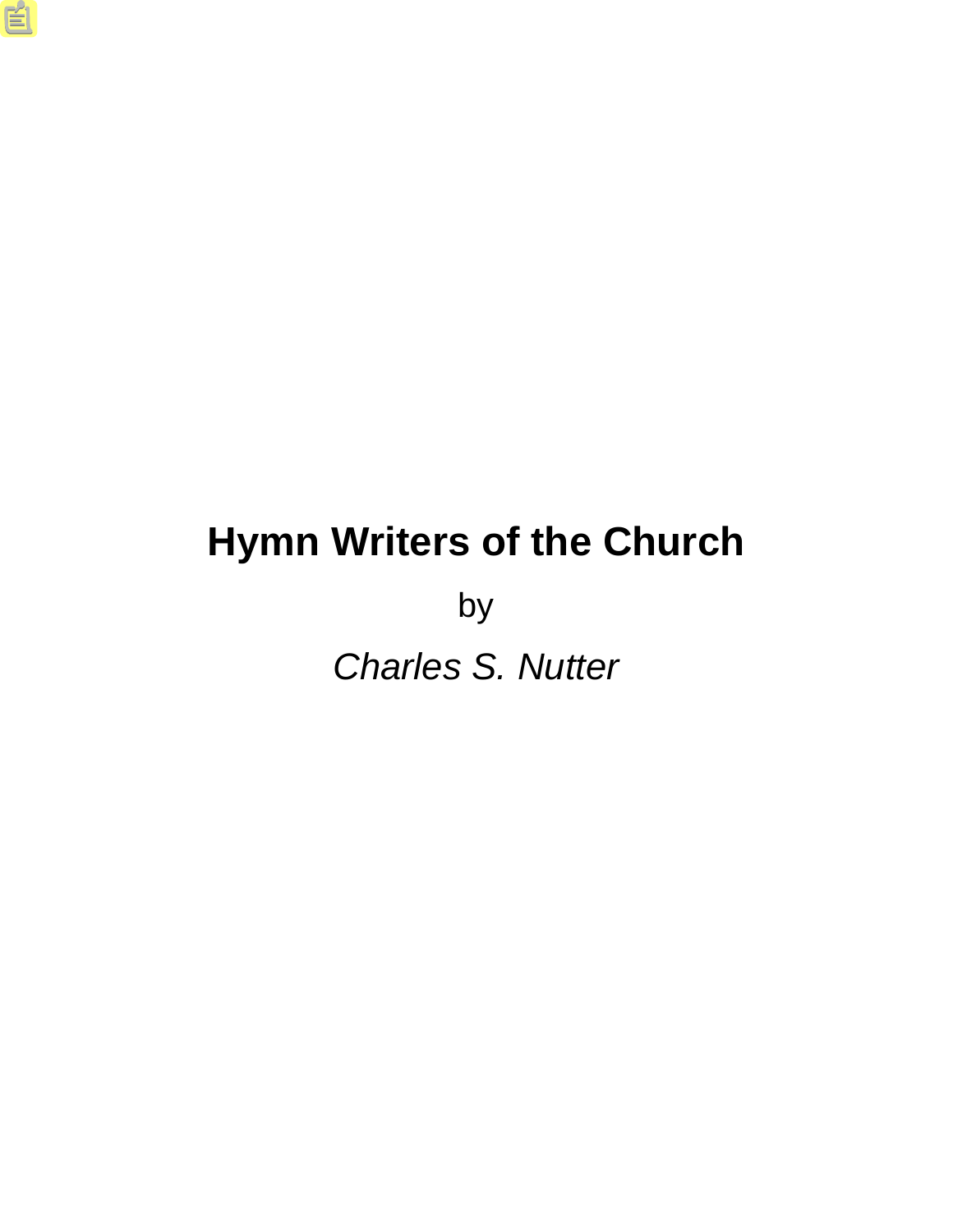# Hymn Writers of the Church

by

*Charles S. Nutter*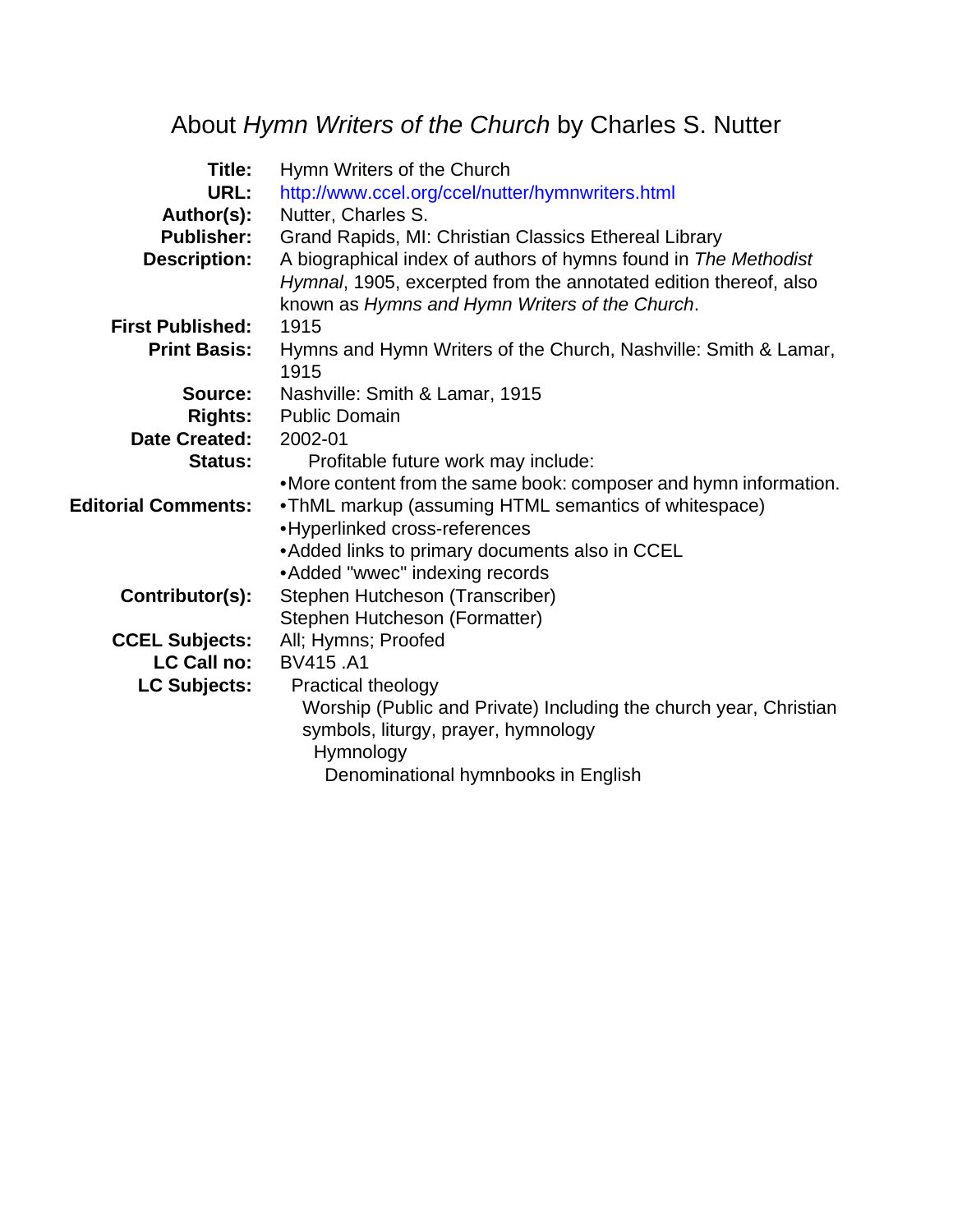# About *Hymn Writers of the Church* by Charles S. Nutter

| | |
|---|---|
| **Title:** | Hymn Writers of the Church |
| **URL:** | http://www.ccel.org/ccel/nutter/hymnwriters.html |
| **Author(s):** | Nutter, Charles S. |
| **Publisher:** | Grand Rapids, MI: Christian Classics Ethereal Library |
| **Description:** | A biographical index of authors of hymns found in *The Methodist Hymnal*, 1905, excerpted from the annotated edition thereof, also known as *Hymns and Hymn Writers of the Church*. |
| **First Published:** | 1915 |
| **Print Basis:** | Hymns and Hymn Writers of the Church, Nashville: Smith & Lamar, 1915 |
| **Source:** | Nashville: Smith & Lamar, 1915 |
| **Rights:** | Public Domain |
| **Date Created:** | 2002-01 |
| **Status:** | Profitable future work may include: •More content from the same book: composer and hymn information. |
| **Editorial Comments:** | •ThML markup (assuming HTML semantics of whitespace) •Hyperlinked cross-references •Added links to primary documents also in CCEL •Added "wwec" indexing records |
| **Contributor(s):** | Stephen Hutcheson (Transcriber) Stephen Hutcheson (Formatter) |
| **CCEL Subjects:** | All; Hymns; Proofed |
| **LC Call no:** | BV415 .A1 |
| **LC Subjects:** | Practical theology<br>Worship (Public and Private) Including the church year, Christian symbols, liturgy, prayer, hymnology<br>Hymnology<br>Denominational hymnbooks in English |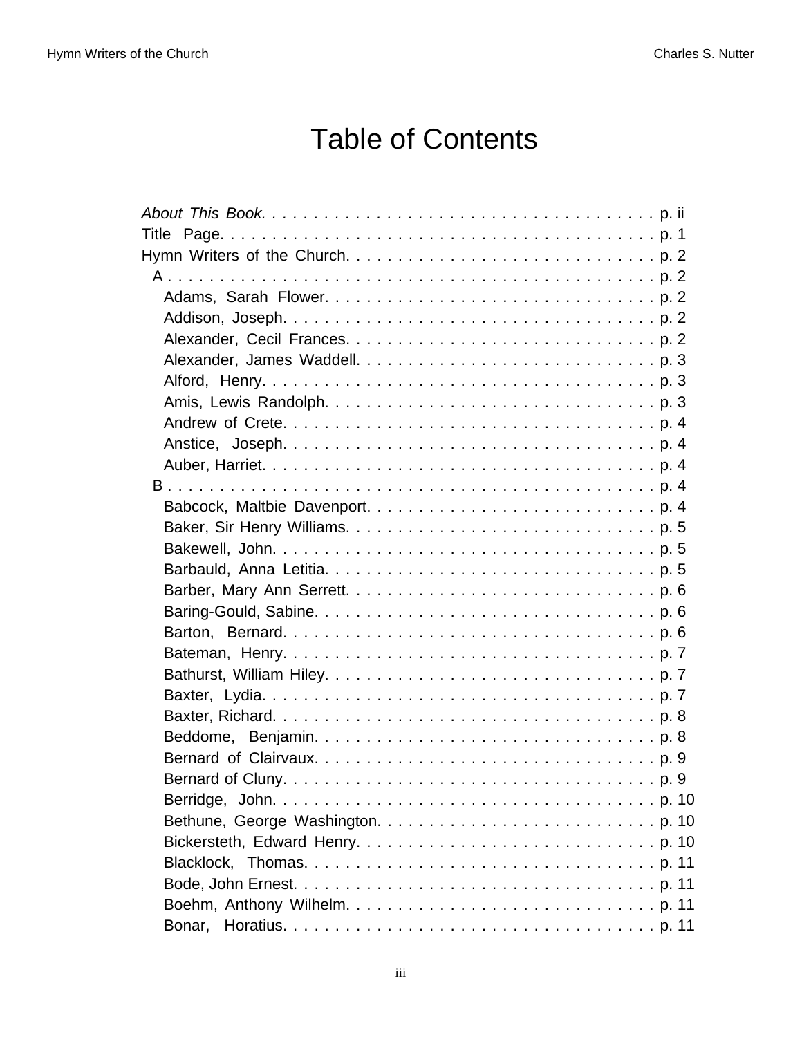# Table of Contents

*About This Book.* . . . . . . . . . . . . . . . . . . . . . . . . . . . . . . . . . . . . . p. ii
Title Page. . . . . . . . . . . . . . . . . . . . . . . . . . . . . . . . . . . . . . . . . p. 1
Hymn Writers of the Church. . . . . . . . . . . . . . . . . . . . . . . . . . . . . . . p. 2
- A . . . . . . . . . . . . . . . . . . . . . . . . . . . . . . . . . . . . . . . . . . . p. 2
  - Adams, Sarah Flower. . . . . . . . . . . . . . . . . . . . . . . . . . . . . . . p. 2
  - Addison, Joseph. . . . . . . . . . . . . . . . . . . . . . . . . . . . . . . . . . p. 2
  - Alexander, Cecil Frances. . . . . . . . . . . . . . . . . . . . . . . . . . . . . p. 2
  - Alexander, James Waddell. . . . . . . . . . . . . . . . . . . . . . . . . . . . p. 3
  - Alford, Henry. . . . . . . . . . . . . . . . . . . . . . . . . . . . . . . . . . . p. 3
  - Amis, Lewis Randolph. . . . . . . . . . . . . . . . . . . . . . . . . . . . . . p. 3
  - Andrew of Crete. . . . . . . . . . . . . . . . . . . . . . . . . . . . . . . . . . p. 4
  - Anstice, Joseph. . . . . . . . . . . . . . . . . . . . . . . . . . . . . . . . . . p. 4
  - Auber, Harriet. . . . . . . . . . . . . . . . . . . . . . . . . . . . . . . . . . . p. 4
- B . . . . . . . . . . . . . . . . . . . . . . . . . . . . . . . . . . . . . . . . . . . p. 4
  - Babcock, Maltbie Davenport. . . . . . . . . . . . . . . . . . . . . . . . . . . p. 4
  - Baker, Sir Henry Williams. . . . . . . . . . . . . . . . . . . . . . . . . . . . p. 5
  - Bakewell, John. . . . . . . . . . . . . . . . . . . . . . . . . . . . . . . . . . . p. 5
  - Barbauld, Anna Letitia. . . . . . . . . . . . . . . . . . . . . . . . . . . . . . p. 5
  - Barber, Mary Ann Serrett. . . . . . . . . . . . . . . . . . . . . . . . . . . . . p. 6
  - Baring-Gould, Sabine. . . . . . . . . . . . . . . . . . . . . . . . . . . . . . . p. 6
  - Barton, Bernard. . . . . . . . . . . . . . . . . . . . . . . . . . . . . . . . . . p. 6
  - Bateman, Henry. . . . . . . . . . . . . . . . . . . . . . . . . . . . . . . . . . p. 7
  - Bathurst, William Hiley. . . . . . . . . . . . . . . . . . . . . . . . . . . . . . p. 7
  - Baxter, Lydia. . . . . . . . . . . . . . . . . . . . . . . . . . . . . . . . . . . p. 7
  - Baxter, Richard. . . . . . . . . . . . . . . . . . . . . . . . . . . . . . . . . . p. 8
  - Beddome, Benjamin. . . . . . . . . . . . . . . . . . . . . . . . . . . . . . . . p. 8
  - Bernard of Clairvaux. . . . . . . . . . . . . . . . . . . . . . . . . . . . . . . p. 9
  - Bernard of Cluny. . . . . . . . . . . . . . . . . . . . . . . . . . . . . . . . . p. 9
  - Berridge, John. . . . . . . . . . . . . . . . . . . . . . . . . . . . . . . . . . p. 10
  - Bethune, George Washington. . . . . . . . . . . . . . . . . . . . . . . . . . . p. 10
  - Bickersteth, Edward Henry. . . . . . . . . . . . . . . . . . . . . . . . . . . . p. 10
  - Blacklock, Thomas. . . . . . . . . . . . . . . . . . . . . . . . . . . . . . . . p. 11
  - Bode, John Ernest. . . . . . . . . . . . . . . . . . . . . . . . . . . . . . . . . p. 11
  - Boehm, Anthony Wilhelm. . . . . . . . . . . . . . . . . . . . . . . . . . . . . p. 11
  - Bonar, Horatius. . . . . . . . . . . . . . . . . . . . . . . . . . . . . . . . . . p. 11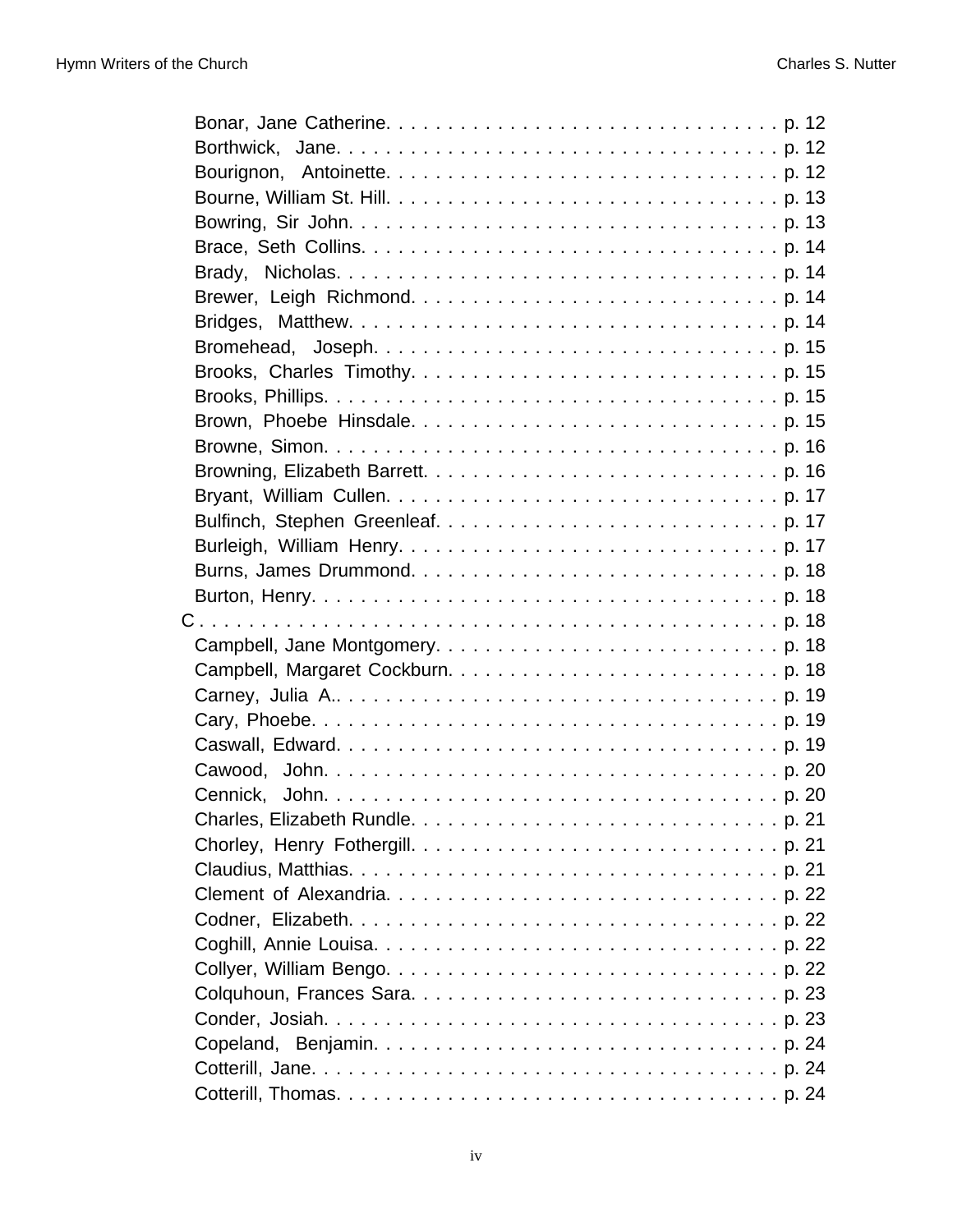- Bonar, Jane Catherine. . . . . . . . . . . . . . . . . . . . . . . . . . . . . . . . p. 12
- Borthwick, Jane. . . . . . . . . . . . . . . . . . . . . . . . . . . . . . . . . . . . p. 12
- Bourignon, Antoinette. . . . . . . . . . . . . . . . . . . . . . . . . . . . . . . . p. 12
- Bourne, William St. Hill. . . . . . . . . . . . . . . . . . . . . . . . . . . . . . . p. 13
- Bowring, Sir John. . . . . . . . . . . . . . . . . . . . . . . . . . . . . . . . . . . p. 13
- Brace, Seth Collins. . . . . . . . . . . . . . . . . . . . . . . . . . . . . . . . . . p. 14
- Brady, Nicholas. . . . . . . . . . . . . . . . . . . . . . . . . . . . . . . . . . . . p. 14
- Brewer, Leigh Richmond. . . . . . . . . . . . . . . . . . . . . . . . . . . . . . p. 14
- Bridges, Matthew. . . . . . . . . . . . . . . . . . . . . . . . . . . . . . . . . . . p. 14
- Bromehead, Joseph. . . . . . . . . . . . . . . . . . . . . . . . . . . . . . . . . p. 15
- Brooks, Charles Timothy. . . . . . . . . . . . . . . . . . . . . . . . . . . . . . p. 15
- Brooks, Phillips. . . . . . . . . . . . . . . . . . . . . . . . . . . . . . . . . . . . p. 15
- Brown, Phoebe Hinsdale. . . . . . . . . . . . . . . . . . . . . . . . . . . . . . p. 15
- Browne, Simon. . . . . . . . . . . . . . . . . . . . . . . . . . . . . . . . . . . . . p. 16
- Browning, Elizabeth Barrett. . . . . . . . . . . . . . . . . . . . . . . . . . . . p. 16
- Bryant, William Cullen. . . . . . . . . . . . . . . . . . . . . . . . . . . . . . . . p. 17
- Bulfinch, Stephen Greenleaf. . . . . . . . . . . . . . . . . . . . . . . . . . . p. 17
- Burleigh, William Henry. . . . . . . . . . . . . . . . . . . . . . . . . . . . . . p. 17
- Burns, James Drummond. . . . . . . . . . . . . . . . . . . . . . . . . . . . . . p. 18
- Burton, Henry. . . . . . . . . . . . . . . . . . . . . . . . . . . . . . . . . . . . . . p. 18

C . . . . . . . . . . . . . . . . . . . . . . . . . . . . . . . . . . . . . . . . . . . . . . p. 18

- Campbell, Jane Montgomery. . . . . . . . . . . . . . . . . . . . . . . . . . . p. 18
- Campbell, Margaret Cockburn. . . . . . . . . . . . . . . . . . . . . . . . . . p. 18
- Carney, Julia A.. . . . . . . . . . . . . . . . . . . . . . . . . . . . . . . . . . . . p. 19
- Cary, Phoebe. . . . . . . . . . . . . . . . . . . . . . . . . . . . . . . . . . . . . . p. 19
- Caswall, Edward. . . . . . . . . . . . . . . . . . . . . . . . . . . . . . . . . . . . p. 19
- Cawood, John. . . . . . . . . . . . . . . . . . . . . . . . . . . . . . . . . . . . . . p. 20
- Cennick, John. . . . . . . . . . . . . . . . . . . . . . . . . . . . . . . . . . . . . . p. 20
- Charles, Elizabeth Rundle. . . . . . . . . . . . . . . . . . . . . . . . . . . . . p. 21
- Chorley, Henry Fothergill. . . . . . . . . . . . . . . . . . . . . . . . . . . . . p. 21
- Claudius, Matthias. . . . . . . . . . . . . . . . . . . . . . . . . . . . . . . . . . p. 21
- Clement of Alexandria. . . . . . . . . . . . . . . . . . . . . . . . . . . . . . . . p. 22
- Codner, Elizabeth. . . . . . . . . . . . . . . . . . . . . . . . . . . . . . . . . . . p. 22
- Coghill, Annie Louisa. . . . . . . . . . . . . . . . . . . . . . . . . . . . . . . . p. 22
- Collyer, William Bengo. . . . . . . . . . . . . . . . . . . . . . . . . . . . . . . p. 22
- Colquhoun, Frances Sara. . . . . . . . . . . . . . . . . . . . . . . . . . . . . p. 23
- Conder, Josiah. . . . . . . . . . . . . . . . . . . . . . . . . . . . . . . . . . . . . p. 23
- Copeland, Benjamin. . . . . . . . . . . . . . . . . . . . . . . . . . . . . . . . . p. 24
- Cotterill, Jane. . . . . . . . . . . . . . . . . . . . . . . . . . . . . . . . . . . . . . p. 24
- Cotterill, Thomas. . . . . . . . . . . . . . . . . . . . . . . . . . . . . . . . . . . p. 24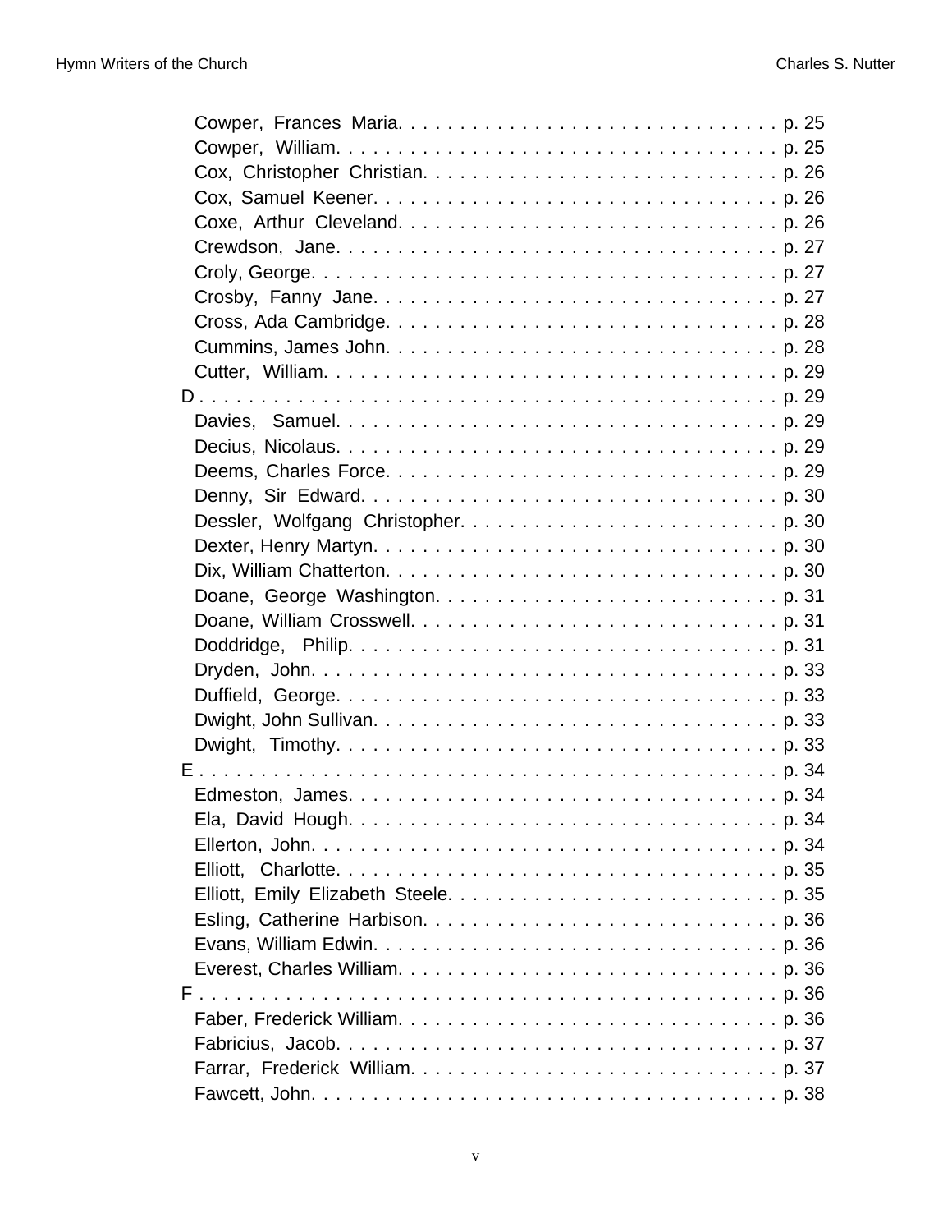Cowper, Frances Maria. . . . . . . . . . . . . . . . . . . . . . . . . . . . . . p. 25
Cowper, William. . . . . . . . . . . . . . . . . . . . . . . . . . . . . . . . . . . p. 25
Cox, Christopher Christian. . . . . . . . . . . . . . . . . . . . . . . . . . . p. 26
Cox, Samuel Keener. . . . . . . . . . . . . . . . . . . . . . . . . . . . . . . . p. 26
Coxe, Arthur Cleveland. . . . . . . . . . . . . . . . . . . . . . . . . . . . . . p. 26
Crewdson, Jane. . . . . . . . . . . . . . . . . . . . . . . . . . . . . . . . . . . p. 27
Croly, George. . . . . . . . . . . . . . . . . . . . . . . . . . . . . . . . . . . . p. 27
Crosby, Fanny Jane. . . . . . . . . . . . . . . . . . . . . . . . . . . . . . . . p. 27
Cross, Ada Cambridge. . . . . . . . . . . . . . . . . . . . . . . . . . . . . . . p. 28
Cummins, James John. . . . . . . . . . . . . . . . . . . . . . . . . . . . . . . p. 28
Cutter, William. . . . . . . . . . . . . . . . . . . . . . . . . . . . . . . . . . . p. 29

D . . . . . . . . . . . . . . . . . . . . . . . . . . . . . . . . . . . . . . . . . . . p. 29

Davies, Samuel. . . . . . . . . . . . . . . . . . . . . . . . . . . . . . . . . . . p. 29
Decius, Nicolaus. . . . . . . . . . . . . . . . . . . . . . . . . . . . . . . . . . p. 29
Deems, Charles Force. . . . . . . . . . . . . . . . . . . . . . . . . . . . . . . p. 29
Denny, Sir Edward. . . . . . . . . . . . . . . . . . . . . . . . . . . . . . . . . p. 30
Dessler, Wolfgang Christopher. . . . . . . . . . . . . . . . . . . . . . . . . p. 30
Dexter, Henry Martyn. . . . . . . . . . . . . . . . . . . . . . . . . . . . . . . p. 30
Dix, William Chatterton. . . . . . . . . . . . . . . . . . . . . . . . . . . . . . p. 30
Doane, George Washington. . . . . . . . . . . . . . . . . . . . . . . . . . . p. 31
Doane, William Crosswell. . . . . . . . . . . . . . . . . . . . . . . . . . . . p. 31
Doddridge, Philip. . . . . . . . . . . . . . . . . . . . . . . . . . . . . . . . . . p. 31
Dryden, John. . . . . . . . . . . . . . . . . . . . . . . . . . . . . . . . . . . . . p. 33
Duffield, George. . . . . . . . . . . . . . . . . . . . . . . . . . . . . . . . . . . p. 33
Dwight, John Sullivan. . . . . . . . . . . . . . . . . . . . . . . . . . . . . . . p. 33
Dwight, Timothy. . . . . . . . . . . . . . . . . . . . . . . . . . . . . . . . . . . p. 33

E . . . . . . . . . . . . . . . . . . . . . . . . . . . . . . . . . . . . . . . . . . . p. 34

Edmeston, James. . . . . . . . . . . . . . . . . . . . . . . . . . . . . . . . . . p. 34
Ela, David Hough. . . . . . . . . . . . . . . . . . . . . . . . . . . . . . . . . . p. 34
Ellerton, John. . . . . . . . . . . . . . . . . . . . . . . . . . . . . . . . . . . . p. 34
Elliott, Charlotte. . . . . . . . . . . . . . . . . . . . . . . . . . . . . . . . . . p. 35
Elliott, Emily Elizabeth Steele. . . . . . . . . . . . . . . . . . . . . . . . . p. 35
Esling, Catherine Harbison. . . . . . . . . . . . . . . . . . . . . . . . . . . p. 36
Evans, William Edwin. . . . . . . . . . . . . . . . . . . . . . . . . . . . . . . p. 36
Everest, Charles William. . . . . . . . . . . . . . . . . . . . . . . . . . . . . p. 36

F . . . . . . . . . . . . . . . . . . . . . . . . . . . . . . . . . . . . . . . . . . . p. 36

Faber, Frederick William. . . . . . . . . . . . . . . . . . . . . . . . . . . . . p. 36
Fabricius, Jacob. . . . . . . . . . . . . . . . . . . . . . . . . . . . . . . . . . p. 37
Farrar, Frederick William. . . . . . . . . . . . . . . . . . . . . . . . . . . . p. 37
Fawcett, John. . . . . . . . . . . . . . . . . . . . . . . . . . . . . . . . . . . . p. 38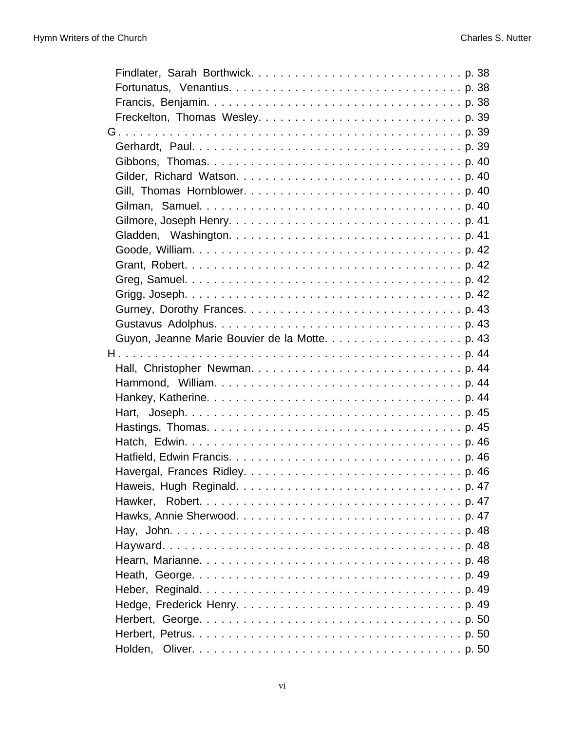Findlater, Sarah Borthwick. . . . . . . . . . . . . . . . . . . . . . . . . . . . p. 38
Fortunatus, Venantius. . . . . . . . . . . . . . . . . . . . . . . . . . . . . . . p. 38
Francis, Benjamin. . . . . . . . . . . . . . . . . . . . . . . . . . . . . . . . . . p. 38
Freckelton, Thomas Wesley. . . . . . . . . . . . . . . . . . . . . . . . . . . . p. 39

G . . . . . . . . . . . . . . . . . . . . . . . . . . . . . . . . . . . . . . . . . . . . p. 39

Gerhardt, Paul. . . . . . . . . . . . . . . . . . . . . . . . . . . . . . . . . . . . p. 39
Gibbons, Thomas. . . . . . . . . . . . . . . . . . . . . . . . . . . . . . . . . . . p. 40
Gilder, Richard Watson. . . . . . . . . . . . . . . . . . . . . . . . . . . . . . . p. 40
Gill, Thomas Hornblower. . . . . . . . . . . . . . . . . . . . . . . . . . . . . . p. 40
Gilman, Samuel. . . . . . . . . . . . . . . . . . . . . . . . . . . . . . . . . . . . p. 40
Gilmore, Joseph Henry. . . . . . . . . . . . . . . . . . . . . . . . . . . . . . . p. 41
Gladden, Washington. . . . . . . . . . . . . . . . . . . . . . . . . . . . . . . . p. 41
Goode, William. . . . . . . . . . . . . . . . . . . . . . . . . . . . . . . . . . . . p. 42
Grant, Robert. . . . . . . . . . . . . . . . . . . . . . . . . . . . . . . . . . . . . p. 42
Greg, Samuel. . . . . . . . . . . . . . . . . . . . . . . . . . . . . . . . . . . . . p. 42
Grigg, Joseph. . . . . . . . . . . . . . . . . . . . . . . . . . . . . . . . . . . . . p. 42
Gurney, Dorothy Frances. . . . . . . . . . . . . . . . . . . . . . . . . . . . . . p. 43
Gustavus Adolphus. . . . . . . . . . . . . . . . . . . . . . . . . . . . . . . . . . p. 43
Guyon, Jeanne Marie Bouvier de la Motte. . . . . . . . . . . . . . . . . . . p. 43

H . . . . . . . . . . . . . . . . . . . . . . . . . . . . . . . . . . . . . . . . . . . . p. 44

Hall, Christopher Newman. . . . . . . . . . . . . . . . . . . . . . . . . . . . . p. 44
Hammond, William. . . . . . . . . . . . . . . . . . . . . . . . . . . . . . . . . . p. 44
Hankey, Katherine. . . . . . . . . . . . . . . . . . . . . . . . . . . . . . . . . . p. 44
Hart, Joseph. . . . . . . . . . . . . . . . . . . . . . . . . . . . . . . . . . . . . . p. 45
Hastings, Thomas. . . . . . . . . . . . . . . . . . . . . . . . . . . . . . . . . . . p. 45
Hatch, Edwin. . . . . . . . . . . . . . . . . . . . . . . . . . . . . . . . . . . . . p. 46
Hatfield, Edwin Francis. . . . . . . . . . . . . . . . . . . . . . . . . . . . . . . p. 46
Havergal, Frances Ridley. . . . . . . . . . . . . . . . . . . . . . . . . . . . . . p. 46
Haweis, Hugh Reginald. . . . . . . . . . . . . . . . . . . . . . . . . . . . . . . p. 47
Hawker, Robert. . . . . . . . . . . . . . . . . . . . . . . . . . . . . . . . . . . . p. 47
Hawks, Annie Sherwood. . . . . . . . . . . . . . . . . . . . . . . . . . . . . . . p. 47
Hay, John. . . . . . . . . . . . . . . . . . . . . . . . . . . . . . . . . . . . . . . . p. 48
Hayward. . . . . . . . . . . . . . . . . . . . . . . . . . . . . . . . . . . . . . . . . p. 48
Hearn, Marianne. . . . . . . . . . . . . . . . . . . . . . . . . . . . . . . . . . . . p. 48
Heath, George. . . . . . . . . . . . . . . . . . . . . . . . . . . . . . . . . . . . . p. 49
Heber, Reginald. . . . . . . . . . . . . . . . . . . . . . . . . . . . . . . . . . . . p. 49
Hedge, Frederick Henry. . . . . . . . . . . . . . . . . . . . . . . . . . . . . . . p. 49
Herbert, George. . . . . . . . . . . . . . . . . . . . . . . . . . . . . . . . . . . . p. 50
Herbert, Petrus. . . . . . . . . . . . . . . . . . . . . . . . . . . . . . . . . . . . p. 50
Holden, Oliver. . . . . . . . . . . . . . . . . . . . . . . . . . . . . . . . . . . . . p. 50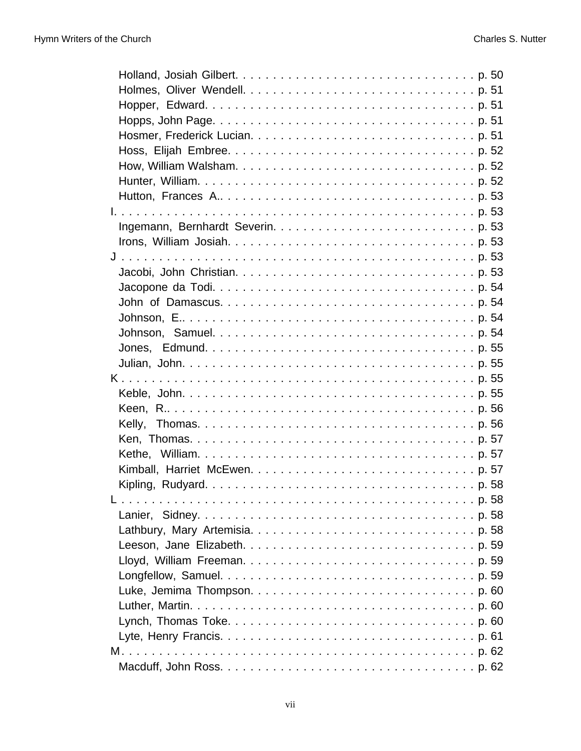Holland, Josiah Gilbert. . . . . . . . . . . . . . . . . . . . . . . . . . . . . . . p. 50
Holmes, Oliver Wendell. . . . . . . . . . . . . . . . . . . . . . . . . . . . . . p. 51
Hopper, Edward. . . . . . . . . . . . . . . . . . . . . . . . . . . . . . . . . . . p. 51
Hopps, John Page. . . . . . . . . . . . . . . . . . . . . . . . . . . . . . . . . . p. 51
Hosmer, Frederick Lucian. . . . . . . . . . . . . . . . . . . . . . . . . . . . . p. 51
Hoss, Elijah Embree. . . . . . . . . . . . . . . . . . . . . . . . . . . . . . . . p. 52
How, William Walsham. . . . . . . . . . . . . . . . . . . . . . . . . . . . . . . p. 52
Hunter, William. . . . . . . . . . . . . . . . . . . . . . . . . . . . . . . . . . . p. 52
Hutton, Frances A.. . . . . . . . . . . . . . . . . . . . . . . . . . . . . . . . . p. 53

I. . . . . . . . . . . . . . . . . . . . . . . . . . . . . . . . . . . . . . . . . . . p. 53

Ingemann, Bernhardt Severin. . . . . . . . . . . . . . . . . . . . . . . . . . p. 53
Irons, William Josiah. . . . . . . . . . . . . . . . . . . . . . . . . . . . . . . p. 53

J . . . . . . . . . . . . . . . . . . . . . . . . . . . . . . . . . . . . . . . . . . . p. 53

Jacobi, John Christian. . . . . . . . . . . . . . . . . . . . . . . . . . . . . . . p. 53
Jacopone da Todi. . . . . . . . . . . . . . . . . . . . . . . . . . . . . . . . . . p. 54
John of Damascus. . . . . . . . . . . . . . . . . . . . . . . . . . . . . . . . . p. 54
Johnson, E.. . . . . . . . . . . . . . . . . . . . . . . . . . . . . . . . . . . . . p. 54
Johnson, Samuel. . . . . . . . . . . . . . . . . . . . . . . . . . . . . . . . . . p. 54
Jones, Edmund. . . . . . . . . . . . . . . . . . . . . . . . . . . . . . . . . . . p. 55
Julian, John. . . . . . . . . . . . . . . . . . . . . . . . . . . . . . . . . . . . . p. 55

K . . . . . . . . . . . . . . . . . . . . . . . . . . . . . . . . . . . . . . . . . . . p. 55

Keble, John. . . . . . . . . . . . . . . . . . . . . . . . . . . . . . . . . . . . . p. 55
Keen, R.. . . . . . . . . . . . . . . . . . . . . . . . . . . . . . . . . . . . . . . p. 56
Kelly, Thomas. . . . . . . . . . . . . . . . . . . . . . . . . . . . . . . . . . . . p. 56
Ken, Thomas. . . . . . . . . . . . . . . . . . . . . . . . . . . . . . . . . . . . p. 57
Kethe, William. . . . . . . . . . . . . . . . . . . . . . . . . . . . . . . . . . . p. 57
Kimball, Harriet McEwen. . . . . . . . . . . . . . . . . . . . . . . . . . . . . p. 57
Kipling, Rudyard. . . . . . . . . . . . . . . . . . . . . . . . . . . . . . . . . . p. 58

L . . . . . . . . . . . . . . . . . . . . . . . . . . . . . . . . . . . . . . . . . . . p. 58

Lanier, Sidney. . . . . . . . . . . . . . . . . . . . . . . . . . . . . . . . . . . p. 58
Lathbury, Mary Artemisia. . . . . . . . . . . . . . . . . . . . . . . . . . . . . p. 58
Leeson, Jane Elizabeth. . . . . . . . . . . . . . . . . . . . . . . . . . . . . . p. 59
Lloyd, William Freeman. . . . . . . . . . . . . . . . . . . . . . . . . . . . . . p. 59
Longfellow, Samuel. . . . . . . . . . . . . . . . . . . . . . . . . . . . . . . . p. 59
Luke, Jemima Thompson. . . . . . . . . . . . . . . . . . . . . . . . . . . . . p. 60
Luther, Martin. . . . . . . . . . . . . . . . . . . . . . . . . . . . . . . . . . . . p. 60
Lynch, Thomas Toke. . . . . . . . . . . . . . . . . . . . . . . . . . . . . . . . p. 60
Lyte, Henry Francis. . . . . . . . . . . . . . . . . . . . . . . . . . . . . . . . p. 61

M. . . . . . . . . . . . . . . . . . . . . . . . . . . . . . . . . . . . . . . . . . . p. 62

Macduff, John Ross. . . . . . . . . . . . . . . . . . . . . . . . . . . . . . . . p. 62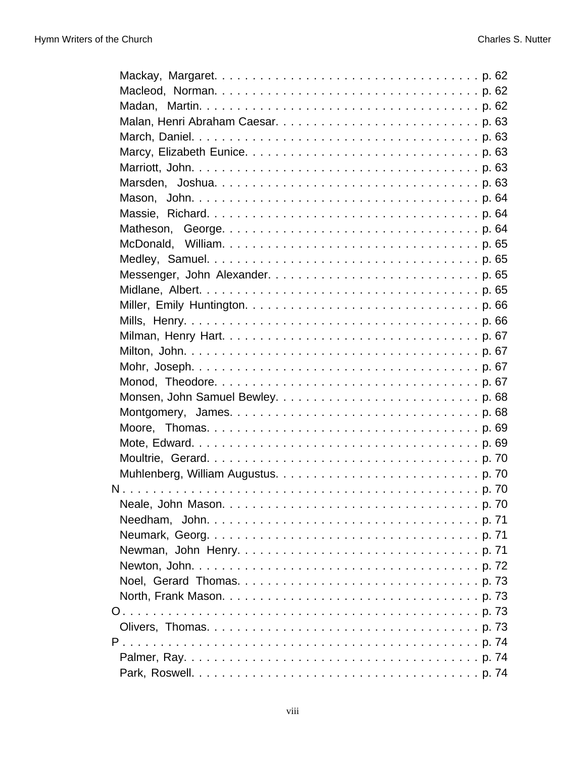Mackay, Margaret. . . . . . . . . . . . . . . . . . . . . . . . . . . . . . . . . . p. 62
Macleod, Norman. . . . . . . . . . . . . . . . . . . . . . . . . . . . . . . . . . p. 62
Madan, Martin. . . . . . . . . . . . . . . . . . . . . . . . . . . . . . . . . . . p. 62
Malan, Henri Abraham Caesar. . . . . . . . . . . . . . . . . . . . . . . . . . . p. 63
March, Daniel. . . . . . . . . . . . . . . . . . . . . . . . . . . . . . . . . . . . p. 63
Marcy, Elizabeth Eunice. . . . . . . . . . . . . . . . . . . . . . . . . . . . . . p. 63
Marriott, John. . . . . . . . . . . . . . . . . . . . . . . . . . . . . . . . . . . . p. 63
Marsden, Joshua. . . . . . . . . . . . . . . . . . . . . . . . . . . . . . . . . . p. 63
Mason, John. . . . . . . . . . . . . . . . . . . . . . . . . . . . . . . . . . . . . p. 64
Massie, Richard. . . . . . . . . . . . . . . . . . . . . . . . . . . . . . . . . . . p. 64
Matheson, George. . . . . . . . . . . . . . . . . . . . . . . . . . . . . . . . . p. 64
McDonald, William. . . . . . . . . . . . . . . . . . . . . . . . . . . . . . . . . p. 65
Medley, Samuel. . . . . . . . . . . . . . . . . . . . . . . . . . . . . . . . . . . p. 65
Messenger, John Alexander. . . . . . . . . . . . . . . . . . . . . . . . . . . . p. 65
Midlane, Albert. . . . . . . . . . . . . . . . . . . . . . . . . . . . . . . . . . . p. 65
Miller, Emily Huntington. . . . . . . . . . . . . . . . . . . . . . . . . . . . . . p. 66
Mills, Henry. . . . . . . . . . . . . . . . . . . . . . . . . . . . . . . . . . . . . p. 66
Milman, Henry Hart. . . . . . . . . . . . . . . . . . . . . . . . . . . . . . . . . p. 67
Milton, John. . . . . . . . . . . . . . . . . . . . . . . . . . . . . . . . . . . . . p. 67
Mohr, Joseph. . . . . . . . . . . . . . . . . . . . . . . . . . . . . . . . . . . . p. 67
Monod, Theodore. . . . . . . . . . . . . . . . . . . . . . . . . . . . . . . . . . p. 67
Monsen, John Samuel Bewley. . . . . . . . . . . . . . . . . . . . . . . . . . . p. 68
Montgomery, James. . . . . . . . . . . . . . . . . . . . . . . . . . . . . . . . . p. 68
Moore, Thomas. . . . . . . . . . . . . . . . . . . . . . . . . . . . . . . . . . . p. 69
Mote, Edward. . . . . . . . . . . . . . . . . . . . . . . . . . . . . . . . . . . . p. 69
Moultrie, Gerard. . . . . . . . . . . . . . . . . . . . . . . . . . . . . . . . . . p. 70
Muhlenberg, William Augustus. . . . . . . . . . . . . . . . . . . . . . . . . . . p. 70
N . . . . . . . . . . . . . . . . . . . . . . . . . . . . . . . . . . . . . . . . . . . p. 70
Neale, John Mason. . . . . . . . . . . . . . . . . . . . . . . . . . . . . . . . . p. 70
Needham, John. . . . . . . . . . . . . . . . . . . . . . . . . . . . . . . . . . . p. 71
Neumark, Georg. . . . . . . . . . . . . . . . . . . . . . . . . . . . . . . . . . . p. 71
Newman, John Henry. . . . . . . . . . . . . . . . . . . . . . . . . . . . . . . . p. 71
Newton, John. . . . . . . . . . . . . . . . . . . . . . . . . . . . . . . . . . . . p. 72
Noel, Gerard Thomas. . . . . . . . . . . . . . . . . . . . . . . . . . . . . . . . p. 73
North, Frank Mason. . . . . . . . . . . . . . . . . . . . . . . . . . . . . . . . . p. 73
O . . . . . . . . . . . . . . . . . . . . . . . . . . . . . . . . . . . . . . . . . . . p. 73
Olivers, Thomas. . . . . . . . . . . . . . . . . . . . . . . . . . . . . . . . . . . p. 73
P . . . . . . . . . . . . . . . . . . . . . . . . . . . . . . . . . . . . . . . . . . . p. 74
Palmer, Ray. . . . . . . . . . . . . . . . . . . . . . . . . . . . . . . . . . . . . p. 74
Park, Roswell. . . . . . . . . . . . . . . . . . . . . . . . . . . . . . . . . . . . p. 74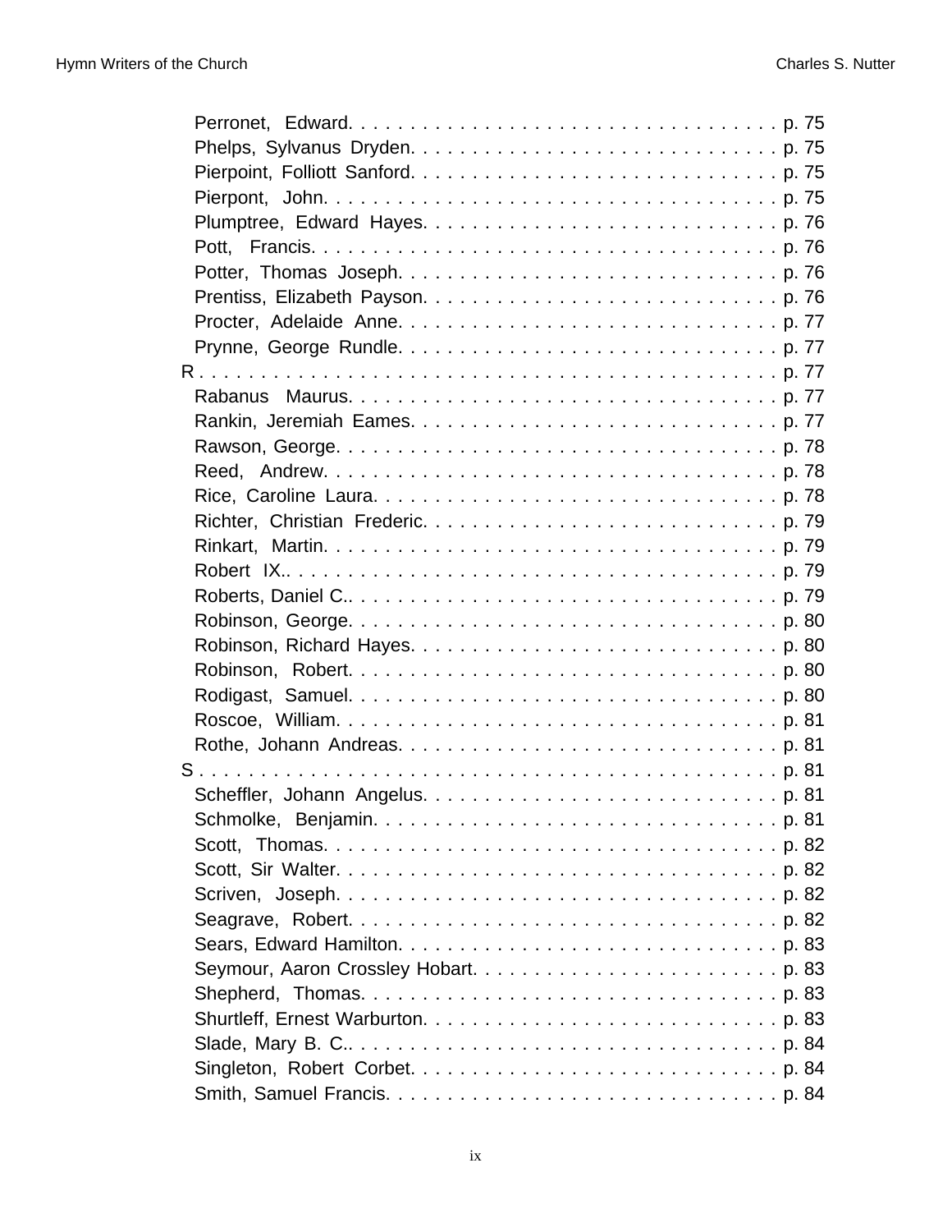Perronet, Edward. . . . . . . . . . . . . . . . . . . . . . . . . . . . . . . . . . . p. 75
Phelps, Sylvanus Dryden. . . . . . . . . . . . . . . . . . . . . . . . . . . . . . p. 75
Pierpoint, Folliott Sanford. . . . . . . . . . . . . . . . . . . . . . . . . . . . . p. 75
Pierpont, John. . . . . . . . . . . . . . . . . . . . . . . . . . . . . . . . . . . . . p. 75
Plumptree, Edward Hayes. . . . . . . . . . . . . . . . . . . . . . . . . . . . . p. 76
Pott, Francis. . . . . . . . . . . . . . . . . . . . . . . . . . . . . . . . . . . . . . p. 76
Potter, Thomas Joseph. . . . . . . . . . . . . . . . . . . . . . . . . . . . . . . p. 76
Prentiss, Elizabeth Payson. . . . . . . . . . . . . . . . . . . . . . . . . . . . p. 76
Procter, Adelaide Anne. . . . . . . . . . . . . . . . . . . . . . . . . . . . . . p. 77
Prynne, George Rundle. . . . . . . . . . . . . . . . . . . . . . . . . . . . . . p. 77
R . . . . . . . . . . . . . . . . . . . . . . . . . . . . . . . . . . . . . . . . . . . . . . p. 77
Rabanus Maurus. . . . . . . . . . . . . . . . . . . . . . . . . . . . . . . . . . . p. 77
Rankin, Jeremiah Eames. . . . . . . . . . . . . . . . . . . . . . . . . . . . . p. 77
Rawson, George. . . . . . . . . . . . . . . . . . . . . . . . . . . . . . . . . . . p. 78
Reed, Andrew. . . . . . . . . . . . . . . . . . . . . . . . . . . . . . . . . . . . . p. 78
Rice, Caroline Laura. . . . . . . . . . . . . . . . . . . . . . . . . . . . . . . . p. 78
Richter, Christian Frederic. . . . . . . . . . . . . . . . . . . . . . . . . . . . p. 79
Rinkart, Martin. . . . . . . . . . . . . . . . . . . . . . . . . . . . . . . . . . . . p. 79
Robert IX.. . . . . . . . . . . . . . . . . . . . . . . . . . . . . . . . . . . . . . . p. 79
Roberts, Daniel C.. . . . . . . . . . . . . . . . . . . . . . . . . . . . . . . . . . p. 79
Robinson, George. . . . . . . . . . . . . . . . . . . . . . . . . . . . . . . . . . p. 80
Robinson, Richard Hayes. . . . . . . . . . . . . . . . . . . . . . . . . . . . . p. 80
Robinson, Robert. . . . . . . . . . . . . . . . . . . . . . . . . . . . . . . . . . p. 80
Rodigast, Samuel. . . . . . . . . . . . . . . . . . . . . . . . . . . . . . . . . . p. 80
Roscoe, William. . . . . . . . . . . . . . . . . . . . . . . . . . . . . . . . . . . p. 81
Rothe, Johann Andreas. . . . . . . . . . . . . . . . . . . . . . . . . . . . . . p. 81
S . . . . . . . . . . . . . . . . . . . . . . . . . . . . . . . . . . . . . . . . . . . . . . p. 81
Scheffler, Johann Angelus. . . . . . . . . . . . . . . . . . . . . . . . . . . . p. 81
Schmolke, Benjamin. . . . . . . . . . . . . . . . . . . . . . . . . . . . . . . . p. 81
Scott, Thomas. . . . . . . . . . . . . . . . . . . . . . . . . . . . . . . . . . . . . p. 82
Scott, Sir Walter. . . . . . . . . . . . . . . . . . . . . . . . . . . . . . . . . . . p. 82
Scriven, Joseph. . . . . . . . . . . . . . . . . . . . . . . . . . . . . . . . . . . p. 82
Seagrave, Robert. . . . . . . . . . . . . . . . . . . . . . . . . . . . . . . . . . p. 82
Sears, Edward Hamilton. . . . . . . . . . . . . . . . . . . . . . . . . . . . . . p. 83
Seymour, Aaron Crossley Hobart. . . . . . . . . . . . . . . . . . . . . . . . p. 83
Shepherd, Thomas. . . . . . . . . . . . . . . . . . . . . . . . . . . . . . . . . p. 83
Shurtleff, Ernest Warburton. . . . . . . . . . . . . . . . . . . . . . . . . . . . p. 83
Slade, Mary B. C.. . . . . . . . . . . . . . . . . . . . . . . . . . . . . . . . . . p. 84
Singleton, Robert Corbet. . . . . . . . . . . . . . . . . . . . . . . . . . . . . p. 84
Smith, Samuel Francis. . . . . . . . . . . . . . . . . . . . . . . . . . . . . . . p. 84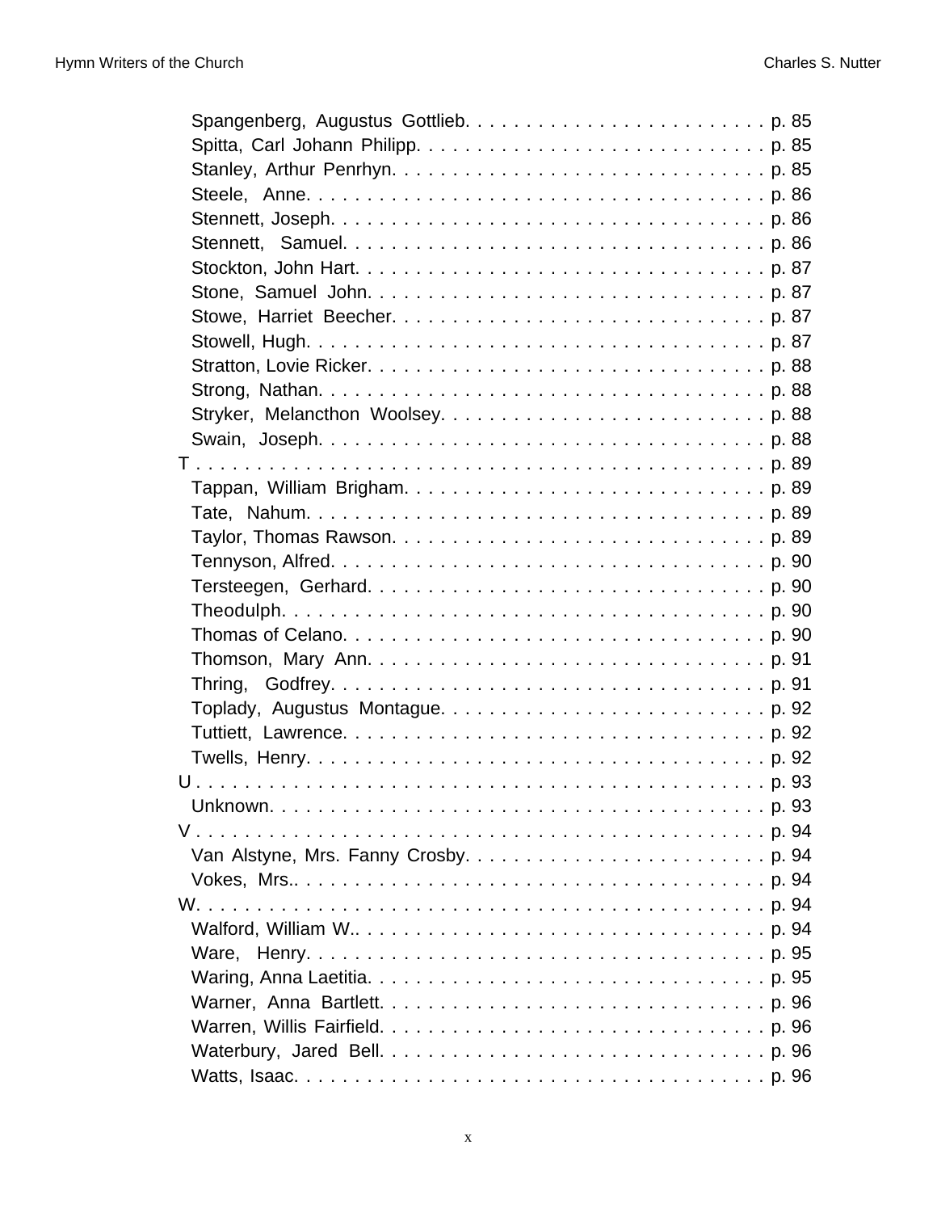- Spangenberg, Augustus Gottlieb. . . . . . . . . . . . . . . . . . . . . . . . . p. 85
- Spitta, Carl Johann Philipp. . . . . . . . . . . . . . . . . . . . . . . . . . . . p. 85
- Stanley, Arthur Penrhyn. . . . . . . . . . . . . . . . . . . . . . . . . . . . . . p. 85
- Steele, Anne. . . . . . . . . . . . . . . . . . . . . . . . . . . . . . . . . . . . . p. 86
- Stennett, Joseph. . . . . . . . . . . . . . . . . . . . . . . . . . . . . . . . . . p. 86
- Stennett, Samuel. . . . . . . . . . . . . . . . . . . . . . . . . . . . . . . . . . p. 86
- Stockton, John Hart. . . . . . . . . . . . . . . . . . . . . . . . . . . . . . . . p. 87
- Stone, Samuel John. . . . . . . . . . . . . . . . . . . . . . . . . . . . . . . . p. 87
- Stowe, Harriet Beecher. . . . . . . . . . . . . . . . . . . . . . . . . . . . . . p. 87
- Stowell, Hugh. . . . . . . . . . . . . . . . . . . . . . . . . . . . . . . . . . . . p. 87
- Stratton, Lovie Ricker. . . . . . . . . . . . . . . . . . . . . . . . . . . . . . . p. 88
- Strong, Nathan. . . . . . . . . . . . . . . . . . . . . . . . . . . . . . . . . . . p. 88
- Stryker, Melancthon Woolsey. . . . . . . . . . . . . . . . . . . . . . . . . . . p. 88
- Swain, Joseph. . . . . . . . . . . . . . . . . . . . . . . . . . . . . . . . . . . . p. 88

T . . . . . . . . . . . . . . . . . . . . . . . . . . . . . . . . . . . . . . . . . . . . p. 89

- Tappan, William Brigham. . . . . . . . . . . . . . . . . . . . . . . . . . . . . p. 89
- Tate, Nahum. . . . . . . . . . . . . . . . . . . . . . . . . . . . . . . . . . . . . p. 89
- Taylor, Thomas Rawson. . . . . . . . . . . . . . . . . . . . . . . . . . . . . . p. 89
- Tennyson, Alfred. . . . . . . . . . . . . . . . . . . . . . . . . . . . . . . . . . p. 90
- Tersteegen, Gerhard. . . . . . . . . . . . . . . . . . . . . . . . . . . . . . . . p. 90
- Theodulph. . . . . . . . . . . . . . . . . . . . . . . . . . . . . . . . . . . . . . p. 90
- Thomas of Celano. . . . . . . . . . . . . . . . . . . . . . . . . . . . . . . . . . p. 90
- Thomson, Mary Ann. . . . . . . . . . . . . . . . . . . . . . . . . . . . . . . . . p. 91
- Thring, Godfrey. . . . . . . . . . . . . . . . . . . . . . . . . . . . . . . . . . . p. 91
- Toplady, Augustus Montague. . . . . . . . . . . . . . . . . . . . . . . . . . . p. 92
- Tuttiett, Lawrence. . . . . . . . . . . . . . . . . . . . . . . . . . . . . . . . . p. 92
- Twells, Henry. . . . . . . . . . . . . . . . . . . . . . . . . . . . . . . . . . . . p. 92

U . . . . . . . . . . . . . . . . . . . . . . . . . . . . . . . . . . . . . . . . . . . . p. 93

- Unknown. . . . . . . . . . . . . . . . . . . . . . . . . . . . . . . . . . . . . . . p. 93

V . . . . . . . . . . . . . . . . . . . . . . . . . . . . . . . . . . . . . . . . . . . . p. 94

- Van Alstyne, Mrs. Fanny Crosby. . . . . . . . . . . . . . . . . . . . . . . . . p. 94
- Vokes, Mrs.. . . . . . . . . . . . . . . . . . . . . . . . . . . . . . . . . . . . . p. 94

W. . . . . . . . . . . . . . . . . . . . . . . . . . . . . . . . . . . . . . . . . . . . p. 94

- Walford, William W.. . . . . . . . . . . . . . . . . . . . . . . . . . . . . . . . p. 94
- Ware, Henry. . . . . . . . . . . . . . . . . . . . . . . . . . . . . . . . . . . . . p. 95
- Waring, Anna Laetitia. . . . . . . . . . . . . . . . . . . . . . . . . . . . . . . p. 95
- Warner, Anna Bartlett. . . . . . . . . . . . . . . . . . . . . . . . . . . . . . . p. 96
- Warren, Willis Fairfield. . . . . . . . . . . . . . . . . . . . . . . . . . . . . . p. 96
- Waterbury, Jared Bell. . . . . . . . . . . . . . . . . . . . . . . . . . . . . . . p. 96
- Watts, Isaac. . . . . . . . . . . . . . . . . . . . . . . . . . . . . . . . . . . . . p. 96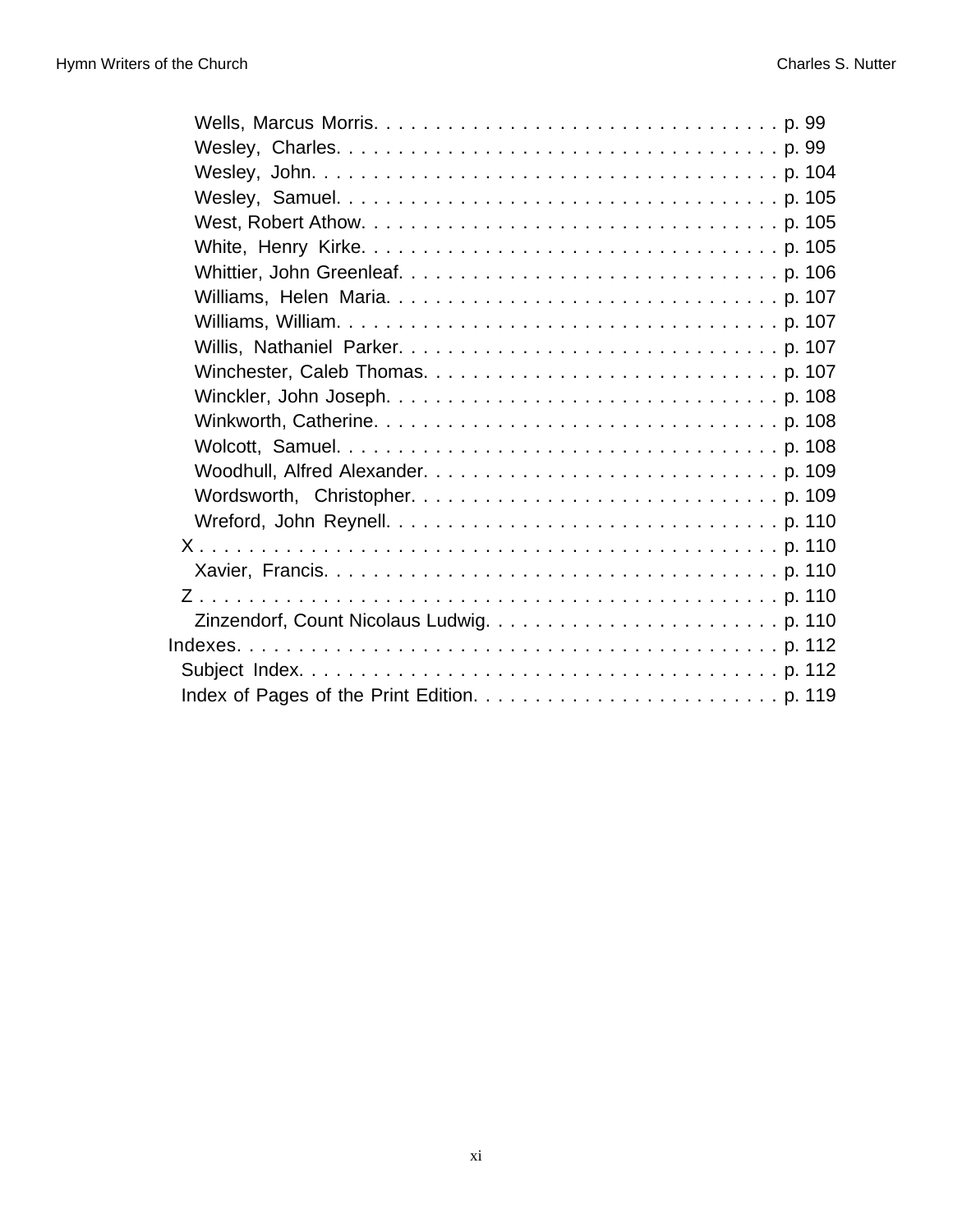- Wells, Marcus Morris. . . . . . . . . . . . . . . . . . . . . . . . . . . . . . . . . p. 99
- Wesley, Charles. . . . . . . . . . . . . . . . . . . . . . . . . . . . . . . . . . . . . p. 99
- Wesley, John. . . . . . . . . . . . . . . . . . . . . . . . . . . . . . . . . . . . . . p. 104
- Wesley, Samuel. . . . . . . . . . . . . . . . . . . . . . . . . . . . . . . . . . . . . p. 105
- West, Robert Athow. . . . . . . . . . . . . . . . . . . . . . . . . . . . . . . . . . p. 105
- White, Henry Kirke. . . . . . . . . . . . . . . . . . . . . . . . . . . . . . . . . . p. 105
- Whittier, John Greenleaf. . . . . . . . . . . . . . . . . . . . . . . . . . . . . . p. 106
- Williams, Helen Maria. . . . . . . . . . . . . . . . . . . . . . . . . . . . . . . . p. 107
- Williams, William. . . . . . . . . . . . . . . . . . . . . . . . . . . . . . . . . . . p. 107
- Willis, Nathaniel Parker. . . . . . . . . . . . . . . . . . . . . . . . . . . . . . p. 107
- Winchester, Caleb Thomas. . . . . . . . . . . . . . . . . . . . . . . . . . . . p. 107
- Winckler, John Joseph. . . . . . . . . . . . . . . . . . . . . . . . . . . . . . . p. 108
- Winkworth, Catherine. . . . . . . . . . . . . . . . . . . . . . . . . . . . . . . . p. 108
- Wolcott, Samuel. . . . . . . . . . . . . . . . . . . . . . . . . . . . . . . . . . . . p. 108
- Woodhull, Alfred Alexander. . . . . . . . . . . . . . . . . . . . . . . . . . . . p. 109
- Wordsworth, Christopher. . . . . . . . . . . . . . . . . . . . . . . . . . . . . . p. 109
- Wreford, John Reynell. . . . . . . . . . . . . . . . . . . . . . . . . . . . . . . . p. 110

X . . . . . . . . . . . . . . . . . . . . . . . . . . . . . . . . . . . . . . . . . . . . . . . p. 110

- Xavier, Francis. . . . . . . . . . . . . . . . . . . . . . . . . . . . . . . . . . . . . p. 110

Z . . . . . . . . . . . . . . . . . . . . . . . . . . . . . . . . . . . . . . . . . . . . . . . p. 110

- Zinzendorf, Count Nicolaus Ludwig. . . . . . . . . . . . . . . . . . . . . . . . . p. 110

Indexes. . . . . . . . . . . . . . . . . . . . . . . . . . . . . . . . . . . . . . . . . . . . . p. 112

- Subject Index. . . . . . . . . . . . . . . . . . . . . . . . . . . . . . . . . . . . . . p. 112
- Index of Pages of the Print Edition. . . . . . . . . . . . . . . . . . . . . . . . . p. 119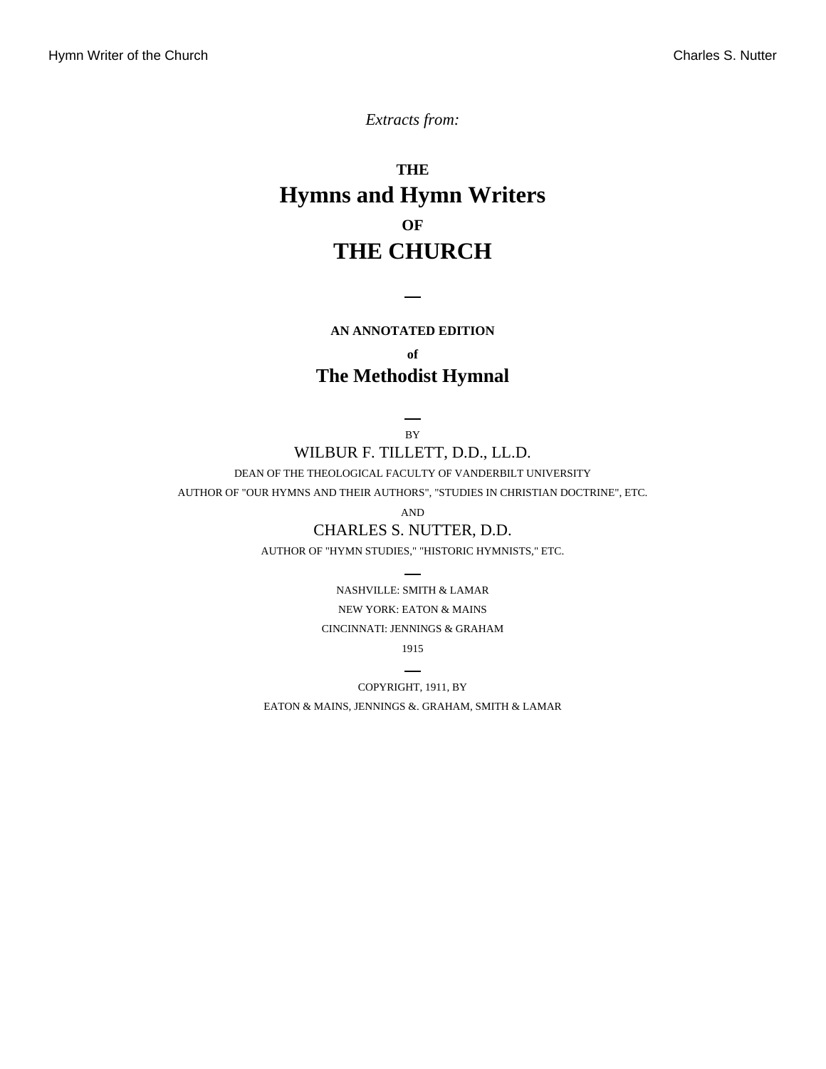*Extracts from:*

# THE
# Hymns and Hymn Writers
# OF
# THE CHURCH

---

**AN ANNOTATED EDITION**

**of**

## The Methodist Hymnal

---

BY

WILBUR F. TILLETT, D.D., LL.D.

DEAN OF THE THEOLOGICAL FACULTY OF VANDERBILT UNIVERSITY

AUTHOR OF "OUR HYMNS AND THEIR AUTHORS", "STUDIES IN CHRISTIAN DOCTRINE", ETC.

AND

CHARLES S. NUTTER, D.D.

AUTHOR OF "HYMN STUDIES," "HISTORIC HYMNISTS," ETC.

---

NASHVILLE: SMITH & LAMAR

NEW YORK: EATON & MAINS

CINCINNATI: JENNINGS & GRAHAM

1915

---

COPYRIGHT, 1911, BY

EATON & MAINS, JENNINGS &. GRAHAM, SMITH & LAMAR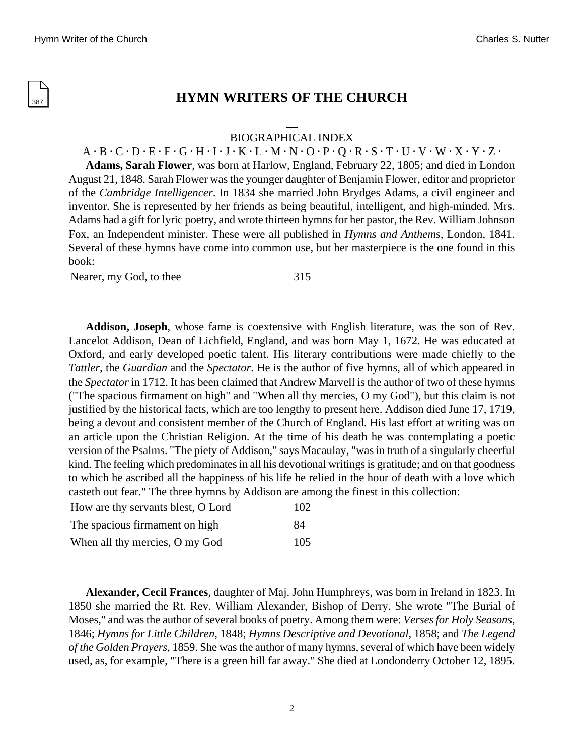# HYMN WRITERS OF THE CHURCH

BIOGRAPHICAL INDEX

A · B · C · D · E · F · G · H · I · J · K · L · M · N · O · P · Q · R · S · T · U · V · W · X · Y · Z ·

**Adams, Sarah Flower**, was born at Harlow, England, February 22, 1805; and died in London August 21, 1848. Sarah Flower was the younger daughter of Benjamin Flower, editor and proprietor of the *Cambridge Intelligencer*. In 1834 she married John Brydges Adams, a civil engineer and inventor. She is represented by her friends as being beautiful, intelligent, and high-minded. Mrs. Adams had a gift for lyric poetry, and wrote thirteen hymns for her pastor, the Rev. William Johnson Fox, an Independent minister. These were all published in *Hymns and Anthems*, London, 1841. Several of these hymns have come into common use, but her masterpiece is the one found in this book:

| | |
|---|---|
| Nearer, my God, to thee | 315 |

**Addison, Joseph**, whose fame is coextensive with English literature, was the son of Rev. Lancelot Addison, Dean of Lichfield, England, and was born May 1, 1672. He was educated at Oxford, and early developed poetic talent. His literary contributions were made chiefly to the *Tattler*, the *Guardian* and the *Spectator*. He is the author of five hymns, all of which appeared in the *Spectator* in 1712. It has been claimed that Andrew Marvell is the author of two of these hymns ("The spacious firmament on high" and "When all thy mercies, O my God"), but this claim is not justified by the historical facts, which are too lengthy to present here. Addison died June 17, 1719, being a devout and consistent member of the Church of England. His last effort at writing was on an article upon the Christian Religion. At the time of his death he was contemplating a poetic version of the Psalms. "The piety of Addison," says Macaulay, "was in truth of a singularly cheerful kind. The feeling which predominates in all his devotional writings is gratitude; and on that goodness to which he ascribed all the happiness of his life he relied in the hour of death with a love which casteth out fear." The three hymns by Addison are among the finest in this collection:

| | |
|---|---|
| How are thy servants blest, O Lord | 102 |
| The spacious firmament on high | 84 |
| When all thy mercies, O my God | 105 |

**Alexander, Cecil Frances**, daughter of Maj. John Humphreys, was born in Ireland in 1823. In 1850 she married the Rt. Rev. William Alexander, Bishop of Derry. She wrote "The Burial of Moses," and was the author of several books of poetry. Among them were: *Verses for Holy Seasons*, 1846; *Hymns for Little Children*, 1848; *Hymns Descriptive and Devotional*, 1858; and *The Legend of the Golden Prayers*, 1859. She was the author of many hymns, several of which have been widely used, as, for example, "There is a green hill far away." She died at Londonderry October 12, 1895.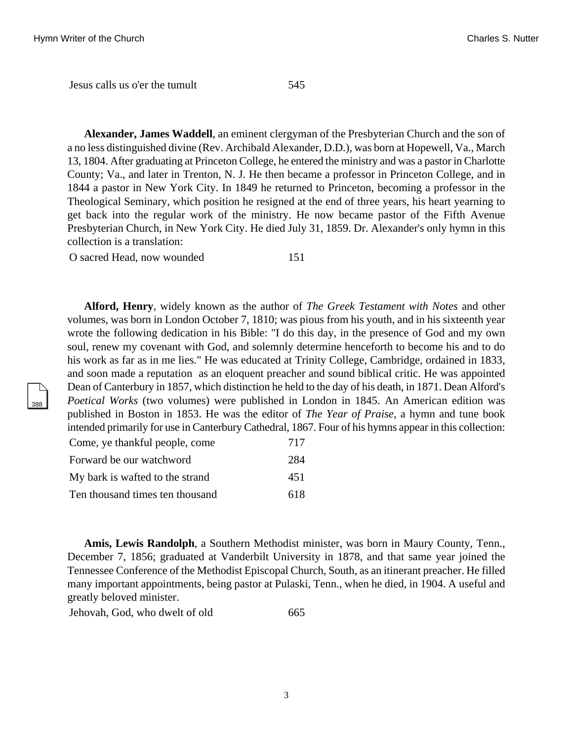| | |
|---|---|
| Jesus calls us o'er the tumult | 545 |

**Alexander, James Waddell**, an eminent clergyman of the Presbyterian Church and the son of a no less distinguished divine (Rev. Archibald Alexander, D.D.), was born at Hopewell, Va., March 13, 1804. After graduating at Princeton College, he entered the ministry and was a pastor in Charlotte County; Va., and later in Trenton, N. J. He then became a professor in Princeton College, and in 1844 a pastor in New York City. In 1849 he returned to Princeton, becoming a professor in the Theological Seminary, which position he resigned at the end of three years, his heart yearning to get back into the regular work of the ministry. He now became pastor of the Fifth Avenue Presbyterian Church, in New York City. He died July 31, 1859. Dr. Alexander's only hymn in this collection is a translation:

| | |
|---|---|
| O sacred Head, now wounded | 151 |

**Alford, Henry**, widely known as the author of *The Greek Testament with Notes* and other volumes, was born in London October 7, 1810; was pious from his youth, and in his sixteenth year wrote the following dedication in his Bible: "I do this day, in the presence of God and my own soul, renew my covenant with God, and solemnly determine henceforth to become his and to do his work as far as in me lies." He was educated at Trinity College, Cambridge, ordained in 1833, and soon made a reputation as an eloquent preacher and sound biblical critic. He was appointed Dean of Canterbury in 1857, which distinction he held to the day of his death, in 1871. Dean Alford's *Poetical Works* (two volumes) were published in London in 1845. An American edition was published in Boston in 1853. He was the editor of *The Year of Praise*, a hymn and tune book intended primarily for use in Canterbury Cathedral, 1867. Four of his hymns appear in this collection:

| | |
|---|---|
| Come, ye thankful people, come | 717 |
| Forward be our watchword | 284 |
| My bark is wafted to the strand | 451 |
| Ten thousand times ten thousand | 618 |

**Amis, Lewis Randolph**, a Southern Methodist minister, was born in Maury County, Tenn., December 7, 1856; graduated at Vanderbilt University in 1878, and that same year joined the Tennessee Conference of the Methodist Episcopal Church, South, as an itinerant preacher. He filled many important appointments, being pastor at Pulaski, Tenn., when he died, in 1904. A useful and greatly beloved minister.

| | |
|---|---|
| Jehovah, God, who dwelt of old | 665 |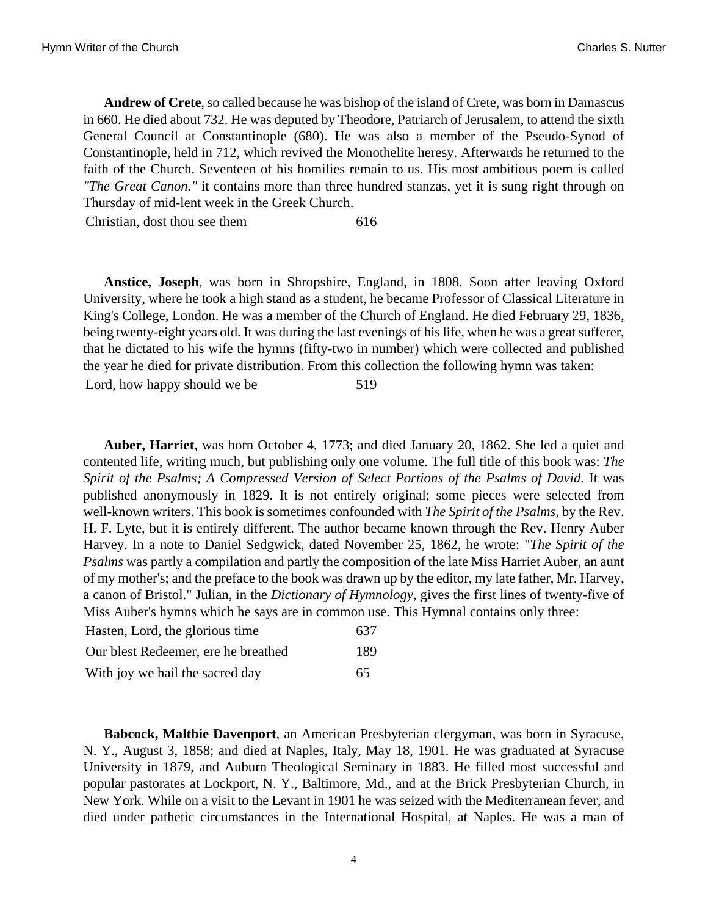**Andrew of Crete**, so called because he was bishop of the island of Crete, was born in Damascus in 660. He died about 732. He was deputed by Theodore, Patriarch of Jerusalem, to attend the sixth General Council at Constantinople (680). He was also a member of the Pseudo-Synod of Constantinople, held in 712, which revived the Monothelite heresy. Afterwards he returned to the faith of the Church. Seventeen of his homilies remain to us. His most ambitious poem is called *"The Great Canon."* it contains more than three hundred stanzas, yet it is sung right through on Thursday of mid-lent week in the Greek Church.

| | |
|---|---|
| Christian, dost thou see them | 616 |

**Anstice, Joseph**, was born in Shropshire, England, in 1808. Soon after leaving Oxford University, where he took a high stand as a student, he became Professor of Classical Literature in King's College, London. He was a member of the Church of England. He died February 29, 1836, being twenty-eight years old. It was during the last evenings of his life, when he was a great sufferer, that he dictated to his wife the hymns (fifty-two in number) which were collected and published the year he died for private distribution. From this collection the following hymn was taken:

| | |
|---|---|
| Lord, how happy should we be | 519 |

**Auber, Harriet**, was born October 4, 1773; and died January 20, 1862. She led a quiet and contented life, writing much, but publishing only one volume. The full title of this book was: *The Spirit of the Psalms; A Compressed Version of Select Portions of the Psalms of David*. It was published anonymously in 1829. It is not entirely original; some pieces were selected from well-known writers. This book is sometimes confounded with *The Spirit of the Psalms*, by the Rev. H. F. Lyte, but it is entirely different. The author became known through the Rev. Henry Auber Harvey. In a note to Daniel Sedgwick, dated November 25, 1862, he wrote: "*The Spirit of the Psalms* was partly a compilation and partly the composition of the late Miss Harriet Auber, an aunt of my mother's; and the preface to the book was drawn up by the editor, my late father, Mr. Harvey, a canon of Bristol." Julian, in the *Dictionary of Hymnology*, gives the first lines of twenty-five of Miss Auber's hymns which he says are in common use. This Hymnal contains only three:

| | |
|---|---|
| Hasten, Lord, the glorious time | 637 |
| Our blest Redeemer, ere he breathed | 189 |
| With joy we hail the sacred day | 65 |

**Babcock, Maltbie Davenport**, an American Presbyterian clergyman, was born in Syracuse, N. Y., August 3, 1858; and died at Naples, Italy, May 18, 1901. He was graduated at Syracuse University in 1879, and Auburn Theological Seminary in 1883. He filled most successful and popular pastorates at Lockport, N. Y., Baltimore, Md., and at the Brick Presbyterian Church, in New York. While on a visit to the Levant in 1901 he was seized with the Mediterranean fever, and died under pathetic circumstances in the International Hospital, at Naples. He was a man of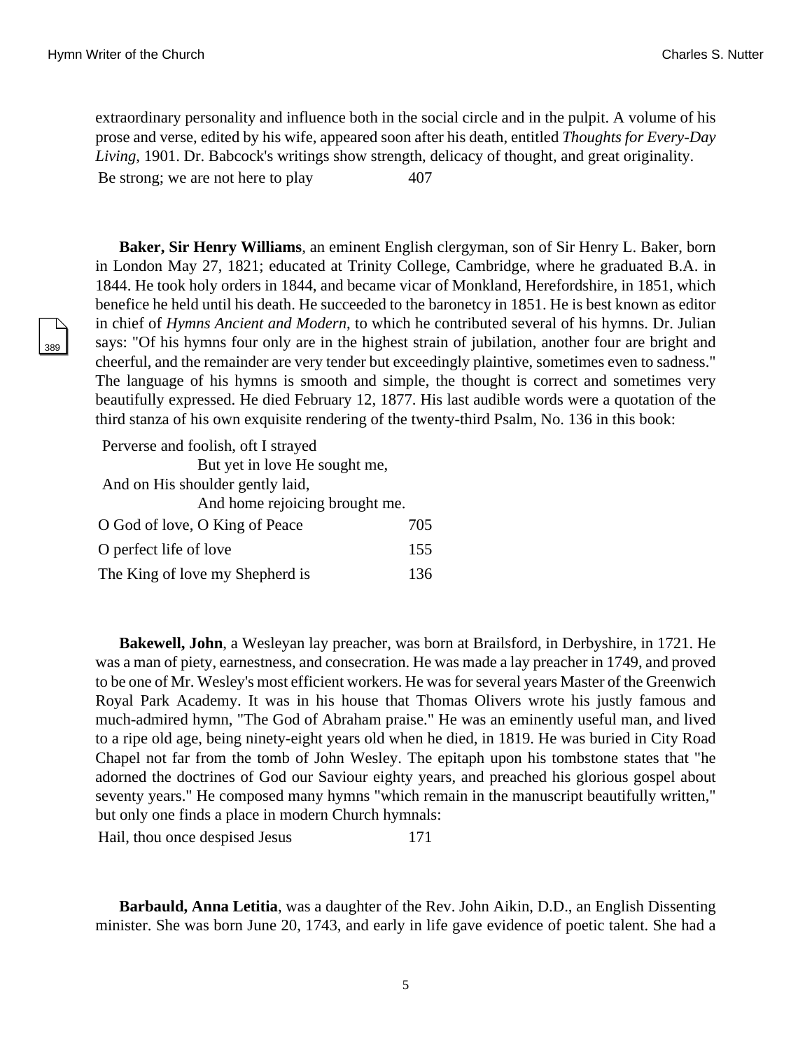extraordinary personality and influence both in the social circle and in the pulpit. A volume of his prose and verse, edited by his wife, appeared soon after his death, entitled *Thoughts for Every-Day Living*, 1901. Dr. Babcock's writings show strength, delicacy of thought, and great originality.

| | |
|---|---|
| Be strong; we are not here to play | 407 |

**Baker, Sir Henry Williams**, an eminent English clergyman, son of Sir Henry L. Baker, born in London May 27, 1821; educated at Trinity College, Cambridge, where he graduated B.A. in 1844. He took holy orders in 1844, and became vicar of Monkland, Herefordshire, in 1851, which benefice he held until his death. He succeeded to the baronetcy in 1851. He is best known as editor in chief of *Hymns Ancient and Modern*, to which he contributed several of his hymns. Dr. Julian says: "Of his hymns four only are in the highest strain of jubilation, another four are bright and cheerful, and the remainder are very tender but exceedingly plaintive, sometimes even to sadness." The language of his hymns is smooth and simple, the thought is correct and sometimes very beautifully expressed. He died February 12, 1877. His last audible words were a quotation of the third stanza of his own exquisite rendering of the twenty-third Psalm, No. 136 in this book:

Perverse and foolish, oft I strayed
        But yet in love He sought me,
And on His shoulder gently laid,
        And home rejoicing brought me.

| | |
|---|---|
| O God of love, O King of Peace | 705 |
| O perfect life of love | 155 |
| The King of love my Shepherd is | 136 |

**Bakewell, John**, a Wesleyan lay preacher, was born at Brailsford, in Derbyshire, in 1721. He was a man of piety, earnestness, and consecration. He was made a lay preacher in 1749, and proved to be one of Mr. Wesley's most efficient workers. He was for several years Master of the Greenwich Royal Park Academy. It was in his house that Thomas Olivers wrote his justly famous and much-admired hymn, "The God of Abraham praise." He was an eminently useful man, and lived to a ripe old age, being ninety-eight years old when he died, in 1819. He was buried in City Road Chapel not far from the tomb of John Wesley. The epitaph upon his tombstone states that "he adorned the doctrines of God our Saviour eighty years, and preached his glorious gospel about seventy years." He composed many hymns "which remain in the manuscript beautifully written," but only one finds a place in modern Church hymnals:

| | |
|---|---|
| Hail, thou once despised Jesus | 171 |

**Barbauld, Anna Letitia**, was a daughter of the Rev. John Aikin, D.D., an English Dissenting minister. She was born June 20, 1743, and early in life gave evidence of poetic talent. She had a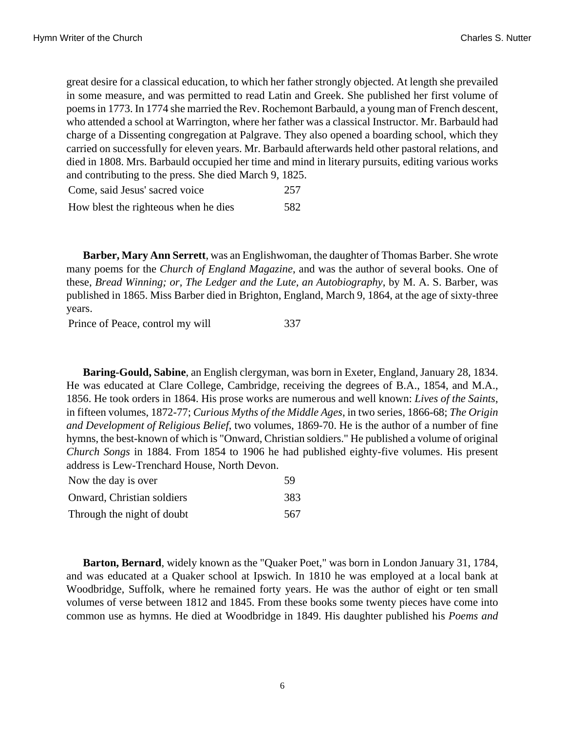great desire for a classical education, to which her father strongly objected. At length she prevailed in some measure, and was permitted to read Latin and Greek. She published her first volume of poems in 1773. In 1774 she married the Rev. Rochemont Barbauld, a young man of French descent, who attended a school at Warrington, where her father was a classical Instructor. Mr. Barbauld had charge of a Dissenting congregation at Palgrave. They also opened a boarding school, which they carried on successfully for eleven years. Mr. Barbauld afterwards held other pastoral relations, and died in 1808. Mrs. Barbauld occupied her time and mind in literary pursuits, editing various works and contributing to the press. She died March 9, 1825.

| | |
|---|---|
| Come, said Jesus' sacred voice | 257 |
| How blest the righteous when he dies | 582 |

**Barber, Mary Ann Serrett**, was an Englishwoman, the daughter of Thomas Barber. She wrote many poems for the *Church of England Magazine*, and was the author of several books. One of these, *Bread Winning; or, The Ledger and the Lute, an Autobiography*, by M. A. S. Barber, was published in 1865. Miss Barber died in Brighton, England, March 9, 1864, at the age of sixty-three years.

| | |
|---|---|
| Prince of Peace, control my will | 337 |

**Baring-Gould, Sabine**, an English clergyman, was born in Exeter, England, January 28, 1834. He was educated at Clare College, Cambridge, receiving the degrees of B.A., 1854, and M.A., 1856. He took orders in 1864. His prose works are numerous and well known: *Lives of the Saints*, in fifteen volumes, 1872-77; *Curious Myths of the Middle Ages*, in two series, 1866-68; *The Origin and Development of Religious Belief*, two volumes, 1869-70. He is the author of a number of fine hymns, the best-known of which is "Onward, Christian soldiers." He published a volume of original *Church Songs* in 1884. From 1854 to 1906 he had published eighty-five volumes. His present address is Lew-Trenchard House, North Devon.

| | |
|---|---|
| Now the day is over | 59 |
| Onward, Christian soldiers | 383 |
| Through the night of doubt | 567 |

**Barton, Bernard**, widely known as the "Quaker Poet," was born in London January 31, 1784, and was educated at a Quaker school at Ipswich. In 1810 he was employed at a local bank at Woodbridge, Suffolk, where he remained forty years. He was the author of eight or ten small volumes of verse between 1812 and 1845. From these books some twenty pieces have come into common use as hymns. He died at Woodbridge in 1849. His daughter published his *Poems and*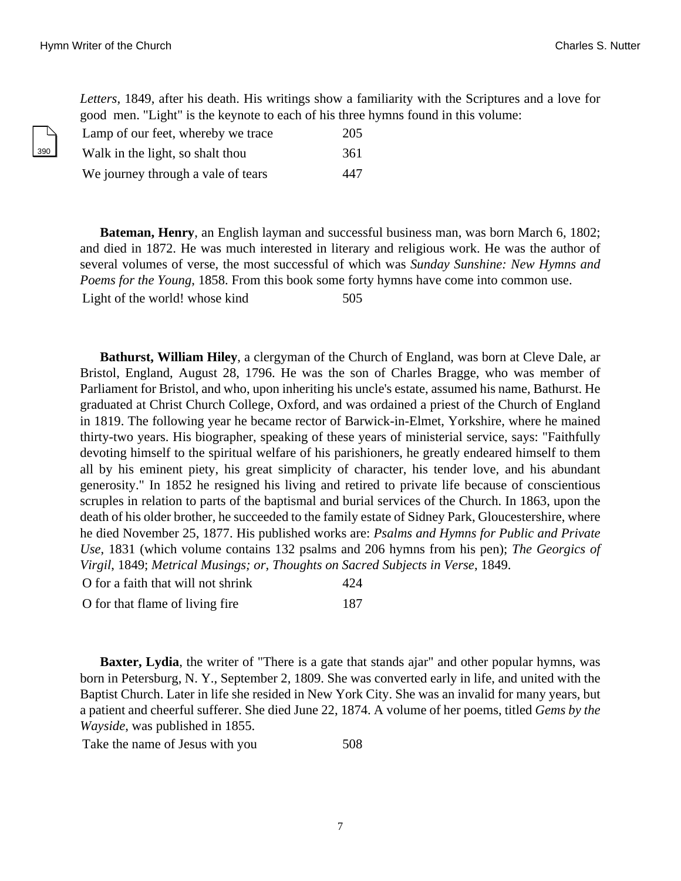*Letters*, 1849, after his death. His writings show a familiarity with the Scriptures and a love for good men. "Light" is the keynote to each of his three hymns found in this volume:

| | |
|---|---|
| Lamp of our feet, whereby we trace | 205 |
| Walk in the light, so shalt thou | 361 |
| We journey through a vale of tears | 447 |

**Bateman, Henry**, an English layman and successful business man, was born March 6, 1802; and died in 1872. He was much interested in literary and religious work. He was the author of several volumes of verse, the most successful of which was *Sunday Sunshine: New Hymns and Poems for the Young*, 1858. From this book some forty hymns have come into common use.

| | |
|---|---|
| Light of the world! whose kind | 505 |

**Bathurst, William Hiley**, a clergyman of the Church of England, was born at Cleve Dale, ar Bristol, England, August 28, 1796. He was the son of Charles Bragge, who was member of Parliament for Bristol, and who, upon inheriting his uncle's estate, assumed his name, Bathurst. He graduated at Christ Church College, Oxford, and was ordained a priest of the Church of England in 1819. The following year he became rector of Barwick-in-Elmet, Yorkshire, where he mained thirty-two years. His biographer, speaking of these years of ministerial service, says: "Faithfully devoting himself to the spiritual welfare of his parishioners, he greatly endeared himself to them all by his eminent piety, his great simplicity of character, his tender love, and his abundant generosity." In 1852 he resigned his living and retired to private life because of conscientious scruples in relation to parts of the baptismal and burial services of the Church. In 1863, upon the death of his older brother, he succeeded to the family estate of Sidney Park, Gloucestershire, where he died November 25, 1877. His published works are: *Psalms and Hymns for Public and Private Use*, 1831 (which volume contains 132 psalms and 206 hymns from his pen); *The Georgics of Virgil*, 1849; *Metrical Musings; or, Thoughts on Sacred Subjects in Verse*, 1849.

| | |
|---|---|
| O for a faith that will not shrink | 424 |
| O for that flame of living fire | 187 |

**Baxter, Lydia**, the writer of "There is a gate that stands ajar" and other popular hymns, was born in Petersburg, N. Y., September 2, 1809. She was converted early in life, and united with the Baptist Church. Later in life she resided in New York City. She was an invalid for many years, but a patient and cheerful sufferer. She died June 22, 1874. A volume of her poems, titled *Gems by the Wayside*, was published in 1855.

| | |
|---|---|
| Take the name of Jesus with you | 508 |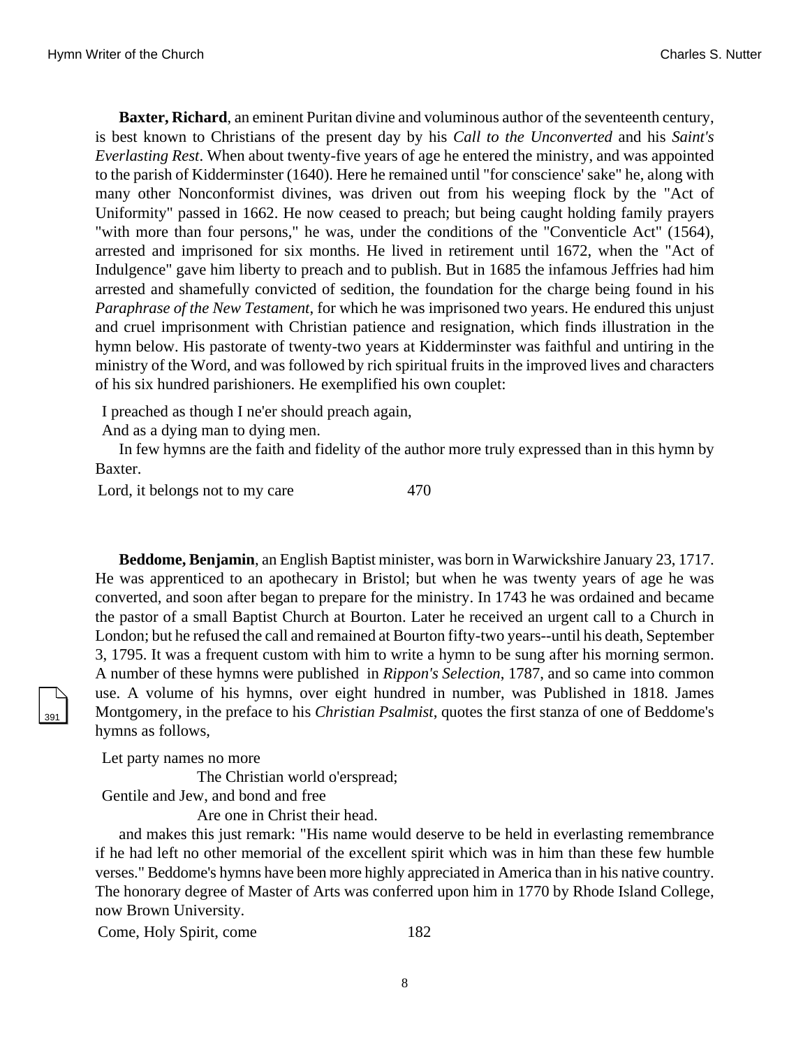**Baxter, Richard**, an eminent Puritan divine and voluminous author of the seventeenth century, is best known to Christians of the present day by his *Call to the Unconverted* and his *Saint's Everlasting Rest*. When about twenty-five years of age he entered the ministry, and was appointed to the parish of Kidderminster (1640). Here he remained until "for conscience' sake" he, along with many other Nonconformist divines, was driven out from his weeping flock by the "Act of Uniformity" passed in 1662. He now ceased to preach; but being caught holding family prayers "with more than four persons," he was, under the conditions of the "Conventicle Act" (1564), arrested and imprisoned for six months. He lived in retirement until 1672, when the "Act of Indulgence" gave him liberty to preach and to publish. But in 1685 the infamous Jeffries had him arrested and shamefully convicted of sedition, the foundation for the charge being found in his *Paraphrase of the New Testament*, for which he was imprisoned two years. He endured this unjust and cruel imprisonment with Christian patience and resignation, which finds illustration in the hymn below. His pastorate of twenty-two years at Kidderminster was faithful and untiring in the ministry of the Word, and was followed by rich spiritual fruits in the improved lives and characters of his six hundred parishioners. He exemplified his own couplet:

I preached as though I ne'er should preach again,
And as a dying man to dying men.

In few hymns are the faith and fidelity of the author more truly expressed than in this hymn by Baxter.

Lord, it belongs not to my care 470

**Beddome, Benjamin**, an English Baptist minister, was born in Warwickshire January 23, 1717. He was apprenticed to an apothecary in Bristol; but when he was twenty years of age he was converted, and soon after began to prepare for the ministry. In 1743 he was ordained and became the pastor of a small Baptist Church at Bourton. Later he received an urgent call to a Church in London; but he refused the call and remained at Bourton fifty-two years--until his death, September 3, 1795. It was a frequent custom with him to write a hymn to be sung after his morning sermon. A number of these hymns were published in *Rippon's Selection*, 1787, and so came into common use. A volume of his hymns, over eight hundred in number, was Published in 1818. James Montgomery, in the preface to his *Christian Psalmist*, quotes the first stanza of one of Beddome's hymns as follows,

Let party names no more
The Christian world o'erspread;
Gentile and Jew, and bond and free
Are one in Christ their head.

and makes this just remark: "His name would deserve to be held in everlasting remembrance if he had left no other memorial of the excellent spirit which was in him than these few humble verses." Beddome's hymns have been more highly appreciated in America than in his native country. The honorary degree of Master of Arts was conferred upon him in 1770 by Rhode Island College, now Brown University.

Come, Holy Spirit, come 182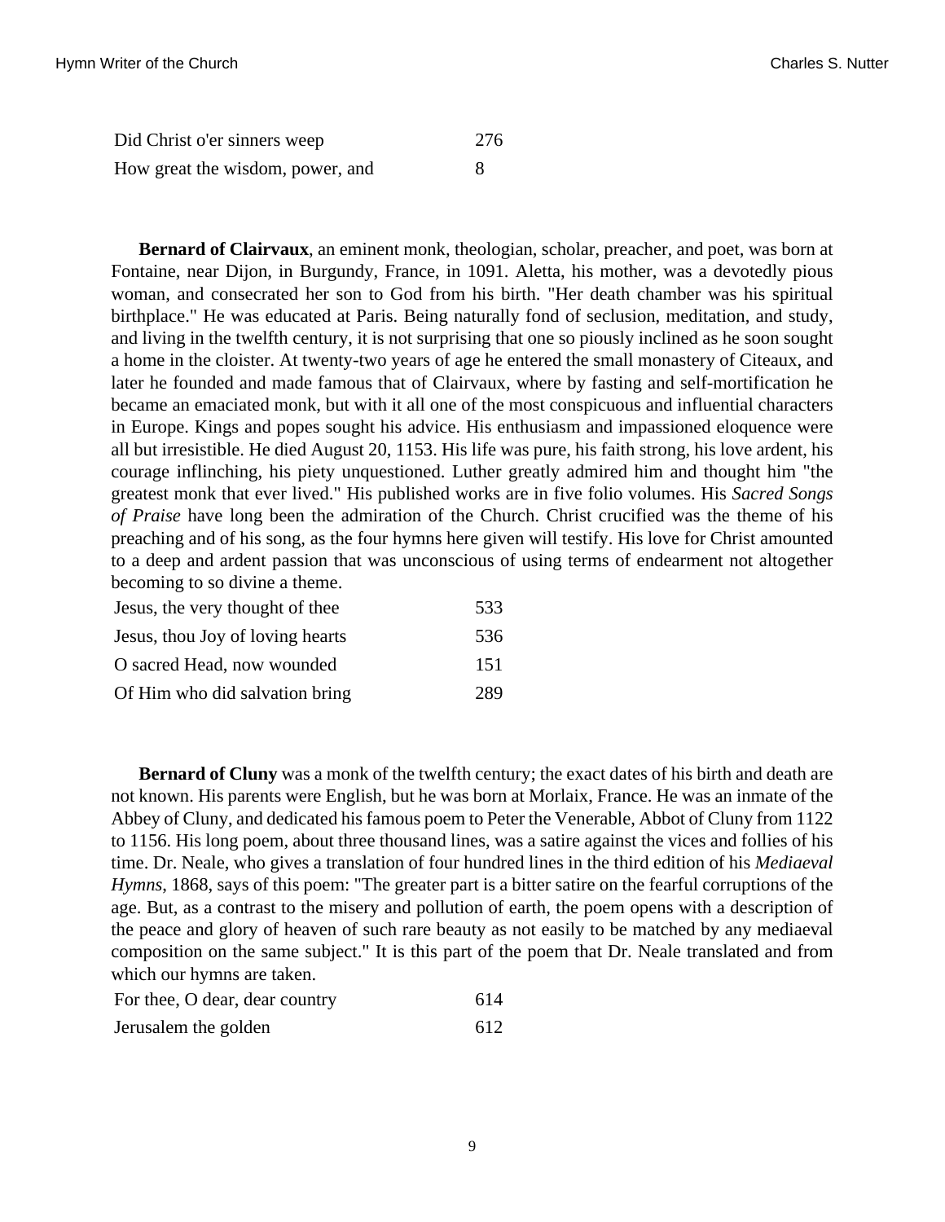| | |
|---|---|
| Did Christ o'er sinners weep | 276 |
| How great the wisdom, power, and | 8 |

**Bernard of Clairvaux**, an eminent monk, theologian, scholar, preacher, and poet, was born at Fontaine, near Dijon, in Burgundy, France, in 1091. Aletta, his mother, was a devotedly pious woman, and consecrated her son to God from his birth. "Her death chamber was his spiritual birthplace." He was educated at Paris. Being naturally fond of seclusion, meditation, and study, and living in the twelfth century, it is not surprising that one so piously inclined as he soon sought a home in the cloister. At twenty-two years of age he entered the small monastery of Citeaux, and later he founded and made famous that of Clairvaux, where by fasting and self-mortification he became an emaciated monk, but with it all one of the most conspicuous and influential characters in Europe. Kings and popes sought his advice. His enthusiasm and impassioned eloquence were all but irresistible. He died August 20, 1153. His life was pure, his faith strong, his love ardent, his courage inflinching, his piety unquestioned. Luther greatly admired him and thought him "the greatest monk that ever lived." His published works are in five folio volumes. His *Sacred Songs of Praise* have long been the admiration of the Church. Christ crucified was the theme of his preaching and of his song, as the four hymns here given will testify. His love for Christ amounted to a deep and ardent passion that was unconscious of using terms of endearment not altogether becoming to so divine a theme.

| | |
|---|---|
| Jesus, the very thought of thee | 533 |
| Jesus, thou Joy of loving hearts | 536 |
| O sacred Head, now wounded | 151 |
| Of Him who did salvation bring | 289 |

**Bernard of Cluny** was a monk of the twelfth century; the exact dates of his birth and death are not known. His parents were English, but he was born at Morlaix, France. He was an inmate of the Abbey of Cluny, and dedicated his famous poem to Peter the Venerable, Abbot of Cluny from 1122 to 1156. His long poem, about three thousand lines, was a satire against the vices and follies of his time. Dr. Neale, who gives a translation of four hundred lines in the third edition of his *Mediaeval Hymns*, 1868, says of this poem: "The greater part is a bitter satire on the fearful corruptions of the age. But, as a contrast to the misery and pollution of earth, the poem opens with a description of the peace and glory of heaven of such rare beauty as not easily to be matched by any mediaeval composition on the same subject." It is this part of the poem that Dr. Neale translated and from which our hymns are taken.

| | |
|---|---|
| For thee, O dear, dear country | 614 |
| Jerusalem the golden | 612 |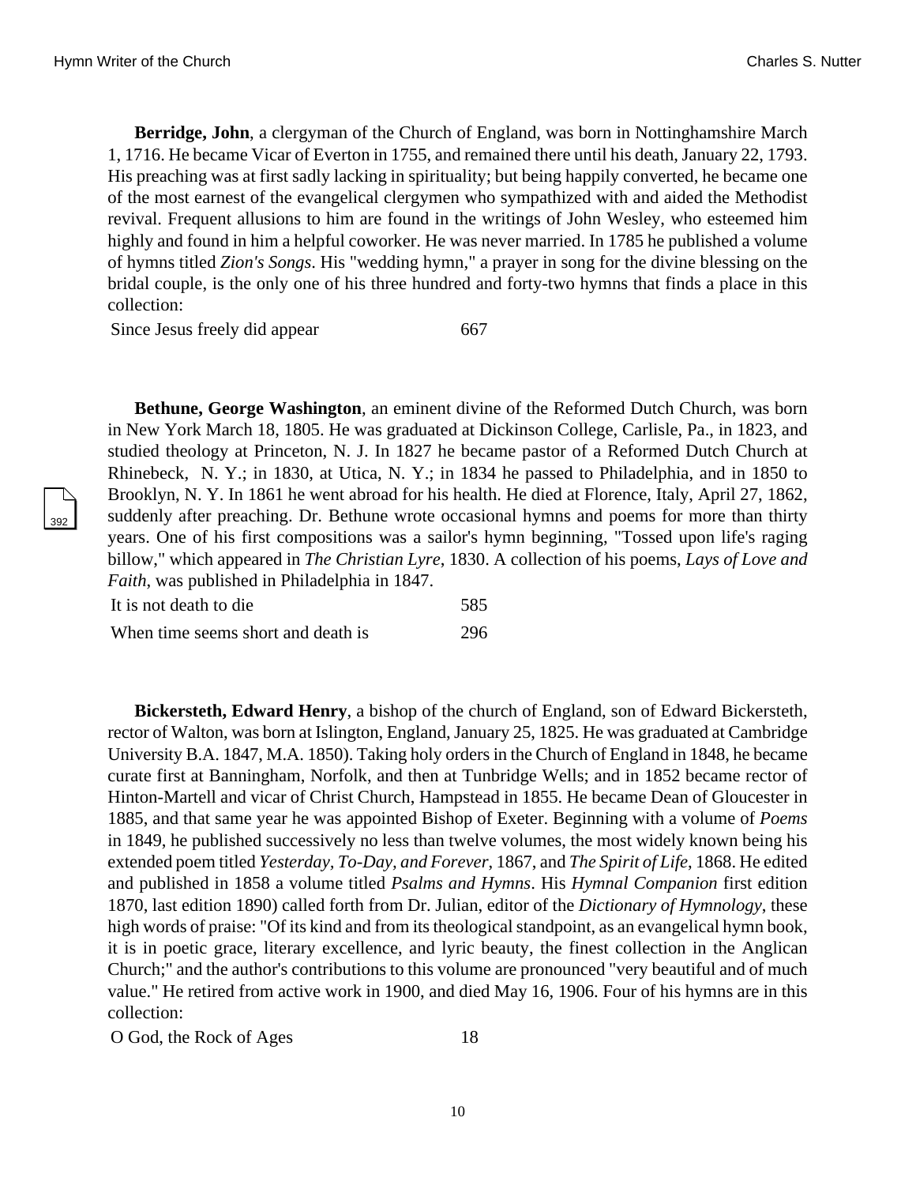**Berridge, John**, a clergyman of the Church of England, was born in Nottinghamshire March 1, 1716. He became Vicar of Everton in 1755, and remained there until his death, January 22, 1793. His preaching was at first sadly lacking in spirituality; but being happily converted, he became one of the most earnest of the evangelical clergymen who sympathized with and aided the Methodist revival. Frequent allusions to him are found in the writings of John Wesley, who esteemed him highly and found in him a helpful coworker. He was never married. In 1785 he published a volume of hymns titled *Zion's Songs*. His "wedding hymn," a prayer in song for the divine blessing on the bridal couple, is the only one of his three hundred and forty-two hymns that finds a place in this collection:

| | |
|---|---|
| Since Jesus freely did appear | 667 |

**Bethune, George Washington**, an eminent divine of the Reformed Dutch Church, was born in New York March 18, 1805. He was graduated at Dickinson College, Carlisle, Pa., in 1823, and studied theology at Princeton, N. J. In 1827 he became pastor of a Reformed Dutch Church at Rhinebeck, N. Y.; in 1830, at Utica, N. Y.; in 1834 he passed to Philadelphia, and in 1850 to Brooklyn, N. Y. In 1861 he went abroad for his health. He died at Florence, Italy, April 27, 1862, suddenly after preaching. Dr. Bethune wrote occasional hymns and poems for more than thirty years. One of his first compositions was a sailor's hymn beginning, "Tossed upon life's raging billow," which appeared in *The Christian Lyre*, 1830. A collection of his poems, *Lays of Love and Faith*, was published in Philadelphia in 1847.

| | |
|---|---|
| It is not death to die | 585 |
| When time seems short and death is | 296 |

**Bickersteth, Edward Henry**, a bishop of the church of England, son of Edward Bickersteth, rector of Walton, was born at Islington, England, January 25, 1825. He was graduated at Cambridge University B.A. 1847, M.A. 1850). Taking holy orders in the Church of England in 1848, he became curate first at Banningham, Norfolk, and then at Tunbridge Wells; and in 1852 became rector of Hinton-Martell and vicar of Christ Church, Hampstead in 1855. He became Dean of Gloucester in 1885, and that same year he was appointed Bishop of Exeter. Beginning with a volume of *Poems* in 1849, he published successively no less than twelve volumes, the most widely known being his extended poem titled *Yesterday, To-Day, and Forever*, 1867, and *The Spirit of Life*, 1868. He edited and published in 1858 a volume titled *Psalms and Hymns*. His *Hymnal Companion* first edition 1870, last edition 1890) called forth from Dr. Julian, editor of the *Dictionary of Hymnology*, these high words of praise: "Of its kind and from its theological standpoint, as an evangelical hymn book, it is in poetic grace, literary excellence, and lyric beauty, the finest collection in the Anglican Church;" and the author's contributions to this volume are pronounced "very beautiful and of much value." He retired from active work in 1900, and died May 16, 1906. Four of his hymns are in this collection:

| | |
|---|---|
| O God, the Rock of Ages | 18 |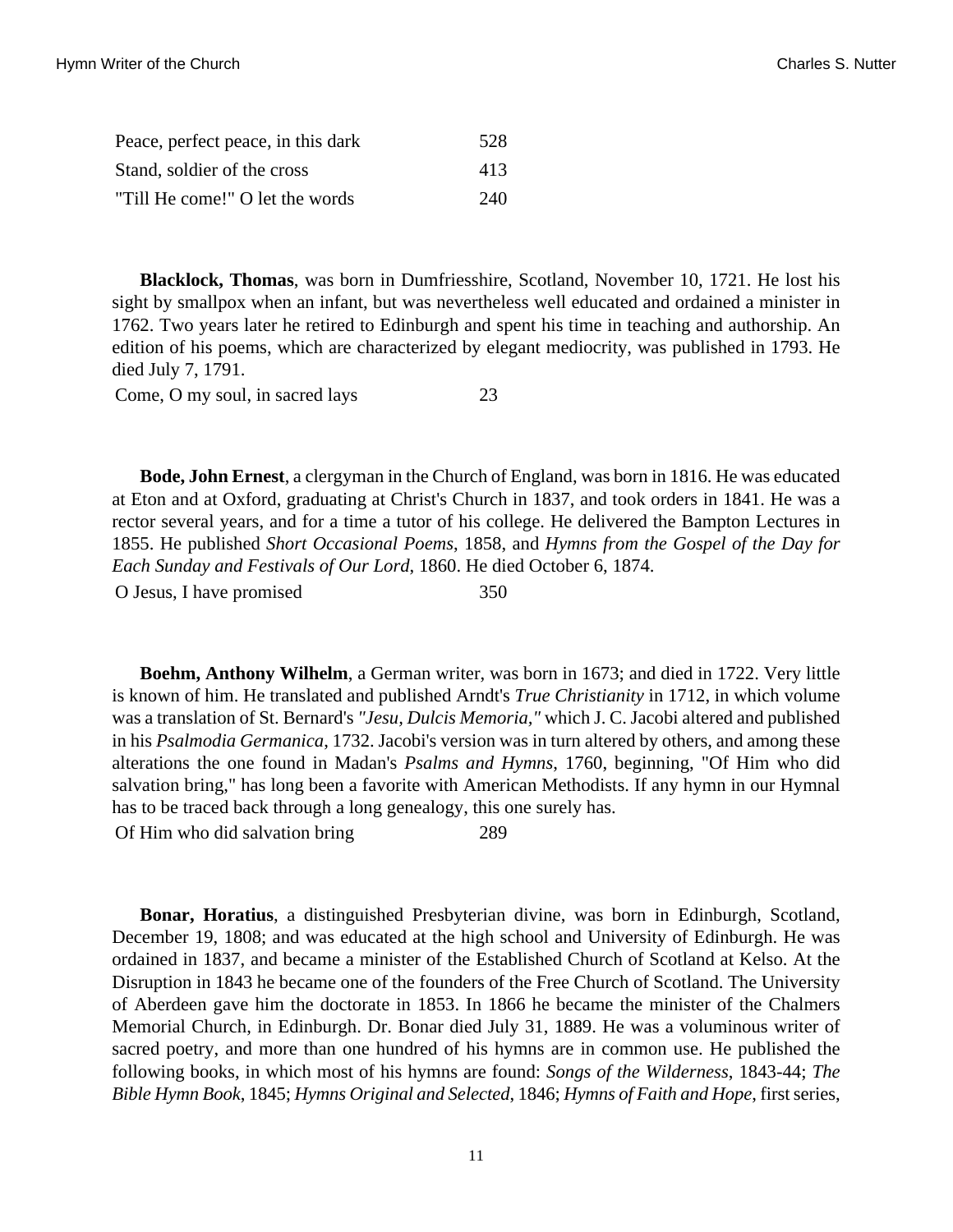| | |
|---|---|
| Peace, perfect peace, in this dark | 528 |
| Stand, soldier of the cross | 413 |
| "Till He come!" O let the words | 240 |

**Blacklock, Thomas**, was born in Dumfriesshire, Scotland, November 10, 1721. He lost his sight by smallpox when an infant, but was nevertheless well educated and ordained a minister in 1762. Two years later he retired to Edinburgh and spent his time in teaching and authorship. An edition of his poems, which are characterized by elegant mediocrity, was published in 1793. He died July 7, 1791.

| | |
|---|---|
| Come, O my soul, in sacred lays | 23 |

**Bode, John Ernest**, a clergyman in the Church of England, was born in 1816. He was educated at Eton and at Oxford, graduating at Christ's Church in 1837, and took orders in 1841. He was a rector several years, and for a time a tutor of his college. He delivered the Bampton Lectures in 1855. He published *Short Occasional Poems*, 1858, and *Hymns from the Gospel of the Day for Each Sunday and Festivals of Our Lord*, 1860. He died October 6, 1874.

| | |
|---|---|
| O Jesus, I have promised | 350 |

**Boehm, Anthony Wilhelm**, a German writer, was born in 1673; and died in 1722. Very little is known of him. He translated and published Arndt's *True Christianity* in 1712, in which volume was a translation of St. Bernard's *"Jesu, Dulcis Memoria,"* which J. C. Jacobi altered and published in his *Psalmodia Germanica*, 1732. Jacobi's version was in turn altered by others, and among these alterations the one found in Madan's *Psalms and Hymns*, 1760, beginning, "Of Him who did salvation bring," has long been a favorite with American Methodists. If any hymn in our Hymnal has to be traced back through a long genealogy, this one surely has.

| | |
|---|---|
| Of Him who did salvation bring | 289 |

**Bonar, Horatius**, a distinguished Presbyterian divine, was born in Edinburgh, Scotland, December 19, 1808; and was educated at the high school and University of Edinburgh. He was ordained in 1837, and became a minister of the Established Church of Scotland at Kelso. At the Disruption in 1843 he became one of the founders of the Free Church of Scotland. The University of Aberdeen gave him the doctorate in 1853. In 1866 he became the minister of the Chalmers Memorial Church, in Edinburgh. Dr. Bonar died July 31, 1889. He was a voluminous writer of sacred poetry, and more than one hundred of his hymns are in common use. He published the following books, in which most of his hymns are found: *Songs of the Wilderness*, 1843-44; *The Bible Hymn Book*, 1845; *Hymns Original and Selected*, 1846; *Hymns of Faith and Hope*, first series,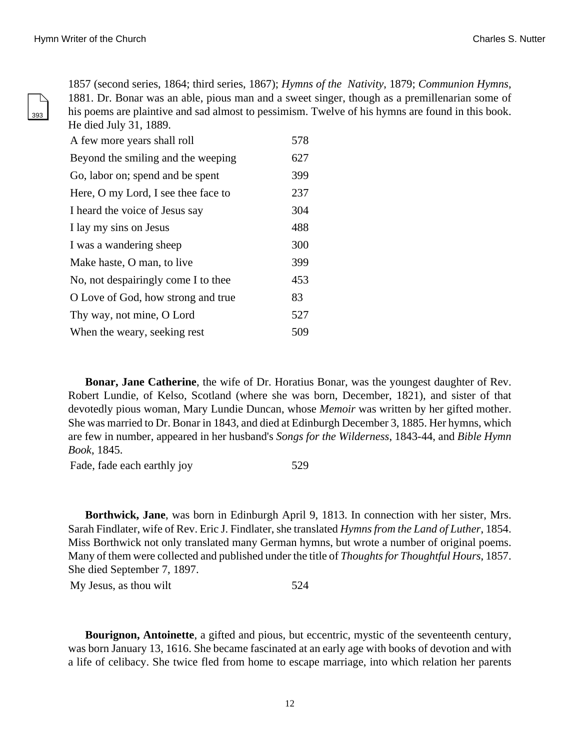1857 (second series, 1864; third series, 1867); *Hymns of the Nativity*, 1879; *Communion Hymns*, 1881. Dr. Bonar was an able, pious man and a sweet singer, though as a premillenarian some of his poems are plaintive and sad almost to pessimism. Twelve of his hymns are found in this book. He died July 31, 1889.

| | |
|---|---|
| A few more years shall roll | 578 |
| Beyond the smiling and the weeping | 627 |
| Go, labor on; spend and be spent | 399 |
| Here, O my Lord, I see thee face to | 237 |
| I heard the voice of Jesus say | 304 |
| I lay my sins on Jesus | 488 |
| I was a wandering sheep | 300 |
| Make haste, O man, to live | 399 |
| No, not despairingly come I to thee | 453 |
| O Love of God, how strong and true | 83 |
| Thy way, not mine, O Lord | 527 |
| When the weary, seeking rest | 509 |

**Bonar, Jane Catherine**, the wife of Dr. Horatius Bonar, was the youngest daughter of Rev. Robert Lundie, of Kelso, Scotland (where she was born, December, 1821), and sister of that devotedly pious woman, Mary Lundie Duncan, whose *Memoir* was written by her gifted mother. She was married to Dr. Bonar in 1843, and died at Edinburgh December 3, 1885. Her hymns, which are few in number, appeared in her husband's *Songs for the Wilderness*, 1843-44, and *Bible Hymn Book*, 1845.

| | |
|---|---|
| Fade, fade each earthly joy | 529 |

**Borthwick, Jane**, was born in Edinburgh April 9, 1813. In connection with her sister, Mrs. Sarah Findlater, wife of Rev. Eric J. Findlater, she translated *Hymns from the Land of Luther*, 1854. Miss Borthwick not only translated many German hymns, but wrote a number of original poems. Many of them were collected and published under the title of *Thoughts for Thoughtful Hours*, 1857. She died September 7, 1897.

| | |
|---|---|
| My Jesus, as thou wilt | 524 |

**Bourignon, Antoinette**, a gifted and pious, but eccentric, mystic of the seventeenth century, was born January 13, 1616. She became fascinated at an early age with books of devotion and with a life of celibacy. She twice fled from home to escape marriage, into which relation her parents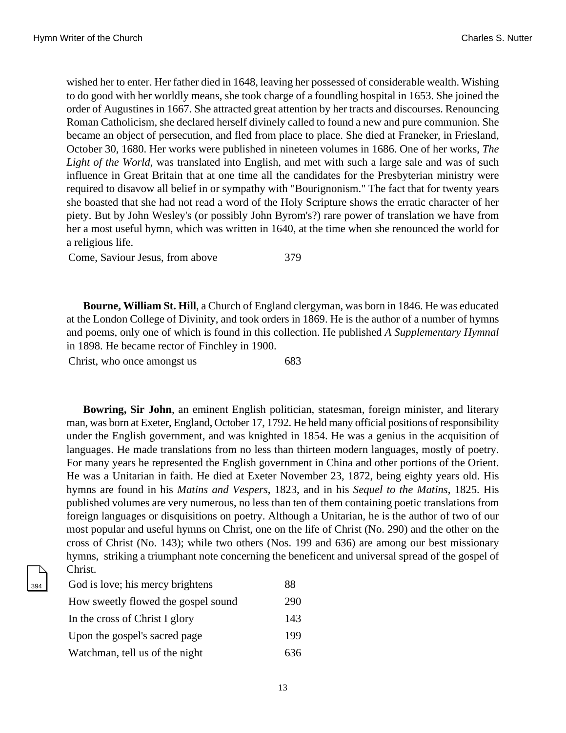wished her to enter. Her father died in 1648, leaving her possessed of considerable wealth. Wishing to do good with her worldly means, she took charge of a foundling hospital in 1653. She joined the order of Augustines in 1667. She attracted great attention by her tracts and discourses. Renouncing Roman Catholicism, she declared herself divinely called to found a new and pure communion. She became an object of persecution, and fled from place to place. She died at Franeker, in Friesland, October 30, 1680. Her works were published in nineteen volumes in 1686. One of her works, *The Light of the World*, was translated into English, and met with such a large sale and was of such influence in Great Britain that at one time all the candidates for the Presbyterian ministry were required to disavow all belief in or sympathy with "Bourignonism." The fact that for twenty years she boasted that she had not read a word of the Holy Scripture shows the erratic character of her piety. But by John Wesley's (or possibly John Byrom's?) rare power of translation we have from her a most useful hymn, which was written in 1640, at the time when she renounced the world for a religious life.

| | |
|---|---|
| Come, Saviour Jesus, from above | 379 |

**Bourne, William St. Hill**, a Church of England clergyman, was born in 1846. He was educated at the London College of Divinity, and took orders in 1869. He is the author of a number of hymns and poems, only one of which is found in this collection. He published *A Supplementary Hymnal* in 1898. He became rector of Finchley in 1900.

| | |
|---|---|
| Christ, who once amongst us | 683 |

**Bowring, Sir John**, an eminent English politician, statesman, foreign minister, and literary man, was born at Exeter, England, October 17, 1792. He held many official positions of responsibility under the English government, and was knighted in 1854. He was a genius in the acquisition of languages. He made translations from no less than thirteen modern languages, mostly of poetry. For many years he represented the English government in China and other portions of the Orient. He was a Unitarian in faith. He died at Exeter November 23, 1872, being eighty years old. His hymns are found in his *Matins and Vespers*, 1823, and in his *Sequel to the Matins*, 1825. His published volumes are very numerous, no less than ten of them containing poetic translations from foreign languages or disquisitions on poetry. Although a Unitarian, he is the author of two of our most popular and useful hymns on Christ, one on the life of Christ (No. 290) and the other on the cross of Christ (No. 143); while two others (Nos. 199 and 636) are among our best missionary hymns, striking a triumphant note concerning the beneficent and universal spread of the gospel of Christ.

| | |
|---|---|
| God is love; his mercy brightens | 88 |
| How sweetly flowed the gospel sound | 290 |
| In the cross of Christ I glory | 143 |
| Upon the gospel's sacred page | 199 |
| Watchman, tell us of the night | 636 |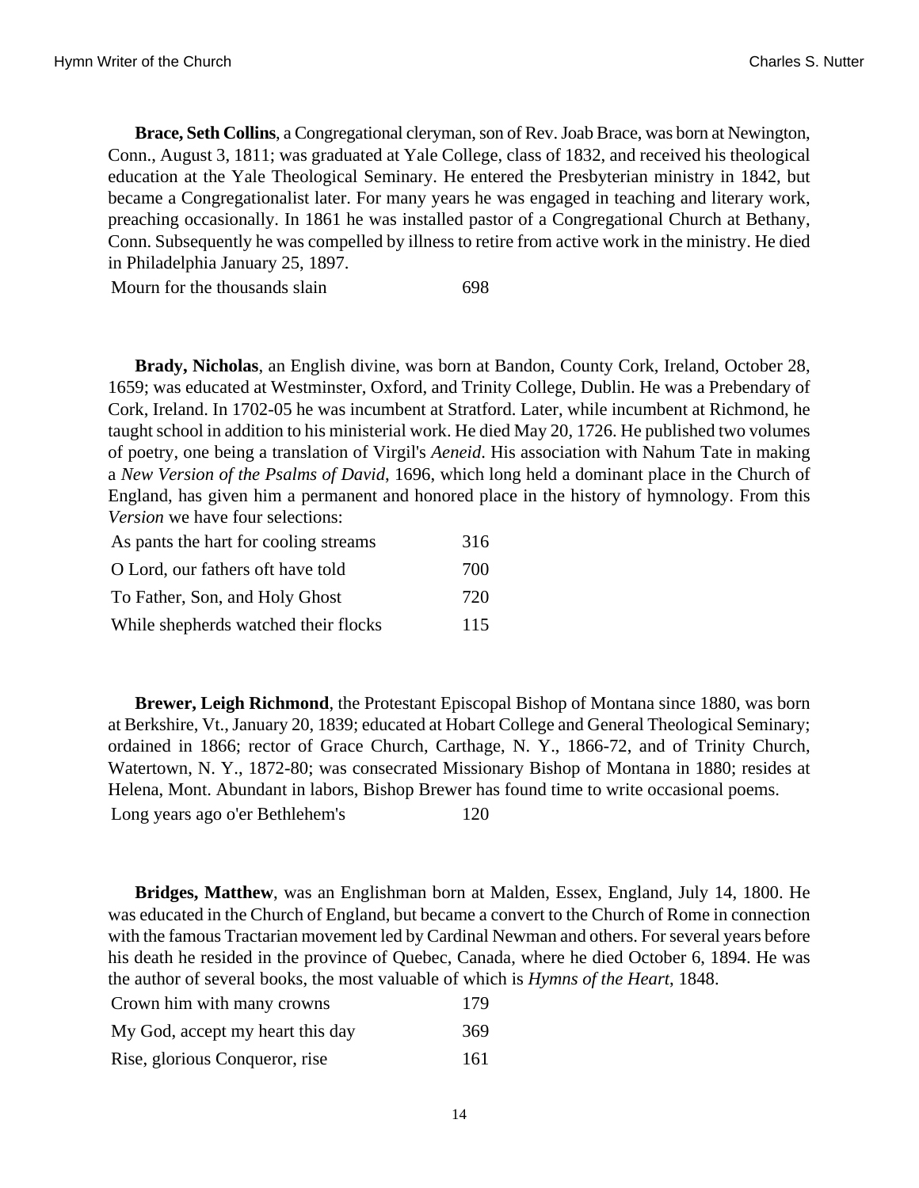**Brace, Seth Collins**, a Congregational cleryman, son of Rev. Joab Brace, was born at Newington, Conn., August 3, 1811; was graduated at Yale College, class of 1832, and received his theological education at the Yale Theological Seminary. He entered the Presbyterian ministry in 1842, but became a Congregationalist later. For many years he was engaged in teaching and literary work, preaching occasionally. In 1861 he was installed pastor of a Congregational Church at Bethany, Conn. Subsequently he was compelled by illness to retire from active work in the ministry. He died in Philadelphia January 25, 1897.

| | |
|---|---|
| Mourn for the thousands slain | 698 |

**Brady, Nicholas**, an English divine, was born at Bandon, County Cork, Ireland, October 28, 1659; was educated at Westminster, Oxford, and Trinity College, Dublin. He was a Prebendary of Cork, Ireland. In 1702-05 he was incumbent at Stratford. Later, while incumbent at Richmond, he taught school in addition to his ministerial work. He died May 20, 1726. He published two volumes of poetry, one being a translation of Virgil's *Aeneid*. His association with Nahum Tate in making a *New Version of the Psalms of David*, 1696, which long held a dominant place in the Church of England, has given him a permanent and honored place in the history of hymnology. From this *Version* we have four selections:

| | |
|---|---|
| As pants the hart for cooling streams | 316 |
| O Lord, our fathers oft have told | 700 |
| To Father, Son, and Holy Ghost | 720 |
| While shepherds watched their flocks | 115 |

**Brewer, Leigh Richmond**, the Protestant Episcopal Bishop of Montana since 1880, was born at Berkshire, Vt., January 20, 1839; educated at Hobart College and General Theological Seminary; ordained in 1866; rector of Grace Church, Carthage, N. Y., 1866-72, and of Trinity Church, Watertown, N. Y., 1872-80; was consecrated Missionary Bishop of Montana in 1880; resides at Helena, Mont. Abundant in labors, Bishop Brewer has found time to write occasional poems.

| | |
|---|---|
| Long years ago o'er Bethlehem's | 120 |

**Bridges, Matthew**, was an Englishman born at Malden, Essex, England, July 14, 1800. He was educated in the Church of England, but became a convert to the Church of Rome in connection with the famous Tractarian movement led by Cardinal Newman and others. For several years before his death he resided in the province of Quebec, Canada, where he died October 6, 1894. He was the author of several books, the most valuable of which is *Hymns of the Heart*, 1848.

| | |
|---|---|
| Crown him with many crowns | 179 |
| My God, accept my heart this day | 369 |
| Rise, glorious Conqueror, rise | 161 |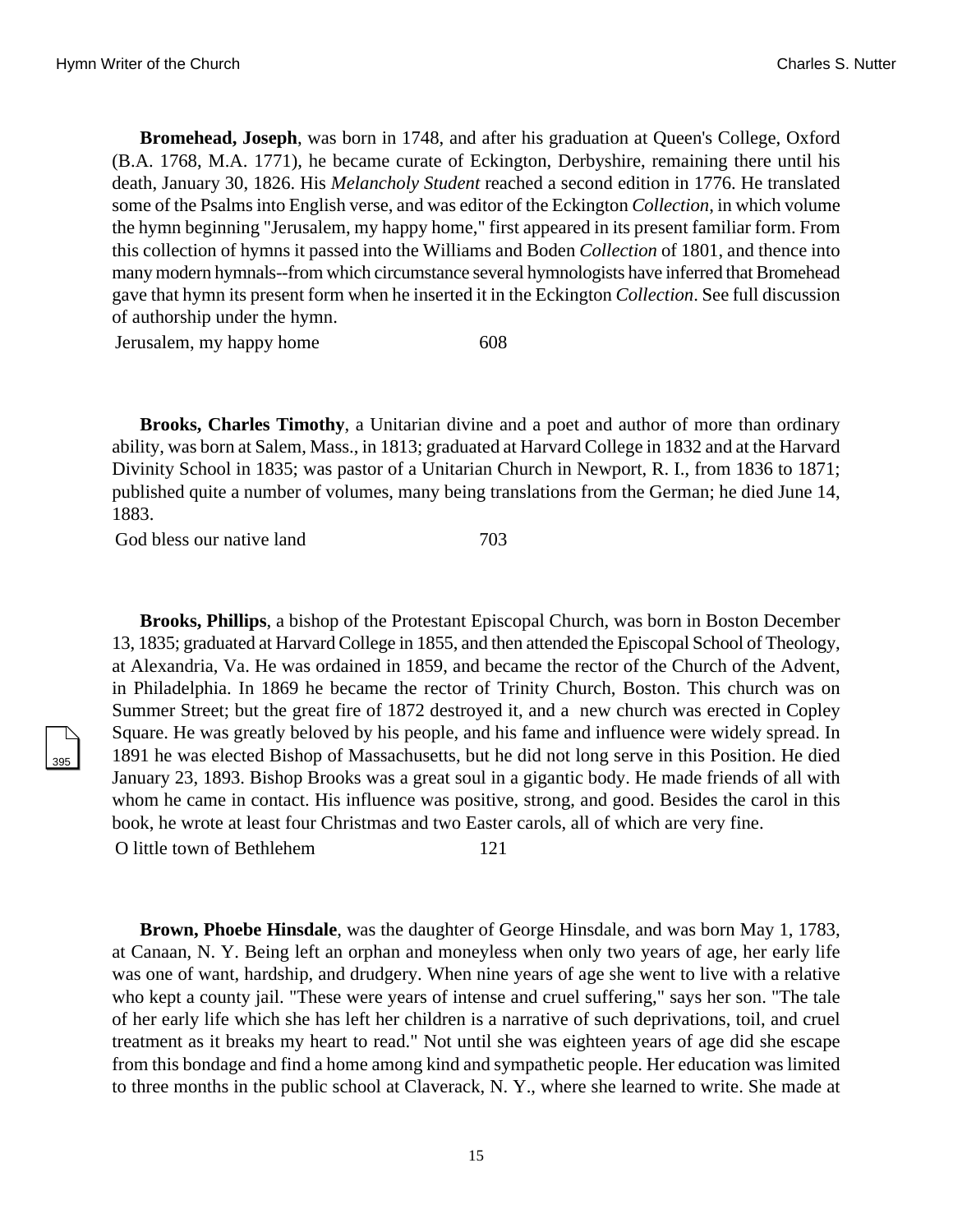**Bromehead, Joseph**, was born in 1748, and after his graduation at Queen's College, Oxford (B.A. 1768, M.A. 1771), he became curate of Eckington, Derbyshire, remaining there until his death, January 30, 1826. His *Melancholy Student* reached a second edition in 1776. He translated some of the Psalms into English verse, and was editor of the Eckington *Collection*, in which volume the hymn beginning "Jerusalem, my happy home," first appeared in its present familiar form. From this collection of hymns it passed into the Williams and Boden *Collection* of 1801, and thence into many modern hymnals--from which circumstance several hymnologists have inferred that Bromehead gave that hymn its present form when he inserted it in the Eckington *Collection*. See full discussion of authorship under the hymn.

| | |
|---|---|
| Jerusalem, my happy home | 608 |

**Brooks, Charles Timothy**, a Unitarian divine and a poet and author of more than ordinary ability, was born at Salem, Mass., in 1813; graduated at Harvard College in 1832 and at the Harvard Divinity School in 1835; was pastor of a Unitarian Church in Newport, R. I., from 1836 to 1871; published quite a number of volumes, many being translations from the German; he died June 14, 1883.

| | |
|---|---|
| God bless our native land | 703 |

**Brooks, Phillips**, a bishop of the Protestant Episcopal Church, was born in Boston December 13, 1835; graduated at Harvard College in 1855, and then attended the Episcopal School of Theology, at Alexandria, Va. He was ordained in 1859, and became the rector of the Church of the Advent, in Philadelphia. In 1869 he became the rector of Trinity Church, Boston. This church was on Summer Street; but the great fire of 1872 destroyed it, and a new church was erected in Copley Square. He was greatly beloved by his people, and his fame and influence were widely spread. In 1891 he was elected Bishop of Massachusetts, but he did not long serve in this Position. He died January 23, 1893. Bishop Brooks was a great soul in a gigantic body. He made friends of all with whom he came in contact. His influence was positive, strong, and good. Besides the carol in this book, he wrote at least four Christmas and two Easter carols, all of which are very fine.

| | |
|---|---|
| O little town of Bethlehem | 121 |

**Brown, Phoebe Hinsdale**, was the daughter of George Hinsdale, and was born May 1, 1783, at Canaan, N. Y. Being left an orphan and moneyless when only two years of age, her early life was one of want, hardship, and drudgery. When nine years of age she went to live with a relative who kept a county jail. "These were years of intense and cruel suffering," says her son. "The tale of her early life which she has left her children is a narrative of such deprivations, toil, and cruel treatment as it breaks my heart to read." Not until she was eighteen years of age did she escape from this bondage and find a home among kind and sympathetic people. Her education was limited to three months in the public school at Claverack, N. Y., where she learned to write. She made at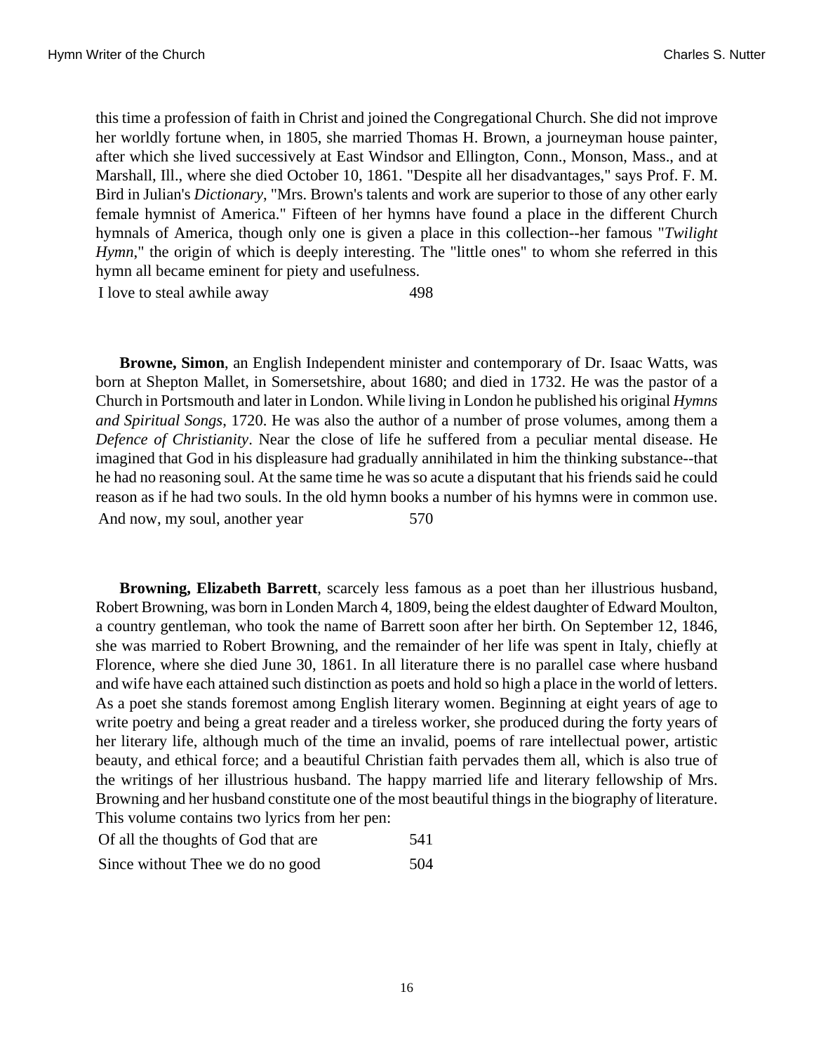this time a profession of faith in Christ and joined the Congregational Church. She did not improve her worldly fortune when, in 1805, she married Thomas H. Brown, a journeyman house painter, after which she lived successively at East Windsor and Ellington, Conn., Monson, Mass., and at Marshall, Ill., where she died October 10, 1861. "Despite all her disadvantages," says Prof. F. M. Bird in Julian's *Dictionary*, "Mrs. Brown's talents and work are superior to those of any other early female hymnist of America." Fifteen of her hymns have found a place in the different Church hymnals of America, though only one is given a place in this collection--her famous "*Twilight Hymn*," the origin of which is deeply interesting. The "little ones" to whom she referred in this hymn all became eminent for piety and usefulness.

| | |
|---|---|
| I love to steal awhile away | 498 |

**Browne, Simon**, an English Independent minister and contemporary of Dr. Isaac Watts, was born at Shepton Mallet, in Somersetshire, about 1680; and died in 1732. He was the pastor of a Church in Portsmouth and later in London. While living in London he published his original *Hymns and Spiritual Songs*, 1720. He was also the author of a number of prose volumes, among them a *Defence of Christianity*. Near the close of life he suffered from a peculiar mental disease. He imagined that God in his displeasure had gradually annihilated in him the thinking substance--that he had no reasoning soul. At the same time he was so acute a disputant that his friends said he could reason as if he had two souls. In the old hymn books a number of his hymns were in common use.

| | |
|---|---|
| And now, my soul, another year | 570 |

**Browning, Elizabeth Barrett**, scarcely less famous as a poet than her illustrious husband, Robert Browning, was born in Londen March 4, 1809, being the eldest daughter of Edward Moulton, a country gentleman, who took the name of Barrett soon after her birth. On September 12, 1846, she was married to Robert Browning, and the remainder of her life was spent in Italy, chiefly at Florence, where she died June 30, 1861. In all literature there is no parallel case where husband and wife have each attained such distinction as poets and hold so high a place in the world of letters. As a poet she stands foremost among English literary women. Beginning at eight years of age to write poetry and being a great reader and a tireless worker, she produced during the forty years of her literary life, although much of the time an invalid, poems of rare intellectual power, artistic beauty, and ethical force; and a beautiful Christian faith pervades them all, which is also true of the writings of her illustrious husband. The happy married life and literary fellowship of Mrs. Browning and her husband constitute one of the most beautiful things in the biography of literature. This volume contains two lyrics from her pen:

| | |
|---|---|
| Of all the thoughts of God that are | 541 |
| Since without Thee we do no good | 504 |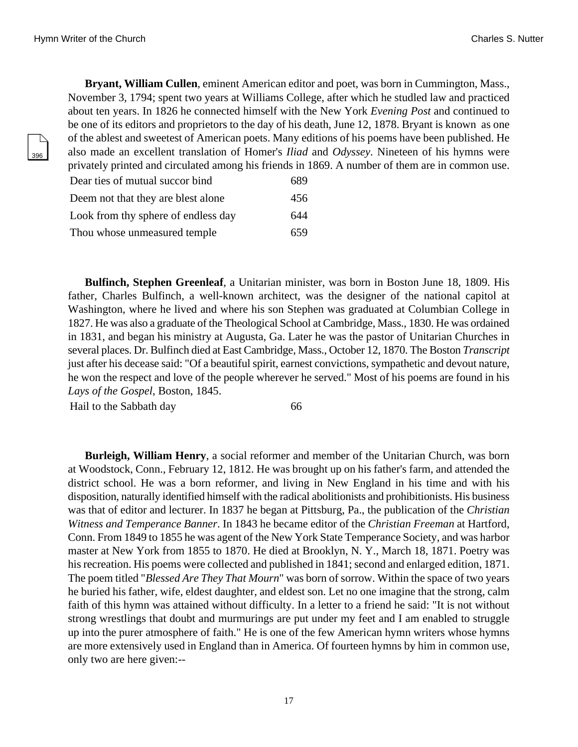**Bryant, William Cullen**, eminent American editor and poet, was born in Cummington, Mass., November 3, 1794; spent two years at Williams College, after which he studled law and practiced about ten years. In 1826 he connected himself with the New York *Evening Post* and continued to be one of its editors and proprietors to the day of his death, June 12, 1878. Bryant is known as one of the ablest and sweetest of American poets. Many editions of his poems have been published. He also made an excellent translation of Homer's *Iliad* and *Odyssey*. Nineteen of his hymns were privately printed and circulated among his friends in 1869. A number of them are in common use.

| | |
|---|---|
| Dear ties of mutual succor bind | 689 |
| Deem not that they are blest alone | 456 |
| Look from thy sphere of endless day | 644 |
| Thou whose unmeasured temple | 659 |

**Bulfinch, Stephen Greenleaf**, a Unitarian minister, was born in Boston June 18, 1809. His father, Charles Bulfinch, a well-known architect, was the designer of the national capitol at Washington, where he lived and where his son Stephen was graduated at Columbian College in 1827. He was also a graduate of the Theological School at Cambridge, Mass., 1830. He was ordained in 1831, and began his ministry at Augusta, Ga. Later he was the pastor of Unitarian Churches in several places. Dr. Bulfinch died at East Cambridge, Mass., October 12, 1870. The Boston *Transcript* just after his decease said: "Of a beautiful spirit, earnest convictions, sympathetic and devout nature, he won the respect and love of the people wherever he served." Most of his poems are found in his *Lays of the Gospel*, Boston, 1845.

| | |
|---|---|
| Hail to the Sabbath day | 66 |

**Burleigh, William Henry**, a social reformer and member of the Unitarian Church, was born at Woodstock, Conn., February 12, 1812. He was brought up on his father's farm, and attended the district school. He was a born reformer, and living in New England in his time and with his disposition, naturally identified himself with the radical abolitionists and prohibitionists. His business was that of editor and lecturer. In 1837 he began at Pittsburg, Pa., the publication of the *Christian Witness and Temperance Banner*. In 1843 he became editor of the *Christian Freeman* at Hartford, Conn. From 1849 to 1855 he was agent of the New York State Temperance Society, and was harbor master at New York from 1855 to 1870. He died at Brooklyn, N. Y., March 18, 1871. Poetry was his recreation. His poems were collected and published in 1841; second and enlarged edition, 1871. The poem titled "*Blessed Are They That Mourn*" was born of sorrow. Within the space of two years he buried his father, wife, eldest daughter, and eldest son. Let no one imagine that the strong, calm faith of this hymn was attained without difficulty. In a letter to a friend he said: "It is not without strong wrestlings that doubt and murmurings are put under my feet and I am enabled to struggle up into the purer atmosphere of faith." He is one of the few American hymn writers whose hymns are more extensively used in England than in America. Of fourteen hymns by him in common use, only two are here given:--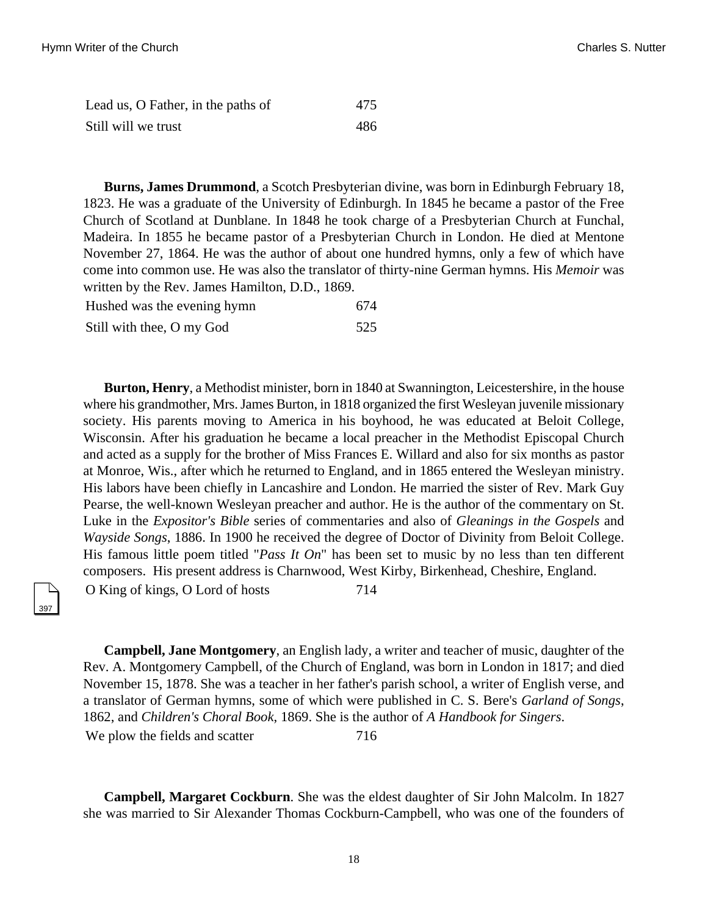| | |
|---|---|
| Lead us, O Father, in the paths of | 475 |
| Still will we trust | 486 |

**Burns, James Drummond**, a Scotch Presbyterian divine, was born in Edinburgh February 18, 1823. He was a graduate of the University of Edinburgh. In 1845 he became a pastor of the Free Church of Scotland at Dunblane. In 1848 he took charge of a Presbyterian Church at Funchal, Madeira. In 1855 he became pastor of a Presbyterian Church in London. He died at Mentone November 27, 1864. He was the author of about one hundred hymns, only a few of which have come into common use. He was also the translator of thirty-nine German hymns. His *Memoir* was written by the Rev. James Hamilton, D.D., 1869.

| | |
|---|---|
| Hushed was the evening hymn | 674 |
| Still with thee, O my God | 525 |

**Burton, Henry**, a Methodist minister, born in 1840 at Swannington, Leicestershire, in the house where his grandmother, Mrs. James Burton, in 1818 organized the first Wesleyan juvenile missionary society. His parents moving to America in his boyhood, he was educated at Beloit College, Wisconsin. After his graduation he became a local preacher in the Methodist Episcopal Church and acted as a supply for the brother of Miss Frances E. Willard and also for six months as pastor at Monroe, Wis., after which he returned to England, and in 1865 entered the Wesleyan ministry. His labors have been chiefly in Lancashire and London. He married the sister of Rev. Mark Guy Pearse, the well-known Wesleyan preacher and author. He is the author of the commentary on St. Luke in the *Expositor's Bible* series of commentaries and also of *Gleanings in the Gospels* and *Wayside Songs*, 1886. In 1900 he received the degree of Doctor of Divinity from Beloit College. His famous little poem titled "*Pass It On*" has been set to music by no less than ten different composers. His present address is Charnwood, West Kirby, Birkenhead, Cheshire, England.

| | |
|---|---|
| O King of kings, O Lord of hosts | 714 |

**Campbell, Jane Montgomery**, an English lady, a writer and teacher of music, daughter of the Rev. A. Montgomery Campbell, of the Church of England, was born in London in 1817; and died November 15, 1878. She was a teacher in her father's parish school, a writer of English verse, and a translator of German hymns, some of which were published in C. S. Bere's *Garland of Songs*, 1862, and *Children's Choral Book*, 1869. She is the author of *A Handbook for Singers*.

| | |
|---|---|
| We plow the fields and scatter | 716 |

**Campbell, Margaret Cockburn**. She was the eldest daughter of Sir John Malcolm. In 1827 she was married to Sir Alexander Thomas Cockburn-Campbell, who was one of the founders of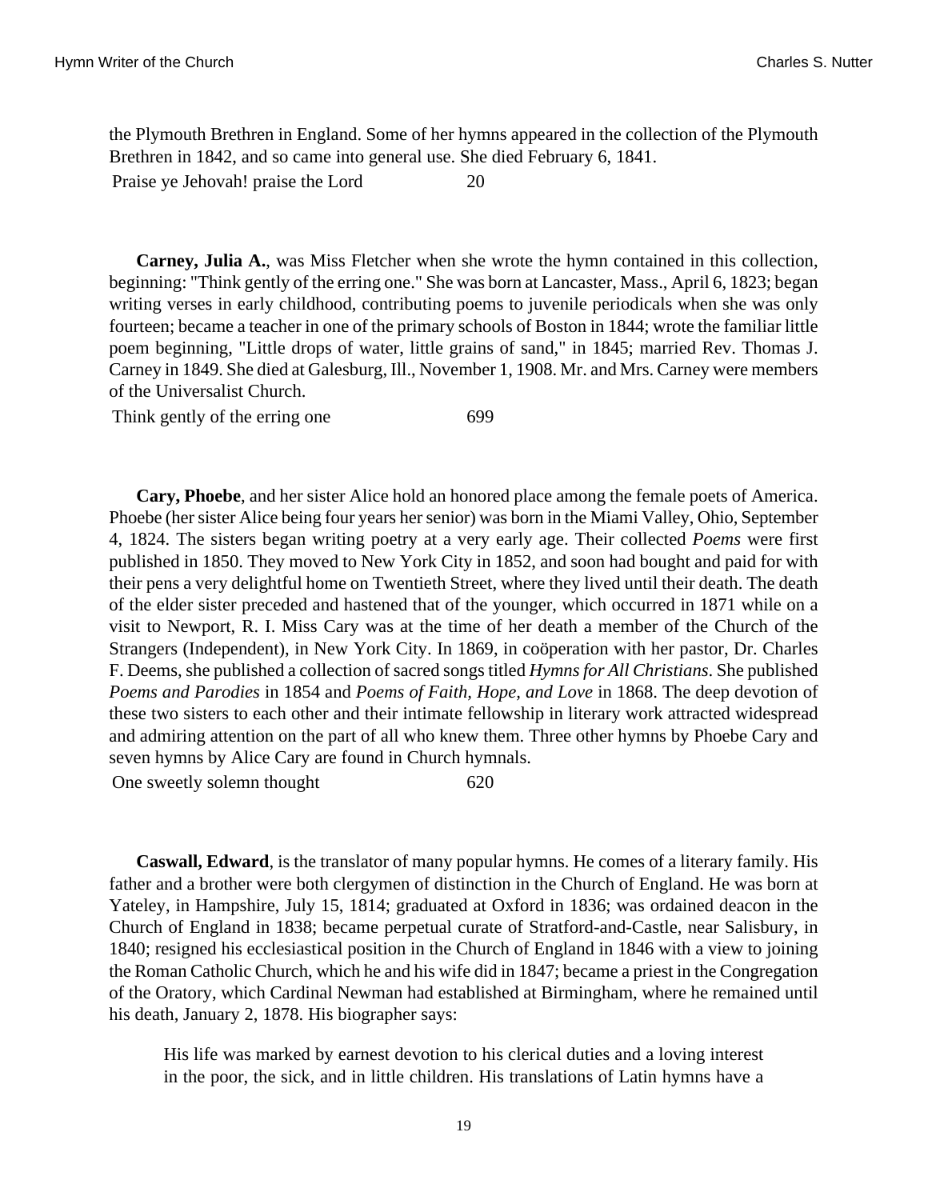the Plymouth Brethren in England. Some of her hymns appeared in the collection of the Plymouth Brethren in 1842, and so came into general use. She died February 6, 1841.

| | |
|---|---|
| Praise ye Jehovah! praise the Lord | 20 |

**Carney, Julia A.**, was Miss Fletcher when she wrote the hymn contained in this collection, beginning: "Think gently of the erring one." She was born at Lancaster, Mass., April 6, 1823; began writing verses in early childhood, contributing poems to juvenile periodicals when she was only fourteen; became a teacher in one of the primary schools of Boston in 1844; wrote the familiar little poem beginning, "Little drops of water, little grains of sand," in 1845; married Rev. Thomas J. Carney in 1849. She died at Galesburg, Ill., November 1, 1908. Mr. and Mrs. Carney were members of the Universalist Church.

| | |
|---|---|
| Think gently of the erring one | 699 |

**Cary, Phoebe**, and her sister Alice hold an honored place among the female poets of America. Phoebe (her sister Alice being four years her senior) was born in the Miami Valley, Ohio, September 4, 1824. The sisters began writing poetry at a very early age. Their collected *Poems* were first published in 1850. They moved to New York City in 1852, and soon had bought and paid for with their pens a very delightful home on Twentieth Street, where they lived until their death. The death of the elder sister preceded and hastened that of the younger, which occurred in 1871 while on a visit to Newport, R. I. Miss Cary was at the time of her death a member of the Church of the Strangers (Independent), in New York City. In 1869, in coöperation with her pastor, Dr. Charles F. Deems, she published a collection of sacred songs titled *Hymns for All Christians*. She published *Poems and Parodies* in 1854 and *Poems of Faith, Hope, and Love* in 1868. The deep devotion of these two sisters to each other and their intimate fellowship in literary work attracted widespread and admiring attention on the part of all who knew them. Three other hymns by Phoebe Cary and seven hymns by Alice Cary are found in Church hymnals.

| | |
|---|---|
| One sweetly solemn thought | 620 |

**Caswall, Edward**, is the translator of many popular hymns. He comes of a literary family. His father and a brother were both clergymen of distinction in the Church of England. He was born at Yateley, in Hampshire, July 15, 1814; graduated at Oxford in 1836; was ordained deacon in the Church of England in 1838; became perpetual curate of Stratford-and-Castle, near Salisbury, in 1840; resigned his ecclesiastical position in the Church of England in 1846 with a view to joining the Roman Catholic Church, which he and his wife did in 1847; became a priest in the Congregation of the Oratory, which Cardinal Newman had established at Birmingham, where he remained until his death, January 2, 1878. His biographer says:

> His life was marked by earnest devotion to his clerical duties and a loving interest in the poor, the sick, and in little children. His translations of Latin hymns have a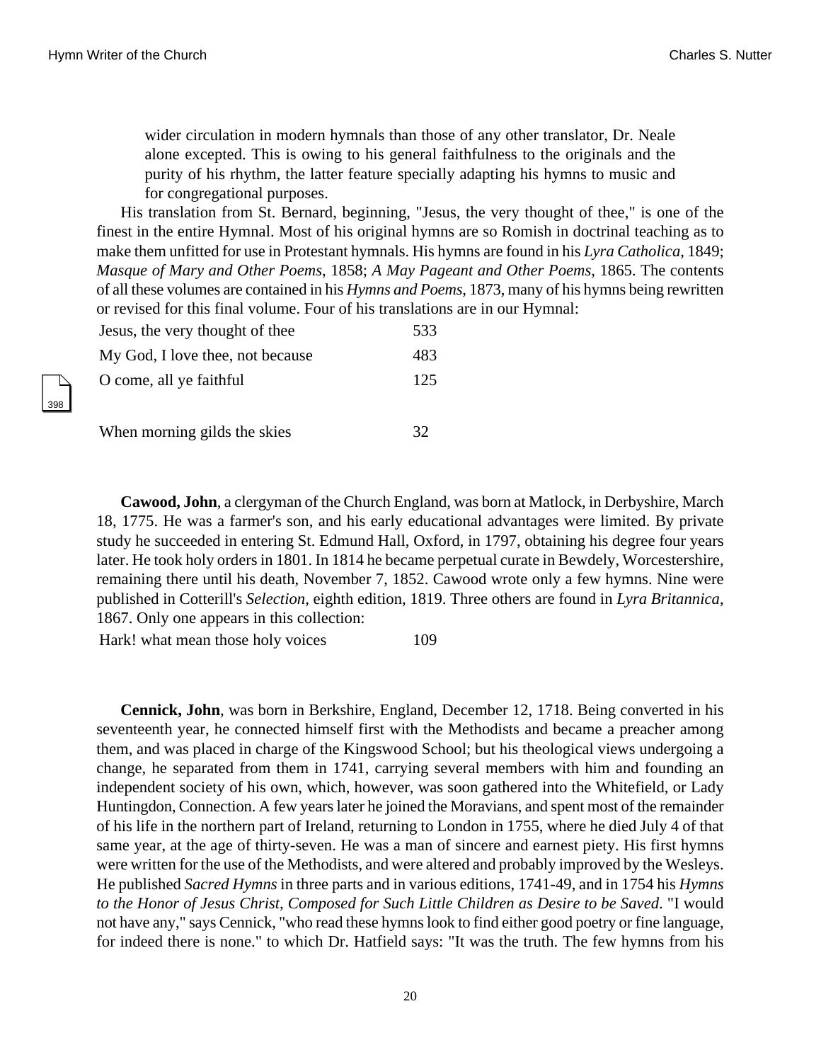wider circulation in modern hymnals than those of any other translator, Dr. Neale alone excepted. This is owing to his general faithfulness to the originals and the purity of his rhythm, the latter feature specially adapting his hymns to music and for congregational purposes.

His translation from St. Bernard, beginning, "Jesus, the very thought of thee," is one of the finest in the entire Hymnal. Most of his original hymns are so Romish in doctrinal teaching as to make them unfitted for use in Protestant hymnals. His hymns are found in his *Lyra Catholica*, 1849; *Masque of Mary and Other Poems*, 1858; *A May Pageant and Other Poems*, 1865. The contents of all these volumes are contained in his *Hymns and Poems*, 1873, many of his hymns being rewritten or revised for this final volume. Four of his translations are in our Hymnal:

| | |
|---|---|
| Jesus, the very thought of thee | 533 |
| My God, I love thee, not because | 483 |
| O come, all ye faithful | 125 |
| When morning gilds the skies | 32 |

**Cawood, John**, a clergyman of the Church England, was born at Matlock, in Derbyshire, March 18, 1775. He was a farmer's son, and his early educational advantages were limited. By private study he succeeded in entering St. Edmund Hall, Oxford, in 1797, obtaining his degree four years later. He took holy orders in 1801. In 1814 he became perpetual curate in Bewdely, Worcestershire, remaining there until his death, November 7, 1852. Cawood wrote only a few hymns. Nine were published in Cotterill's *Selection*, eighth edition, 1819. Three others are found in *Lyra Britannica*, 1867. Only one appears in this collection:

| | |
|---|---|
| Hark! what mean those holy voices | 109 |

**Cennick, John**, was born in Berkshire, England, December 12, 1718. Being converted in his seventeenth year, he connected himself first with the Methodists and became a preacher among them, and was placed in charge of the Kingswood School; but his theological views undergoing a change, he separated from them in 1741, carrying several members with him and founding an independent society of his own, which, however, was soon gathered into the Whitefield, or Lady Huntingdon, Connection. A few years later he joined the Moravians, and spent most of the remainder of his life in the northern part of Ireland, returning to London in 1755, where he died July 4 of that same year, at the age of thirty-seven. He was a man of sincere and earnest piety. His first hymns were written for the use of the Methodists, and were altered and probably improved by the Wesleys. He published *Sacred Hymns* in three parts and in various editions, 1741-49, and in 1754 his *Hymns to the Honor of Jesus Christ, Composed for Such Little Children as Desire to be Saved*. "I would not have any," says Cennick, "who read these hymns look to find either good poetry or fine language, for indeed there is none." to which Dr. Hatfield says: "It was the truth. The few hymns from his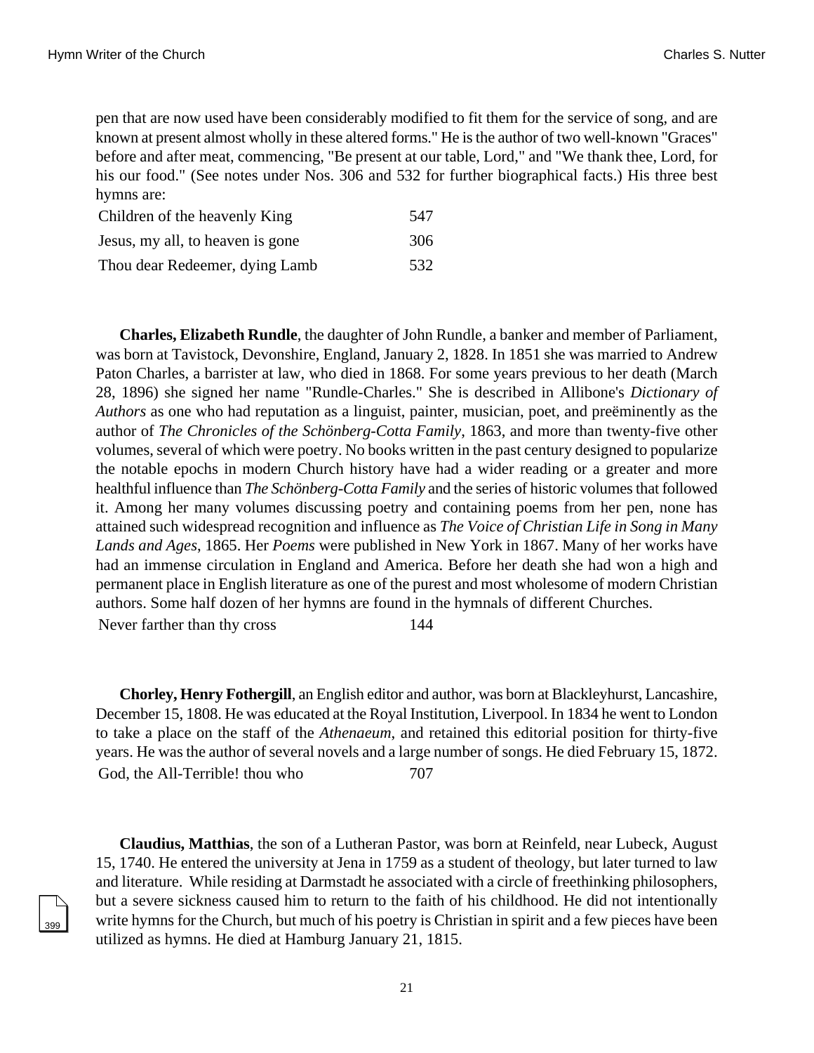pen that are now used have been considerably modified to fit them for the service of song, and are known at present almost wholly in these altered forms." He is the author of two well-known "Graces" before and after meat, commencing, "Be present at our table, Lord," and "We thank thee, Lord, for his our food." (See notes under Nos. 306 and 532 for further biographical facts.) His three best hymns are:

| | |
|---|---|
| Children of the heavenly King | 547 |
| Jesus, my all, to heaven is gone | 306 |
| Thou dear Redeemer, dying Lamb | 532 |

**Charles, Elizabeth Rundle**, the daughter of John Rundle, a banker and member of Parliament, was born at Tavistock, Devonshire, England, January 2, 1828. In 1851 she was married to Andrew Paton Charles, a barrister at law, who died in 1868. For some years previous to her death (March 28, 1896) she signed her name "Rundle-Charles." She is described in Allibone's *Dictionary of Authors* as one who had reputation as a linguist, painter, musician, poet, and preëminently as the author of *The Chronicles of the Schönberg-Cotta Family*, 1863, and more than twenty-five other volumes, several of which were poetry. No books written in the past century designed to popularize the notable epochs in modern Church history have had a wider reading or a greater and more healthful influence than *The Schönberg-Cotta Family* and the series of historic volumes that followed it. Among her many volumes discussing poetry and containing poems from her pen, none has attained such widespread recognition and influence as *The Voice of Christian Life in Song in Many Lands and Ages*, 1865. Her *Poems* were published in New York in 1867. Many of her works have had an immense circulation in England and America. Before her death she had won a high and permanent place in English literature as one of the purest and most wholesome of modern Christian authors. Some half dozen of her hymns are found in the hymnals of different Churches.

| | |
|---|---|
| Never farther than thy cross | 144 |

**Chorley, Henry Fothergill**, an English editor and author, was born at Blackleyhurst, Lancashire, December 15, 1808. He was educated at the Royal Institution, Liverpool. In 1834 he went to London to take a place on the staff of the *Athenaeum*, and retained this editorial position for thirty-five years. He was the author of several novels and a large number of songs. He died February 15, 1872.

| | |
|---|---|
| God, the All-Terrible! thou who | 707 |

**Claudius, Matthias**, the son of a Lutheran Pastor, was born at Reinfeld, near Lubeck, August 15, 1740. He entered the university at Jena in 1759 as a student of theology, but later turned to law and literature. While residing at Darmstadt he associated with a circle of freethinking philosophers, but a severe sickness caused him to return to the faith of his childhood. He did not intentionally write hymns for the Church, but much of his poetry is Christian in spirit and a few pieces have been utilized as hymns. He died at Hamburg January 21, 1815.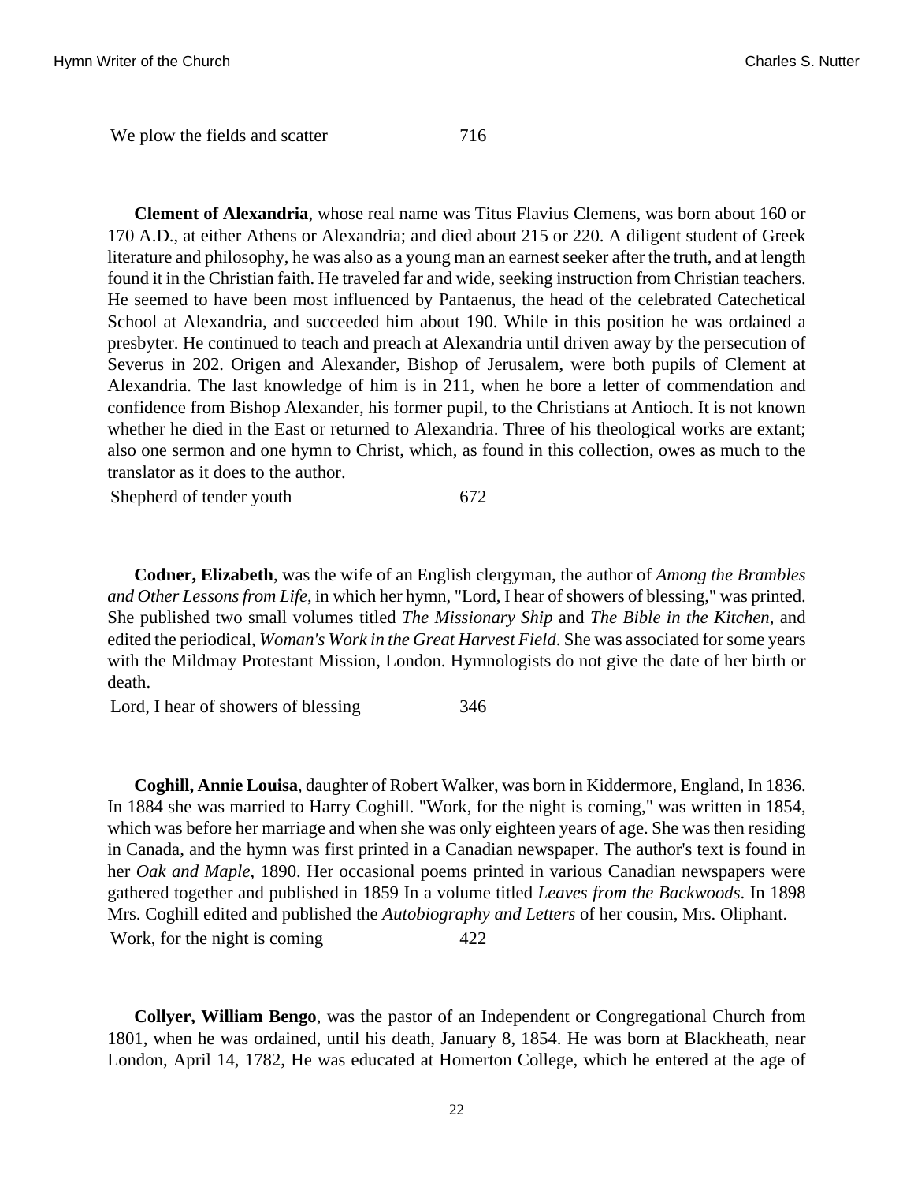We plow the fields and scatter 716

**Clement of Alexandria**, whose real name was Titus Flavius Clemens, was born about 160 or 170 A.D., at either Athens or Alexandria; and died about 215 or 220. A diligent student of Greek literature and philosophy, he was also as a young man an earnest seeker after the truth, and at length found it in the Christian faith. He traveled far and wide, seeking instruction from Christian teachers. He seemed to have been most influenced by Pantaenus, the head of the celebrated Catechetical School at Alexandria, and succeeded him about 190. While in this position he was ordained a presbyter. He continued to teach and preach at Alexandria until driven away by the persecution of Severus in 202. Origen and Alexander, Bishop of Jerusalem, were both pupils of Clement at Alexandria. The last knowledge of him is in 211, when he bore a letter of commendation and confidence from Bishop Alexander, his former pupil, to the Christians at Antioch. It is not known whether he died in the East or returned to Alexandria. Three of his theological works are extant; also one sermon and one hymn to Christ, which, as found in this collection, owes as much to the translator as it does to the author.

Shepherd of tender youth 672

**Codner, Elizabeth**, was the wife of an English clergyman, the author of *Among the Brambles and Other Lessons from Life*, in which her hymn, "Lord, I hear of showers of blessing," was printed. She published two small volumes titled *The Missionary Ship* and *The Bible in the Kitchen*, and edited the periodical, *Woman's Work in the Great Harvest Field*. She was associated for some years with the Mildmay Protestant Mission, London. Hymnologists do not give the date of her birth or death.

Lord, I hear of showers of blessing 346

**Coghill, Annie Louisa**, daughter of Robert Walker, was born in Kiddermore, England, In 1836. In 1884 she was married to Harry Coghill. "Work, for the night is coming," was written in 1854, which was before her marriage and when she was only eighteen years of age. She was then residing in Canada, and the hymn was first printed in a Canadian newspaper. The author's text is found in her *Oak and Maple*, 1890. Her occasional poems printed in various Canadian newspapers were gathered together and published in 1859 In a volume titled *Leaves from the Backwoods*. In 1898 Mrs. Coghill edited and published the *Autobiography and Letters* of her cousin, Mrs. Oliphant.

Work, for the night is coming 422

**Collyer, William Bengo**, was the pastor of an Independent or Congregational Church from 1801, when he was ordained, until his death, January 8, 1854. He was born at Blackheath, near London, April 14, 1782, He was educated at Homerton College, which he entered at the age of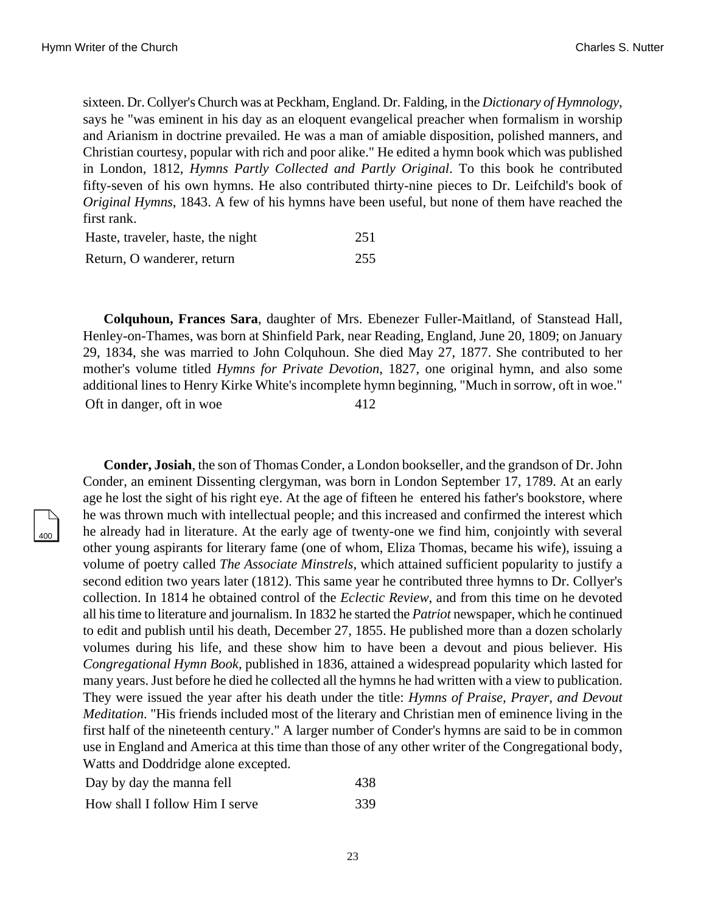sixteen. Dr. Collyer's Church was at Peckham, England. Dr. Falding, in the *Dictionary of Hymnology*, says he "was eminent in his day as an eloquent evangelical preacher when formalism in worship and Arianism in doctrine prevailed. He was a man of amiable disposition, polished manners, and Christian courtesy, popular with rich and poor alike." He edited a hymn book which was published in London, 1812, *Hymns Partly Collected and Partly Original*. To this book he contributed fifty-seven of his own hymns. He also contributed thirty-nine pieces to Dr. Leifchild's book of *Original Hymns*, 1843. A few of his hymns have been useful, but none of them have reached the first rank.

| | |
|---|---|
| Haste, traveler, haste, the night | 251 |
| Return, O wanderer, return | 255 |

**Colquhoun, Frances Sara**, daughter of Mrs. Ebenezer Fuller-Maitland, of Stanstead Hall, Henley-on-Thames, was born at Shinfield Park, near Reading, England, June 20, 1809; on January 29, 1834, she was married to John Colquhoun. She died May 27, 1877. She contributed to her mother's volume titled *Hymns for Private Devotion*, 1827, one original hymn, and also some additional lines to Henry Kirke White's incomplete hymn beginning, "Much in sorrow, oft in woe."

| | |
|---|---|
| Oft in danger, oft in woe | 412 |

**Conder, Josiah**, the son of Thomas Conder, a London bookseller, and the grandson of Dr. John Conder, an eminent Dissenting clergyman, was born in London September 17, 1789. At an early age he lost the sight of his right eye. At the age of fifteen he entered his father's bookstore, where he was thrown much with intellectual people; and this increased and confirmed the interest which he already had in literature. At the early age of twenty-one we find him, conjointly with several other young aspirants for literary fame (one of whom, Eliza Thomas, became his wife), issuing a volume of poetry called *The Associate Minstrels*, which attained sufficient popularity to justify a second edition two years later (1812). This same year he contributed three hymns to Dr. Collyer's collection. In 1814 he obtained control of the *Eclectic Review*, and from this time on he devoted all his time to literature and journalism. In 1832 he started the *Patriot* newspaper, which he continued to edit and publish until his death, December 27, 1855. He published more than a dozen scholarly volumes during his life, and these show him to have been a devout and pious believer. His *Congregational Hymn Book*, published in 1836, attained a widespread popularity which lasted for many years. Just before he died he collected all the hymns he had written with a view to publication. They were issued the year after his death under the title: *Hymns of Praise, Prayer, and Devout Meditation*. "His friends included most of the literary and Christian men of eminence living in the first half of the nineteenth century." A larger number of Conder's hymns are said to be in common use in England and America at this time than those of any other writer of the Congregational body, Watts and Doddridge alone excepted.

| | |
|---|---|
| Day by day the manna fell | 438 |
| How shall I follow Him I serve | 339 |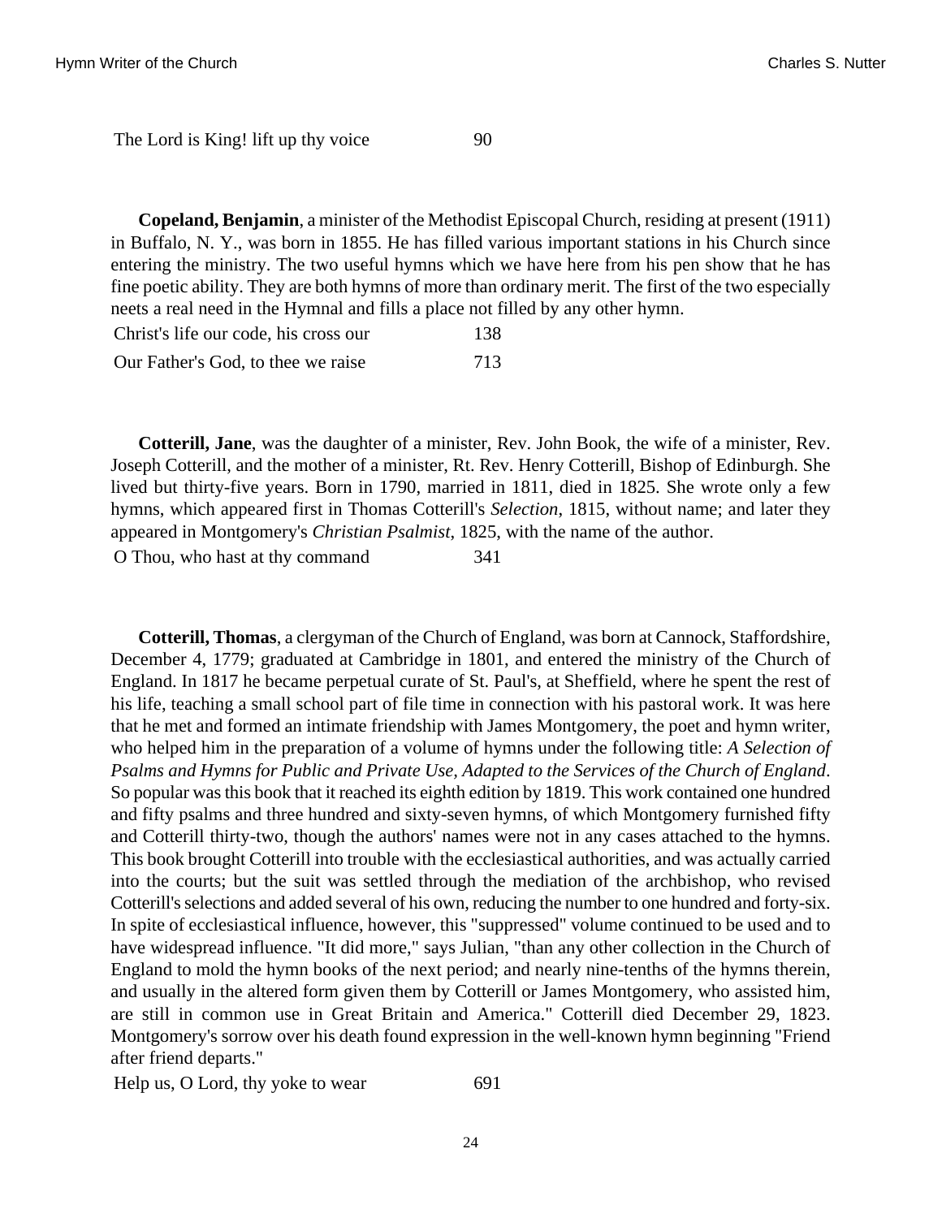| | |
|---|---|
| The Lord is King! lift up thy voice | 90 |

**Copeland, Benjamin**, a minister of the Methodist Episcopal Church, residing at present (1911) in Buffalo, N. Y., was born in 1855. He has filled various important stations in his Church since entering the ministry. The two useful hymns which we have here from his pen show that he has fine poetic ability. They are both hymns of more than ordinary merit. The first of the two especially neets a real need in the Hymnal and fills a place not filled by any other hymn.

| | |
|---|---|
| Christ's life our code, his cross our | 138 |
| Our Father's God, to thee we raise | 713 |

**Cotterill, Jane**, was the daughter of a minister, Rev. John Book, the wife of a minister, Rev. Joseph Cotterill, and the mother of a minister, Rt. Rev. Henry Cotterill, Bishop of Edinburgh. She lived but thirty-five years. Born in 1790, married in 1811, died in 1825. She wrote only a few hymns, which appeared first in Thomas Cotterill's *Selection*, 1815, without name; and later they appeared in Montgomery's *Christian Psalmist*, 1825, with the name of the author.

| | |
|---|---|
| O Thou, who hast at thy command | 341 |

**Cotterill, Thomas**, a clergyman of the Church of England, was born at Cannock, Staffordshire, December 4, 1779; graduated at Cambridge in 1801, and entered the ministry of the Church of England. In 1817 he became perpetual curate of St. Paul's, at Sheffield, where he spent the rest of his life, teaching a small school part of file time in connection with his pastoral work. It was here that he met and formed an intimate friendship with James Montgomery, the poet and hymn writer, who helped him in the preparation of a volume of hymns under the following title: *A Selection of Psalms and Hymns for Public and Private Use, Adapted to the Services of the Church of England*. So popular was this book that it reached its eighth edition by 1819. This work contained one hundred and fifty psalms and three hundred and sixty-seven hymns, of which Montgomery furnished fifty and Cotterill thirty-two, though the authors' names were not in any cases attached to the hymns. This book brought Cotterill into trouble with the ecclesiastical authorities, and was actually carried into the courts; but the suit was settled through the mediation of the archbishop, who revised Cotterill's selections and added several of his own, reducing the number to one hundred and forty-six. In spite of ecclesiastical influence, however, this "suppressed" volume continued to be used and to have widespread influence. "It did more," says Julian, "than any other collection in the Church of England to mold the hymn books of the next period; and nearly nine-tenths of the hymns therein, and usually in the altered form given them by Cotterill or James Montgomery, who assisted him, are still in common use in Great Britain and America." Cotterill died December 29, 1823. Montgomery's sorrow over his death found expression in the well-known hymn beginning "Friend after friend departs."

| | |
|---|---|
| Help us, O Lord, thy yoke to wear | 691 |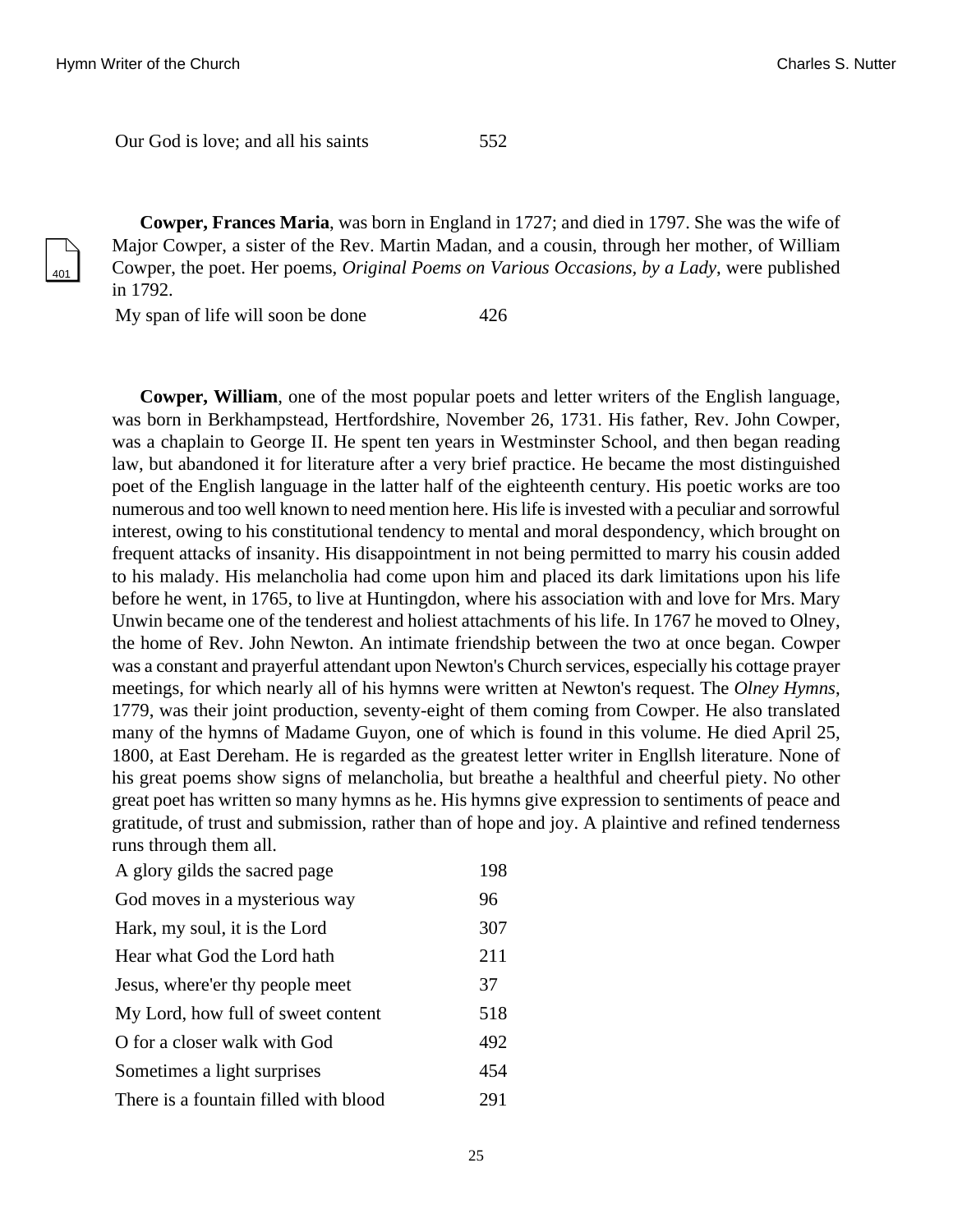| | |
|---|---|
| Our God is love; and all his saints | 552 |

**Cowper, Frances Maria**, was born in England in 1727; and died in 1797. She was the wife of Major Cowper, a sister of the Rev. Martin Madan, and a cousin, through her mother, of William Cowper, the poet. Her poems, *Original Poems on Various Occasions, by a Lady*, were published in 1792.

| | |
|---|---|
| My span of life will soon be done | 426 |

**Cowper, William**, one of the most popular poets and letter writers of the English language, was born in Berkhampstead, Hertfordshire, November 26, 1731. His father, Rev. John Cowper, was a chaplain to George II. He spent ten years in Westminster School, and then began reading law, but abandoned it for literature after a very brief practice. He became the most distinguished poet of the English language in the latter half of the eighteenth century. His poetic works are too numerous and too well known to need mention here. His life is invested with a peculiar and sorrowful interest, owing to his constitutional tendency to mental and moral despondency, which brought on frequent attacks of insanity. His disappointment in not being permitted to marry his cousin added to his malady. His melancholia had come upon him and placed its dark limitations upon his life before he went, in 1765, to live at Huntingdon, where his association with and love for Mrs. Mary Unwin became one of the tenderest and holiest attachments of his life. In 1767 he moved to Olney, the home of Rev. John Newton. An intimate friendship between the two at once began. Cowper was a constant and prayerful attendant upon Newton's Church services, especially his cottage prayer meetings, for which nearly all of his hymns were written at Newton's request. The *Olney Hymns*, 1779, was their joint production, seventy-eight of them coming from Cowper. He also translated many of the hymns of Madame Guyon, one of which is found in this volume. He died April 25, 1800, at East Dereham. He is regarded as the greatest letter writer in Engllsh literature. None of his great poems show signs of melancholia, but breathe a healthful and cheerful piety. No other great poet has written so many hymns as he. His hymns give expression to sentiments of peace and gratitude, of trust and submission, rather than of hope and joy. A plaintive and refined tenderness runs through them all.

| | |
|---|---|
| A glory gilds the sacred page | 198 |
| God moves in a mysterious way | 96 |
| Hark, my soul, it is the Lord | 307 |
| Hear what God the Lord hath | 211 |
| Jesus, where'er thy people meet | 37 |
| My Lord, how full of sweet content | 518 |
| O for a closer walk with God | 492 |
| Sometimes a light surprises | 454 |
| There is a fountain filled with blood | 291 |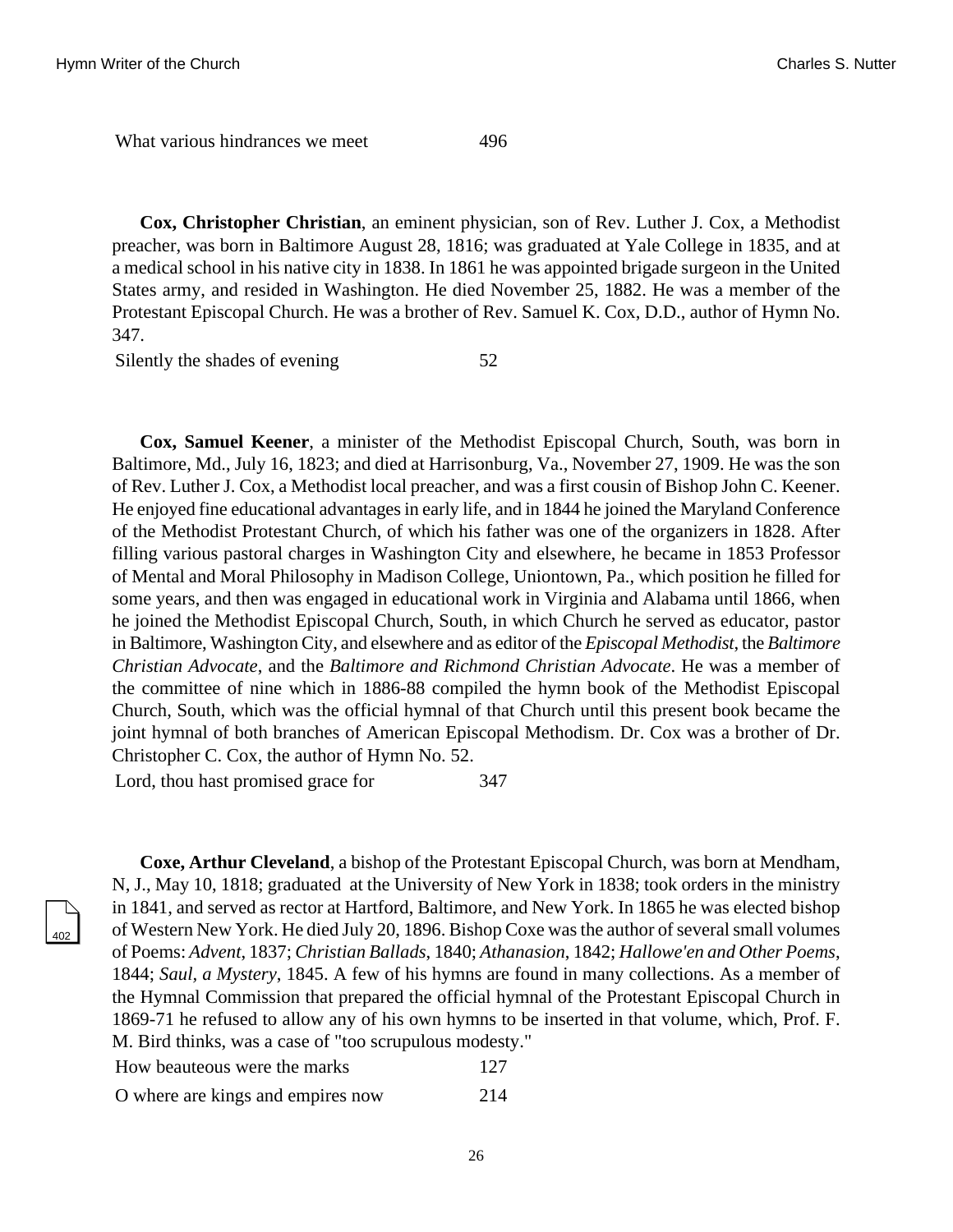What various hindrances we meet 496

**Cox, Christopher Christian**, an eminent physician, son of Rev. Luther J. Cox, a Methodist preacher, was born in Baltimore August 28, 1816; was graduated at Yale College in 1835, and at a medical school in his native city in 1838. In 1861 he was appointed brigade surgeon in the United States army, and resided in Washington. He died November 25, 1882. He was a member of the Protestant Episcopal Church. He was a brother of Rev. Samuel K. Cox, D.D., author of Hymn No. 347.

Silently the shades of evening 52

**Cox, Samuel Keener**, a minister of the Methodist Episcopal Church, South, was born in Baltimore, Md., July 16, 1823; and died at Harrisonburg, Va., November 27, 1909. He was the son of Rev. Luther J. Cox, a Methodist local preacher, and was a first cousin of Bishop John C. Keener. He enjoyed fine educational advantages in early life, and in 1844 he joined the Maryland Conference of the Methodist Protestant Church, of which his father was one of the organizers in 1828. After filling various pastoral charges in Washington City and elsewhere, he became in 1853 Professor of Mental and Moral Philosophy in Madison College, Uniontown, Pa., which position he filled for some years, and then was engaged in educational work in Virginia and Alabama until 1866, when he joined the Methodist Episcopal Church, South, in which Church he served as educator, pastor in Baltimore, Washington City, and elsewhere and as editor of the *Episcopal Methodist*, the *Baltimore Christian Advocate*, and the *Baltimore and Richmond Christian Advocate*. He was a member of the committee of nine which in 1886-88 compiled the hymn book of the Methodist Episcopal Church, South, which was the official hymnal of that Church until this present book became the joint hymnal of both branches of American Episcopal Methodism. Dr. Cox was a brother of Dr. Christopher C. Cox, the author of Hymn No. 52.

Lord, thou hast promised grace for 347

**Coxe, Arthur Cleveland**, a bishop of the Protestant Episcopal Church, was born at Mendham, N, J., May 10, 1818; graduated at the University of New York in 1838; took orders in the ministry in 1841, and served as rector at Hartford, Baltimore, and New York. In 1865 he was elected bishop of Western New York. He died July 20, 1896. Bishop Coxe was the author of several small volumes of Poems: *Advent*, 1837; *Christian Ballads*, 1840; *Athanasion*, 1842; *Hallowe'en and Other Poems*, 1844; *Saul, a Mystery*, 1845. A few of his hymns are found in many collections. As a member of the Hymnal Commission that prepared the official hymnal of the Protestant Episcopal Church in 1869-71 he refused to allow any of his own hymns to be inserted in that volume, which, Prof. F. M. Bird thinks, was a case of "too scrupulous modesty."

How beauteous were the marks 127

O where are kings and empires now 214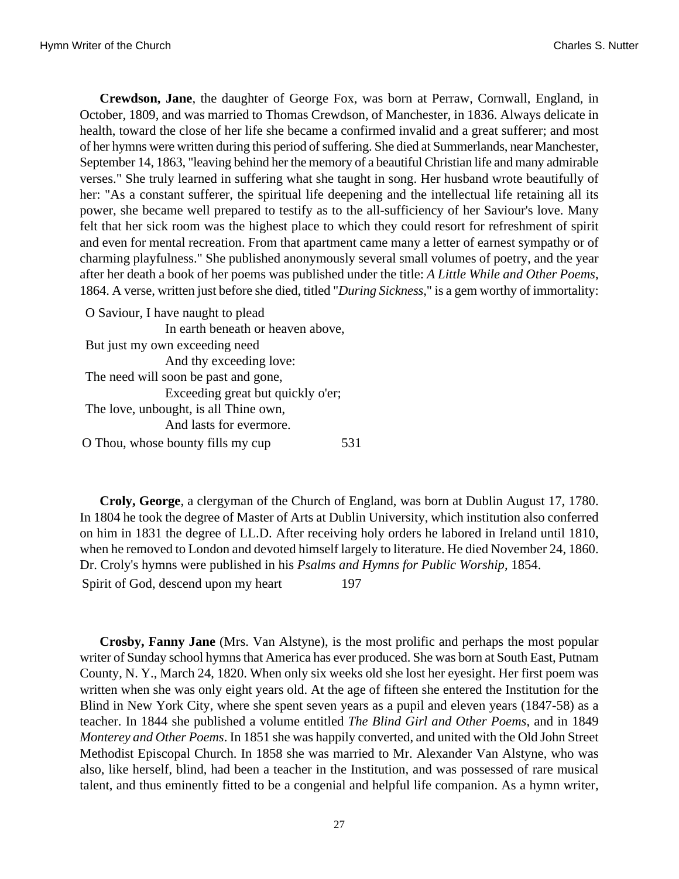**Crewdson, Jane**, the daughter of George Fox, was born at Perraw, Cornwall, England, in October, 1809, and was married to Thomas Crewdson, of Manchester, in 1836. Always delicate in health, toward the close of her life she became a confirmed invalid and a great sufferer; and most of her hymns were written during this period of suffering. She died at Summerlands, near Manchester, September 14, 1863, "leaving behind her the memory of a beautiful Christian life and many admirable verses." She truly learned in suffering what she taught in song. Her husband wrote beautifully of her: "As a constant sufferer, the spiritual life deepening and the intellectual life retaining all its power, she became well prepared to testify as to the all-sufficiency of her Saviour's love. Many felt that her sick room was the highest place to which they could resort for refreshment of spirit and even for mental recreation. From that apartment came many a letter of earnest sympathy or of charming playfulness." She published anonymously several small volumes of poetry, and the year after her death a book of her poems was published under the title: *A Little While and Other Poems*, 1864. A verse, written just before she died, titled "*During Sickness*," is a gem worthy of immortality:

O Saviour, I have naught to plead
 In earth beneath or heaven above,
But just my own exceeding need
 And thy exceeding love:
The need will soon be past and gone,
 Exceeding great but quickly o'er;
The love, unbought, is all Thine own,
 And lasts for evermore.

O Thou, whose bounty fills my cup 531

**Croly, George**, a clergyman of the Church of England, was born at Dublin August 17, 1780. In 1804 he took the degree of Master of Arts at Dublin University, which institution also conferred on him in 1831 the degree of LL.D. After receiving holy orders he labored in Ireland until 1810, when he removed to London and devoted himself largely to literature. He died November 24, 1860. Dr. Croly's hymns were published in his *Psalms and Hymns for Public Worship*, 1854.

Spirit of God, descend upon my heart 197

**Crosby, Fanny Jane** (Mrs. Van Alstyne), is the most prolific and perhaps the most popular writer of Sunday school hymns that America has ever produced. She was born at South East, Putnam County, N. Y., March 24, 1820. When only six weeks old she lost her eyesight. Her first poem was written when she was only eight years old. At the age of fifteen she entered the Institution for the Blind in New York City, where she spent seven years as a pupil and eleven years (1847-58) as a teacher. In 1844 she published a volume entitled *The Blind Girl and Other Poems*, and in 1849 *Monterey and Other Poems*. In 1851 she was happily converted, and united with the Old John Street Methodist Episcopal Church. In 1858 she was married to Mr. Alexander Van Alstyne, who was also, like herself, blind, had been a teacher in the Institution, and was possessed of rare musical talent, and thus eminently fitted to be a congenial and helpful life companion. As a hymn writer,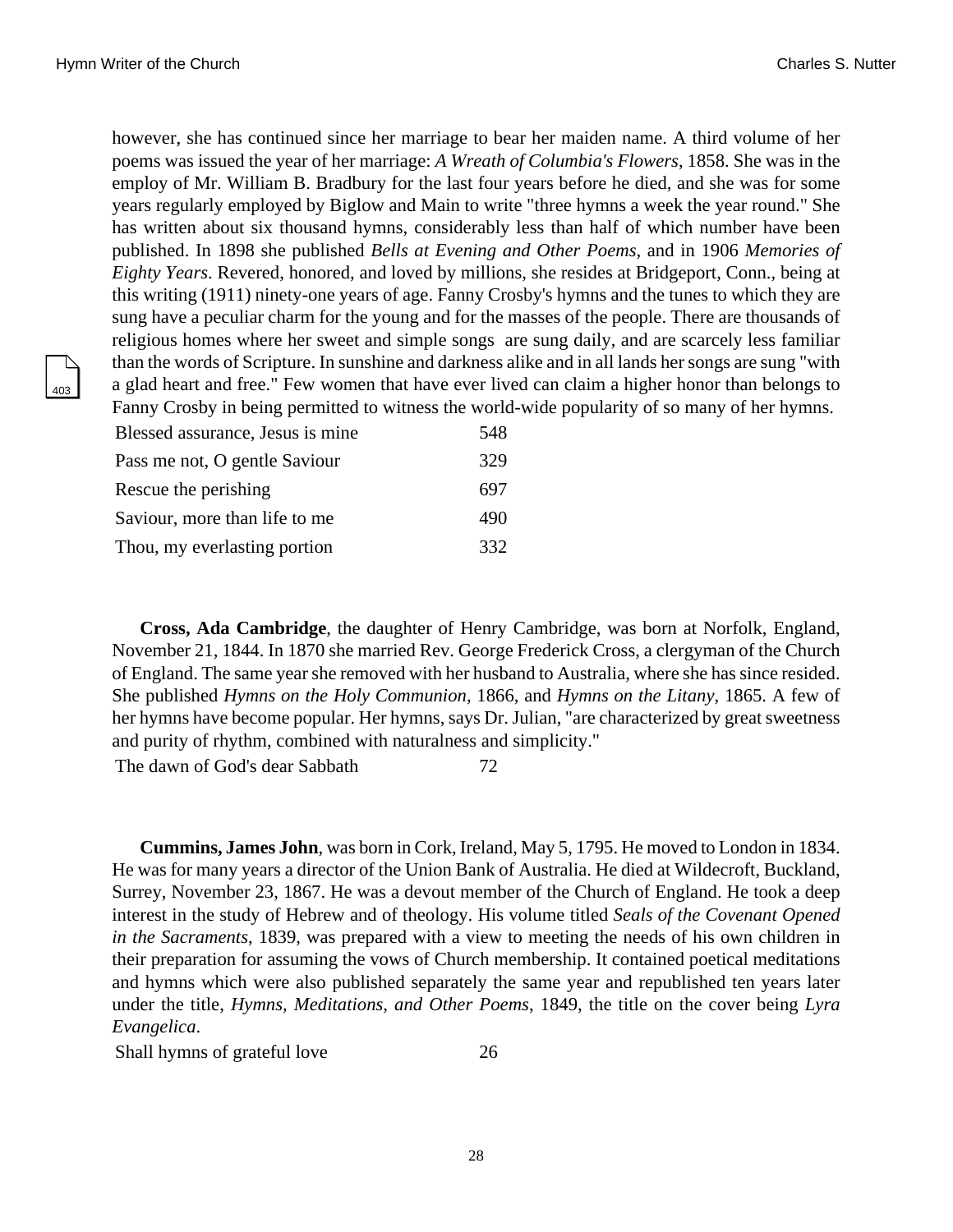however, she has continued since her marriage to bear her maiden name. A third volume of her poems was issued the year of her marriage: *A Wreath of Columbia's Flowers*, 1858. She was in the employ of Mr. William B. Bradbury for the last four years before he died, and she was for some years regularly employed by Biglow and Main to write "three hymns a week the year round." She has written about six thousand hymns, considerably less than half of which number have been published. In 1898 she published *Bells at Evening and Other Poems*, and in 1906 *Memories of Eighty Years*. Revered, honored, and loved by millions, she resides at Bridgeport, Conn., being at this writing (1911) ninety-one years of age. Fanny Crosby's hymns and the tunes to which they are sung have a peculiar charm for the young and for the masses of the people. There are thousands of religious homes where her sweet and simple songs are sung daily, and are scarcely less familiar than the words of Scripture. In sunshine and darkness alike and in all lands her songs are sung "with a glad heart and free." Few women that have ever lived can claim a higher honor than belongs to Fanny Crosby in being permitted to witness the world-wide popularity of so many of her hymns.

| | |
|---|---|
| Blessed assurance, Jesus is mine | 548 |
| Pass me not, O gentle Saviour | 329 |
| Rescue the perishing | 697 |
| Saviour, more than life to me | 490 |
| Thou, my everlasting portion | 332 |

**Cross, Ada Cambridge**, the daughter of Henry Cambridge, was born at Norfolk, England, November 21, 1844. In 1870 she married Rev. George Frederick Cross, a clergyman of the Church of England. The same year she removed with her husband to Australia, where she has since resided. She published *Hymns on the Holy Communion*, 1866, and *Hymns on the Litany*, 1865. A few of her hymns have become popular. Her hymns, says Dr. Julian, "are characterized by great sweetness and purity of rhythm, combined with naturalness and simplicity."

| | |
|---|---|
| The dawn of God's dear Sabbath | 72 |

**Cummins, James John**, was born in Cork, Ireland, May 5, 1795. He moved to London in 1834. He was for many years a director of the Union Bank of Australia. He died at Wildecroft, Buckland, Surrey, November 23, 1867. He was a devout member of the Church of England. He took a deep interest in the study of Hebrew and of theology. His volume titled *Seals of the Covenant Opened in the Sacraments*, 1839, was prepared with a view to meeting the needs of his own children in their preparation for assuming the vows of Church membership. It contained poetical meditations and hymns which were also published separately the same year and republished ten years later under the title, *Hymns, Meditations, and Other Poems*, 1849, the title on the cover being *Lyra Evangelica*.

| | |
|---|---|
| Shall hymns of grateful love | 26 |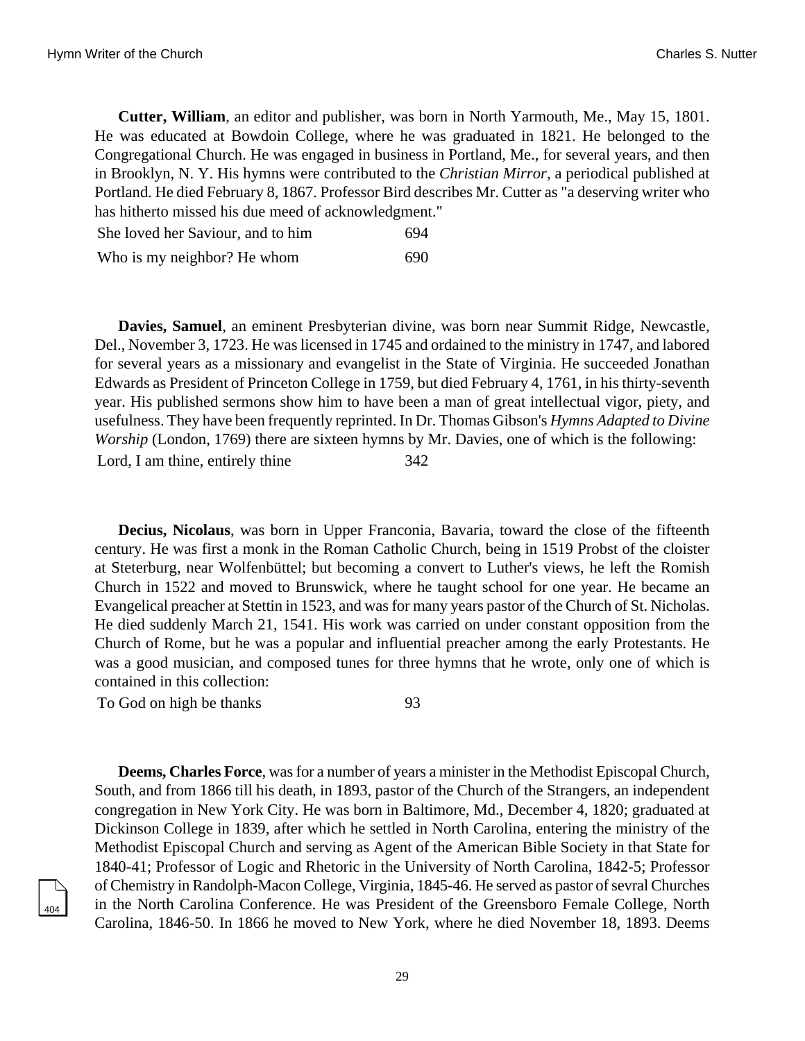**Cutter, William**, an editor and publisher, was born in North Yarmouth, Me., May 15, 1801. He was educated at Bowdoin College, where he was graduated in 1821. He belonged to the Congregational Church. He was engaged in business in Portland, Me., for several years, and then in Brooklyn, N. Y. His hymns were contributed to the *Christian Mirror*, a periodical published at Portland. He died February 8, 1867. Professor Bird describes Mr. Cutter as "a deserving writer who has hitherto missed his due meed of acknowledgment."

| | |
|---|---|
| She loved her Saviour, and to him | 694 |
| Who is my neighbor? He whom | 690 |

**Davies, Samuel**, an eminent Presbyterian divine, was born near Summit Ridge, Newcastle, Del., November 3, 1723. He was licensed in 1745 and ordained to the ministry in 1747, and labored for several years as a missionary and evangelist in the State of Virginia. He succeeded Jonathan Edwards as President of Princeton College in 1759, but died February 4, 1761, in his thirty-seventh year. His published sermons show him to have been a man of great intellectual vigor, piety, and usefulness. They have been frequently reprinted. In Dr. Thomas Gibson's *Hymns Adapted to Divine Worship* (London, 1769) there are sixteen hymns by Mr. Davies, one of which is the following:

| | |
|---|---|
| Lord, I am thine, entirely thine | 342 |

**Decius, Nicolaus**, was born in Upper Franconia, Bavaria, toward the close of the fifteenth century. He was first a monk in the Roman Catholic Church, being in 1519 Probst of the cloister at Steterburg, near Wolfenbüttel; but becoming a convert to Luther's views, he left the Romish Church in 1522 and moved to Brunswick, where he taught school for one year. He became an Evangelical preacher at Stettin in 1523, and was for many years pastor of the Church of St. Nicholas. He died suddenly March 21, 1541. His work was carried on under constant opposition from the Church of Rome, but he was a popular and influential preacher among the early Protestants. He was a good musician, and composed tunes for three hymns that he wrote, only one of which is contained in this collection:

| | |
|---|---|
| To God on high be thanks | 93 |

**Deems, Charles Force**, was for a number of years a minister in the Methodist Episcopal Church, South, and from 1866 till his death, in 1893, pastor of the Church of the Strangers, an independent congregation in New York City. He was born in Baltimore, Md., December 4, 1820; graduated at Dickinson College in 1839, after which he settled in North Carolina, entering the ministry of the Methodist Episcopal Church and serving as Agent of the American Bible Society in that State for 1840-41; Professor of Logic and Rhetoric in the University of North Carolina, 1842-5; Professor of Chemistry in Randolph-Macon College, Virginia, 1845-46. He served as pastor of sevral Churches in the North Carolina Conference. He was President of the Greensboro Female College, North Carolina, 1846-50. In 1866 he moved to New York, where he died November 18, 1893. Deems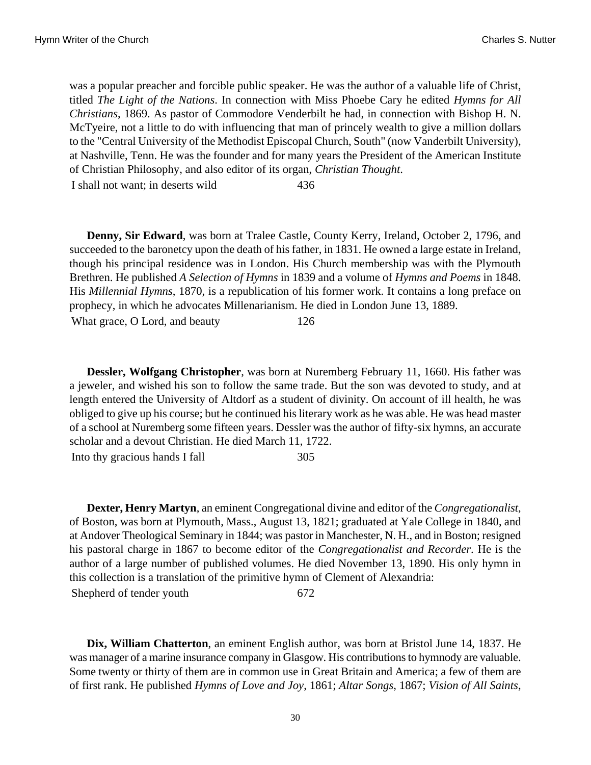was a popular preacher and forcible public speaker. He was the author of a valuable life of Christ, titled *The Light of the Nations*. In connection with Miss Phoebe Cary he edited *Hymns for All Christians*, 1869. As pastor of Commodore Venderbilt he had, in connection with Bishop H. N. McTyeire, not a little to do with influencing that man of princely wealth to give a million dollars to the "Central University of the Methodist Episcopal Church, South" (now Vanderbilt University), at Nashville, Tenn. He was the founder and for many years the President of the American Institute of Christian Philosophy, and also editor of its organ, *Christian Thought*.

| | |
|---|---|
| I shall not want; in deserts wild | 436 |

**Denny, Sir Edward**, was born at Tralee Castle, County Kerry, Ireland, October 2, 1796, and succeeded to the baronetcy upon the death of his father, in 1831. He owned a large estate in Ireland, though his principal residence was in London. His Church membership was with the Plymouth Brethren. He published *A Selection of Hymns* in 1839 and a volume of *Hymns and Poems* in 1848. His *Millennial Hymns*, 1870, is a republication of his former work. It contains a long preface on prophecy, in which he advocates Millenarianism. He died in London June 13, 1889.

| | |
|---|---|
| What grace, O Lord, and beauty | 126 |

**Dessler, Wolfgang Christopher**, was born at Nuremberg February 11, 1660. His father was a jeweler, and wished his son to follow the same trade. But the son was devoted to study, and at length entered the University of Altdorf as a student of divinity. On account of ill health, he was obliged to give up his course; but he continued his literary work as he was able. He was head master of a school at Nuremberg some fifteen years. Dessler was the author of fifty-six hymns, an accurate scholar and a devout Christian. He died March 11, 1722.

| | |
|---|---|
| Into thy gracious hands I fall | 305 |

**Dexter, Henry Martyn**, an eminent Congregational divine and editor of the *Congregationalist*, of Boston, was born at Plymouth, Mass., August 13, 1821; graduated at Yale College in 1840, and at Andover Theological Seminary in 1844; was pastor in Manchester, N. H., and in Boston; resigned his pastoral charge in 1867 to become editor of the *Congregationalist and Recorder*. He is the author of a large number of published volumes. He died November 13, 1890. His only hymn in this collection is a translation of the primitive hymn of Clement of Alexandria:

| | |
|---|---|
| Shepherd of tender youth | 672 |

**Dix, William Chatterton**, an eminent English author, was born at Bristol June 14, 1837. He was manager of a marine insurance company in Glasgow. His contributions to hymnody are valuable. Some twenty or thirty of them are in common use in Great Britain and America; a few of them are of first rank. He published *Hymns of Love and Joy*, 1861; *Altar Songs*, 1867; *Vision of All Saints*,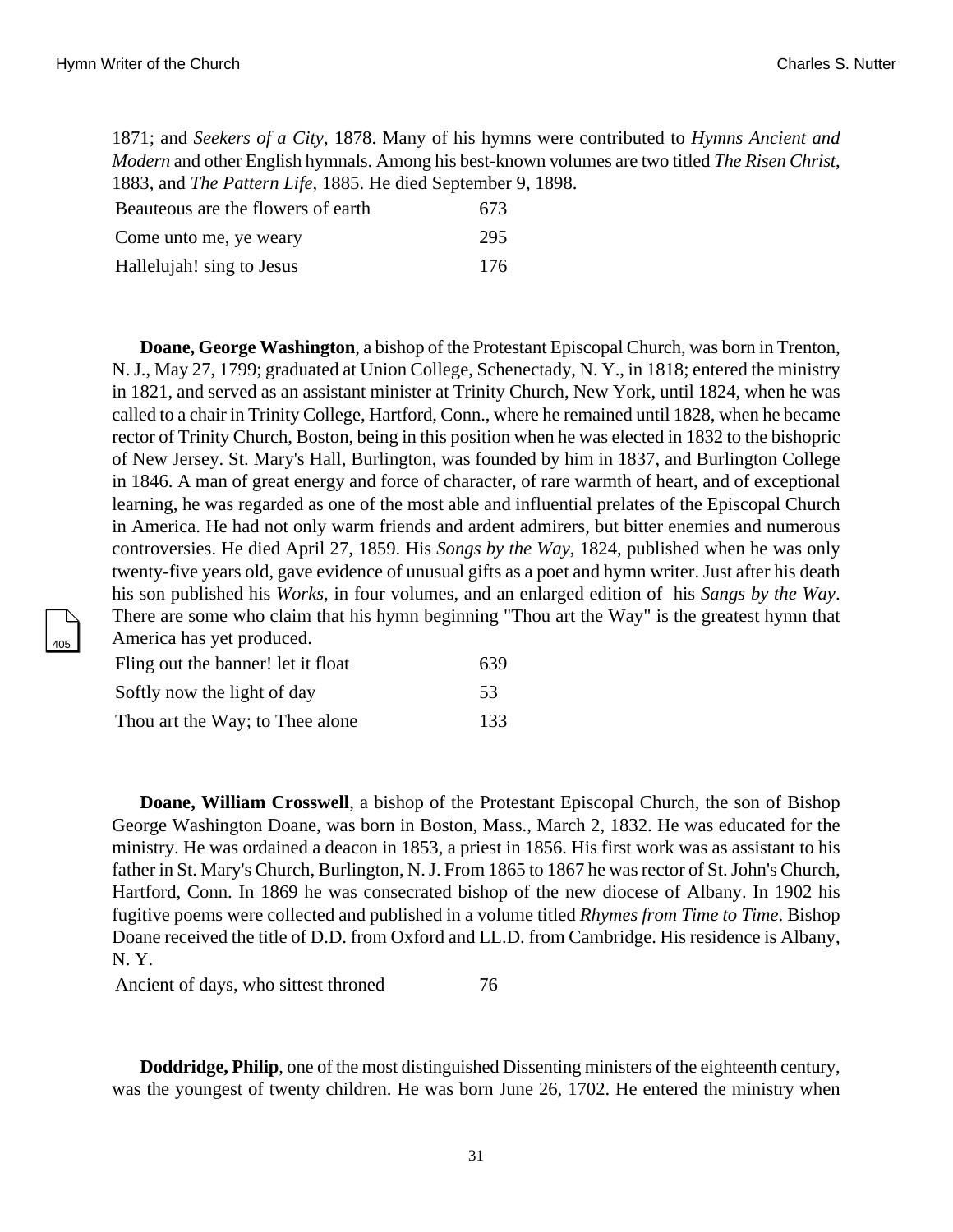1871; and *Seekers of a City*, 1878. Many of his hymns were contributed to *Hymns Ancient and Modern* and other English hymnals. Among his best-known volumes are two titled *The Risen Christ*, 1883, and *The Pattern Life*, 1885. He died September 9, 1898.

| | |
|---|---|
| Beauteous are the flowers of earth | 673 |
| Come unto me, ye weary | 295 |
| Hallelujah! sing to Jesus | 176 |

**Doane, George Washington**, a bishop of the Protestant Episcopal Church, was born in Trenton, N. J., May 27, 1799; graduated at Union College, Schenectady, N. Y., in 1818; entered the ministry in 1821, and served as an assistant minister at Trinity Church, New York, until 1824, when he was called to a chair in Trinity College, Hartford, Conn., where he remained until 1828, when he became rector of Trinity Church, Boston, being in this position when he was elected in 1832 to the bishopric of New Jersey. St. Mary's Hall, Burlington, was founded by him in 1837, and Burlington College in 1846. A man of great energy and force of character, of rare warmth of heart, and of exceptional learning, he was regarded as one of the most able and influential prelates of the Episcopal Church in America. He had not only warm friends and ardent admirers, but bitter enemies and numerous controversies. He died April 27, 1859. His *Songs by the Way*, 1824, published when he was only twenty-five years old, gave evidence of unusual gifts as a poet and hymn writer. Just after his death his son published his *Works*, in four volumes, and an enlarged edition of his *Sangs by the Way*. There are some who claim that his hymn beginning "Thou art the Way" is the greatest hymn that America has yet produced.

| | |
|---|---|
| Fling out the banner! let it float | 639 |
| Softly now the light of day | 53 |
| Thou art the Way; to Thee alone | 133 |

**Doane, William Crosswell**, a bishop of the Protestant Episcopal Church, the son of Bishop George Washington Doane, was born in Boston, Mass., March 2, 1832. He was educated for the ministry. He was ordained a deacon in 1853, a priest in 1856. His first work was as assistant to his father in St. Mary's Church, Burlington, N. J. From 1865 to 1867 he was rector of St. John's Church, Hartford, Conn. In 1869 he was consecrated bishop of the new diocese of Albany. In 1902 his fugitive poems were collected and published in a volume titled *Rhymes from Time to Time*. Bishop Doane received the title of D.D. from Oxford and LL.D. from Cambridge. His residence is Albany, N. Y.

| | |
|---|---|
| Ancient of days, who sittest throned | 76 |

**Doddridge, Philip**, one of the most distinguished Dissenting ministers of the eighteenth century, was the youngest of twenty children. He was born June 26, 1702. He entered the ministry when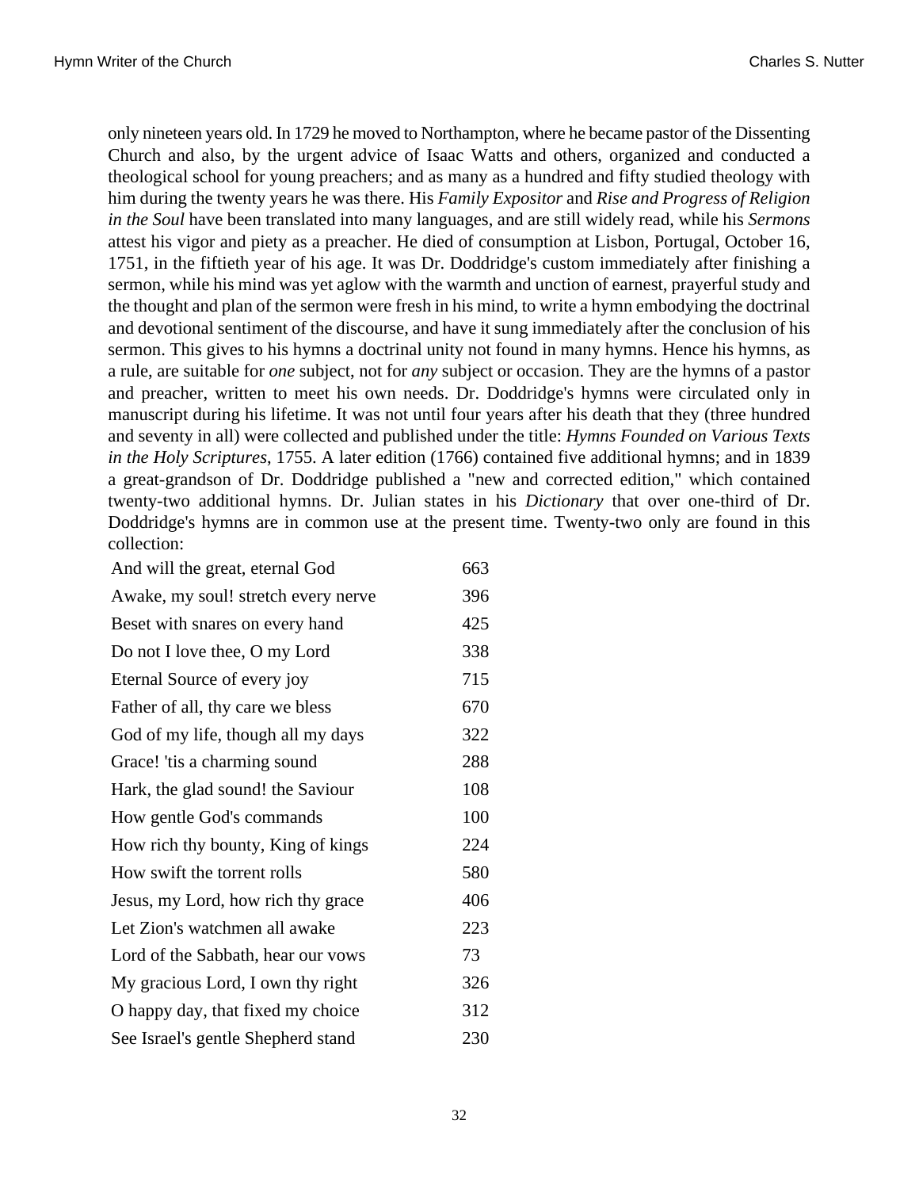only nineteen years old. In 1729 he moved to Northampton, where he became pastor of the Dissenting Church and also, by the urgent advice of Isaac Watts and others, organized and conducted a theological school for young preachers; and as many as a hundred and fifty studied theology with him during the twenty years he was there. His *Family Expositor* and *Rise and Progress of Religion in the Soul* have been translated into many languages, and are still widely read, while his *Sermons* attest his vigor and piety as a preacher. He died of consumption at Lisbon, Portugal, October 16, 1751, in the fiftieth year of his age. It was Dr. Doddridge's custom immediately after finishing a sermon, while his mind was yet aglow with the warmth and unction of earnest, prayerful study and the thought and plan of the sermon were fresh in his mind, to write a hymn embodying the doctrinal and devotional sentiment of the discourse, and have it sung immediately after the conclusion of his sermon. This gives to his hymns a doctrinal unity not found in many hymns. Hence his hymns, as a rule, are suitable for *one* subject, not for *any* subject or occasion. They are the hymns of a pastor and preacher, written to meet his own needs. Dr. Doddridge's hymns were circulated only in manuscript during his lifetime. It was not until four years after his death that they (three hundred and seventy in all) were collected and published under the title: *Hymns Founded on Various Texts in the Holy Scriptures*, 1755. A later edition (1766) contained five additional hymns; and in 1839 a great-grandson of Dr. Doddridge published a "new and corrected edition," which contained twenty-two additional hymns. Dr. Julian states in his *Dictionary* that over one-third of Dr. Doddridge's hymns are in common use at the present time. Twenty-two only are found in this collection:

| | |
|---|---|
| And will the great, eternal God | 663 |
| Awake, my soul! stretch every nerve | 396 |
| Beset with snares on every hand | 425 |
| Do not I love thee, O my Lord | 338 |
| Eternal Source of every joy | 715 |
| Father of all, thy care we bless | 670 |
| God of my life, though all my days | 322 |
| Grace! 'tis a charming sound | 288 |
| Hark, the glad sound! the Saviour | 108 |
| How gentle God's commands | 100 |
| How rich thy bounty, King of kings | 224 |
| How swift the torrent rolls | 580 |
| Jesus, my Lord, how rich thy grace | 406 |
| Let Zion's watchmen all awake | 223 |
| Lord of the Sabbath, hear our vows | 73 |
| My gracious Lord, I own thy right | 326 |
| O happy day, that fixed my choice | 312 |
| See Israel's gentle Shepherd stand | 230 |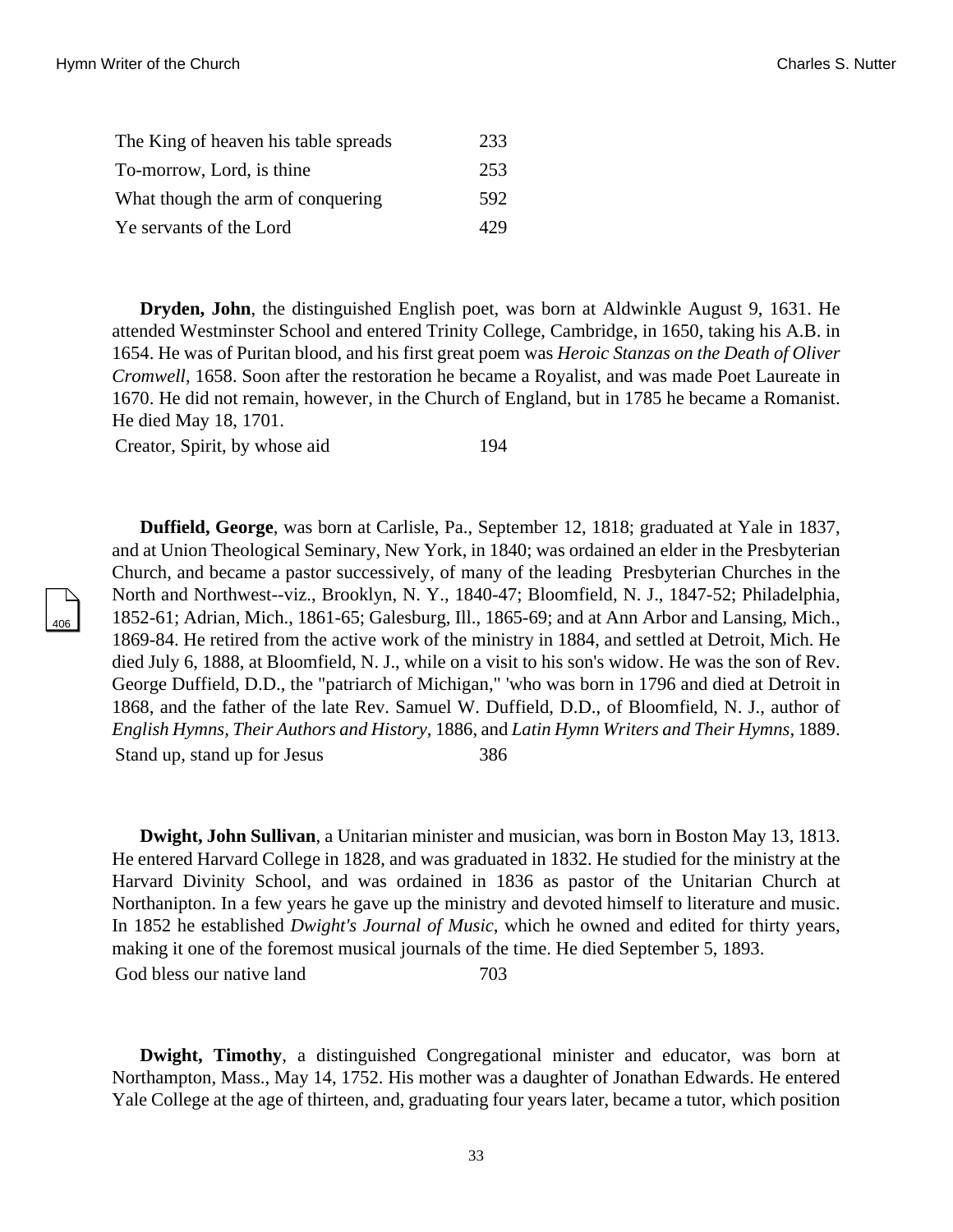| | |
|---|---|
| The King of heaven his table spreads | 233 |
| To-morrow, Lord, is thine | 253 |
| What though the arm of conquering | 592 |
| Ye servants of the Lord | 429 |

**Dryden, John**, the distinguished English poet, was born at Aldwinkle August 9, 1631. He attended Westminster School and entered Trinity College, Cambridge, in 1650, taking his A.B. in 1654. He was of Puritan blood, and his first great poem was *Heroic Stanzas on the Death of Oliver Cromwell*, 1658. Soon after the restoration he became a Royalist, and was made Poet Laureate in 1670. He did not remain, however, in the Church of England, but in 1785 he became a Romanist. He died May 18, 1701.

| | |
|---|---|
| Creator, Spirit, by whose aid | 194 |

**Duffield, George**, was born at Carlisle, Pa., September 12, 1818; graduated at Yale in 1837, and at Union Theological Seminary, New York, in 1840; was ordained an elder in the Presbyterian Church, and became a pastor successively, of many of the leading Presbyterian Churches in the North and Northwest--viz., Brooklyn, N. Y., 1840-47; Bloomfield, N. J., 1847-52; Philadelphia, 1852-61; Adrian, Mich., 1861-65; Galesburg, Ill., 1865-69; and at Ann Arbor and Lansing, Mich., 1869-84. He retired from the active work of the ministry in 1884, and settled at Detroit, Mich. He died July 6, 1888, at Bloomfield, N. J., while on a visit to his son's widow. He was the son of Rev. George Duffield, D.D., the "patriarch of Michigan," 'who was born in 1796 and died at Detroit in 1868, and the father of the late Rev. Samuel W. Duffield, D.D., of Bloomfield, N. J., author of *English Hymns, Their Authors and History*, 1886, and *Latin Hymn Writers and Their Hymns*, 1889.

| | |
|---|---|
| Stand up, stand up for Jesus | 386 |

**Dwight, John Sullivan**, a Unitarian minister and musician, was born in Boston May 13, 1813. He entered Harvard College in 1828, and was graduated in 1832. He studied for the ministry at the Harvard Divinity School, and was ordained in 1836 as pastor of the Unitarian Church at Northanipton. In a few years he gave up the ministry and devoted himself to literature and music. In 1852 he established *Dwight's Journal of Music*, which he owned and edited for thirty years, making it one of the foremost musical journals of the time. He died September 5, 1893.

| | |
|---|---|
| God bless our native land | 703 |

**Dwight, Timothy**, a distinguished Congregational minister and educator, was born at Northampton, Mass., May 14, 1752. His mother was a daughter of Jonathan Edwards. He entered Yale College at the age of thirteen, and, graduating four years later, became a tutor, which position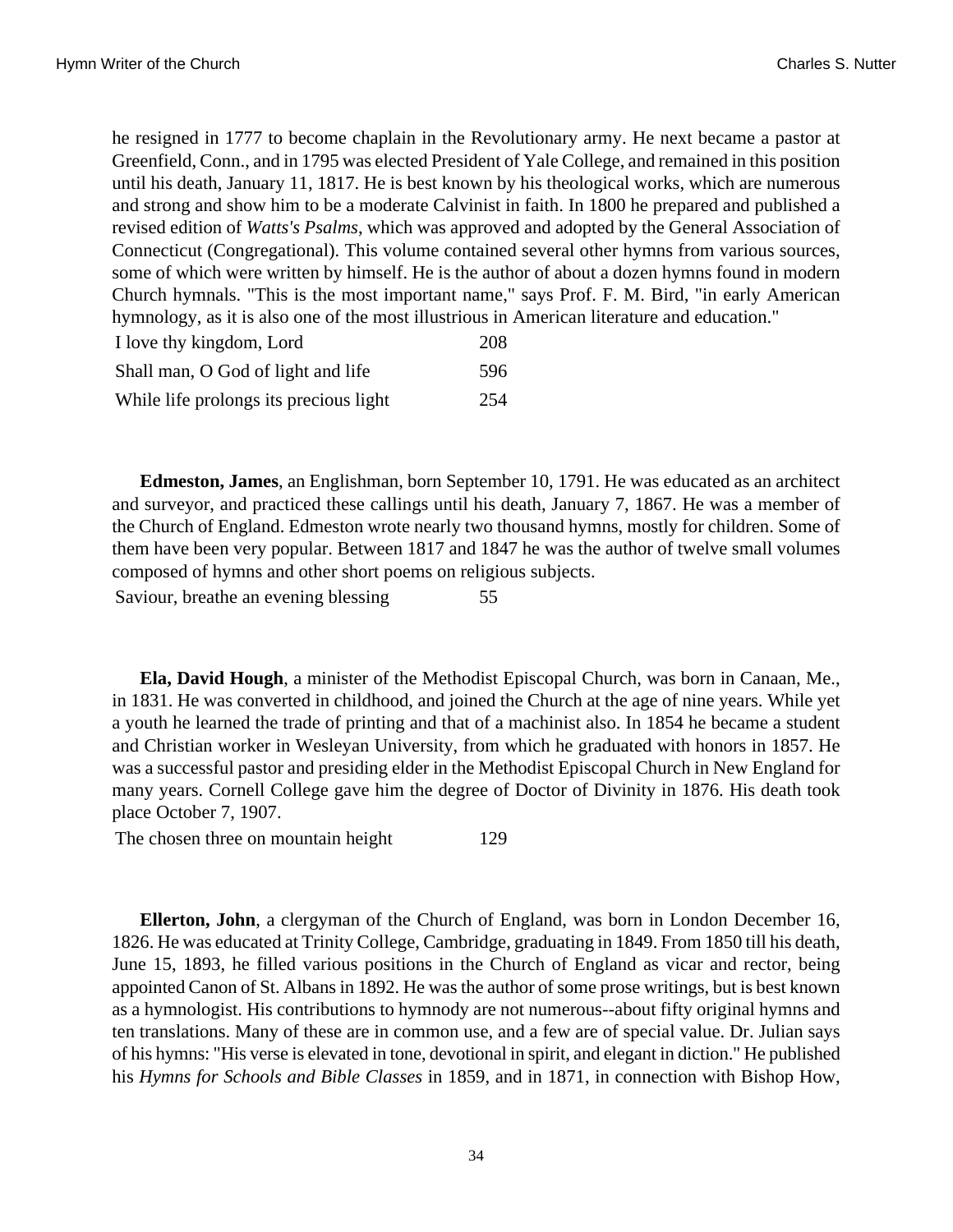he resigned in 1777 to become chaplain in the Revolutionary army. He next became a pastor at Greenfield, Conn., and in 1795 was elected President of Yale College, and remained in this position until his death, January 11, 1817. He is best known by his theological works, which are numerous and strong and show him to be a moderate Calvinist in faith. In 1800 he prepared and published a revised edition of *Watts's Psalms*, which was approved and adopted by the General Association of Connecticut (Congregational). This volume contained several other hymns from various sources, some of which were written by himself. He is the author of about a dozen hymns found in modern Church hymnals. "This is the most important name," says Prof. F. M. Bird, "in early American hymnology, as it is also one of the most illustrious in American literature and education."

| | |
|---|---|
| I love thy kingdom, Lord | 208 |
| Shall man, O God of light and life | 596 |
| While life prolongs its precious light | 254 |

**Edmeston, James**, an Englishman, born September 10, 1791. He was educated as an architect and surveyor, and practiced these callings until his death, January 7, 1867. He was a member of the Church of England. Edmeston wrote nearly two thousand hymns, mostly for children. Some of them have been very popular. Between 1817 and 1847 he was the author of twelve small volumes composed of hymns and other short poems on religious subjects.

| | |
|---|---|
| Saviour, breathe an evening blessing | 55 |

**Ela, David Hough**, a minister of the Methodist Episcopal Church, was born in Canaan, Me., in 1831. He was converted in childhood, and joined the Church at the age of nine years. While yet a youth he learned the trade of printing and that of a machinist also. In 1854 he became a student and Christian worker in Wesleyan University, from which he graduated with honors in 1857. He was a successful pastor and presiding elder in the Methodist Episcopal Church in New England for many years. Cornell College gave him the degree of Doctor of Divinity in 1876. His death took place October 7, 1907.

| | |
|---|---|
| The chosen three on mountain height | 129 |

**Ellerton, John**, a clergyman of the Church of England, was born in London December 16, 1826. He was educated at Trinity College, Cambridge, graduating in 1849. From 1850 till his death, June 15, 1893, he filled various positions in the Church of England as vicar and rector, being appointed Canon of St. Albans in 1892. He was the author of some prose writings, but is best known as a hymnologist. His contributions to hymnody are not numerous--about fifty original hymns and ten translations. Many of these are in common use, and a few are of special value. Dr. Julian says of his hymns: "His verse is elevated in tone, devotional in spirit, and elegant in diction." He published his *Hymns for Schools and Bible Classes* in 1859, and in 1871, in connection with Bishop How,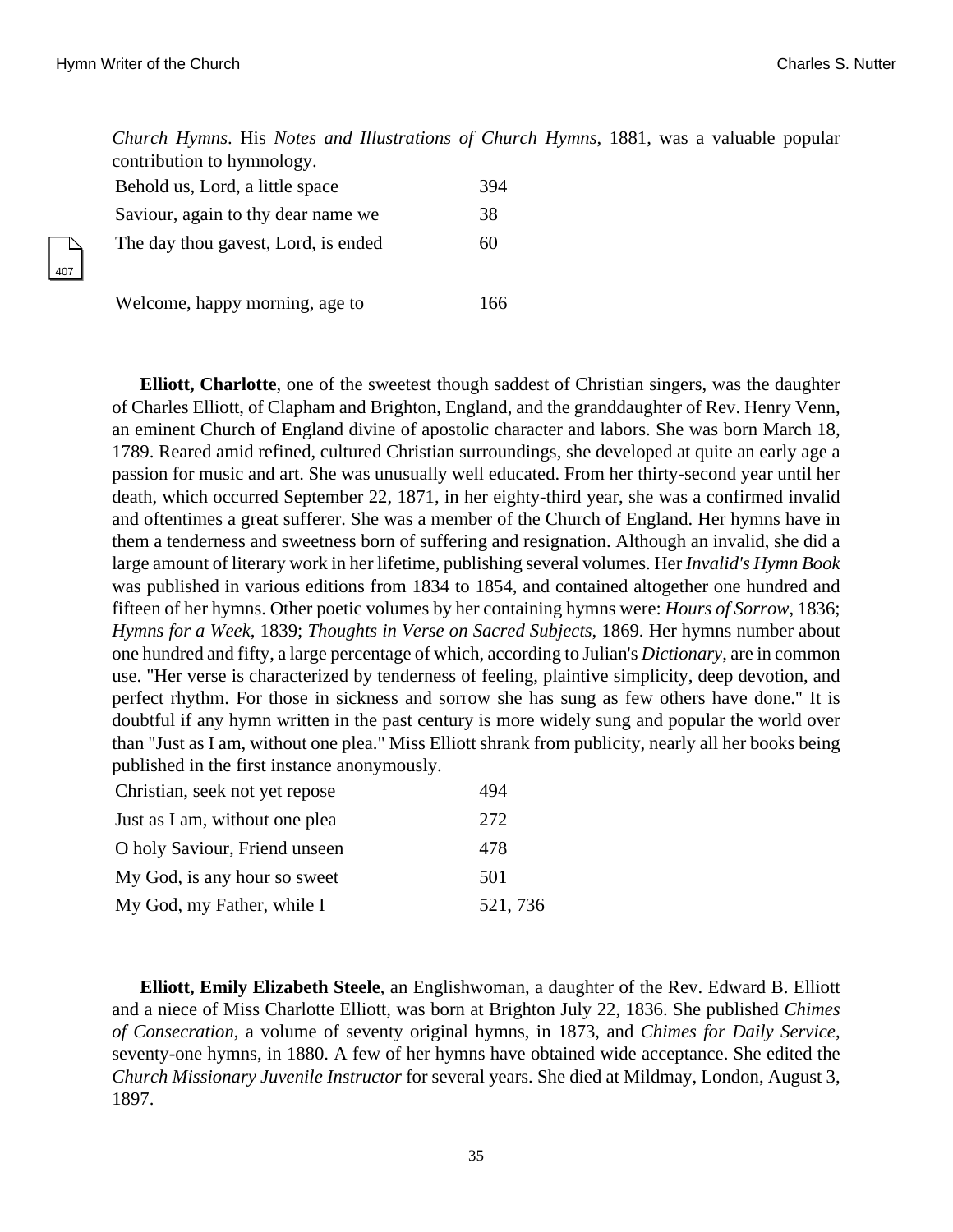*Church Hymns*. His *Notes and Illustrations of Church Hymns*, 1881, was a valuable popular contribution to hymnology.

| | |
|---|---|
| Behold us, Lord, a little space | 394 |
| Saviour, again to thy dear name we | 38 |
| The day thou gavest, Lord, is ended | 60 |
| Welcome, happy morning, age to | 166 |

**Elliott, Charlotte**, one of the sweetest though saddest of Christian singers, was the daughter of Charles Elliott, of Clapham and Brighton, England, and the granddaughter of Rev. Henry Venn, an eminent Church of England divine of apostolic character and labors. She was born March 18, 1789. Reared amid refined, cultured Christian surroundings, she developed at quite an early age a passion for music and art. She was unusually well educated. From her thirty-second year until her death, which occurred September 22, 1871, in her eighty-third year, she was a confirmed invalid and oftentimes a great sufferer. She was a member of the Church of England. Her hymns have in them a tenderness and sweetness born of suffering and resignation. Although an invalid, she did a large amount of literary work in her lifetime, publishing several volumes. Her *Invalid's Hymn Book* was published in various editions from 1834 to 1854, and contained altogether one hundred and fifteen of her hymns. Other poetic volumes by her containing hymns were: *Hours of Sorrow*, 1836; *Hymns for a Week*, 1839; *Thoughts in Verse on Sacred Subjects*, 1869. Her hymns number about one hundred and fifty, a large percentage of which, according to Julian's *Dictionary*, are in common use. "Her verse is characterized by tenderness of feeling, plaintive simplicity, deep devotion, and perfect rhythm. For those in sickness and sorrow she has sung as few others have done." It is doubtful if any hymn written in the past century is more widely sung and popular the world over than "Just as I am, without one plea." Miss Elliott shrank from publicity, nearly all her books being published in the first instance anonymously.

| | |
|---|---|
| Christian, seek not yet repose | 494 |
| Just as I am, without one plea | 272 |
| O holy Saviour, Friend unseen | 478 |
| My God, is any hour so sweet | 501 |
| My God, my Father, while I | 521, 736 |

**Elliott, Emily Elizabeth Steele**, an Englishwoman, a daughter of the Rev. Edward B. Elliott and a niece of Miss Charlotte Elliott, was born at Brighton July 22, 1836. She published *Chimes of Consecration*, a volume of seventy original hymns, in 1873, and *Chimes for Daily Service*, seventy-one hymns, in 1880. A few of her hymns have obtained wide acceptance. She edited the *Church Missionary Juvenile Instructor* for several years. She died at Mildmay, London, August 3, 1897.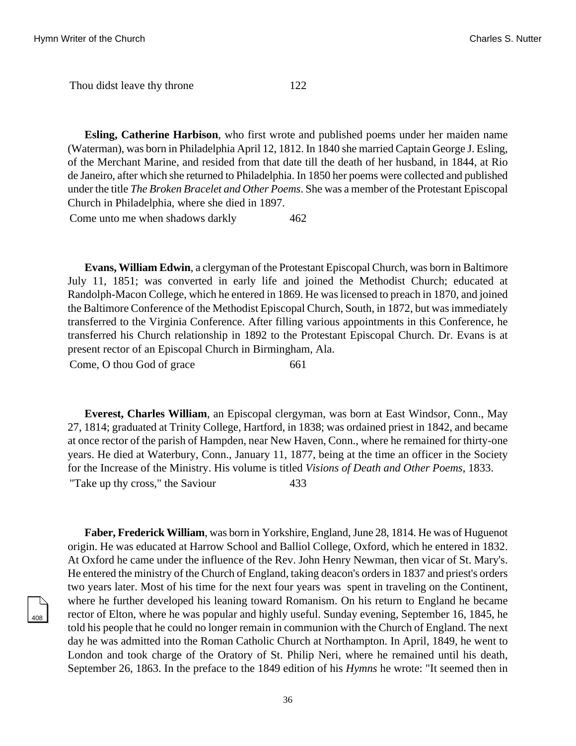Thou didst leave thy throne 122

**Esling, Catherine Harbison**, who first wrote and published poems under her maiden name (Waterman), was born in Philadelphia April 12, 1812. In 1840 she married Captain George J. Esling, of the Merchant Marine, and resided from that date till the death of her husband, in 1844, at Rio de Janeiro, after which she returned to Philadelphia. In 1850 her poems were collected and published under the title *The Broken Bracelet and Other Poems*. She was a member of the Protestant Episcopal Church in Philadelphia, where she died in 1897.

Come unto me when shadows darkly 462

**Evans, William Edwin**, a clergyman of the Protestant Episcopal Church, was born in Baltimore July 11, 1851; was converted in early life and joined the Methodist Church; educated at Randolph-Macon College, which he entered in 1869. He was licensed to preach in 1870, and joined the Baltimore Conference of the Methodist Episcopal Church, South, in 1872, but was immediately transferred to the Virginia Conference. After filling various appointments in this Conference, he transferred his Church relationship in 1892 to the Protestant Episcopal Church. Dr. Evans is at present rector of an Episcopal Church in Birmingham, Ala.

Come, O thou God of grace 661

**Everest, Charles William**, an Episcopal clergyman, was born at East Windsor, Conn., May 27, 1814; graduated at Trinity College, Hartford, in 1838; was ordained priest in 1842, and became at once rector of the parish of Hampden, near New Haven, Conn., where he remained for thirty-one years. He died at Waterbury, Conn., January 11, 1877, being at the time an officer in the Society for the Increase of the Ministry. His volume is titled *Visions of Death and Other Poems*, 1833.

"Take up thy cross," the Saviour 433

**Faber, Frederick William**, was born in Yorkshire, England, June 28, 1814. He was of Huguenot origin. He was educated at Harrow School and Balliol College, Oxford, which he entered in 1832. At Oxford he came under the influence of the Rev. John Henry Newman, then vicar of St. Mary's. He entered the ministry of the Church of England, taking deacon's orders in 1837 and priest's orders two years later. Most of his time for the next four years was spent in traveling on the Continent, where he further developed his leaning toward Romanism. On his return to England he became rector of Elton, where he was popular and highly useful. Sunday evening, September 16, 1845, he told his people that he could no longer remain in communion with the Church of England. The next day he was admitted into the Roman Catholic Church at Northampton. In April, 1849, he went to London and took charge of the Oratory of St. Philip Neri, where he remained until his death, September 26, 1863. In the preface to the 1849 edition of his *Hymns* he wrote: "It seemed then in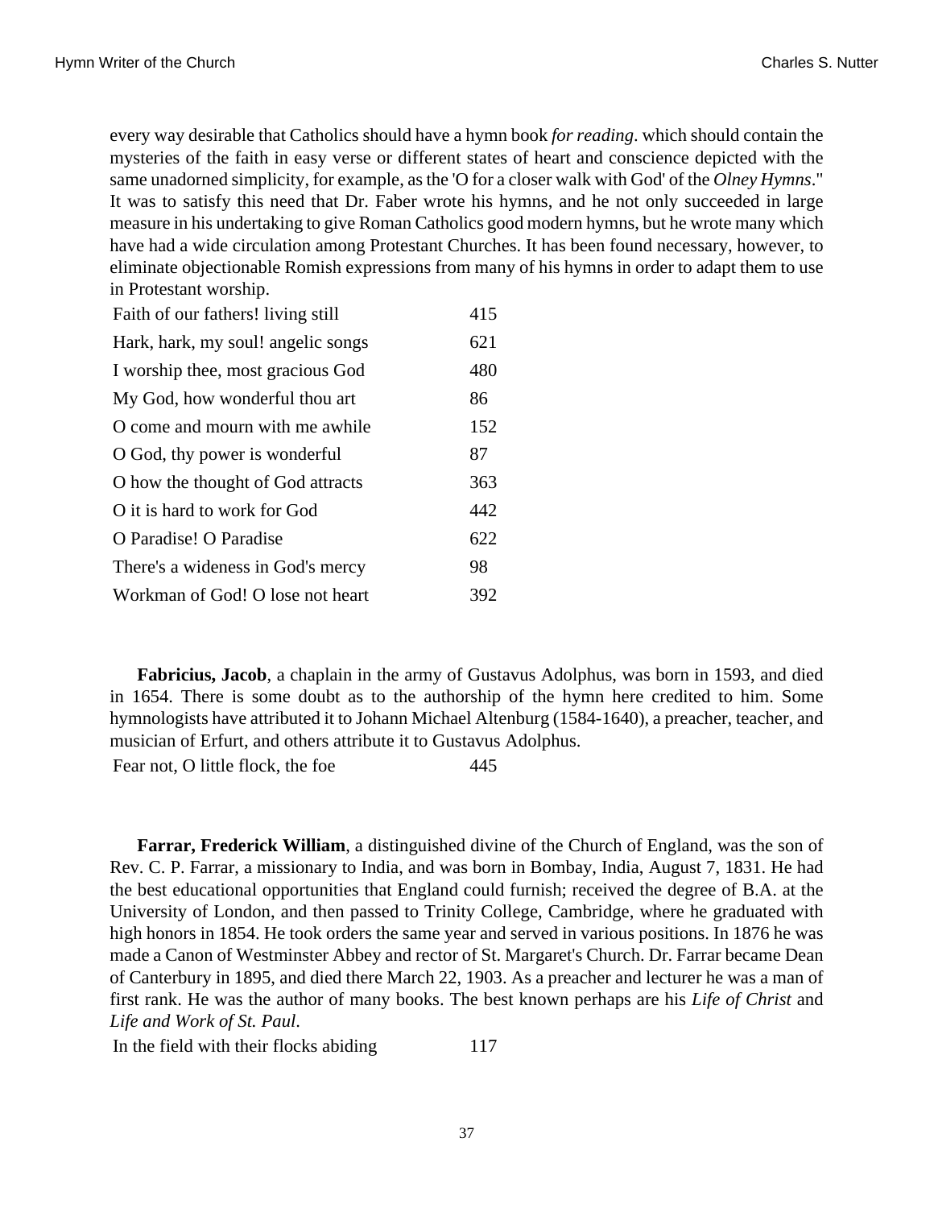every way desirable that Catholics should have a hymn book *for reading*. which should contain the mysteries of the faith in easy verse or different states of heart and conscience depicted with the same unadorned simplicity, for example, as the 'O for a closer walk with God' of the *Olney Hymns*." It was to satisfy this need that Dr. Faber wrote his hymns, and he not only succeeded in large measure in his undertaking to give Roman Catholics good modern hymns, but he wrote many which have had a wide circulation among Protestant Churches. It has been found necessary, however, to eliminate objectionable Romish expressions from many of his hymns in order to adapt them to use in Protestant worship.

| | |
|---|---|
| Faith of our fathers! living still | 415 |
| Hark, hark, my soul! angelic songs | 621 |
| I worship thee, most gracious God | 480 |
| My God, how wonderful thou art | 86 |
| O come and mourn with me awhile | 152 |
| O God, thy power is wonderful | 87 |
| O how the thought of God attracts | 363 |
| O it is hard to work for God | 442 |
| O Paradise! O Paradise | 622 |
| There's a wideness in God's mercy | 98 |
| Workman of God! O lose not heart | 392 |

**Fabricius, Jacob**, a chaplain in the army of Gustavus Adolphus, was born in 1593, and died in 1654. There is some doubt as to the authorship of the hymn here credited to him. Some hymnologists have attributed it to Johann Michael Altenburg (1584-1640), a preacher, teacher, and musician of Erfurt, and others attribute it to Gustavus Adolphus.

| | |
|---|---|
| Fear not, O little flock, the foe | 445 |

**Farrar, Frederick William**, a distinguished divine of the Church of England, was the son of Rev. C. P. Farrar, a missionary to India, and was born in Bombay, India, August 7, 1831. He had the best educational opportunities that England could furnish; received the degree of B.A. at the University of London, and then passed to Trinity College, Cambridge, where he graduated with high honors in 1854. He took orders the same year and served in various positions. In 1876 he was made a Canon of Westminster Abbey and rector of St. Margaret's Church. Dr. Farrar became Dean of Canterbury in 1895, and died there March 22, 1903. As a preacher and lecturer he was a man of first rank. He was the author of many books. The best known perhaps are his *Life of Christ* and *Life and Work of St. Paul*.

| | |
|---|---|
| In the field with their flocks abiding | 117 |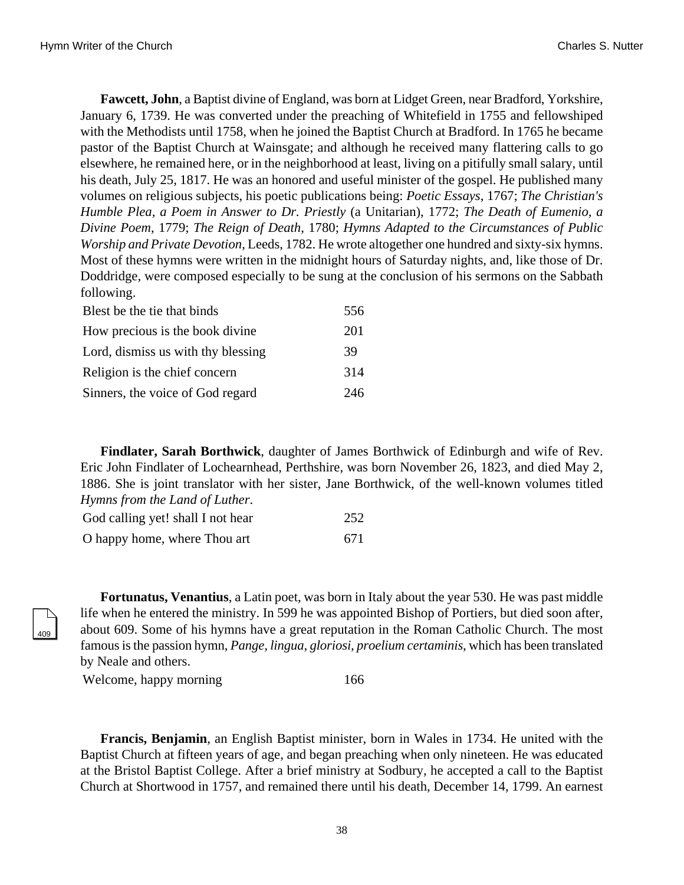**Fawcett, John**, a Baptist divine of England, was born at Lidget Green, near Bradford, Yorkshire, January 6, 1739. He was converted under the preaching of Whitefield in 1755 and fellowshiped with the Methodists until 1758, when he joined the Baptist Church at Bradford. In 1765 he became pastor of the Baptist Church at Wainsgate; and although he received many flattering calls to go elsewhere, he remained here, or in the neighborhood at least, living on a pitifully small salary, until his death, July 25, 1817. He was an honored and useful minister of the gospel. He published many volumes on religious subjects, his poetic publications being: *Poetic Essays*, 1767; *The Christian's Humble Plea, a Poem in Answer to Dr. Priestly* (a Unitarian), 1772; *The Death of Eumenio, a Divine Poem*, 1779; *The Reign of Death*, 1780; *Hymns Adapted to the Circumstances of Public Worship and Private Devotion*, Leeds, 1782. He wrote altogether one hundred and sixty-six hymns. Most of these hymns were written in the midnight hours of Saturday nights, and, like those of Dr. Doddridge, were composed especially to be sung at the conclusion of his sermons on the Sabbath following.

| | |
|---|---|
| Blest be the tie that binds | 556 |
| How precious is the book divine | 201 |
| Lord, dismiss us with thy blessing | 39 |
| Religion is the chief concern | 314 |
| Sinners, the voice of God regard | 246 |

**Findlater, Sarah Borthwick**, daughter of James Borthwick of Edinburgh and wife of Rev. Eric John Findlater of Lochearnhead, Perthshire, was born November 26, 1823, and died May 2, 1886. She is joint translator with her sister, Jane Borthwick, of the well-known volumes titled *Hymns from the Land of Luther*.

| | |
|---|---|
| God calling yet! shall I not hear | 252 |
| O happy home, where Thou art | 671 |

**Fortunatus, Venantius**, a Latin poet, was born in Italy about the year 530. He was past middle life when he entered the ministry. In 599 he was appointed Bishop of Portiers, but died soon after, about 609. Some of his hymns have a great reputation in the Roman Catholic Church. The most famous is the passion hymn, *Pange, lingua, gloriosi, proelium certaminis*, which has been translated by Neale and others.

| | |
|---|---|
| Welcome, happy morning | 166 |

**Francis, Benjamin**, an English Baptist minister, born in Wales in 1734. He united with the Baptist Church at fifteen years of age, and began preaching when only nineteen. He was educated at the Bristol Baptist College. After a brief ministry at Sodbury, he accepted a call to the Baptist Church at Shortwood in 1757, and remained there until his death, December 14, 1799. An earnest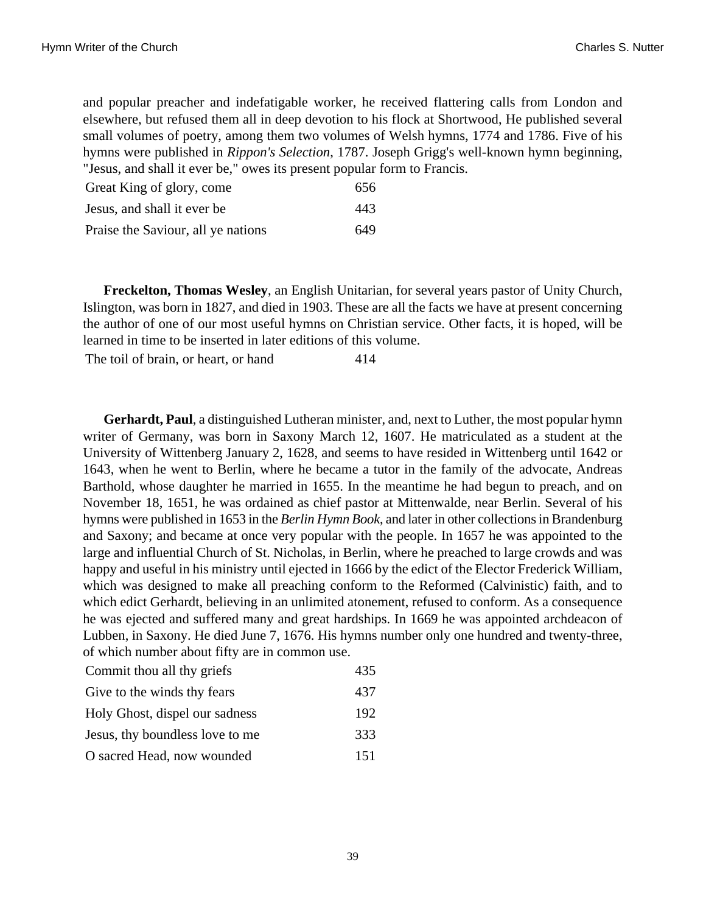and popular preacher and indefatigable worker, he received flattering calls from London and elsewhere, but refused them all in deep devotion to his flock at Shortwood, He published several small volumes of poetry, among them two volumes of Welsh hymns, 1774 and 1786. Five of his hymns were published in *Rippon's Selection*, 1787. Joseph Grigg's well-known hymn beginning, "Jesus, and shall it ever be," owes its present popular form to Francis.

| | |
|---|---|
| Great King of glory, come | 656 |
| Jesus, and shall it ever be | 443 |
| Praise the Saviour, all ye nations | 649 |

**Freckelton, Thomas Wesley**, an English Unitarian, for several years pastor of Unity Church, Islington, was born in 1827, and died in 1903. These are all the facts we have at present concerning the author of one of our most useful hymns on Christian service. Other facts, it is hoped, will be learned in time to be inserted in later editions of this volume.

| | |
|---|---|
| The toil of brain, or heart, or hand | 414 |

**Gerhardt, Paul**, a distinguished Lutheran minister, and, next to Luther, the most popular hymn writer of Germany, was born in Saxony March 12, 1607. He matriculated as a student at the University of Wittenberg January 2, 1628, and seems to have resided in Wittenberg until 1642 or 1643, when he went to Berlin, where he became a tutor in the family of the advocate, Andreas Barthold, whose daughter he married in 1655. In the meantime he had begun to preach, and on November 18, 1651, he was ordained as chief pastor at Mittenwalde, near Berlin. Several of his hymns were published in 1653 in the *Berlin Hymn Book*, and later in other collections in Brandenburg and Saxony; and became at once very popular with the people. In 1657 he was appointed to the large and influential Church of St. Nicholas, in Berlin, where he preached to large crowds and was happy and useful in his ministry until ejected in 1666 by the edict of the Elector Frederick William, which was designed to make all preaching conform to the Reformed (Calvinistic) faith, and to which edict Gerhardt, believing in an unlimited atonement, refused to conform. As a consequence he was ejected and suffered many and great hardships. In 1669 he was appointed archdeacon of Lubben, in Saxony. He died June 7, 1676. His hymns number only one hundred and twenty-three, of which number about fifty are in common use.

| | |
|---|---|
| Commit thou all thy griefs | 435 |
| Give to the winds thy fears | 437 |
| Holy Ghost, dispel our sadness | 192 |
| Jesus, thy boundless love to me | 333 |
| O sacred Head, now wounded | 151 |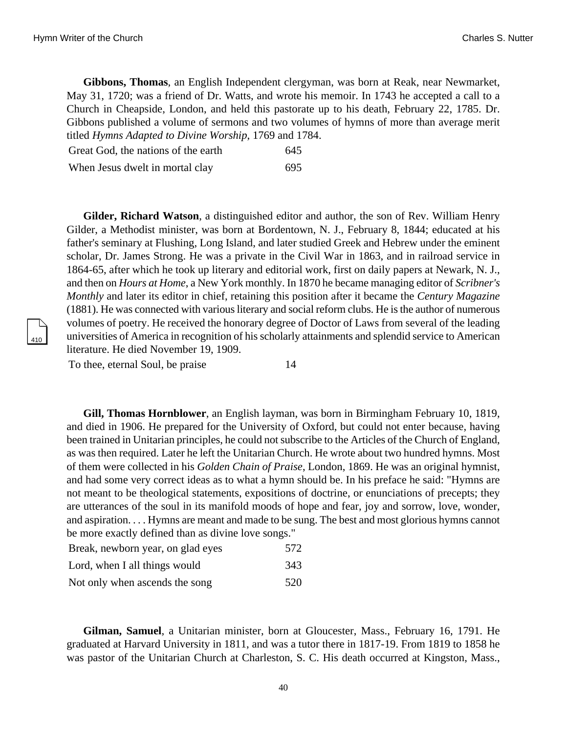**Gibbons, Thomas**, an English Independent clergyman, was born at Reak, near Newmarket, May 31, 1720; was a friend of Dr. Watts, and wrote his memoir. In 1743 he accepted a call to a Church in Cheapside, London, and held this pastorate up to his death, February 22, 1785. Dr. Gibbons published a volume of sermons and two volumes of hymns of more than average merit titled *Hymns Adapted to Divine Worship*, 1769 and 1784.

| | |
|---|---|
| Great God, the nations of the earth | 645 |
| When Jesus dwelt in mortal clay | 695 |

**Gilder, Richard Watson**, a distinguished editor and author, the son of Rev. William Henry Gilder, a Methodist minister, was born at Bordentown, N. J., February 8, 1844; educated at his father's seminary at Flushing, Long Island, and later studied Greek and Hebrew under the eminent scholar, Dr. James Strong. He was a private in the Civil War in 1863, and in railroad service in 1864-65, after which he took up literary and editorial work, first on daily papers at Newark, N. J., and then on *Hours at Home*, a New York monthly. In 1870 he became managing editor of *Scribner's Monthly* and later its editor in chief, retaining this position after it became the *Century Magazine* (1881). He was connected with various literary and social reform clubs. He is the author of numerous volumes of poetry. He received the honorary degree of Doctor of Laws from several of the leading universities of America in recognition of his scholarly attainments and splendid service to American literature. He died November 19, 1909.

| | |
|---|---|
| To thee, eternal Soul, be praise | 14 |

**Gill, Thomas Hornblower**, an English layman, was born in Birmingham February 10, 1819, and died in 1906. He prepared for the University of Oxford, but could not enter because, having been trained in Unitarian principles, he could not subscribe to the Articles of the Church of England, as was then required. Later he left the Unitarian Church. He wrote about two hundred hymns. Most of them were collected in his *Golden Chain of Praise*, London, 1869. He was an original hymnist, and had some very correct ideas as to what a hymn should be. In his preface he said: "Hymns are not meant to be theological statements, expositions of doctrine, or enunciations of precepts; they are utterances of the soul in its manifold moods of hope and fear, joy and sorrow, love, wonder, and aspiration. . . . Hymns are meant and made to be sung. The best and most glorious hymns cannot be more exactly defined than as divine love songs."

| | |
|---|---|
| Break, newborn year, on glad eyes | 572 |
| Lord, when I all things would | 343 |
| Not only when ascends the song | 520 |

**Gilman, Samuel**, a Unitarian minister, born at Gloucester, Mass., February 16, 1791. He graduated at Harvard University in 1811, and was a tutor there in 1817-19. From 1819 to 1858 he was pastor of the Unitarian Church at Charleston, S. C. His death occurred at Kingston, Mass.,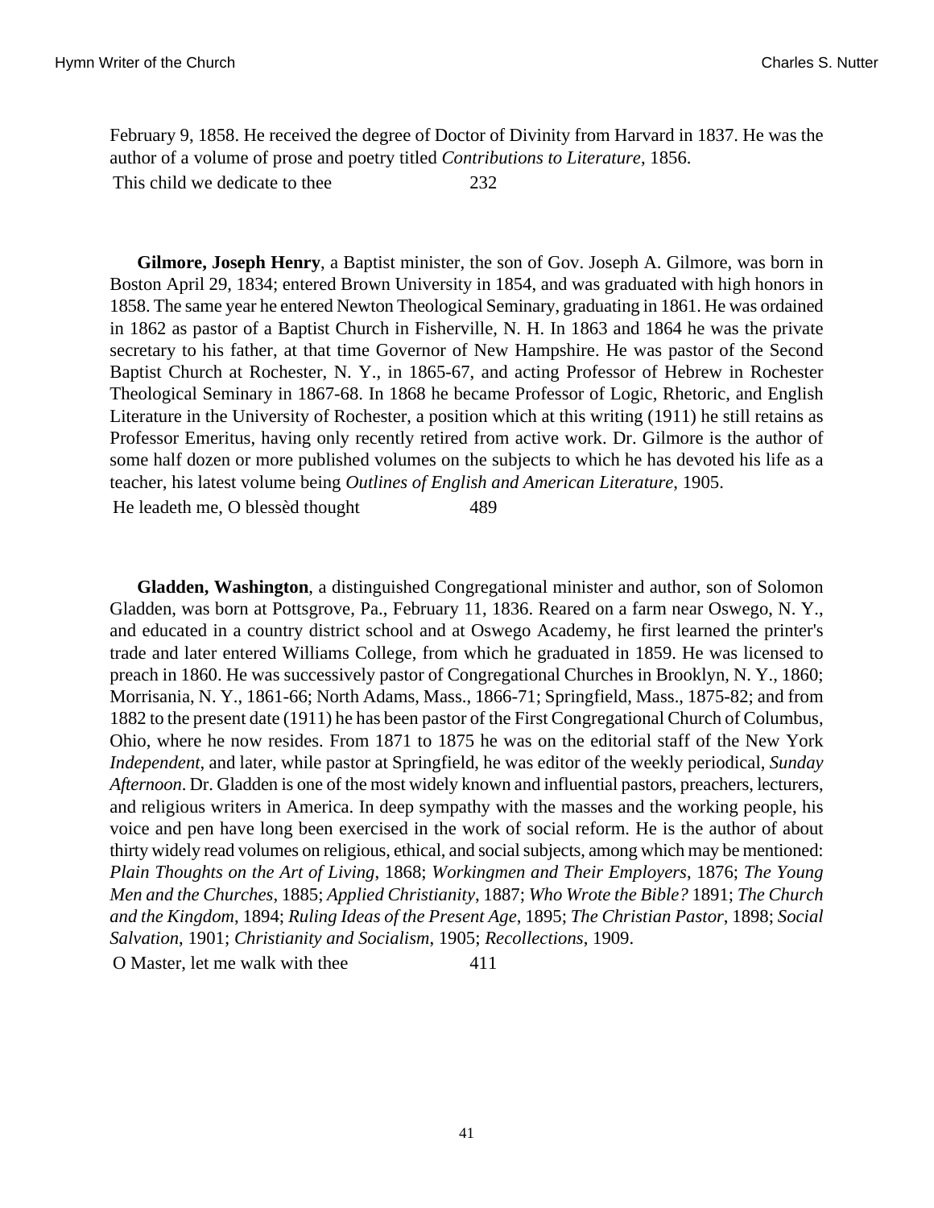February 9, 1858. He received the degree of Doctor of Divinity from Harvard in 1837. He was the author of a volume of prose and poetry titled *Contributions to Literature*, 1856.

| | |
|---|---|
| This child we dedicate to thee | 232 |

**Gilmore, Joseph Henry**, a Baptist minister, the son of Gov. Joseph A. Gilmore, was born in Boston April 29, 1834; entered Brown University in 1854, and was graduated with high honors in 1858. The same year he entered Newton Theological Seminary, graduating in 1861. He was ordained in 1862 as pastor of a Baptist Church in Fisherville, N. H. In 1863 and 1864 he was the private secretary to his father, at that time Governor of New Hampshire. He was pastor of the Second Baptist Church at Rochester, N. Y., in 1865-67, and acting Professor of Hebrew in Rochester Theological Seminary in 1867-68. In 1868 he became Professor of Logic, Rhetoric, and English Literature in the University of Rochester, a position which at this writing (1911) he still retains as Professor Emeritus, having only recently retired from active work. Dr. Gilmore is the author of some half dozen or more published volumes on the subjects to which he has devoted his life as a teacher, his latest volume being *Outlines of English and American Literature*, 1905.

| | |
|---|---|
| He leadeth me, O blessèd thought | 489 |

**Gladden, Washington**, a distinguished Congregational minister and author, son of Solomon Gladden, was born at Pottsgrove, Pa., February 11, 1836. Reared on a farm near Oswego, N. Y., and educated in a country district school and at Oswego Academy, he first learned the printer's trade and later entered Williams College, from which he graduated in 1859. He was licensed to preach in 1860. He was successively pastor of Congregational Churches in Brooklyn, N. Y., 1860; Morrisania, N. Y., 1861-66; North Adams, Mass., 1866-71; Springfield, Mass., 1875-82; and from 1882 to the present date (1911) he has been pastor of the First Congregational Church of Columbus, Ohio, where he now resides. From 1871 to 1875 he was on the editorial staff of the New York *Independent*, and later, while pastor at Springfield, he was editor of the weekly periodical, *Sunday Afternoon*. Dr. Gladden is one of the most widely known and influential pastors, preachers, lecturers, and religious writers in America. In deep sympathy with the masses and the working people, his voice and pen have long been exercised in the work of social reform. He is the author of about thirty widely read volumes on religious, ethical, and social subjects, among which may be mentioned: *Plain Thoughts on the Art of Living*, 1868; *Workingmen and Their Employers*, 1876; *The Young Men and the Churches*, 1885; *Applied Christianity*, 1887; *Who Wrote the Bible?* 1891; *The Church and the Kingdom*, 1894; *Ruling Ideas of the Present Age*, 1895; *The Christian Pastor*, 1898; *Social Salvation*, 1901; *Christianity and Socialism*, 1905; *Recollections*, 1909.

| | |
|---|---|
| O Master, let me walk with thee | 411 |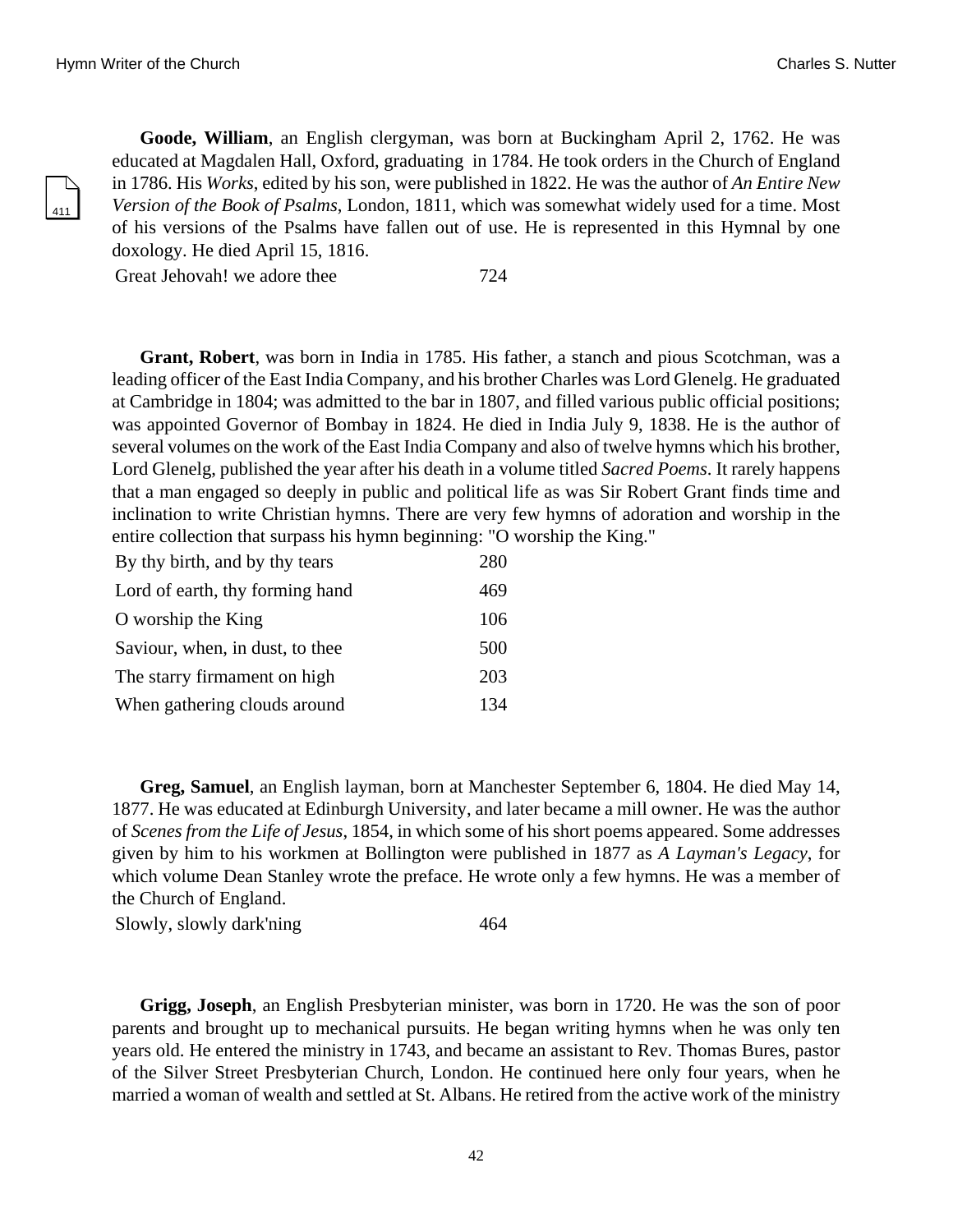**Goode, William**, an English clergyman, was born at Buckingham April 2, 1762. He was educated at Magdalen Hall, Oxford, graduating in 1784. He took orders in the Church of England in 1786. His *Works*, edited by his son, were published in 1822. He was the author of *An Entire New Version of the Book of Psalms*, London, 1811, which was somewhat widely used for a time. Most of his versions of the Psalms have fallen out of use. He is represented in this Hymnal by one doxology. He died April 15, 1816.

| | |
|---|---|
| Great Jehovah! we adore thee | 724 |

**Grant, Robert**, was born in India in 1785. His father, a stanch and pious Scotchman, was a leading officer of the East India Company, and his brother Charles was Lord Glenelg. He graduated at Cambridge in 1804; was admitted to the bar in 1807, and filled various public official positions; was appointed Governor of Bombay in 1824. He died in India July 9, 1838. He is the author of several volumes on the work of the East India Company and also of twelve hymns which his brother, Lord Glenelg, published the year after his death in a volume titled *Sacred Poems*. It rarely happens that a man engaged so deeply in public and political life as was Sir Robert Grant finds time and inclination to write Christian hymns. There are very few hymns of adoration and worship in the entire collection that surpass his hymn beginning: "O worship the King."

| | |
|---|---|
| By thy birth, and by thy tears | 280 |
| Lord of earth, thy forming hand | 469 |
| O worship the King | 106 |
| Saviour, when, in dust, to thee | 500 |
| The starry firmament on high | 203 |
| When gathering clouds around | 134 |

**Greg, Samuel**, an English layman, born at Manchester September 6, 1804. He died May 14, 1877. He was educated at Edinburgh University, and later became a mill owner. He was the author of *Scenes from the Life of Jesus*, 1854, in which some of his short poems appeared. Some addresses given by him to his workmen at Bollington were published in 1877 as *A Layman's Legacy*, for which volume Dean Stanley wrote the preface. He wrote only a few hymns. He was a member of the Church of England.

| | |
|---|---|
| Slowly, slowly dark'ning | 464 |

**Grigg, Joseph**, an English Presbyterian minister, was born in 1720. He was the son of poor parents and brought up to mechanical pursuits. He began writing hymns when he was only ten years old. He entered the ministry in 1743, and became an assistant to Rev. Thomas Bures, pastor of the Silver Street Presbyterian Church, London. He continued here only four years, when he married a woman of wealth and settled at St. Albans. He retired from the active work of the ministry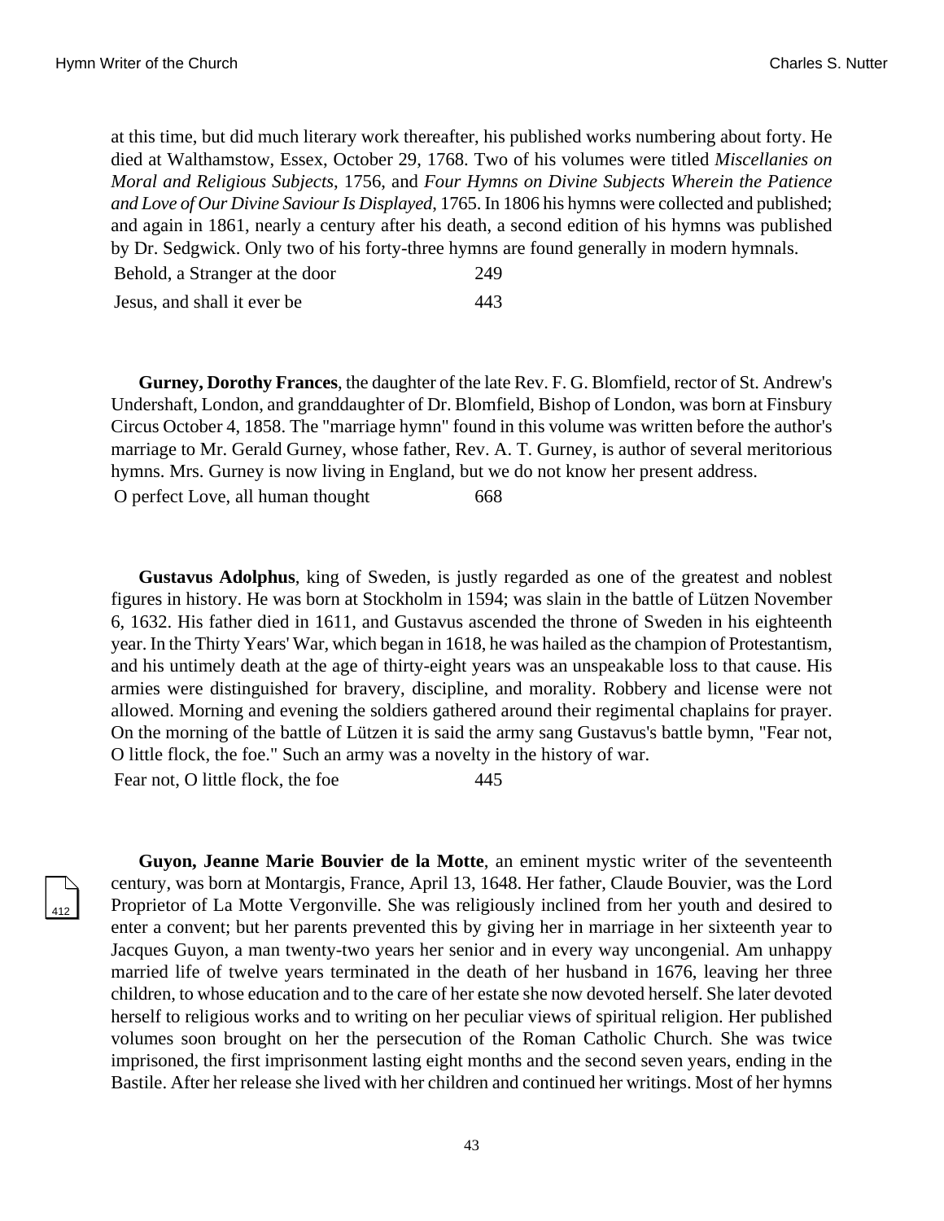at this time, but did much literary work thereafter, his published works numbering about forty. He died at Walthamstow, Essex, October 29, 1768. Two of his volumes were titled *Miscellanies on Moral and Religious Subjects*, 1756, and *Four Hymns on Divine Subjects Wherein the Patience and Love of Our Divine Saviour Is Displayed*, 1765. In 1806 his hymns were collected and published; and again in 1861, nearly a century after his death, a second edition of his hymns was published by Dr. Sedgwick. Only two of his forty-three hymns are found generally in modern hymnals.

| | |
|---|---|
| Behold, a Stranger at the door | 249 |
| Jesus, and shall it ever be | 443 |

**Gurney, Dorothy Frances**, the daughter of the late Rev. F. G. Blomfield, rector of St. Andrew's Undershaft, London, and granddaughter of Dr. Blomfield, Bishop of London, was born at Finsbury Circus October 4, 1858. The "marriage hymn" found in this volume was written before the author's marriage to Mr. Gerald Gurney, whose father, Rev. A. T. Gurney, is author of several meritorious hymns. Mrs. Gurney is now living in England, but we do not know her present address.

| | |
|---|---|
| O perfect Love, all human thought | 668 |

**Gustavus Adolphus**, king of Sweden, is justly regarded as one of the greatest and noblest figures in history. He was born at Stockholm in 1594; was slain in the battle of Lützen November 6, 1632. His father died in 1611, and Gustavus ascended the throne of Sweden in his eighteenth year. In the Thirty Years' War, which began in 1618, he was hailed as the champion of Protestantism, and his untimely death at the age of thirty-eight years was an unspeakable loss to that cause. His armies were distinguished for bravery, discipline, and morality. Robbery and license were not allowed. Morning and evening the soldiers gathered around their regimental chaplains for prayer. On the morning of the battle of Lützen it is said the army sang Gustavus's battle bymn, "Fear not, O little flock, the foe." Such an army was a novelty in the history of war.

| | |
|---|---|
| Fear not, O little flock, the foe | 445 |

**Guyon, Jeanne Marie Bouvier de la Motte**, an eminent mystic writer of the seventeenth century, was born at Montargis, France, April 13, 1648. Her father, Claude Bouvier, was the Lord Proprietor of La Motte Vergonville. She was religiously inclined from her youth and desired to enter a convent; but her parents prevented this by giving her in marriage in her sixteenth year to Jacques Guyon, a man twenty-two years her senior and in every way uncongenial. Am unhappy married life of twelve years terminated in the death of her husband in 1676, leaving her three children, to whose education and to the care of her estate she now devoted herself. She later devoted herself to religious works and to writing on her peculiar views of spiritual religion. Her published volumes soon brought on her the persecution of the Roman Catholic Church. She was twice imprisoned, the first imprisonment lasting eight months and the second seven years, ending in the Bastile. After her release she lived with her children and continued her writings. Most of her hymns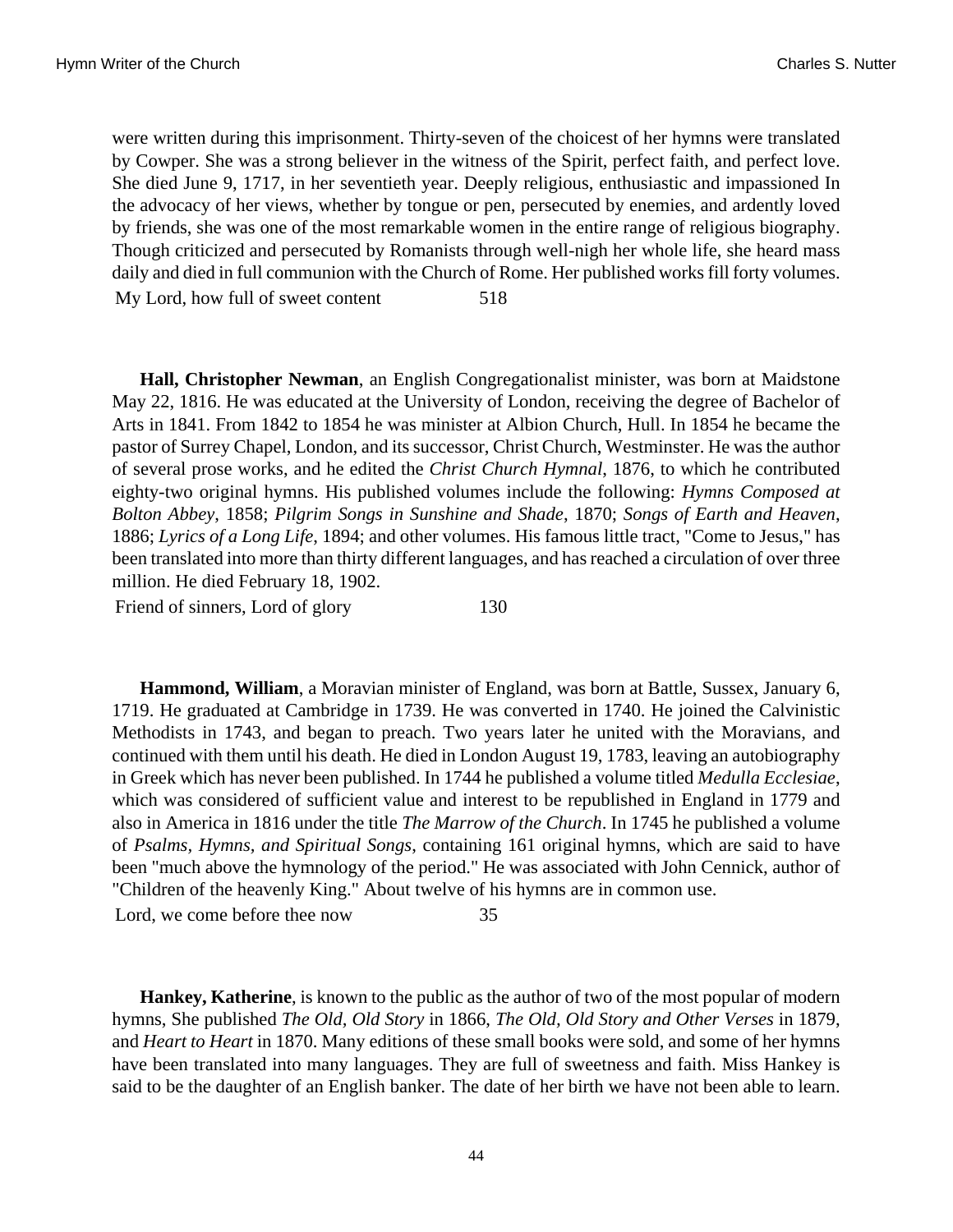were written during this imprisonment. Thirty-seven of the choicest of her hymns were translated by Cowper. She was a strong believer in the witness of the Spirit, perfect faith, and perfect love. She died June 9, 1717, in her seventieth year. Deeply religious, enthusiastic and impassioned In the advocacy of her views, whether by tongue or pen, persecuted by enemies, and ardently loved by friends, she was one of the most remarkable women in the entire range of religious biography. Though criticized and persecuted by Romanists through well-nigh her whole life, she heard mass daily and died in full communion with the Church of Rome. Her published works fill forty volumes.

My Lord, how full of sweet content 518

**Hall, Christopher Newman**, an English Congregationalist minister, was born at Maidstone May 22, 1816. He was educated at the University of London, receiving the degree of Bachelor of Arts in 1841. From 1842 to 1854 he was minister at Albion Church, Hull. In 1854 he became the pastor of Surrey Chapel, London, and its successor, Christ Church, Westminster. He was the author of several prose works, and he edited the *Christ Church Hymnal*, 1876, to which he contributed eighty-two original hymns. His published volumes include the following: *Hymns Composed at Bolton Abbey*, 1858; *Pilgrim Songs in Sunshine and Shade*, 1870; *Songs of Earth and Heaven*, 1886; *Lyrics of a Long Life*, 1894; and other volumes. His famous little tract, "Come to Jesus," has been translated into more than thirty different languages, and has reached a circulation of over three million. He died February 18, 1902.

Friend of sinners, Lord of glory 130

**Hammond, William**, a Moravian minister of England, was born at Battle, Sussex, January 6, 1719. He graduated at Cambridge in 1739. He was converted in 1740. He joined the Calvinistic Methodists in 1743, and began to preach. Two years later he united with the Moravians, and continued with them until his death. He died in London August 19, 1783, leaving an autobiography in Greek which has never been published. In 1744 he published a volume titled *Medulla Ecclesiae*, which was considered of sufficient value and interest to be republished in England in 1779 and also in America in 1816 under the title *The Marrow of the Church*. In 1745 he published a volume of *Psalms, Hymns, and Spiritual Songs*, containing 161 original hymns, which are said to have been "much above the hymnology of the period." He was associated with John Cennick, author of "Children of the heavenly King." About twelve of his hymns are in common use.

Lord, we come before thee now 35

**Hankey, Katherine**, is known to the public as the author of two of the most popular of modern hymns, She published *The Old, Old Story* in 1866, *The Old, Old Story and Other Verses* in 1879, and *Heart to Heart* in 1870. Many editions of these small books were sold, and some of her hymns have been translated into many languages. They are full of sweetness and faith. Miss Hankey is said to be the daughter of an English banker. The date of her birth we have not been able to learn.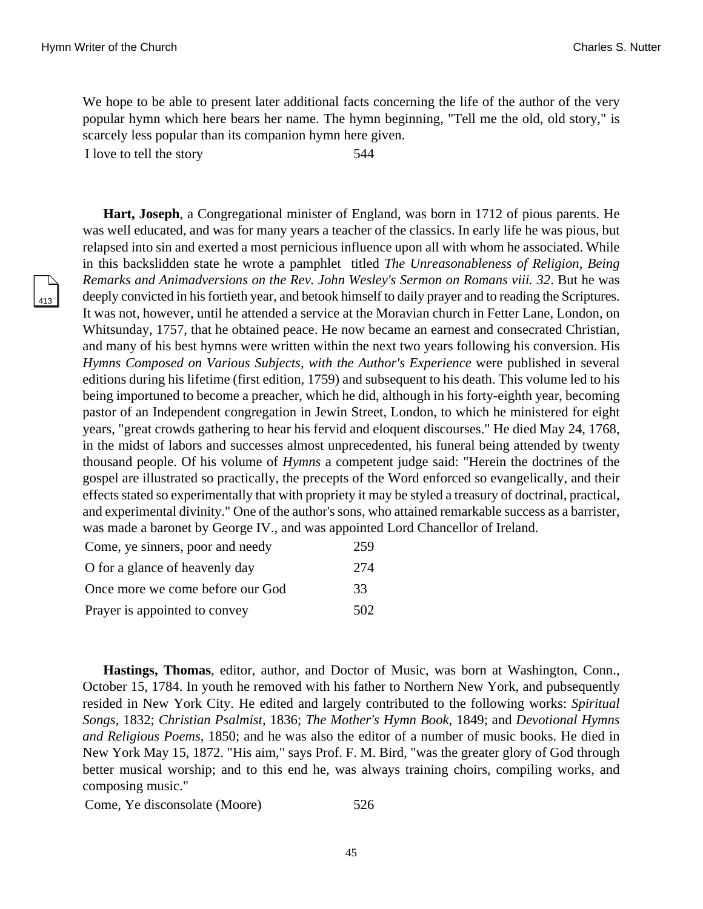We hope to be able to present later additional facts concerning the life of the author of the very popular hymn which here bears her name. The hymn beginning, "Tell me the old, old story," is scarcely less popular than its companion hymn here given.

| | |
|---|---|
| I love to tell the story | 544 |

**Hart, Joseph**, a Congregational minister of England, was born in 1712 of pious parents. He was well educated, and was for many years a teacher of the classics. In early life he was pious, but relapsed into sin and exerted a most pernicious influence upon all with whom he associated. While in this backslidden state he wrote a pamphlet titled *The Unreasonableness of Religion, Being Remarks and Animadversions on the Rev. John Wesley's Sermon on Romans viii. 32*. But he was deeply convicted in his fortieth year, and betook himself to daily prayer and to reading the Scriptures. It was not, however, until he attended a service at the Moravian church in Fetter Lane, London, on Whitsunday, 1757, that he obtained peace. He now became an earnest and consecrated Christian, and many of his best hymns were written within the next two years following his conversion. His *Hymns Composed on Various Subjects, with the Author's Experience* were published in several editions during his lifetime (first edition, 1759) and subsequent to his death. This volume led to his being importuned to become a preacher, which he did, although in his forty-eighth year, becoming pastor of an Independent congregation in Jewin Street, London, to which he ministered for eight years, "great crowds gathering to hear his fervid and eloquent discourses." He died May 24, 1768, in the midst of labors and successes almost unprecedented, his funeral being attended by twenty thousand people. Of his volume of *Hymns* a competent judge said: "Herein the doctrines of the gospel are illustrated so practically, the precepts of the Word enforced so evangelically, and their effects stated so experimentally that with propriety it may be styled a treasury of doctrinal, practical, and experimental divinity." One of the author's sons, who attained remarkable success as a barrister, was made a baronet by George IV., and was appointed Lord Chancellor of Ireland.

| | |
|---|---|
| Come, ye sinners, poor and needy | 259 |
| O for a glance of heavenly day | 274 |
| Once more we come before our God | 33 |
| Prayer is appointed to convey | 502 |

**Hastings, Thomas**, editor, author, and Doctor of Music, was born at Washington, Conn., October 15, 1784. In youth he removed with his father to Northern New York, and pubsequently resided in New York City. He edited and largely contributed to the following works: *Spiritual Songs*, 1832; *Christian Psalmist*, 1836; *The Mother's Hymn Book*, 1849; and *Devotional Hymns and Religious Poems*, 1850; and he was also the editor of a number of music books. He died in New York May 15, 1872. "His aim," says Prof. F. M. Bird, "was the greater glory of God through better musical worship; and to this end he, was always training choirs, compiling works, and composing music."

| | |
|---|---|
| Come, Ye disconsolate (Moore) | 526 |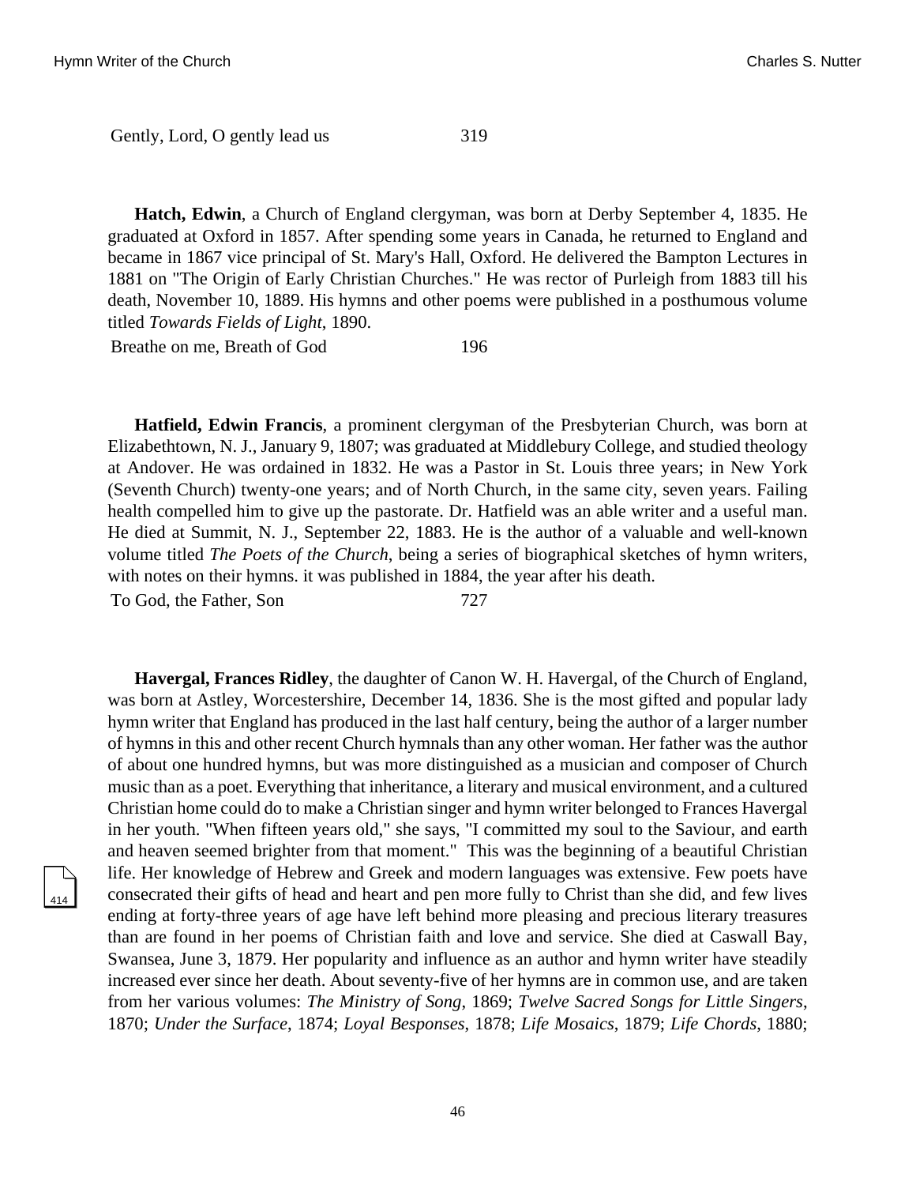Gently, Lord, O gently lead us 319

**Hatch, Edwin**, a Church of England clergyman, was born at Derby September 4, 1835. He graduated at Oxford in 1857. After spending some years in Canada, he returned to England and became in 1867 vice principal of St. Mary's Hall, Oxford. He delivered the Bampton Lectures in 1881 on "The Origin of Early Christian Churches." He was rector of Purleigh from 1883 till his death, November 10, 1889. His hymns and other poems were published in a posthumous volume titled *Towards Fields of Light*, 1890.

Breathe on me, Breath of God 196

**Hatfield, Edwin Francis**, a prominent clergyman of the Presbyterian Church, was born at Elizabethtown, N. J., January 9, 1807; was graduated at Middlebury College, and studied theology at Andover. He was ordained in 1832. He was a Pastor in St. Louis three years; in New York (Seventh Church) twenty-one years; and of North Church, in the same city, seven years. Failing health compelled him to give up the pastorate. Dr. Hatfield was an able writer and a useful man. He died at Summit, N. J., September 22, 1883. He is the author of a valuable and well-known volume titled *The Poets of the Church*, being a series of biographical sketches of hymn writers, with notes on their hymns. it was published in 1884, the year after his death.

To God, the Father, Son 727

**Havergal, Frances Ridley**, the daughter of Canon W. H. Havergal, of the Church of England, was born at Astley, Worcestershire, December 14, 1836. She is the most gifted and popular lady hymn writer that England has produced in the last half century, being the author of a larger number of hymns in this and other recent Church hymnals than any other woman. Her father was the author of about one hundred hymns, but was more distinguished as a musician and composer of Church music than as a poet. Everything that inheritance, a literary and musical environment, and a cultured Christian home could do to make a Christian singer and hymn writer belonged to Frances Havergal in her youth. "When fifteen years old," she says, "I committed my soul to the Saviour, and earth and heaven seemed brighter from that moment." This was the beginning of a beautiful Christian life. Her knowledge of Hebrew and Greek and modern languages was extensive. Few poets have consecrated their gifts of head and heart and pen more fully to Christ than she did, and few lives ending at forty-three years of age have left behind more pleasing and precious literary treasures than are found in her poems of Christian faith and love and service. She died at Caswall Bay, Swansea, June 3, 1879. Her popularity and influence as an author and hymn writer have steadily increased ever since her death. About seventy-five of her hymns are in common use, and are taken from her various volumes: *The Ministry of Song*, 1869; *Twelve Sacred Songs for Little Singers*, 1870; *Under the Surface*, 1874; *Loyal Besponses*, 1878; *Life Mosaics*, 1879; *Life Chords*, 1880;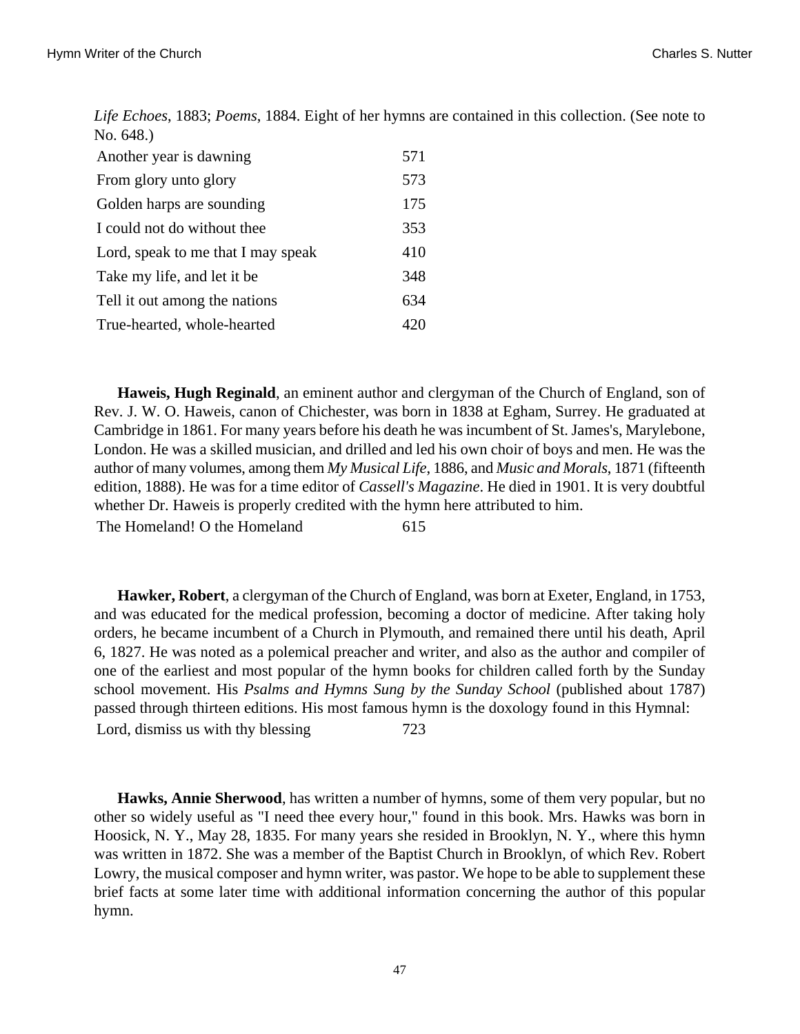*Life Echoes*, 1883; *Poems*, 1884. Eight of her hymns are contained in this collection. (See note to No. 648.)

| | |
|---|---|
| Another year is dawning | 571 |
| From glory unto glory | 573 |
| Golden harps are sounding | 175 |
| I could not do without thee | 353 |
| Lord, speak to me that I may speak | 410 |
| Take my life, and let it be | 348 |
| Tell it out among the nations | 634 |
| True-hearted, whole-hearted | 420 |

**Haweis, Hugh Reginald**, an eminent author and clergyman of the Church of England, son of Rev. J. W. O. Haweis, canon of Chichester, was born in 1838 at Egham, Surrey. He graduated at Cambridge in 1861. For many years before his death he was incumbent of St. James's, Marylebone, London. He was a skilled musician, and drilled and led his own choir of boys and men. He was the author of many volumes, among them *My Musical Life*, 1886, and *Music and Morals*, 1871 (fifteenth edition, 1888). He was for a time editor of *Cassell's Magazine*. He died in 1901. It is very doubtful whether Dr. Haweis is properly credited with the hymn here attributed to him.

| | |
|---|---|
| The Homeland! O the Homeland | 615 |

**Hawker, Robert**, a clergyman of the Church of England, was born at Exeter, England, in 1753, and was educated for the medical profession, becoming a doctor of medicine. After taking holy orders, he became incumbent of a Church in Plymouth, and remained there until his death, April 6, 1827. He was noted as a polemical preacher and writer, and also as the author and compiler of one of the earliest and most popular of the hymn books for children called forth by the Sunday school movement. His *Psalms and Hymns Sung by the Sunday School* (published about 1787) passed through thirteen editions. His most famous hymn is the doxology found in this Hymnal:

| | |
|---|---|
| Lord, dismiss us with thy blessing | 723 |

**Hawks, Annie Sherwood**, has written a number of hymns, some of them very popular, but no other so widely useful as "I need thee every hour," found in this book. Mrs. Hawks was born in Hoosick, N. Y., May 28, 1835. For many years she resided in Brooklyn, N. Y., where this hymn was written in 1872. She was a member of the Baptist Church in Brooklyn, of which Rev. Robert Lowry, the musical composer and hymn writer, was pastor. We hope to be able to supplement these brief facts at some later time with additional information concerning the author of this popular hymn.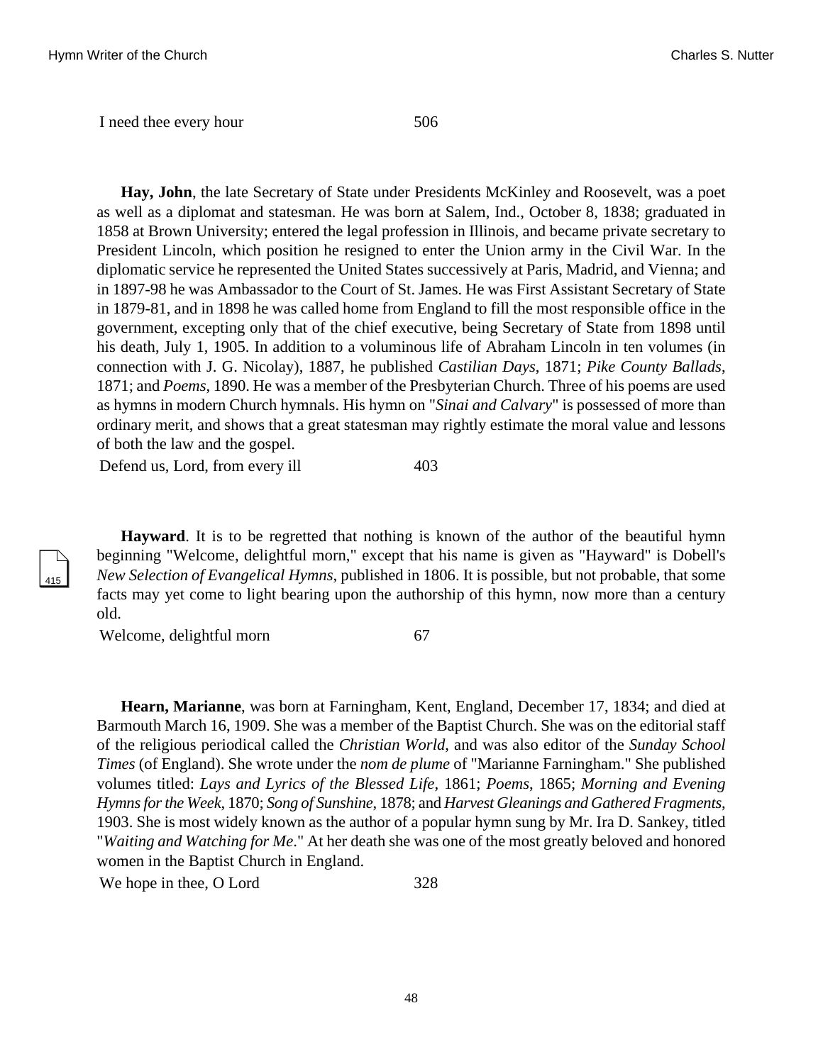I need thee every hour 506

**Hay, John**, the late Secretary of State under Presidents McKinley and Roosevelt, was a poet as well as a diplomat and statesman. He was born at Salem, Ind., October 8, 1838; graduated in 1858 at Brown University; entered the legal profession in Illinois, and became private secretary to President Lincoln, which position he resigned to enter the Union army in the Civil War. In the diplomatic service he represented the United States successively at Paris, Madrid, and Vienna; and in 1897-98 he was Ambassador to the Court of St. James. He was First Assistant Secretary of State in 1879-81, and in 1898 he was called home from England to fill the most responsible office in the government, excepting only that of the chief executive, being Secretary of State from 1898 until his death, July 1, 1905. In addition to a voluminous life of Abraham Lincoln in ten volumes (in connection with J. G. Nicolay), 1887, he published *Castilian Days*, 1871; *Pike County Ballads*, 1871; and *Poems*, 1890. He was a member of the Presbyterian Church. Three of his poems are used as hymns in modern Church hymnals. His hymn on "*Sinai and Calvary*" is possessed of more than ordinary merit, and shows that a great statesman may rightly estimate the moral value and lessons of both the law and the gospel.

Defend us, Lord, from every ill 403

**Hayward**. It is to be regretted that nothing is known of the author of the beautiful hymn beginning "Welcome, delightful morn," except that his name is given as "Hayward" is Dobell's *New Selection of Evangelical Hymns*, published in 1806. It is possible, but not probable, that some facts may yet come to light bearing upon the authorship of this hymn, now more than a century old.

Welcome, delightful morn 67

**Hearn, Marianne**, was born at Farningham, Kent, England, December 17, 1834; and died at Barmouth March 16, 1909. She was a member of the Baptist Church. She was on the editorial staff of the religious periodical called the *Christian World*, and was also editor of the *Sunday School Times* (of England). She wrote under the *nom de plume* of "Marianne Farningham." She published volumes titled: *Lays and Lyrics of the Blessed Life*, 1861; *Poems*, 1865; *Morning and Evening Hymns for the Week*, 1870; *Song of Sunshine*, 1878; and *Harvest Gleanings and Gathered Fragments*, 1903. She is most widely known as the author of a popular hymn sung by Mr. Ira D. Sankey, titled "*Waiting and Watching for Me*." At her death she was one of the most greatly beloved and honored women in the Baptist Church in England.

We hope in thee, O Lord 328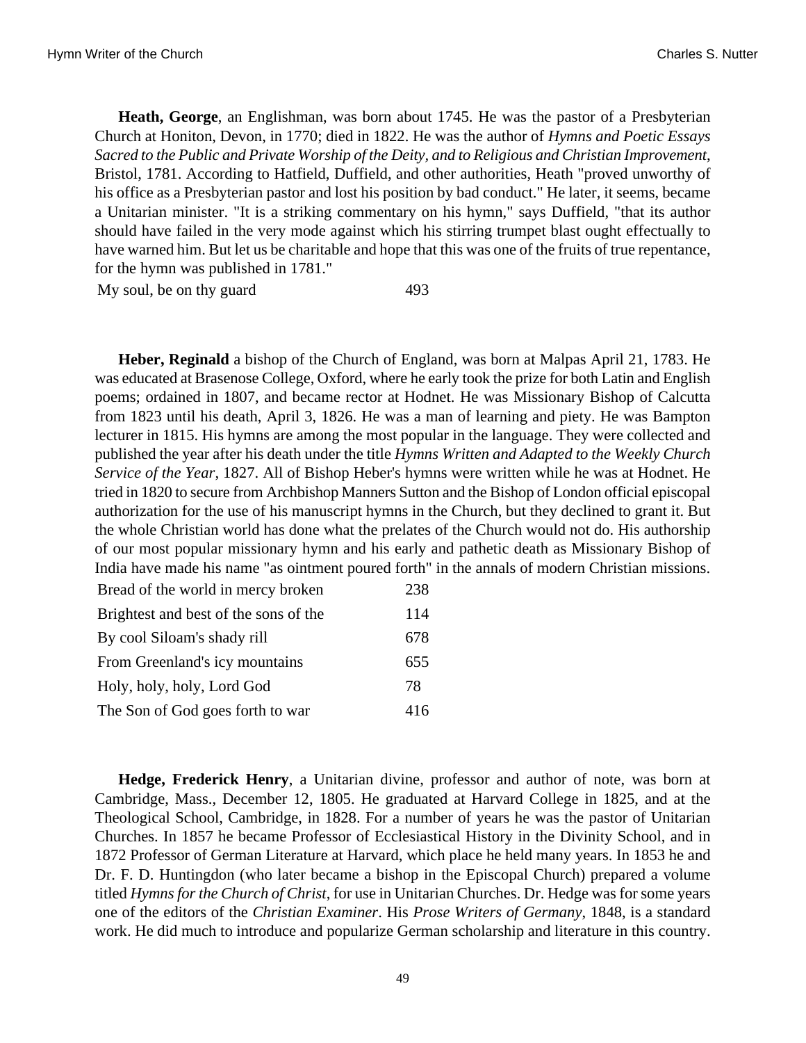**Heath, George**, an Englishman, was born about 1745. He was the pastor of a Presbyterian Church at Honiton, Devon, in 1770; died in 1822. He was the author of *Hymns and Poetic Essays Sacred to the Public and Private Worship of the Deity, and to Religious and Christian Improvement*, Bristol, 1781. According to Hatfield, Duffield, and other authorities, Heath "proved unworthy of his office as a Presbyterian pastor and lost his position by bad conduct." He later, it seems, became a Unitarian minister. "It is a striking commentary on his hymn," says Duffield, "that its author should have failed in the very mode against which his stirring trumpet blast ought effectually to have warned him. But let us be charitable and hope that this was one of the fruits of true repentance, for the hymn was published in 1781."

| | |
|---|---|
| My soul, be on thy guard | 493 |

**Heber, Reginald** a bishop of the Church of England, was born at Malpas April 21, 1783. He was educated at Brasenose College, Oxford, where he early took the prize for both Latin and English poems; ordained in 1807, and became rector at Hodnet. He was Missionary Bishop of Calcutta from 1823 until his death, April 3, 1826. He was a man of learning and piety. He was Bampton lecturer in 1815. His hymns are among the most popular in the language. They were collected and published the year after his death under the title *Hymns Written and Adapted to the Weekly Church Service of the Year*, 1827. All of Bishop Heber's hymns were written while he was at Hodnet. He tried in 1820 to secure from Archbishop Manners Sutton and the Bishop of London official episcopal authorization for the use of his manuscript hymns in the Church, but they declined to grant it. But the whole Christian world has done what the prelates of the Church would not do. His authorship of our most popular missionary hymn and his early and pathetic death as Missionary Bishop of India have made his name "as ointment poured forth" in the annals of modern Christian missions.

| | |
|---|---|
| Bread of the world in mercy broken | 238 |
| Brightest and best of the sons of the | 114 |
| By cool Siloam's shady rill | 678 |
| From Greenland's icy mountains | 655 |
| Holy, holy, holy, Lord God | 78 |
| The Son of God goes forth to war | 416 |

**Hedge, Frederick Henry**, a Unitarian divine, professor and author of note, was born at Cambridge, Mass., December 12, 1805. He graduated at Harvard College in 1825, and at the Theological School, Cambridge, in 1828. For a number of years he was the pastor of Unitarian Churches. In 1857 he became Professor of Ecclesiastical History in the Divinity School, and in 1872 Professor of German Literature at Harvard, which place he held many years. In 1853 he and Dr. F. D. Huntingdon (who later became a bishop in the Episcopal Church) prepared a volume titled *Hymns for the Church of Christ*, for use in Unitarian Churches. Dr. Hedge was for some years one of the editors of the *Christian Examiner*. His *Prose Writers of Germany*, 1848, is a standard work. He did much to introduce and popularize German scholarship and literature in this country.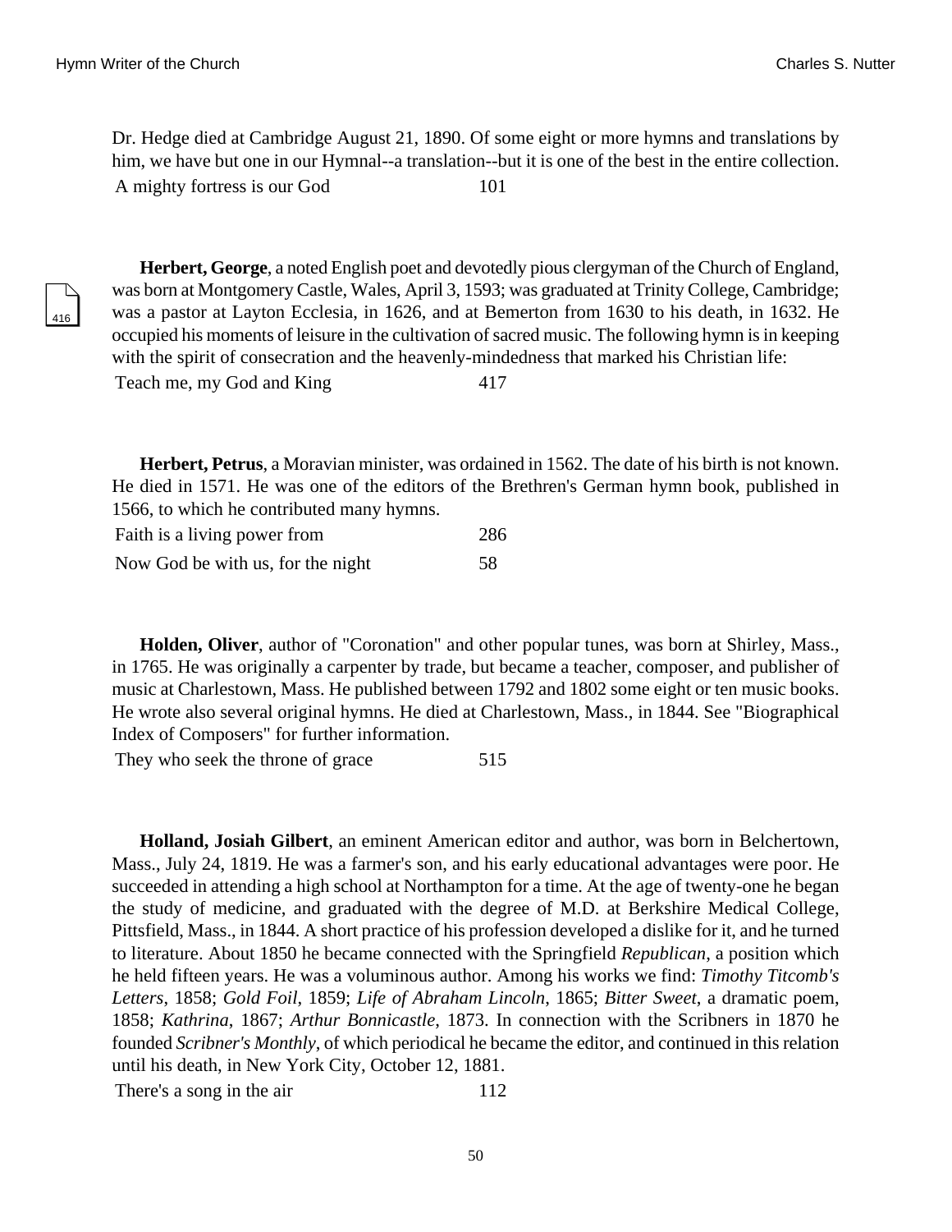Dr. Hedge died at Cambridge August 21, 1890. Of some eight or more hymns and translations by him, we have but one in our Hymnal--a translation--but it is one of the best in the entire collection.

| | |
|---|---|
| A mighty fortress is our God | 101 |

**Herbert, George**, a noted English poet and devotedly pious clergyman of the Church of England, was born at Montgomery Castle, Wales, April 3, 1593; was graduated at Trinity College, Cambridge; was a pastor at Layton Ecclesia, in 1626, and at Bemerton from 1630 to his death, in 1632. He occupied his moments of leisure in the cultivation of sacred music. The following hymn is in keeping with the spirit of consecration and the heavenly-mindedness that marked his Christian life:

| | |
|---|---|
| Teach me, my God and King | 417 |

**Herbert, Petrus**, a Moravian minister, was ordained in 1562. The date of his birth is not known. He died in 1571. He was one of the editors of the Brethren's German hymn book, published in 1566, to which he contributed many hymns.

| | |
|---|---|
| Faith is a living power from | 286 |
| Now God be with us, for the night | 58 |

**Holden, Oliver**, author of "Coronation" and other popular tunes, was born at Shirley, Mass., in 1765. He was originally a carpenter by trade, but became a teacher, composer, and publisher of music at Charlestown, Mass. He published between 1792 and 1802 some eight or ten music books. He wrote also several original hymns. He died at Charlestown, Mass., in 1844. See "Biographical Index of Composers" for further information.

| | |
|---|---|
| They who seek the throne of grace | 515 |

**Holland, Josiah Gilbert**, an eminent American editor and author, was born in Belchertown, Mass., July 24, 1819. He was a farmer's son, and his early educational advantages were poor. He succeeded in attending a high school at Northampton for a time. At the age of twenty-one he began the study of medicine, and graduated with the degree of M.D. at Berkshire Medical College, Pittsfield, Mass., in 1844. A short practice of his profession developed a dislike for it, and he turned to literature. About 1850 he became connected with the Springfield *Republican*, a position which he held fifteen years. He was a voluminous author. Among his works we find: *Timothy Titcomb's Letters*, 1858; *Gold Foil*, 1859; *Life of Abraham Lincoln*, 1865; *Bitter Sweet*, a dramatic poem, 1858; *Kathrina*, 1867; *Arthur Bonnicastle*, 1873. In connection with the Scribners in 1870 he founded *Scribner's Monthly*, of which periodical he became the editor, and continued in this relation until his death, in New York City, October 12, 1881.

| | |
|---|---|
| There's a song in the air | 112 |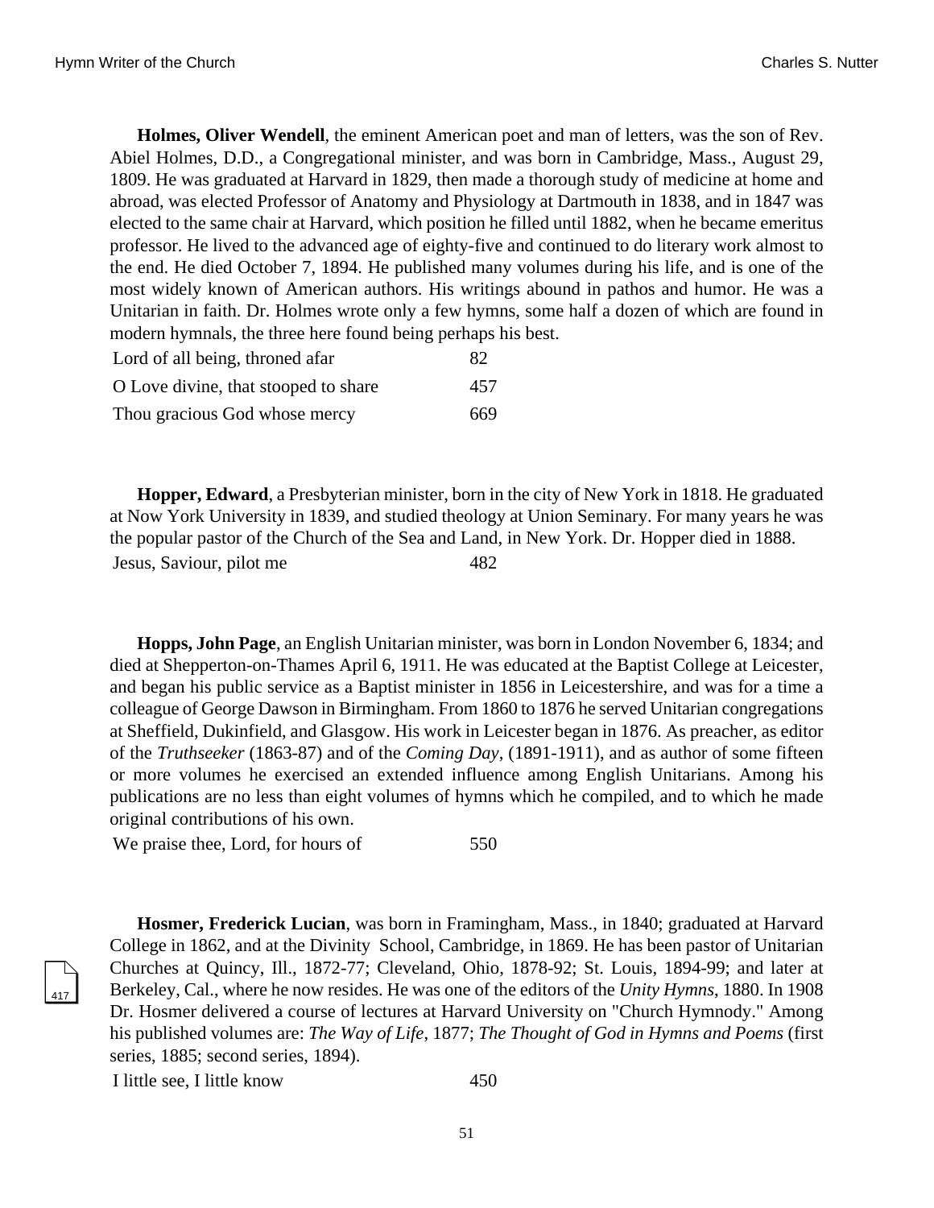**Holmes, Oliver Wendell**, the eminent American poet and man of letters, was the son of Rev. Abiel Holmes, D.D., a Congregational minister, and was born in Cambridge, Mass., August 29, 1809. He was graduated at Harvard in 1829, then made a thorough study of medicine at home and abroad, was elected Professor of Anatomy and Physiology at Dartmouth in 1838, and in 1847 was elected to the same chair at Harvard, which position he filled until 1882, when he became emeritus professor. He lived to the advanced age of eighty-five and continued to do literary work almost to the end. He died October 7, 1894. He published many volumes during his life, and is one of the most widely known of American authors. His writings abound in pathos and humor. He was a Unitarian in faith. Dr. Holmes wrote only a few hymns, some half a dozen of which are found in modern hymnals, the three here found being perhaps his best.

| | |
|---|---|
| Lord of all being, throned afar | 82 |
| O Love divine, that stooped to share | 457 |
| Thou gracious God whose mercy | 669 |

**Hopper, Edward**, a Presbyterian minister, born in the city of New York in 1818. He graduated at Now York University in 1839, and studied theology at Union Seminary. For many years he was the popular pastor of the Church of the Sea and Land, in New York. Dr. Hopper died in 1888.

| | |
|---|---|
| Jesus, Saviour, pilot me | 482 |

**Hopps, John Page**, an English Unitarian minister, was born in London November 6, 1834; and died at Shepperton-on-Thames April 6, 1911. He was educated at the Baptist College at Leicester, and began his public service as a Baptist minister in 1856 in Leicestershire, and was for a time a colleague of George Dawson in Birmingham. From 1860 to 1876 he served Unitarian congregations at Sheffield, Dukinfield, and Glasgow. His work in Leicester began in 1876. As preacher, as editor of the *Truthseeker* (1863-87) and of the *Coming Day*, (1891-1911), and as author of some fifteen or more volumes he exercised an extended influence among English Unitarians. Among his publications are no less than eight volumes of hymns which he compiled, and to which he made original contributions of his own.

| | |
|---|---|
| We praise thee, Lord, for hours of | 550 |

**Hosmer, Frederick Lucian**, was born in Framingham, Mass., in 1840; graduated at Harvard College in 1862, and at the Divinity School, Cambridge, in 1869. He has been pastor of Unitarian Churches at Quincy, Ill., 1872-77; Cleveland, Ohio, 1878-92; St. Louis, 1894-99; and later at Berkeley, Cal., where he now resides. He was one of the editors of the *Unity Hymns*, 1880. In 1908 Dr. Hosmer delivered a course of lectures at Harvard University on "Church Hymnody." Among his published volumes are: *The Way of Life*, 1877; *The Thought of God in Hymns and Poems* (first series, 1885; second series, 1894).

| | |
|---|---|
| I little see, I little know | 450 |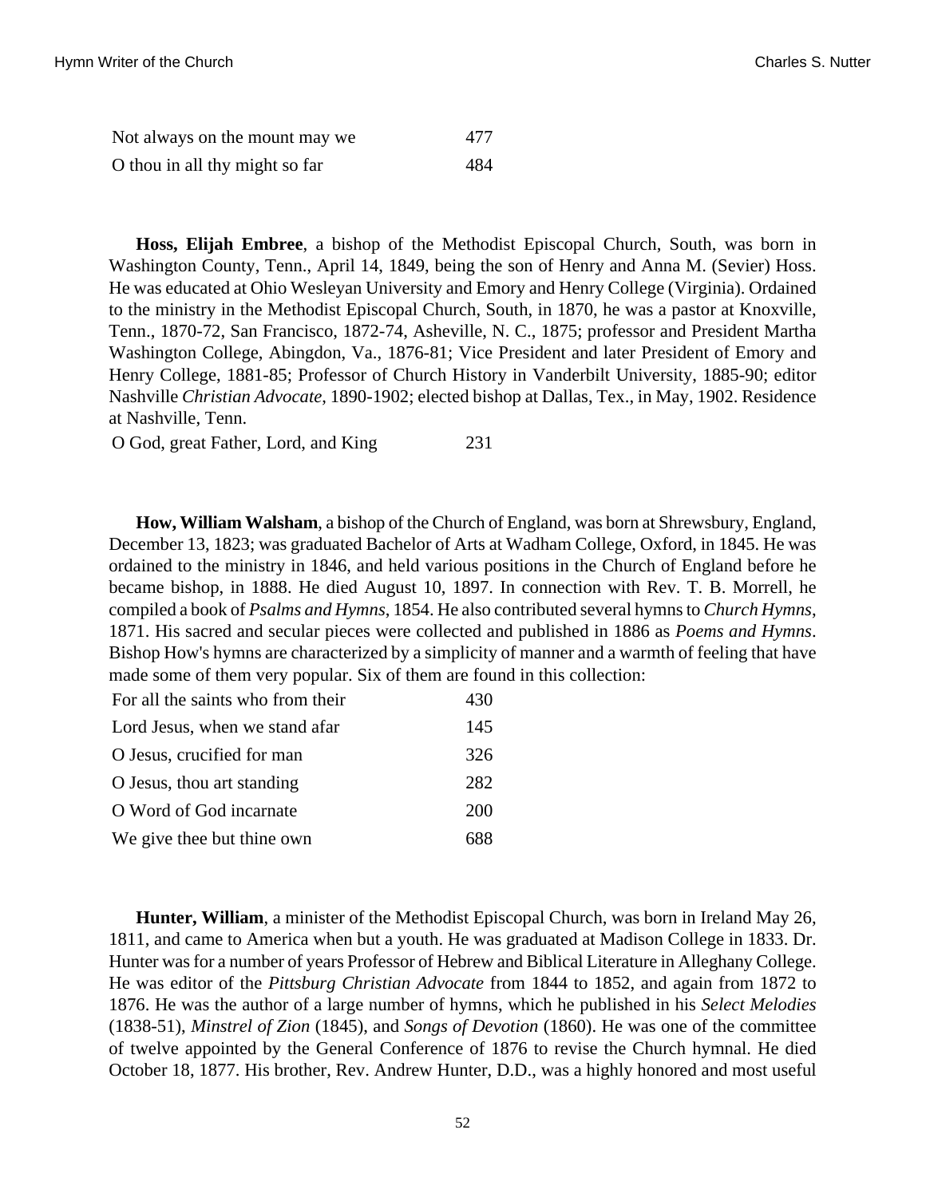| | |
|---|---|
| Not always on the mount may we | 477 |
| O thou in all thy might so far | 484 |

**Hoss, Elijah Embree**, a bishop of the Methodist Episcopal Church, South, was born in Washington County, Tenn., April 14, 1849, being the son of Henry and Anna M. (Sevier) Hoss. He was educated at Ohio Wesleyan University and Emory and Henry College (Virginia). Ordained to the ministry in the Methodist Episcopal Church, South, in 1870, he was a pastor at Knoxville, Tenn., 1870-72, San Francisco, 1872-74, Asheville, N. C., 1875; professor and President Martha Washington College, Abingdon, Va., 1876-81; Vice President and later President of Emory and Henry College, 1881-85; Professor of Church History in Vanderbilt University, 1885-90; editor Nashville *Christian Advocate*, 1890-1902; elected bishop at Dallas, Tex., in May, 1902. Residence at Nashville, Tenn.

| | |
|---|---|
| O God, great Father, Lord, and King | 231 |

**How, William Walsham**, a bishop of the Church of England, was born at Shrewsbury, England, December 13, 1823; was graduated Bachelor of Arts at Wadham College, Oxford, in 1845. He was ordained to the ministry in 1846, and held various positions in the Church of England before he became bishop, in 1888. He died August 10, 1897. In connection with Rev. T. B. Morrell, he compiled a book of *Psalms and Hymns*, 1854. He also contributed several hymns to *Church Hymns*, 1871. His sacred and secular pieces were collected and published in 1886 as *Poems and Hymns*. Bishop How's hymns are characterized by a simplicity of manner and a warmth of feeling that have made some of them very popular. Six of them are found in this collection:

| | |
|---|---|
| For all the saints who from their | 430 |
| Lord Jesus, when we stand afar | 145 |
| O Jesus, crucified for man | 326 |
| O Jesus, thou art standing | 282 |
| O Word of God incarnate | 200 |
| We give thee but thine own | 688 |

**Hunter, William**, a minister of the Methodist Episcopal Church, was born in Ireland May 26, 1811, and came to America when but a youth. He was graduated at Madison College in 1833. Dr. Hunter was for a number of years Professor of Hebrew and Biblical Literature in Alleghany College. He was editor of the *Pittsburg Christian Advocate* from 1844 to 1852, and again from 1872 to 1876. He was the author of a large number of hymns, which he published in his *Select Melodies* (1838-51), *Minstrel of Zion* (1845), and *Songs of Devotion* (1860). He was one of the committee of twelve appointed by the General Conference of 1876 to revise the Church hymnal. He died October 18, 1877. His brother, Rev. Andrew Hunter, D.D., was a highly honored and most useful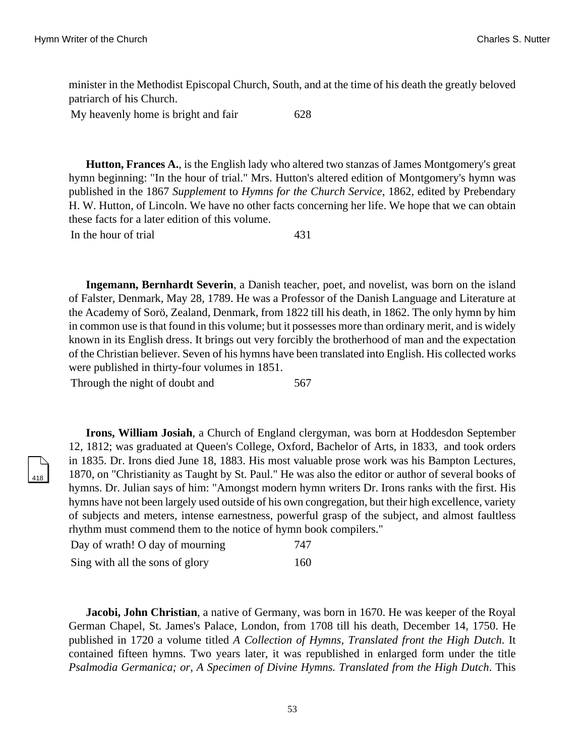minister in the Methodist Episcopal Church, South, and at the time of his death the greatly beloved patriarch of his Church.

| | |
|---|---|
| My heavenly home is bright and fair | 628 |

**Hutton, Frances A.**, is the English lady who altered two stanzas of James Montgomery's great hymn beginning: "In the hour of trial." Mrs. Hutton's altered edition of Montgomery's hymn was published in the 1867 *Supplement* to *Hymns for the Church Service*, 1862, edited by Prebendary H. W. Hutton, of Lincoln. We have no other facts concerning her life. We hope that we can obtain these facts for a later edition of this volume.

| | |
|---|---|
| In the hour of trial | 431 |

**Ingemann, Bernhardt Severin**, a Danish teacher, poet, and novelist, was born on the island of Falster, Denmark, May 28, 1789. He was a Professor of the Danish Language and Literature at the Academy of Sorö, Zealand, Denmark, from 1822 till his death, in 1862. The only hymn by him in common use is that found in this volume; but it possesses more than ordinary merit, and is widely known in its English dress. It brings out very forcibly the brotherhood of man and the expectation of the Christian believer. Seven of his hymns have been translated into English. His collected works were published in thirty-four volumes in 1851.

| | |
|---|---|
| Through the night of doubt and | 567 |

**Irons, William Josiah**, a Church of England clergyman, was born at Hoddesdon September 12, 1812; was graduated at Queen's College, Oxford, Bachelor of Arts, in 1833, and took orders in 1835. Dr. Irons died June 18, 1883. His most valuable prose work was his Bampton Lectures, 1870, on "Christianity as Taught by St. Paul." He was also the editor or author of several books of hymns. Dr. Julian says of him: "Amongst modern hymn writers Dr. Irons ranks with the first. His hymns have not been largely used outside of his own congregation, but their high excellence, variety of subjects and meters, intense earnestness, powerful grasp of the subject, and almost faultless rhythm must commend them to the notice of hymn book compilers."

| | |
|---|---|
| Day of wrath! O day of mourning | 747 |
| Sing with all the sons of glory | 160 |

**Jacobi, John Christian**, a native of Germany, was born in 1670. He was keeper of the Royal German Chapel, St. James's Palace, London, from 1708 till his death, December 14, 1750. He published in 1720 a volume titled *A Collection of Hymns, Translated front the High Dutch*. It contained fifteen hymns. Two years later, it was republished in enlarged form under the title *Psalmodia Germanica; or, A Specimen of Divine Hymns. Translated from the High Dutch*. This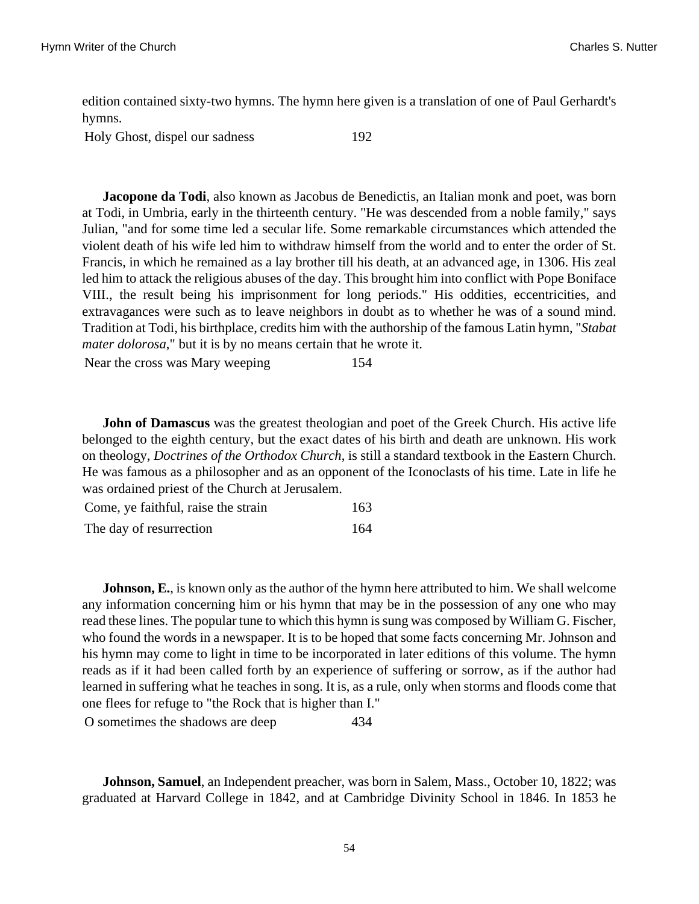edition contained sixty-two hymns. The hymn here given is a translation of one of Paul Gerhardt's hymns.

| | |
|---|---|
| Holy Ghost, dispel our sadness | 192 |

**Jacopone da Todi**, also known as Jacobus de Benedictis, an Italian monk and poet, was born at Todi, in Umbria, early in the thirteenth century. "He was descended from a noble family," says Julian, "and for some time led a secular life. Some remarkable circumstances which attended the violent death of his wife led him to withdraw himself from the world and to enter the order of St. Francis, in which he remained as a lay brother till his death, at an advanced age, in 1306. His zeal led him to attack the religious abuses of the day. This brought him into conflict with Pope Boniface VIII., the result being his imprisonment for long periods." His oddities, eccentricities, and extravagances were such as to leave neighbors in doubt as to whether he was of a sound mind. Tradition at Todi, his birthplace, credits him with the authorship of the famous Latin hymn, "*Stabat mater dolorosa*," but it is by no means certain that he wrote it.

| | |
|---|---|
| Near the cross was Mary weeping | 154 |

**John of Damascus** was the greatest theologian and poet of the Greek Church. His active life belonged to the eighth century, but the exact dates of his birth and death are unknown. His work on theology, *Doctrines of the Orthodox Church*, is still a standard textbook in the Eastern Church. He was famous as a philosopher and as an opponent of the Iconoclasts of his time. Late in life he was ordained priest of the Church at Jerusalem.

| | |
|---|---|
| Come, ye faithful, raise the strain | 163 |
| The day of resurrection | 164 |

**Johnson, E.**, is known only as the author of the hymn here attributed to him. We shall welcome any information concerning him or his hymn that may be in the possession of any one who may read these lines. The popular tune to which this hymn is sung was composed by William G. Fischer, who found the words in a newspaper. It is to be hoped that some facts concerning Mr. Johnson and his hymn may come to light in time to be incorporated in later editions of this volume. The hymn reads as if it had been called forth by an experience of suffering or sorrow, as if the author had learned in suffering what he teaches in song. It is, as a rule, only when storms and floods come that one flees for refuge to "the Rock that is higher than I."

| | |
|---|---|
| O sometimes the shadows are deep | 434 |

**Johnson, Samuel**, an Independent preacher, was born in Salem, Mass., October 10, 1822; was graduated at Harvard College in 1842, and at Cambridge Divinity School in 1846. In 1853 he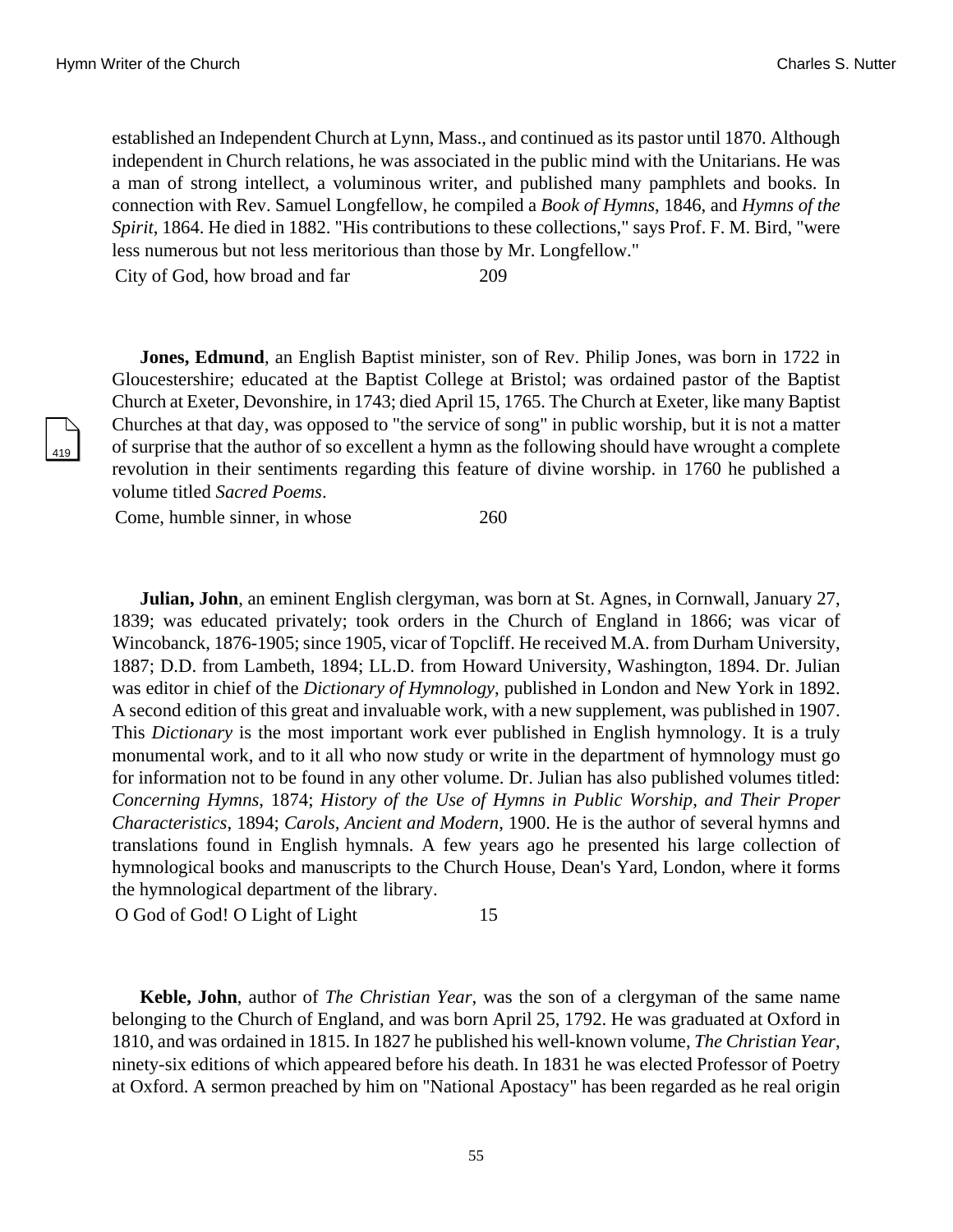established an Independent Church at Lynn, Mass., and continued as its pastor until 1870. Although independent in Church relations, he was associated in the public mind with the Unitarians. He was a man of strong intellect, a voluminous writer, and published many pamphlets and books. In connection with Rev. Samuel Longfellow, he compiled a *Book of Hymns*, 1846, and *Hymns of the Spirit*, 1864. He died in 1882. "His contributions to these collections," says Prof. F. M. Bird, "were less numerous but not less meritorious than those by Mr. Longfellow."

| | |
|---|---|
| City of God, how broad and far | 209 |

**Jones, Edmund**, an English Baptist minister, son of Rev. Philip Jones, was born in 1722 in Gloucestershire; educated at the Baptist College at Bristol; was ordained pastor of the Baptist Church at Exeter, Devonshire, in 1743; died April 15, 1765. The Church at Exeter, like many Baptist Churches at that day, was opposed to "the service of song" in public worship, but it is not a matter of surprise that the author of so excellent a hymn as the following should have wrought a complete revolution in their sentiments regarding this feature of divine worship. in 1760 he published a volume titled *Sacred Poems*.

| | |
|---|---|
| Come, humble sinner, in whose | 260 |

**Julian, John**, an eminent English clergyman, was born at St. Agnes, in Cornwall, January 27, 1839; was educated privately; took orders in the Church of England in 1866; was vicar of Wincobanck, 1876-1905; since 1905, vicar of Topcliff. He received M.A. from Durham University, 1887; D.D. from Lambeth, 1894; LL.D. from Howard University, Washington, 1894. Dr. Julian was editor in chief of the *Dictionary of Hymnology*, published in London and New York in 1892. A second edition of this great and invaluable work, with a new supplement, was published in 1907. This *Dictionary* is the most important work ever published in English hymnology. It is a truly monumental work, and to it all who now study or write in the department of hymnology must go for information not to be found in any other volume. Dr. Julian has also published volumes titled: *Concerning Hymns*, 1874; *History of the Use of Hymns in Public Worship, and Their Proper Characteristics*, 1894; *Carols, Ancient and Modern*, 1900. He is the author of several hymns and translations found in English hymnals. A few years ago he presented his large collection of hymnological books and manuscripts to the Church House, Dean's Yard, London, where it forms the hymnological department of the library.

| | |
|---|---|
| O God of God! O Light of Light | 15 |

**Keble, John**, author of *The Christian Year*, was the son of a clergyman of the same name belonging to the Church of England, and was born April 25, 1792. He was graduated at Oxford in 1810, and was ordained in 1815. In 1827 he published his well-known volume, *The Christian Year*, ninety-six editions of which appeared before his death. In 1831 he was elected Professor of Poetry at Oxford. A sermon preached by him on "National Apostacy" has been regarded as he real origin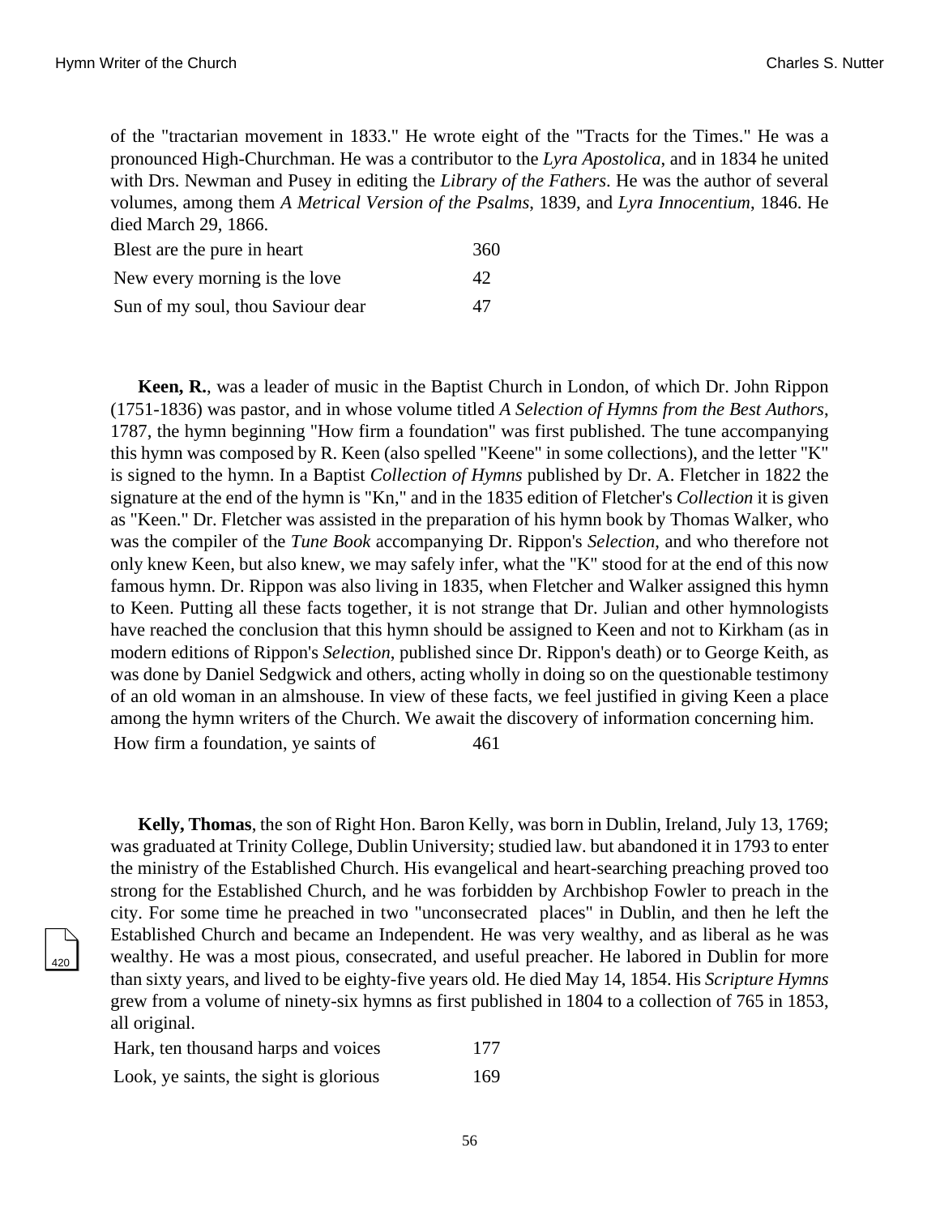of the "tractarian movement in 1833." He wrote eight of the "Tracts for the Times." He was a pronounced High-Churchman. He was a contributor to the *Lyra Apostolica*, and in 1834 he united with Drs. Newman and Pusey in editing the *Library of the Fathers*. He was the author of several volumes, among them *A Metrical Version of the Psalms*, 1839, and *Lyra Innocentium*, 1846. He died March 29, 1866.

| | |
|---|---|
| Blest are the pure in heart | 360 |
| New every morning is the love | 42 |
| Sun of my soul, thou Saviour dear | 47 |

**Keen, R.**, was a leader of music in the Baptist Church in London, of which Dr. John Rippon (1751-1836) was pastor, and in whose volume titled *A Selection of Hymns from the Best Authors*, 1787, the hymn beginning "How firm a foundation" was first published. The tune accompanying this hymn was composed by R. Keen (also spelled "Keene" in some collections), and the letter "K" is signed to the hymn. In a Baptist *Collection of Hymns* published by Dr. A. Fletcher in 1822 the signature at the end of the hymn is "Kn," and in the 1835 edition of Fletcher's *Collection* it is given as "Keen." Dr. Fletcher was assisted in the preparation of his hymn book by Thomas Walker, who was the compiler of the *Tune Book* accompanying Dr. Rippon's *Selection*, and who therefore not only knew Keen, but also knew, we may safely infer, what the "K" stood for at the end of this now famous hymn. Dr. Rippon was also living in 1835, when Fletcher and Walker assigned this hymn to Keen. Putting all these facts together, it is not strange that Dr. Julian and other hymnologists have reached the conclusion that this hymn should be assigned to Keen and not to Kirkham (as in modern editions of Rippon's *Selection*, published since Dr. Rippon's death) or to George Keith, as was done by Daniel Sedgwick and others, acting wholly in doing so on the questionable testimony of an old woman in an almshouse. In view of these facts, we feel justified in giving Keen a place among the hymn writers of the Church. We await the discovery of information concerning him.

| | |
|---|---|
| How firm a foundation, ye saints of | 461 |

**Kelly, Thomas**, the son of Right Hon. Baron Kelly, was born in Dublin, Ireland, July 13, 1769; was graduated at Trinity College, Dublin University; studied law. but abandoned it in 1793 to enter the ministry of the Established Church. His evangelical and heart-searching preaching proved too strong for the Established Church, and he was forbidden by Archbishop Fowler to preach in the city. For some time he preached in two "unconsecrated places" in Dublin, and then he left the Established Church and became an Independent. He was very wealthy, and as liberal as he was wealthy. He was a most pious, consecrated, and useful preacher. He labored in Dublin for more than sixty years, and lived to be eighty-five years old. He died May 14, 1854. His *Scripture Hymns* grew from a volume of ninety-six hymns as first published in 1804 to a collection of 765 in 1853, all original.

| | |
|---|---|
| Hark, ten thousand harps and voices | 177 |
| Look, ye saints, the sight is glorious | 169 |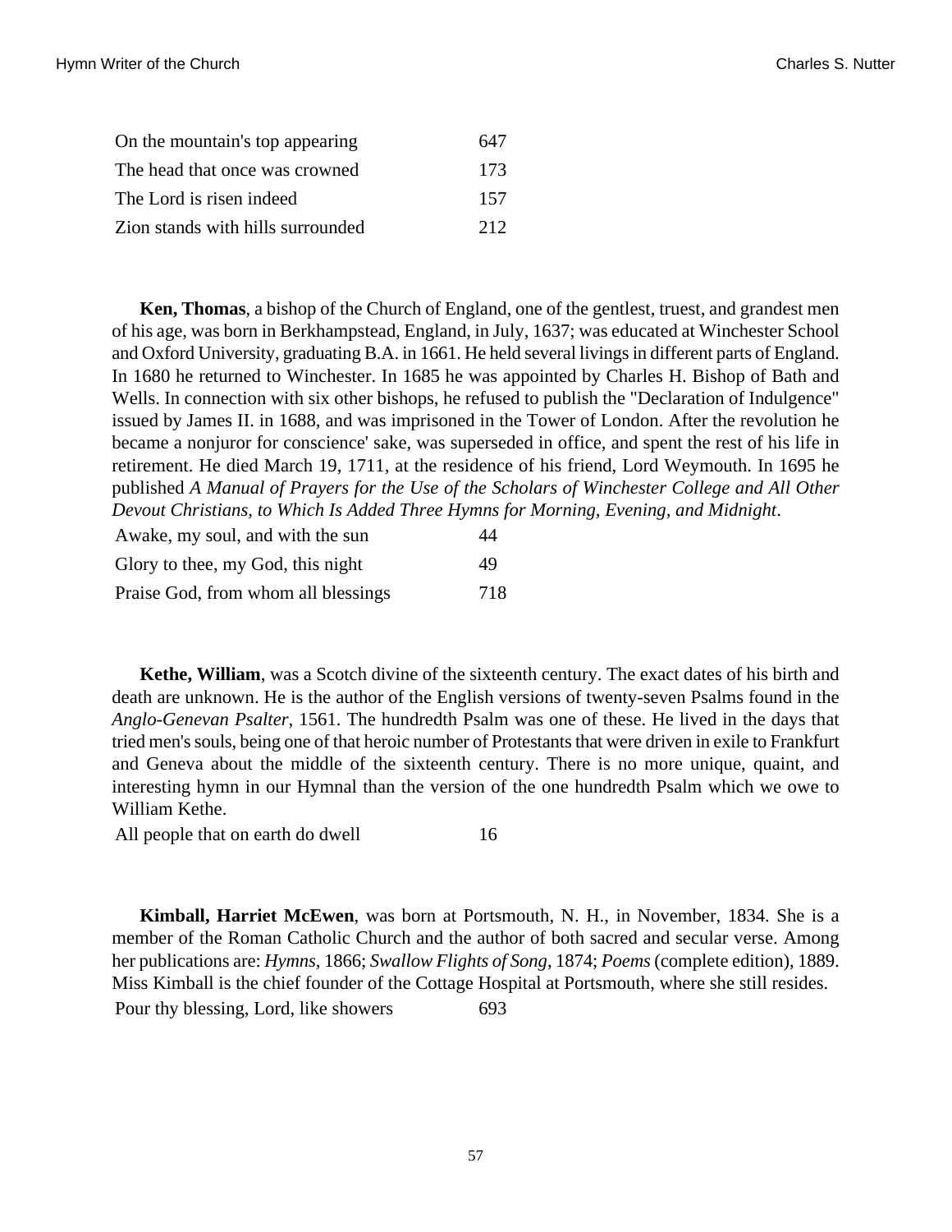| | |
|---|---|
| On the mountain's top appearing | 647 |
| The head that once was crowned | 173 |
| The Lord is risen indeed | 157 |
| Zion stands with hills surrounded | 212 |

**Ken, Thomas**, a bishop of the Church of England, one of the gentlest, truest, and grandest men of his age, was born in Berkhampstead, England, in July, 1637; was educated at Winchester School and Oxford University, graduating B.A. in 1661. He held several livings in different parts of England. In 1680 he returned to Winchester. In 1685 he was appointed by Charles H. Bishop of Bath and Wells. In connection with six other bishops, he refused to publish the "Declaration of Indulgence" issued by James II. in 1688, and was imprisoned in the Tower of London. After the revolution he became a nonjuror for conscience' sake, was superseded in office, and spent the rest of his life in retirement. He died March 19, 1711, at the residence of his friend, Lord Weymouth. In 1695 he published *A Manual of Prayers for the Use of the Scholars of Winchester College and All Other Devout Christians, to Which Is Added Three Hymns for Morning, Evening, and Midnight*.

| | |
|---|---|
| Awake, my soul, and with the sun | 44 |
| Glory to thee, my God, this night | 49 |
| Praise God, from whom all blessings | 718 |

**Kethe, William**, was a Scotch divine of the sixteenth century. The exact dates of his birth and death are unknown. He is the author of the English versions of twenty-seven Psalms found in the *Anglo-Genevan Psalter*, 1561. The hundredth Psalm was one of these. He lived in the days that tried men's souls, being one of that heroic number of Protestants that were driven in exile to Frankfurt and Geneva about the middle of the sixteenth century. There is no more unique, quaint, and interesting hymn in our Hymnal than the version of the one hundredth Psalm which we owe to William Kethe.

| | |
|---|---|
| All people that on earth do dwell | 16 |

**Kimball, Harriet McEwen**, was born at Portsmouth, N. H., in November, 1834. She is a member of the Roman Catholic Church and the author of both sacred and secular verse. Among her publications are: *Hymns*, 1866; *Swallow Flights of Song*, 1874; *Poems* (complete edition), 1889. Miss Kimball is the chief founder of the Cottage Hospital at Portsmouth, where she still resides.

| | |
|---|---|
| Pour thy blessing, Lord, like showers | 693 |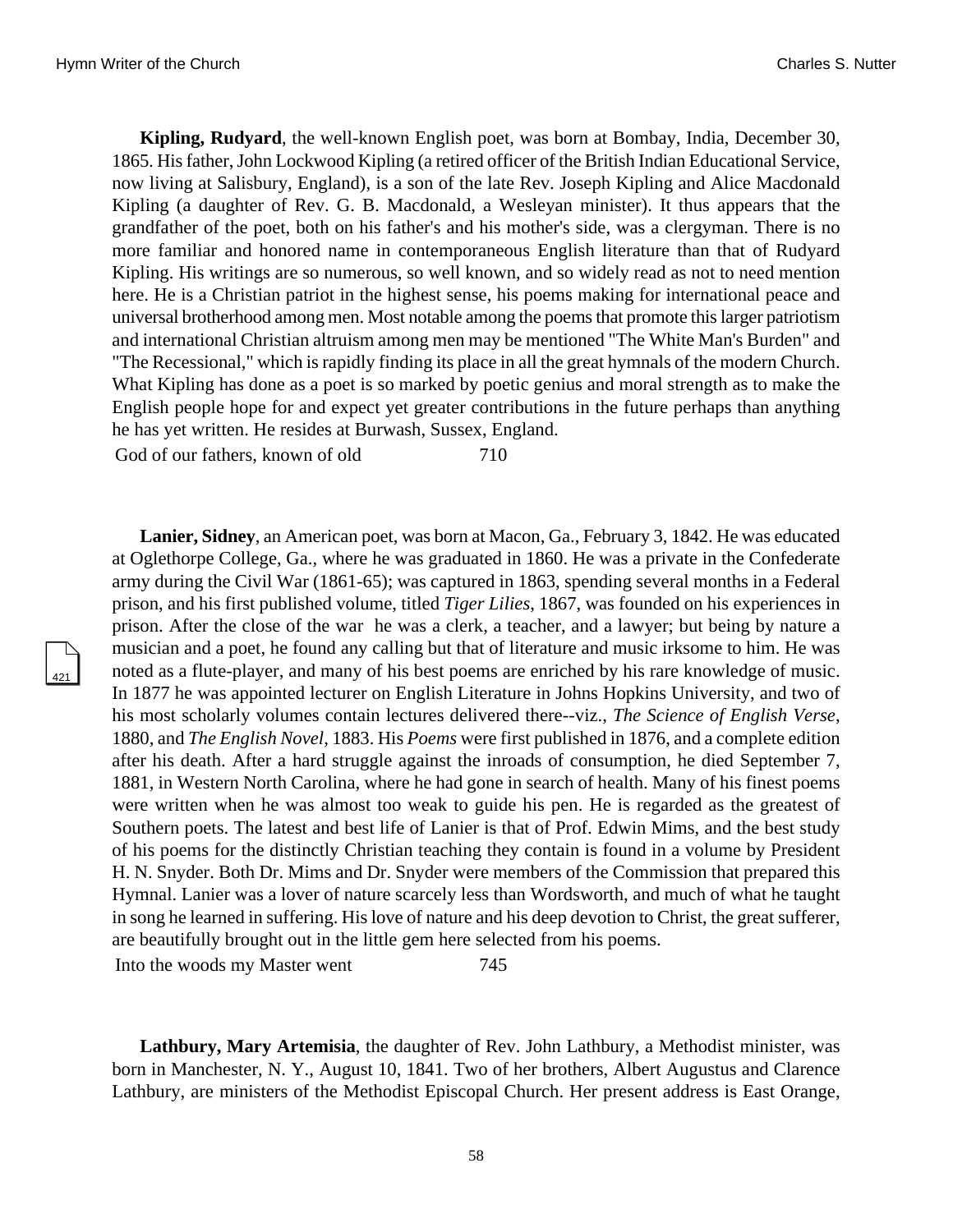**Kipling, Rudyard**, the well-known English poet, was born at Bombay, India, December 30, 1865. His father, John Lockwood Kipling (a retired officer of the British Indian Educational Service, now living at Salisbury, England), is a son of the late Rev. Joseph Kipling and Alice Macdonald Kipling (a daughter of Rev. G. B. Macdonald, a Wesleyan minister). It thus appears that the grandfather of the poet, both on his father's and his mother's side, was a clergyman. There is no more familiar and honored name in contemporaneous English literature than that of Rudyard Kipling. His writings are so numerous, so well known, and so widely read as not to need mention here. He is a Christian patriot in the highest sense, his poems making for international peace and universal brotherhood among men. Most notable among the poems that promote this larger patriotism and international Christian altruism among men may be mentioned "The White Man's Burden" and "The Recessional," which is rapidly finding its place in all the great hymnals of the modern Church. What Kipling has done as a poet is so marked by poetic genius and moral strength as to make the English people hope for and expect yet greater contributions in the future perhaps than anything he has yet written. He resides at Burwash, Sussex, England.

| | |
|---|---|
| God of our fathers, known of old | 710 |

**Lanier, Sidney**, an American poet, was born at Macon, Ga., February 3, 1842. He was educated at Oglethorpe College, Ga., where he was graduated in 1860. He was a private in the Confederate army during the Civil War (1861-65); was captured in 1863, spending several months in a Federal prison, and his first published volume, titled *Tiger Lilies*, 1867, was founded on his experiences in prison. After the close of the war he was a clerk, a teacher, and a lawyer; but being by nature a musician and a poet, he found any calling but that of literature and music irksome to him. He was noted as a flute-player, and many of his best poems are enriched by his rare knowledge of music. In 1877 he was appointed lecturer on English Literature in Johns Hopkins University, and two of his most scholarly volumes contain lectures delivered there--viz., *The Science of English Verse*, 1880, and *The English Novel*, 1883. His *Poems* were first published in 1876, and a complete edition after his death. After a hard struggle against the inroads of consumption, he died September 7, 1881, in Western North Carolina, where he had gone in search of health. Many of his finest poems were written when he was almost too weak to guide his pen. He is regarded as the greatest of Southern poets. The latest and best life of Lanier is that of Prof. Edwin Mims, and the best study of his poems for the distinctly Christian teaching they contain is found in a volume by President H. N. Snyder. Both Dr. Mims and Dr. Snyder were members of the Commission that prepared this Hymnal. Lanier was a lover of nature scarcely less than Wordsworth, and much of what he taught in song he learned in suffering. His love of nature and his deep devotion to Christ, the great sufferer, are beautifully brought out in the little gem here selected from his poems.

| | |
|---|---|
| Into the woods my Master went | 745 |

**Lathbury, Mary Artemisia**, the daughter of Rev. John Lathbury, a Methodist minister, was born in Manchester, N. Y., August 10, 1841. Two of her brothers, Albert Augustus and Clarence Lathbury, are ministers of the Methodist Episcopal Church. Her present address is East Orange,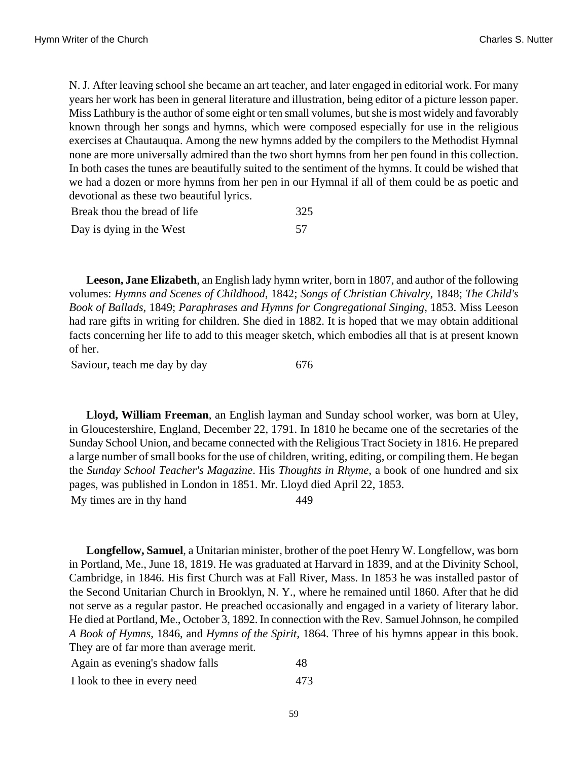N. J. After leaving school she became an art teacher, and later engaged in editorial work. For many years her work has been in general literature and illustration, being editor of a picture lesson paper. Miss Lathbury is the author of some eight or ten small volumes, but she is most widely and favorably known through her songs and hymns, which were composed especially for use in the religious exercises at Chautauqua. Among the new hymns added by the compilers to the Methodist Hymnal none are more universally admired than the two short hymns from her pen found in this collection. In both cases the tunes are beautifully suited to the sentiment of the hymns. It could be wished that we had a dozen or more hymns from her pen in our Hymnal if all of them could be as poetic and devotional as these two beautiful lyrics.

| | |
|---|---|
| Break thou the bread of life | 325 |
| Day is dying in the West | 57 |

**Leeson, Jane Elizabeth**, an English lady hymn writer, born in 1807, and author of the following volumes: *Hymns and Scenes of Childhood*, 1842; *Songs of Christian Chivalry*, 1848; *The Child's Book of Ballads*, 1849; *Paraphrases and Hymns for Congregational Singing*, 1853. Miss Leeson had rare gifts in writing for children. She died in 1882. It is hoped that we may obtain additional facts concerning her life to add to this meager sketch, which embodies all that is at present known of her.

| | |
|---|---|
| Saviour, teach me day by day | 676 |

**Lloyd, William Freeman**, an English layman and Sunday school worker, was born at Uley, in Gloucestershire, England, December 22, 1791. In 1810 he became one of the secretaries of the Sunday School Union, and became connected with the Religious Tract Society in 1816. He prepared a large number of small books for the use of children, writing, editing, or compiling them. He began the *Sunday School Teacher's Magazine*. His *Thoughts in Rhyme*, a book of one hundred and six pages, was published in London in 1851. Mr. Lloyd died April 22, 1853.

| | |
|---|---|
| My times are in thy hand | 449 |

**Longfellow, Samuel**, a Unitarian minister, brother of the poet Henry W. Longfellow, was born in Portland, Me., June 18, 1819. He was graduated at Harvard in 1839, and at the Divinity School, Cambridge, in 1846. His first Church was at Fall River, Mass. In 1853 he was installed pastor of the Second Unitarian Church in Brooklyn, N. Y., where he remained until 1860. After that he did not serve as a regular pastor. He preached occasionally and engaged in a variety of literary labor. He died at Portland, Me., October 3, 1892. In connection with the Rev. Samuel Johnson, he compiled *A Book of Hymns*, 1846, and *Hymns of the Spirit*, 1864. Three of his hymns appear in this book. They are of far more than average merit.

| | |
|---|---|
| Again as evening's shadow falls | 48 |
| I look to thee in every need | 473 |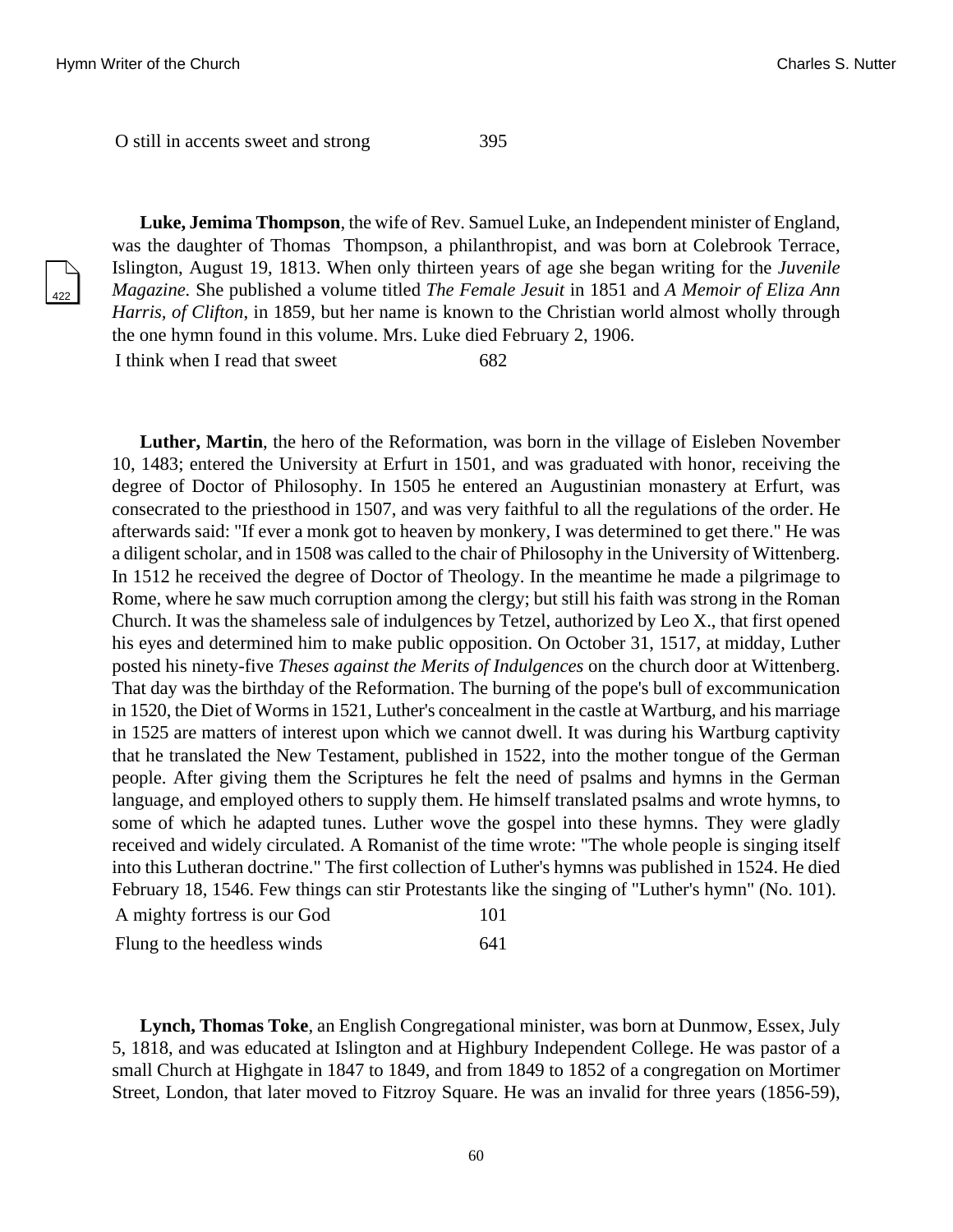O still in accents sweet and strong 395

**Luke, Jemima Thompson**, the wife of Rev. Samuel Luke, an Independent minister of England, was the daughter of Thomas Thompson, a philanthropist, and was born at Colebrook Terrace, Islington, August 19, 1813. When only thirteen years of age she began writing for the *Juvenile Magazine.* She published a volume titled *The Female Jesuit* in 1851 and *A Memoir of Eliza Ann Harris, of Clifton*, in 1859, but her name is known to the Christian world almost wholly through the one hymn found in this volume. Mrs. Luke died February 2, 1906.

I think when I read that sweet 682

**Luther, Martin**, the hero of the Reformation, was born in the village of Eisleben November 10, 1483; entered the University at Erfurt in 1501, and was graduated with honor, receiving the degree of Doctor of Philosophy. In 1505 he entered an Augustinian monastery at Erfurt, was consecrated to the priesthood in 1507, and was very faithful to all the regulations of the order. He afterwards said: "If ever a monk got to heaven by monkery, I was determined to get there." He was a diligent scholar, and in 1508 was called to the chair of Philosophy in the University of Wittenberg. In 1512 he received the degree of Doctor of Theology. In the meantime he made a pilgrimage to Rome, where he saw much corruption among the clergy; but still his faith was strong in the Roman Church. It was the shameless sale of indulgences by Tetzel, authorized by Leo X., that first opened his eyes and determined him to make public opposition. On October 31, 1517, at midday, Luther posted his ninety-five *Theses against the Merits of Indulgences* on the church door at Wittenberg. That day was the birthday of the Reformation. The burning of the pope's bull of excommunication in 1520, the Diet of Worms in 1521, Luther's concealment in the castle at Wartburg, and his marriage in 1525 are matters of interest upon which we cannot dwell. It was during his Wartburg captivity that he translated the New Testament, published in 1522, into the mother tongue of the German people. After giving them the Scriptures he felt the need of psalms and hymns in the German language, and employed others to supply them. He himself translated psalms and wrote hymns, to some of which he adapted tunes. Luther wove the gospel into these hymns. They were gladly received and widely circulated. A Romanist of the time wrote: "The whole people is singing itself into this Lutheran doctrine." The first collection of Luther's hymns was published in 1524. He died February 18, 1546. Few things can stir Protestants like the singing of "Luther's hymn" (No. 101).

A mighty fortress is our God 101

Flung to the heedless winds 641

**Lynch, Thomas Toke**, an English Congregational minister, was born at Dunmow, Essex, July 5, 1818, and was educated at Islington and at Highbury Independent College. He was pastor of a small Church at Highgate in 1847 to 1849, and from 1849 to 1852 of a congregation on Mortimer Street, London, that later moved to Fitzroy Square. He was an invalid for three years (1856-59),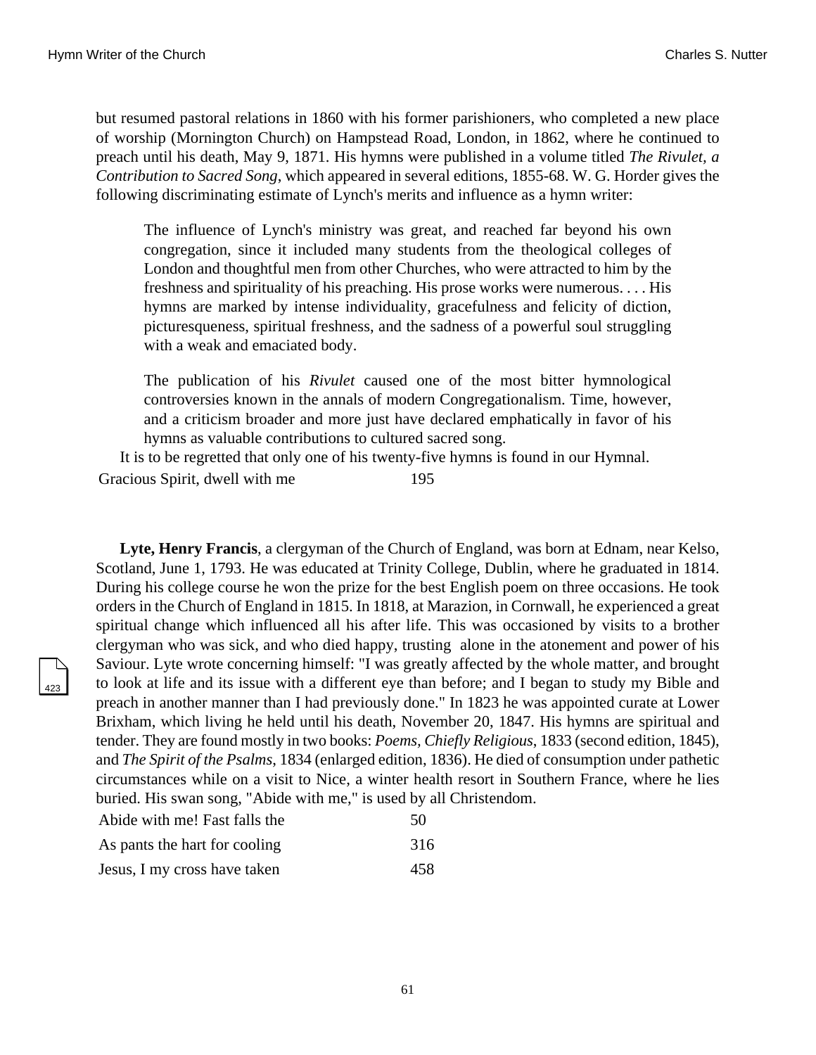but resumed pastoral relations in 1860 with his former parishioners, who completed a new place of worship (Mornington Church) on Hampstead Road, London, in 1862, where he continued to preach until his death, May 9, 1871. His hymns were published in a volume titled *The Rivulet, a Contribution to Sacred Song*, which appeared in several editions, 1855-68. W. G. Horder gives the following discriminating estimate of Lynch's merits and influence as a hymn writer:

> The influence of Lynch's ministry was great, and reached far beyond his own congregation, since it included many students from the theological colleges of London and thoughtful men from other Churches, who were attracted to him by the freshness and spirituality of his preaching. His prose works were numerous. . . . His hymns are marked by intense individuality, gracefulness and felicity of diction, picturesqueness, spiritual freshness, and the sadness of a powerful soul struggling with a weak and emaciated body.
>
> The publication of his *Rivulet* caused one of the most bitter hymnological controversies known in the annals of modern Congregationalism. Time, however, and a criticism broader and more just have declared emphatically in favor of his hymns as valuable contributions to cultured sacred song.

It is to be regretted that only one of his twenty-five hymns is found in our Hymnal.

| | |
|---|---|
| Gracious Spirit, dwell with me | 195 |

**Lyte, Henry Francis**, a clergyman of the Church of England, was born at Ednam, near Kelso, Scotland, June 1, 1793. He was educated at Trinity College, Dublin, where he graduated in 1814. During his college course he won the prize for the best English poem on three occasions. He took orders in the Church of England in 1815. In 1818, at Marazion, in Cornwall, he experienced a great spiritual change which influenced all his after life. This was occasioned by visits to a brother clergyman who was sick, and who died happy, trusting alone in the atonement and power of his Saviour. Lyte wrote concerning himself: "I was greatly affected by the whole matter, and brought to look at life and its issue with a different eye than before; and I began to study my Bible and preach in another manner than I had previously done." In 1823 he was appointed curate at Lower Brixham, which living he held until his death, November 20, 1847. His hymns are spiritual and tender. They are found mostly in two books: *Poems, Chiefly Religious*, 1833 (second edition, 1845), and *The Spirit of the Psalms*, 1834 (enlarged edition, 1836). He died of consumption under pathetic circumstances while on a visit to Nice, a winter health resort in Southern France, where he lies buried. His swan song, "Abide with me," is used by all Christendom.

| | |
|---|---|
| Abide with me! Fast falls the | 50 |
| As pants the hart for cooling | 316 |
| Jesus, I my cross have taken | 458 |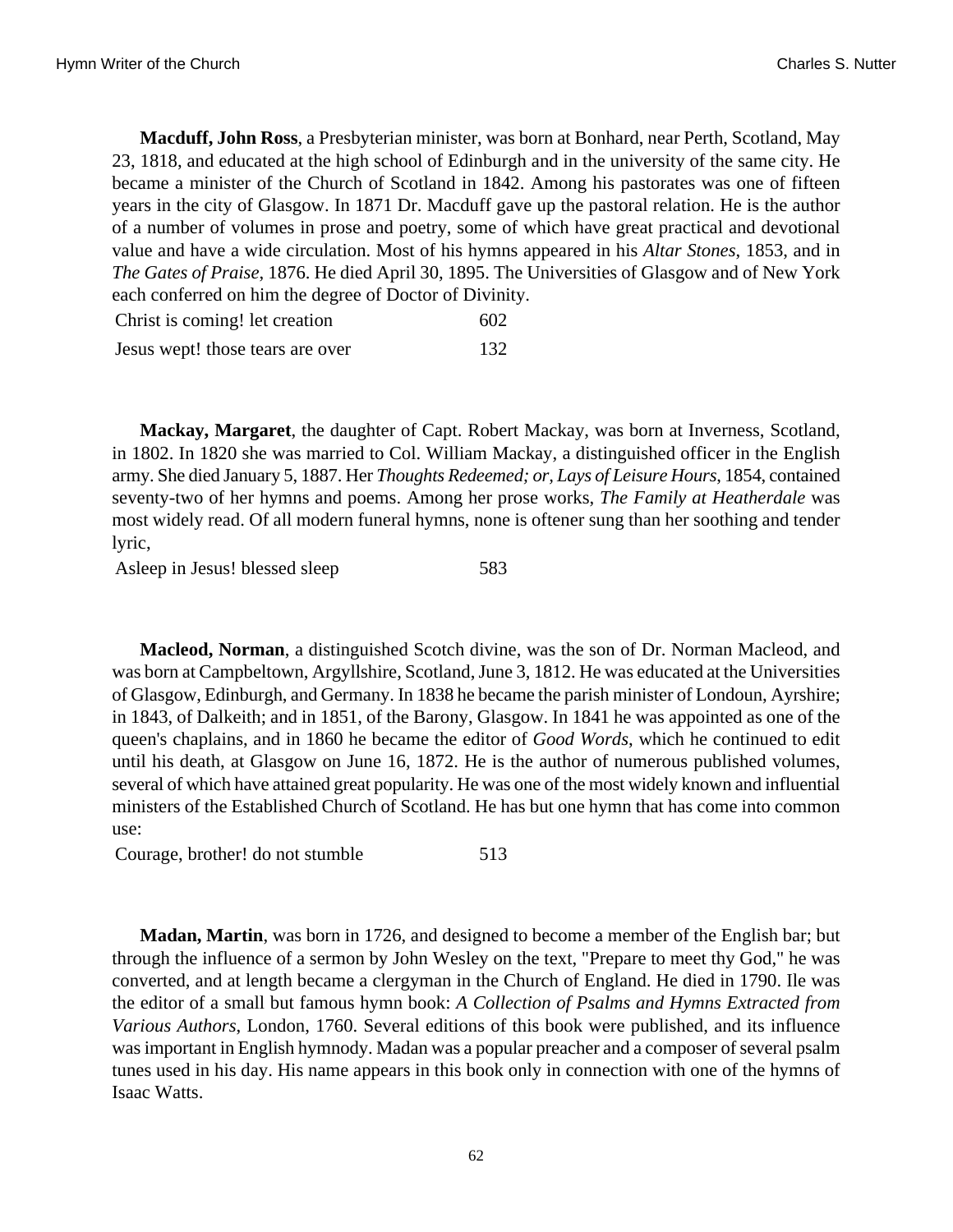**Macduff, John Ross**, a Presbyterian minister, was born at Bonhard, near Perth, Scotland, May 23, 1818, and educated at the high school of Edinburgh and in the university of the same city. He became a minister of the Church of Scotland in 1842. Among his pastorates was one of fifteen years in the city of Glasgow. In 1871 Dr. Macduff gave up the pastoral relation. He is the author of a number of volumes in prose and poetry, some of which have great practical and devotional value and have a wide circulation. Most of his hymns appeared in his *Altar Stones*, 1853, and in *The Gates of Praise*, 1876. He died April 30, 1895. The Universities of Glasgow and of New York each conferred on him the degree of Doctor of Divinity.

| | |
|---|---|
| Christ is coming! let creation | 602 |
| Jesus wept! those tears are over | 132 |

**Mackay, Margaret**, the daughter of Capt. Robert Mackay, was born at Inverness, Scotland, in 1802. In 1820 she was married to Col. William Mackay, a distinguished officer in the English army. She died January 5, 1887. Her *Thoughts Redeemed; or, Lays of Leisure Hours*, 1854, contained seventy-two of her hymns and poems. Among her prose works, *The Family at Heatherdale* was most widely read. Of all modern funeral hymns, none is oftener sung than her soothing and tender lyric,

| | |
|---|---|
| Asleep in Jesus! blessed sleep | 583 |

**Macleod, Norman**, a distinguished Scotch divine, was the son of Dr. Norman Macleod, and was born at Campbeltown, Argyllshire, Scotland, June 3, 1812. He was educated at the Universities of Glasgow, Edinburgh, and Germany. In 1838 he became the parish minister of Londoun, Ayrshire; in 1843, of Dalkeith; and in 1851, of the Barony, Glasgow. In 1841 he was appointed as one of the queen's chaplains, and in 1860 he became the editor of *Good Words*, which he continued to edit until his death, at Glasgow on June 16, 1872. He is the author of numerous published volumes, several of which have attained great popularity. He was one of the most widely known and influential ministers of the Established Church of Scotland. He has but one hymn that has come into common use:

| | |
|---|---|
| Courage, brother! do not stumble | 513 |

**Madan, Martin**, was born in 1726, and designed to become a member of the English bar; but through the influence of a sermon by John Wesley on the text, "Prepare to meet thy God," he was converted, and at length became a clergyman in the Church of England. He died in 1790. Ile was the editor of a small but famous hymn book: *A Collection of Psalms and Hymns Extracted from Various Authors*, London, 1760. Several editions of this book were published, and its influence was important in English hymnody. Madan was a popular preacher and a composer of several psalm tunes used in his day. His name appears in this book only in connection with one of the hymns of Isaac Watts.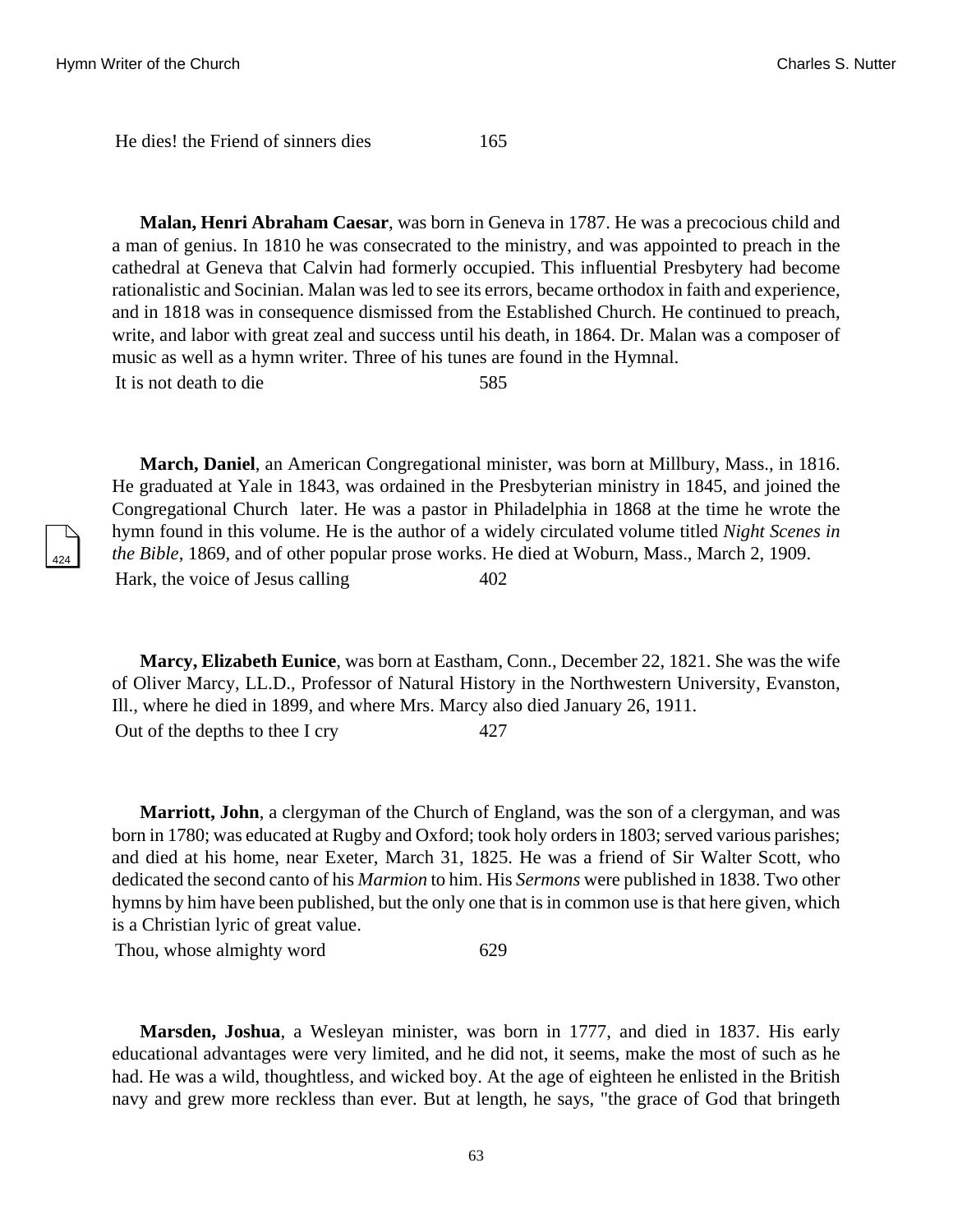He dies! the Friend of sinners dies 165

**Malan, Henri Abraham Caesar**, was born in Geneva in 1787. He was a precocious child and a man of genius. In 1810 he was consecrated to the ministry, and was appointed to preach in the cathedral at Geneva that Calvin had formerly occupied. This influential Presbytery had become rationalistic and Socinian. Malan was led to see its errors, became orthodox in faith and experience, and in 1818 was in consequence dismissed from the Established Church. He continued to preach, write, and labor with great zeal and success until his death, in 1864. Dr. Malan was a composer of music as well as a hymn writer. Three of his tunes are found in the Hymnal.

It is not death to die 585

**March, Daniel**, an American Congregational minister, was born at Millbury, Mass., in 1816. He graduated at Yale in 1843, was ordained in the Presbyterian ministry in 1845, and joined the Congregational Church later. He was a pastor in Philadelphia in 1868 at the time he wrote the hymn found in this volume. He is the author of a widely circulated volume titled *Night Scenes in the Bible*, 1869, and of other popular prose works. He died at Woburn, Mass., March 2, 1909.

Hark, the voice of Jesus calling 402

**Marcy, Elizabeth Eunice**, was born at Eastham, Conn., December 22, 1821. She was the wife of Oliver Marcy, LL.D., Professor of Natural History in the Northwestern University, Evanston, Ill., where he died in 1899, and where Mrs. Marcy also died January 26, 1911.

Out of the depths to thee I cry 427

**Marriott, John**, a clergyman of the Church of England, was the son of a clergyman, and was born in 1780; was educated at Rugby and Oxford; took holy orders in 1803; served various parishes; and died at his home, near Exeter, March 31, 1825. He was a friend of Sir Walter Scott, who dedicated the second canto of his *Marmion* to him. His *Sermons* were published in 1838. Two other hymns by him have been published, but the only one that is in common use is that here given, which is a Christian lyric of great value.

Thou, whose almighty word 629

**Marsden, Joshua**, a Wesleyan minister, was born in 1777, and died in 1837. His early educational advantages were very limited, and he did not, it seems, make the most of such as he had. He was a wild, thoughtless, and wicked boy. At the age of eighteen he enlisted in the British navy and grew more reckless than ever. But at length, he says, "the grace of God that bringeth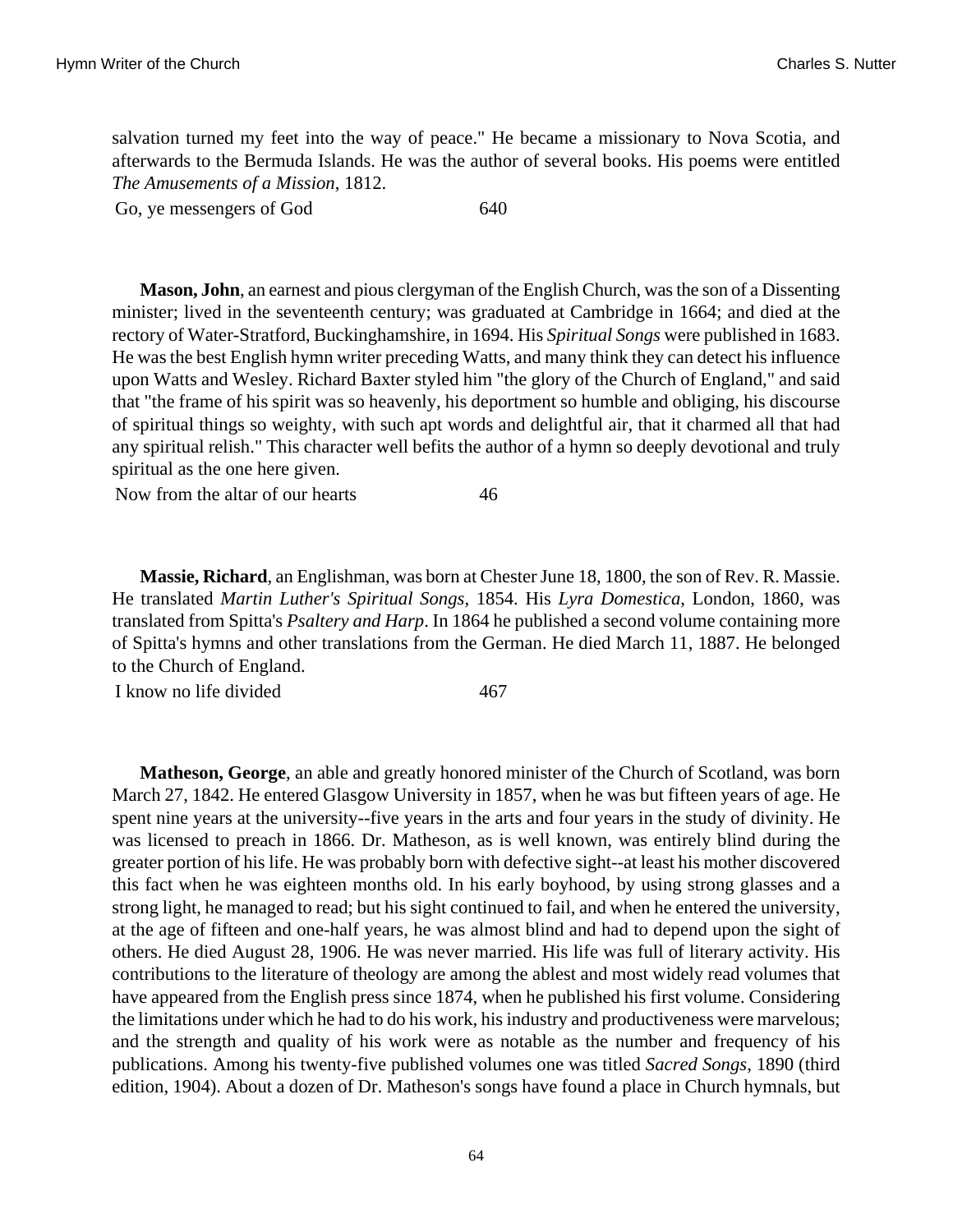salvation turned my feet into the way of peace." He became a missionary to Nova Scotia, and afterwards to the Bermuda Islands. He was the author of several books. His poems were entitled *The Amusements of a Mission*, 1812.

| | |
|---|---|
| Go, ye messengers of God | 640 |

**Mason, John**, an earnest and pious clergyman of the English Church, was the son of a Dissenting minister; lived in the seventeenth century; was graduated at Cambridge in 1664; and died at the rectory of Water-Stratford, Buckinghamshire, in 1694. His *Spiritual Songs* were published in 1683. He was the best English hymn writer preceding Watts, and many think they can detect his influence upon Watts and Wesley. Richard Baxter styled him "the glory of the Church of England," and said that "the frame of his spirit was so heavenly, his deportment so humble and obliging, his discourse of spiritual things so weighty, with such apt words and delightful air, that it charmed all that had any spiritual relish." This character well befits the author of a hymn so deeply devotional and truly spiritual as the one here given.

| | |
|---|---|
| Now from the altar of our hearts | 46 |

**Massie, Richard**, an Englishman, was born at Chester June 18, 1800, the son of Rev. R. Massie. He translated *Martin Luther's Spiritual Songs*, 1854. His *Lyra Domestica*, London, 1860, was translated from Spitta's *Psaltery and Harp*. In 1864 he published a second volume containing more of Spitta's hymns and other translations from the German. He died March 11, 1887. He belonged to the Church of England.

| | |
|---|---|
| I know no life divided | 467 |

**Matheson, George**, an able and greatly honored minister of the Church of Scotland, was born March 27, 1842. He entered Glasgow University in 1857, when he was but fifteen years of age. He spent nine years at the university--five years in the arts and four years in the study of divinity. He was licensed to preach in 1866. Dr. Matheson, as is well known, was entirely blind during the greater portion of his life. He was probably born with defective sight--at least his mother discovered this fact when he was eighteen months old. In his early boyhood, by using strong glasses and a strong light, he managed to read; but his sight continued to fail, and when he entered the university, at the age of fifteen and one-half years, he was almost blind and had to depend upon the sight of others. He died August 28, 1906. He was never married. His life was full of literary activity. His contributions to the literature of theology are among the ablest and most widely read volumes that have appeared from the English press since 1874, when he published his first volume. Considering the limitations under which he had to do his work, his industry and productiveness were marvelous; and the strength and quality of his work were as notable as the number and frequency of his publications. Among his twenty-five published volumes one was titled *Sacred Songs*, 1890 (third edition, 1904). About a dozen of Dr. Matheson's songs have found a place in Church hymnals, but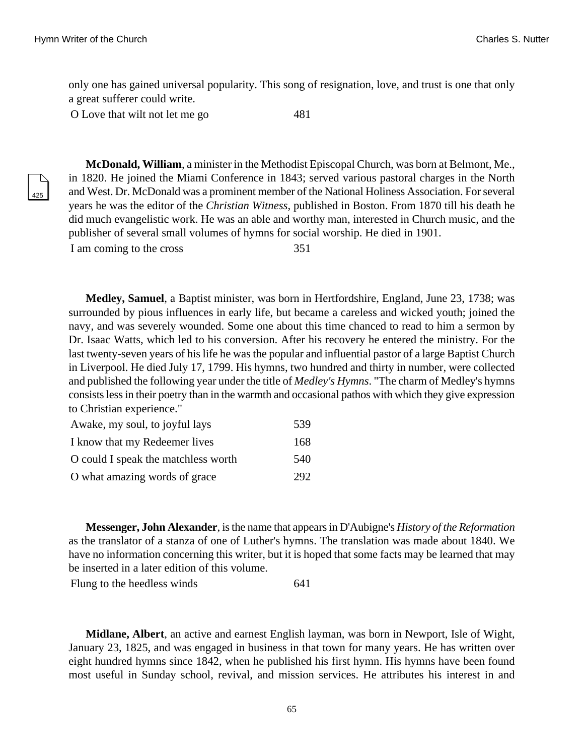only one has gained universal popularity. This song of resignation, love, and trust is one that only a great sufferer could write.

| | |
|---|---|
| O Love that wilt not let me go | 481 |

**McDonald, William**, a minister in the Methodist Episcopal Church, was born at Belmont, Me., in 1820. He joined the Miami Conference in 1843; served various pastoral charges in the North and West. Dr. McDonald was a prominent member of the National Holiness Association. For several years he was the editor of the *Christian Witness*, published in Boston. From 1870 till his death he did much evangelistic work. He was an able and worthy man, interested in Church music, and the publisher of several small volumes of hymns for social worship. He died in 1901.

| | |
|---|---|
| I am coming to the cross | 351 |

**Medley, Samuel**, a Baptist minister, was born in Hertfordshire, England, June 23, 1738; was surrounded by pious influences in early life, but became a careless and wicked youth; joined the navy, and was severely wounded. Some one about this time chanced to read to him a sermon by Dr. Isaac Watts, which led to his conversion. After his recovery he entered the ministry. For the last twenty-seven years of his life he was the popular and influential pastor of a large Baptist Church in Liverpool. He died July 17, 1799. His hymns, two hundred and thirty in number, were collected and published the following year under the title of *Medley's Hymns*. "The charm of Medley's hymns consists less in their poetry than in the warmth and occasional pathos with which they give expression to Christian experience."

| | |
|---|---|
| Awake, my soul, to joyful lays | 539 |
| I know that my Redeemer lives | 168 |
| O could I speak the matchless worth | 540 |
| O what amazing words of grace | 292 |

**Messenger, John Alexander**, is the name that appears in D'Aubigne's *History of the Reformation* as the translator of a stanza of one of Luther's hymns. The translation was made about 1840. We have no information concerning this writer, but it is hoped that some facts may be learned that may be inserted in a later edition of this volume.

| | |
|---|---|
| Flung to the heedless winds | 641 |

**Midlane, Albert**, an active and earnest English layman, was born in Newport, Isle of Wight, January 23, 1825, and was engaged in business in that town for many years. He has written over eight hundred hymns since 1842, when he published his first hymn. His hymns have been found most useful in Sunday school, revival, and mission services. He attributes his interest in and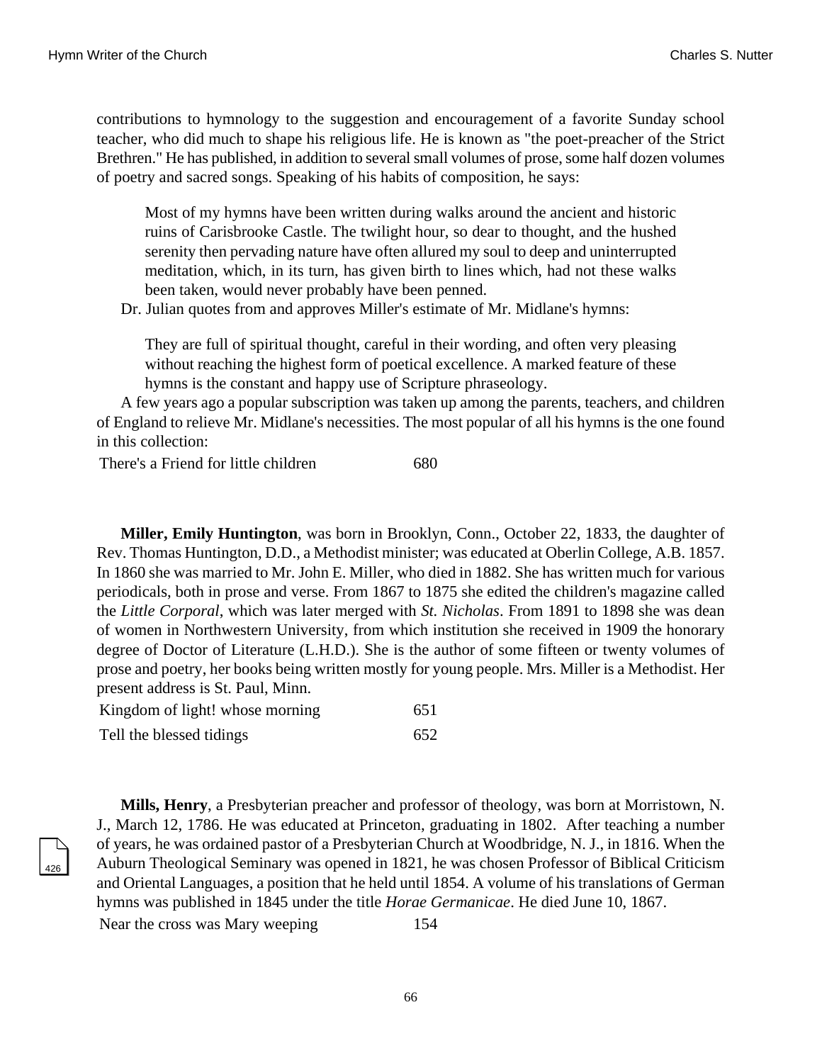contributions to hymnology to the suggestion and encouragement of a favorite Sunday school teacher, who did much to shape his religious life. He is known as "the poet-preacher of the Strict Brethren." He has published, in addition to several small volumes of prose, some half dozen volumes of poetry and sacred songs. Speaking of his habits of composition, he says:

> Most of my hymns have been written during walks around the ancient and historic ruins of Carisbrooke Castle. The twilight hour, so dear to thought, and the hushed serenity then pervading nature have often allured my soul to deep and uninterrupted meditation, which, in its turn, has given birth to lines which, had not these walks been taken, would never probably have been penned.

Dr. Julian quotes from and approves Miller's estimate of Mr. Midlane's hymns:

> They are full of spiritual thought, careful in their wording, and often very pleasing without reaching the highest form of poetical excellence. A marked feature of these hymns is the constant and happy use of Scripture phraseology.

A few years ago a popular subscription was taken up among the parents, teachers, and children of England to relieve Mr. Midlane's necessities. The most popular of all his hymns is the one found in this collection:

| | |
|---|---|
| There's a Friend for little children | 680 |

**Miller, Emily Huntington**, was born in Brooklyn, Conn., October 22, 1833, the daughter of Rev. Thomas Huntington, D.D., a Methodist minister; was educated at Oberlin College, A.B. 1857. In 1860 she was married to Mr. John E. Miller, who died in 1882. She has written much for various periodicals, both in prose and verse. From 1867 to 1875 she edited the children's magazine called the *Little Corporal*, which was later merged with *St. Nicholas*. From 1891 to 1898 she was dean of women in Northwestern University, from which institution she received in 1909 the honorary degree of Doctor of Literature (L.H.D.). She is the author of some fifteen or twenty volumes of prose and poetry, her books being written mostly for young people. Mrs. Miller is a Methodist. Her present address is St. Paul, Minn.

| | |
|---|---|
| Kingdom of light! whose morning | 651 |
| Tell the blessed tidings | 652 |

**Mills, Henry**, a Presbyterian preacher and professor of theology, was born at Morristown, N. J., March 12, 1786. He was educated at Princeton, graduating in 1802. After teaching a number of years, he was ordained pastor of a Presbyterian Church at Woodbridge, N. J., in 1816. When the Auburn Theological Seminary was opened in 1821, he was chosen Professor of Biblical Criticism and Oriental Languages, a position that he held until 1854. A volume of his translations of German hymns was published in 1845 under the title *Horae Germanicae*. He died June 10, 1867.

| | |
|---|---|
| Near the cross was Mary weeping | 154 |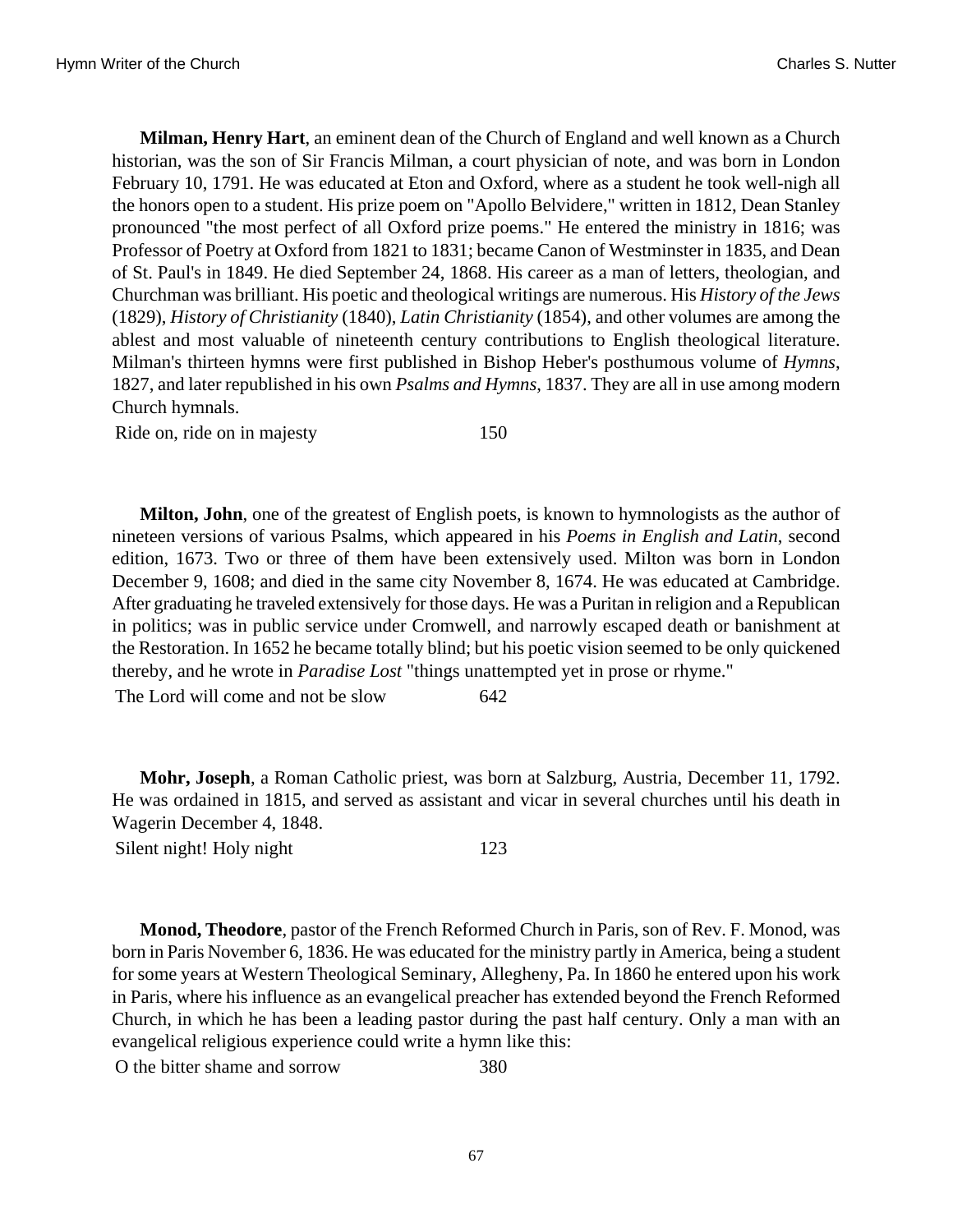**Milman, Henry Hart**, an eminent dean of the Church of England and well known as a Church historian, was the son of Sir Francis Milman, a court physician of note, and was born in London February 10, 1791. He was educated at Eton and Oxford, where as a student he took well-nigh all the honors open to a student. His prize poem on "Apollo Belvidere," written in 1812, Dean Stanley pronounced "the most perfect of all Oxford prize poems." He entered the ministry in 1816; was Professor of Poetry at Oxford from 1821 to 1831; became Canon of Westminster in 1835, and Dean of St. Paul's in 1849. He died September 24, 1868. His career as a man of letters, theologian, and Churchman was brilliant. His poetic and theological writings are numerous. His *History of the Jews* (1829), *History of Christianity* (1840), *Latin Christianity* (1854), and other volumes are among the ablest and most valuable of nineteenth century contributions to English theological literature. Milman's thirteen hymns were first published in Bishop Heber's posthumous volume of *Hymns*, 1827, and later republished in his own *Psalms and Hymns*, 1837. They are all in use among modern Church hymnals.

| | |
|---|---|
| Ride on, ride on in majesty | 150 |

**Milton, John**, one of the greatest of English poets, is known to hymnologists as the author of nineteen versions of various Psalms, which appeared in his *Poems in English and Latin*, second edition, 1673. Two or three of them have been extensively used. Milton was born in London December 9, 1608; and died in the same city November 8, 1674. He was educated at Cambridge. After graduating he traveled extensively for those days. He was a Puritan in religion and a Republican in politics; was in public service under Cromwell, and narrowly escaped death or banishment at the Restoration. In 1652 he became totally blind; but his poetic vision seemed to be only quickened thereby, and he wrote in *Paradise Lost* "things unattempted yet in prose or rhyme."

| | |
|---|---|
| The Lord will come and not be slow | 642 |

**Mohr, Joseph**, a Roman Catholic priest, was born at Salzburg, Austria, December 11, 1792. He was ordained in 1815, and served as assistant and vicar in several churches until his death in Wagerin December 4, 1848.

| | |
|---|---|
| Silent night! Holy night | 123 |

**Monod, Theodore**, pastor of the French Reformed Church in Paris, son of Rev. F. Monod, was born in Paris November 6, 1836. He was educated for the ministry partly in America, being a student for some years at Western Theological Seminary, Allegheny, Pa. In 1860 he entered upon his work in Paris, where his influence as an evangelical preacher has extended beyond the French Reformed Church, in which he has been a leading pastor during the past half century. Only a man with an evangelical religious experience could write a hymn like this:

| | |
|---|---|
| O the bitter shame and sorrow | 380 |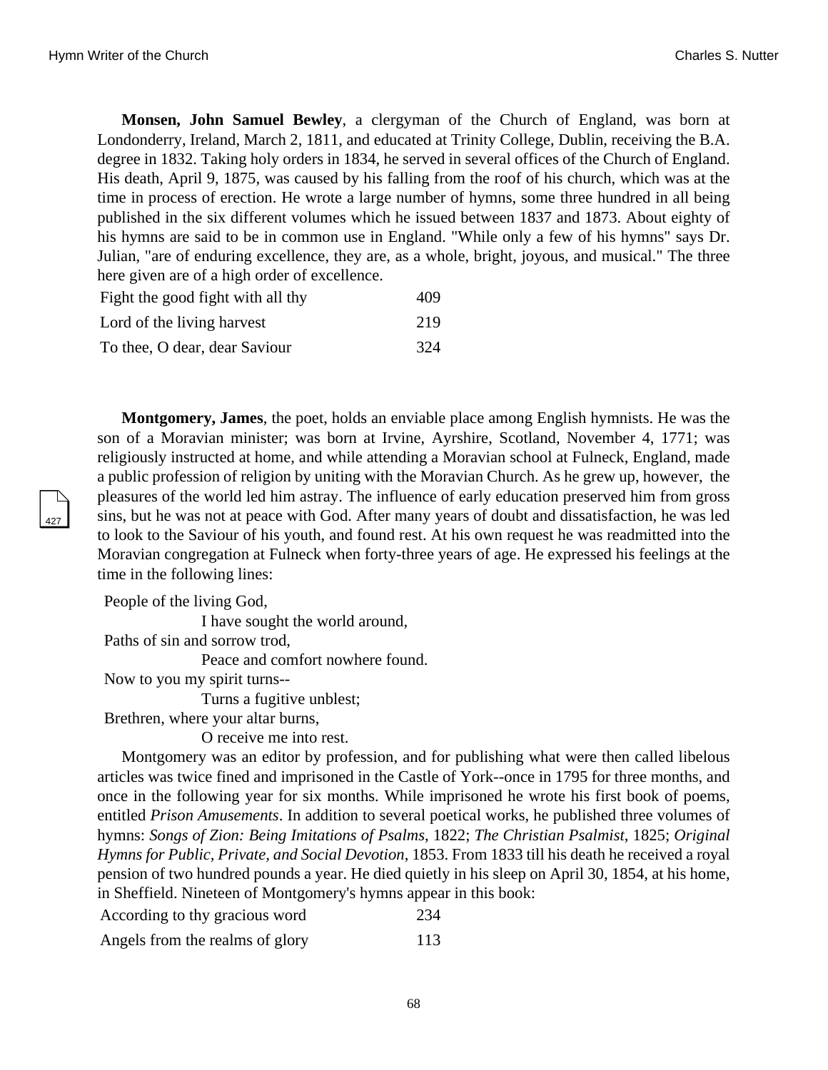**Monsen, John Samuel Bewley**, a clergyman of the Church of England, was born at Londonderry, Ireland, March 2, 1811, and educated at Trinity College, Dublin, receiving the B.A. degree in 1832. Taking holy orders in 1834, he served in several offices of the Church of England. His death, April 9, 1875, was caused by his falling from the roof of his church, which was at the time in process of erection. He wrote a large number of hymns, some three hundred in all being published in the six different volumes which he issued between 1837 and 1873. About eighty of his hymns are said to be in common use in England. "While only a few of his hymns" says Dr. Julian, "are of enduring excellence, they are, as a whole, bright, joyous, and musical." The three here given are of a high order of excellence.

| | |
|---|---|
| Fight the good fight with all thy | 409 |
| Lord of the living harvest | 219 |
| To thee, O dear, dear Saviour | 324 |

**Montgomery, James**, the poet, holds an enviable place among English hymnists. He was the son of a Moravian minister; was born at Irvine, Ayrshire, Scotland, November 4, 1771; was religiously instructed at home, and while attending a Moravian school at Fulneck, England, made a public profession of religion by uniting with the Moravian Church. As he grew up, however, the pleasures of the world led him astray. The influence of early education preserved him from gross sins, but he was not at peace with God. After many years of doubt and dissatisfaction, he was led to look to the Saviour of his youth, and found rest. At his own request he was readmitted into the Moravian congregation at Fulneck when forty-three years of age. He expressed his feelings at the time in the following lines:

People of the living God,
I have sought the world around,
Paths of sin and sorrow trod,
Peace and comfort nowhere found.
Now to you my spirit turns--
Turns a fugitive unblest;
Brethren, where your altar burns,
O receive me into rest.

Montgomery was an editor by profession, and for publishing what were then called libelous articles was twice fined and imprisoned in the Castle of York--once in 1795 for three months, and once in the following year for six months. While imprisoned he wrote his first book of poems, entitled *Prison Amusements*. In addition to several poetical works, he published three volumes of hymns: *Songs of Zion: Being Imitations of Psalms*, 1822; *The Christian Psalmist*, 1825; *Original Hymns for Public, Private, and Social Devotion*, 1853. From 1833 till his death he received a royal pension of two hundred pounds a year. He died quietly in his sleep on April 30, 1854, at his home, in Sheffield. Nineteen of Montgomery's hymns appear in this book:

| | |
|---|---|
| According to thy gracious word | 234 |
| Angels from the realms of glory | 113 |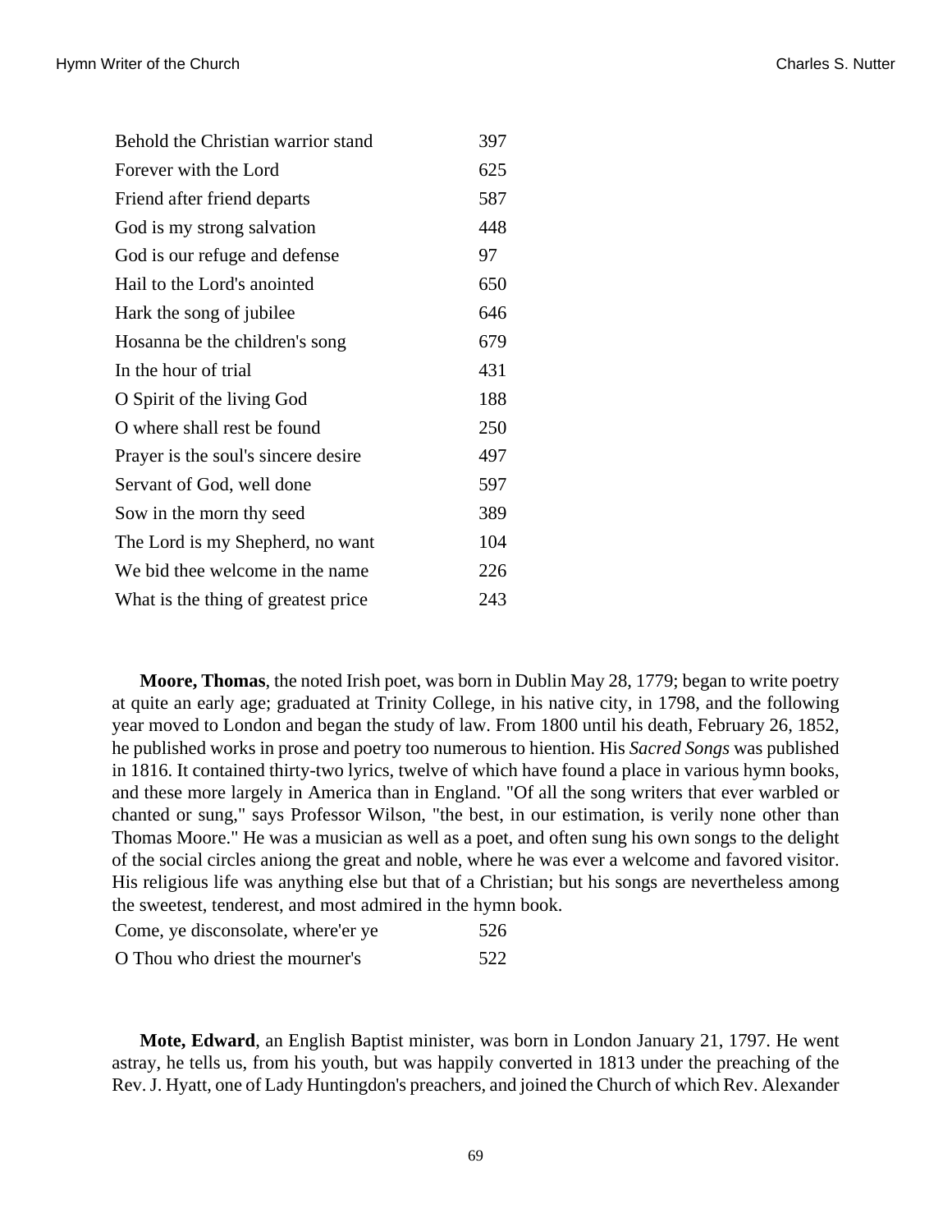| | |
|---|---|
| Behold the Christian warrior stand | 397 |
| Forever with the Lord | 625 |
| Friend after friend departs | 587 |
| God is my strong salvation | 448 |
| God is our refuge and defense | 97 |
| Hail to the Lord's anointed | 650 |
| Hark the song of jubilee | 646 |
| Hosanna be the children's song | 679 |
| In the hour of trial | 431 |
| O Spirit of the living God | 188 |
| O where shall rest be found | 250 |
| Prayer is the soul's sincere desire | 497 |
| Servant of God, well done | 597 |
| Sow in the morn thy seed | 389 |
| The Lord is my Shepherd, no want | 104 |
| We bid thee welcome in the name | 226 |
| What is the thing of greatest price | 243 |

**Moore, Thomas**, the noted Irish poet, was born in Dublin May 28, 1779; began to write poetry at quite an early age; graduated at Trinity College, in his native city, in 1798, and the following year moved to London and began the study of law. From 1800 until his death, February 26, 1852, he published works in prose and poetry too numerous to hiention. His *Sacred Songs* was published in 1816. It contained thirty-two lyrics, twelve of which have found a place in various hymn books, and these more largely in America than in England. "Of all the song writers that ever warbled or chanted or sung," says Professor Wilson, "the best, in our estimation, is verily none other than Thomas Moore." He was a musician as well as a poet, and often sung his own songs to the delight of the social circles aniong the great and noble, where he was ever a welcome and favored visitor. His religious life was anything else but that of a Christian; but his songs are nevertheless among the sweetest, tenderest, and most admired in the hymn book.

| | |
|---|---|
| Come, ye disconsolate, where'er ye | 526 |
| O Thou who driest the mourner's | 522 |

**Mote, Edward**, an English Baptist minister, was born in London January 21, 1797. He went astray, he tells us, from his youth, but was happily converted in 1813 under the preaching of the Rev. J. Hyatt, one of Lady Huntingdon's preachers, and joined the Church of which Rev. Alexander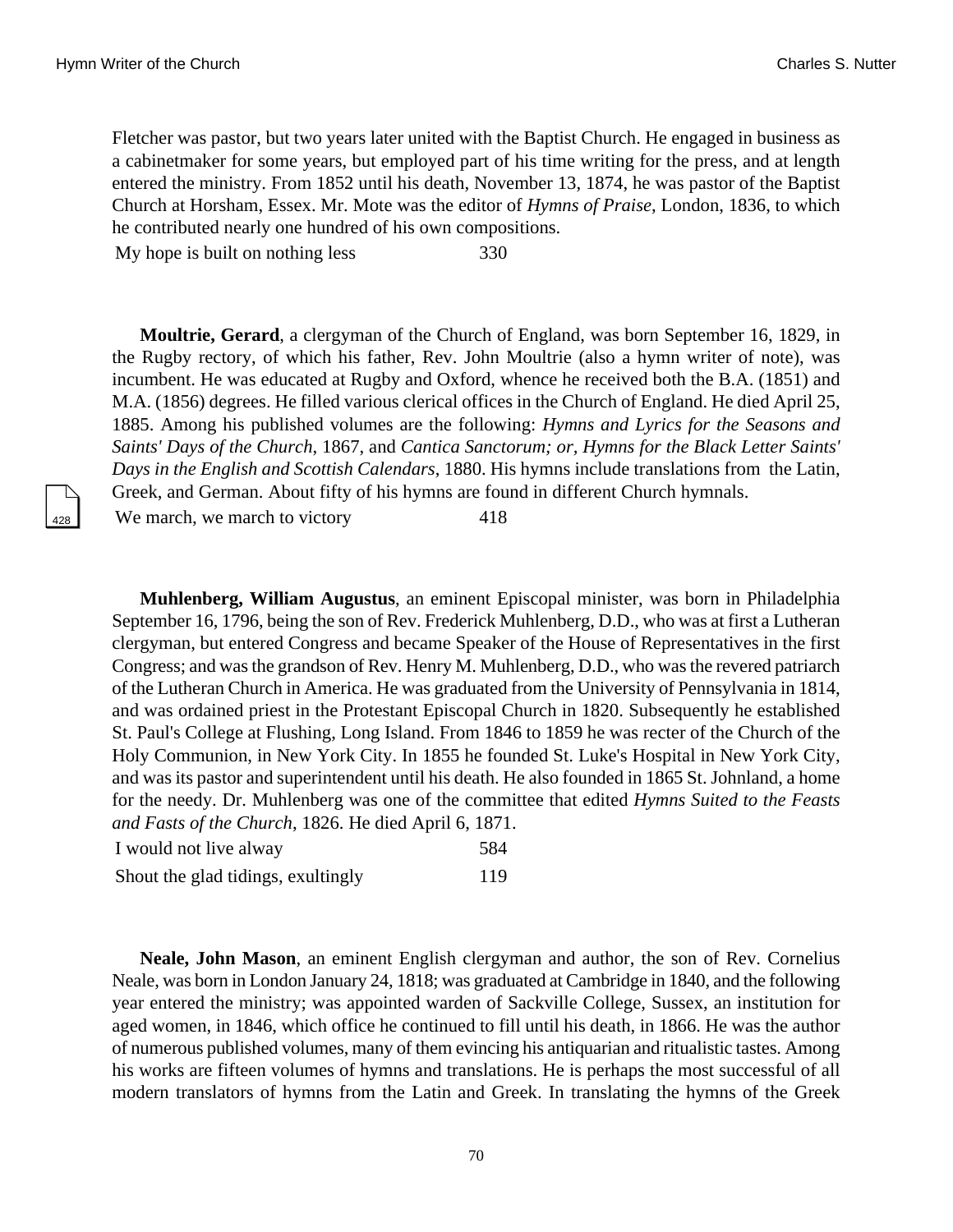Fletcher was pastor, but two years later united with the Baptist Church. He engaged in business as a cabinetmaker for some years, but employed part of his time writing for the press, and at length entered the ministry. From 1852 until his death, November 13, 1874, he was pastor of the Baptist Church at Horsham, Essex. Mr. Mote was the editor of *Hymns of Praise*, London, 1836, to which he contributed nearly one hundred of his own compositions.

| | |
|---|---|
| My hope is built on nothing less | 330 |

**Moultrie, Gerard**, a clergyman of the Church of England, was born September 16, 1829, in the Rugby rectory, of which his father, Rev. John Moultrie (also a hymn writer of note), was incumbent. He was educated at Rugby and Oxford, whence he received both the B.A. (1851) and M.A. (1856) degrees. He filled various clerical offices in the Church of England. He died April 25, 1885. Among his published volumes are the following: *Hymns and Lyrics for the Seasons and Saints' Days of the Church*, 1867, and *Cantica Sanctorum; or, Hymns for the Black Letter Saints' Days in the English and Scottish Calendars,* 1880. His hymns include translations from the Latin, Greek, and German. About fifty of his hymns are found in different Church hymnals.

| | |
|---|---|
| We march, we march to victory | 418 |

**Muhlenberg, William Augustus**, an eminent Episcopal minister, was born in Philadelphia September 16, 1796, being the son of Rev. Frederick Muhlenberg, D.D., who was at first a Lutheran clergyman, but entered Congress and became Speaker of the House of Representatives in the first Congress; and was the grandson of Rev. Henry M. Muhlenberg, D.D., who was the revered patriarch of the Lutheran Church in America. He was graduated from the University of Pennsylvania in 1814, and was ordained priest in the Protestant Episcopal Church in 1820. Subsequently he established St. Paul's College at Flushing, Long Island. From 1846 to 1859 he was recter of the Church of the Holy Communion, in New York City. In 1855 he founded St. Luke's Hospital in New York City, and was its pastor and superintendent until his death. He also founded in 1865 St. Johnland, a home for the needy. Dr. Muhlenberg was one of the committee that edited *Hymns Suited to the Feasts and Fasts of the Church*, 1826. He died April 6, 1871.

| | |
|---|---|
| I would not live alway | 584 |
| Shout the glad tidings, exultingly | 119 |

**Neale, John Mason**, an eminent English clergyman and author, the son of Rev. Cornelius Neale, was born in London January 24, 1818; was graduated at Cambridge in 1840, and the following year entered the ministry; was appointed warden of Sackville College, Sussex, an institution for aged women, in 1846, which office he continued to fill until his death, in 1866. He was the author of numerous published volumes, many of them evincing his antiquarian and ritualistic tastes. Among his works are fifteen volumes of hymns and translations. He is perhaps the most successful of all modern translators of hymns from the Latin and Greek. In translating the hymns of the Greek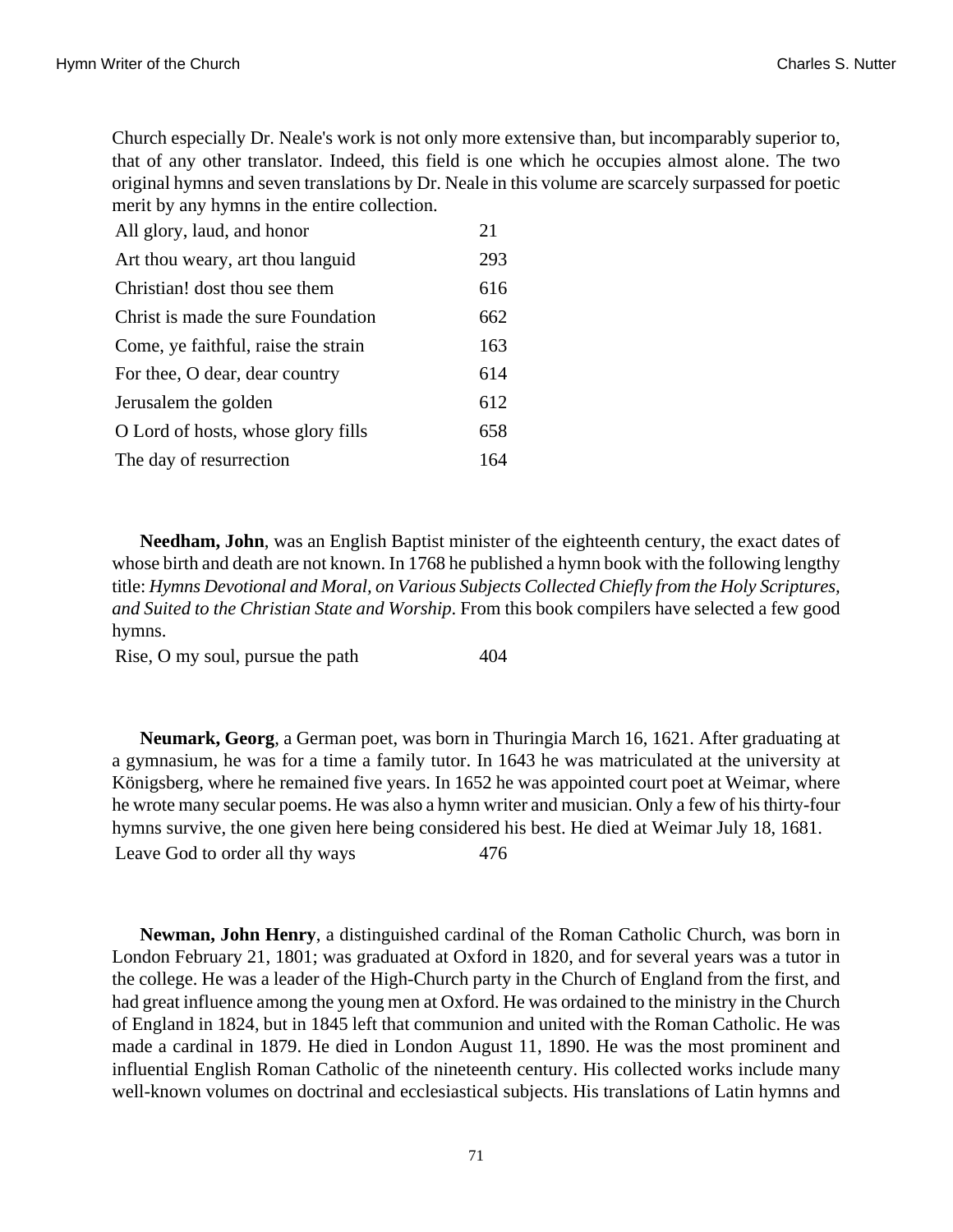Church especially Dr. Neale's work is not only more extensive than, but incomparably superior to, that of any other translator. Indeed, this field is one which he occupies almost alone. The two original hymns and seven translations by Dr. Neale in this volume are scarcely surpassed for poetic merit by any hymns in the entire collection.

| | |
|---|---|
| All glory, laud, and honor | 21 |
| Art thou weary, art thou languid | 293 |
| Christian! dost thou see them | 616 |
| Christ is made the sure Foundation | 662 |
| Come, ye faithful, raise the strain | 163 |
| For thee, O dear, dear country | 614 |
| Jerusalem the golden | 612 |
| O Lord of hosts, whose glory fills | 658 |
| The day of resurrection | 164 |

**Needham, John**, was an English Baptist minister of the eighteenth century, the exact dates of whose birth and death are not known. In 1768 he published a hymn book with the following lengthy title: *Hymns Devotional and Moral, on Various Subjects Collected Chiefly from the Holy Scriptures, and Suited to the Christian State and Worship*. From this book compilers have selected a few good hymns.

| | |
|---|---|
| Rise, O my soul, pursue the path | 404 |

**Neumark, Georg**, a German poet, was born in Thuringia March 16, 1621. After graduating at a gymnasium, he was for a time a family tutor. In 1643 he was matriculated at the university at Königsberg, where he remained five years. In 1652 he was appointed court poet at Weimar, where he wrote many secular poems. He was also a hymn writer and musician. Only a few of his thirty-four hymns survive, the one given here being considered his best. He died at Weimar July 18, 1681.

| | |
|---|---|
| Leave God to order all thy ways | 476 |

**Newman, John Henry**, a distinguished cardinal of the Roman Catholic Church, was born in London February 21, 1801; was graduated at Oxford in 1820, and for several years was a tutor in the college. He was a leader of the High-Church party in the Church of England from the first, and had great influence among the young men at Oxford. He was ordained to the ministry in the Church of England in 1824, but in 1845 left that communion and united with the Roman Catholic. He was made a cardinal in 1879. He died in London August 11, 1890. He was the most prominent and influential English Roman Catholic of the nineteenth century. His collected works include many well-known volumes on doctrinal and ecclesiastical subjects. His translations of Latin hymns and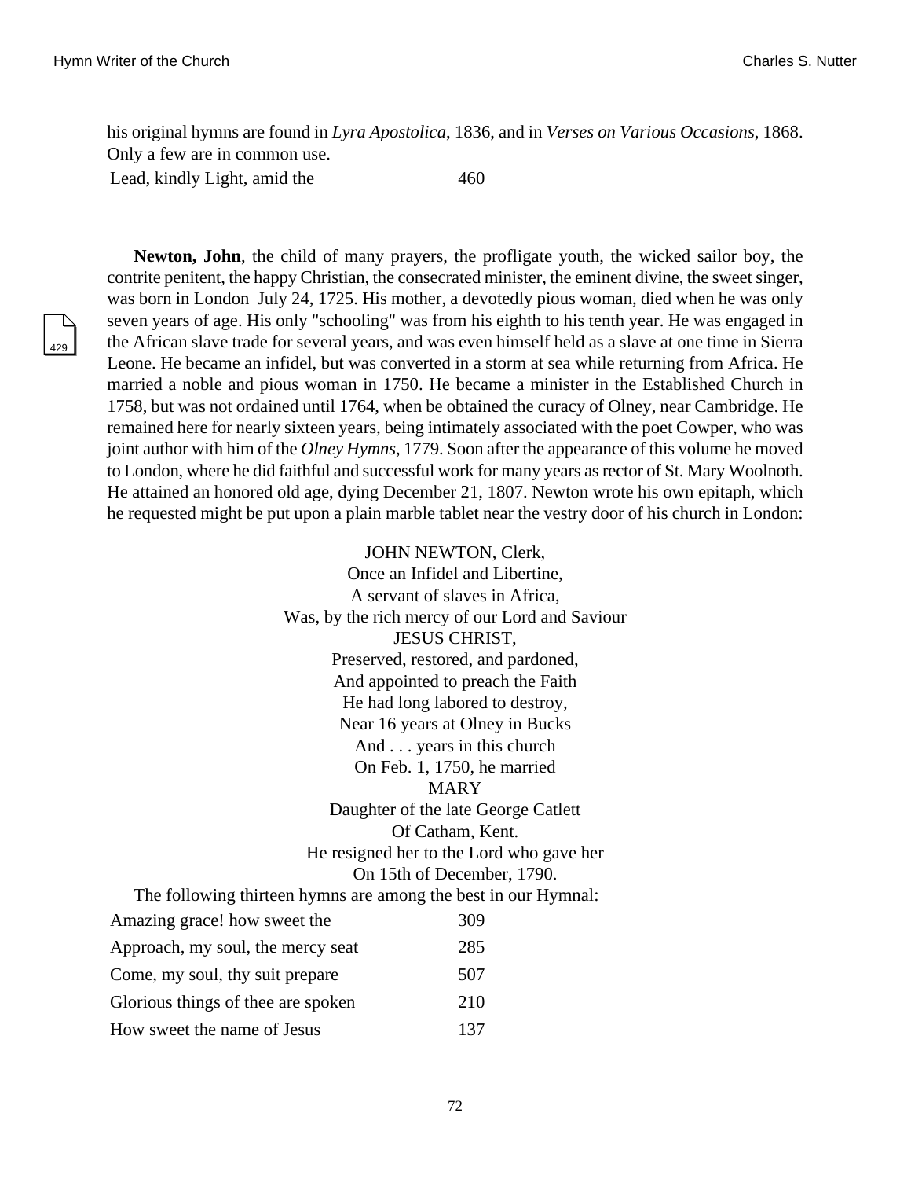his original hymns are found in *Lyra Apostolica*, 1836, and in *Verses on Various Occasions*, 1868. Only a few are in common use.

| | |
|---|---|
| Lead, kindly Light, amid the | 460 |

**Newton, John**, the child of many prayers, the profligate youth, the wicked sailor boy, the contrite penitent, the happy Christian, the consecrated minister, the eminent divine, the sweet singer, was born in London July 24, 1725. His mother, a devotedly pious woman, died when he was only seven years of age. His only "schooling" was from his eighth to his tenth year. He was engaged in the African slave trade for several years, and was even himself held as a slave at one time in Sierra Leone. He became an infidel, but was converted in a storm at sea while returning from Africa. He married a noble and pious woman in 1750. He became a minister in the Established Church in 1758, but was not ordained until 1764, when be obtained the curacy of Olney, near Cambridge. He remained here for nearly sixteen years, being intimately associated with the poet Cowper, who was joint author with him of the *Olney Hymns*, 1779. Soon after the appearance of this volume he moved to London, where he did faithful and successful work for many years as rector of St. Mary Woolnoth. He attained an honored old age, dying December 21, 1807. Newton wrote his own epitaph, which he requested might be put upon a plain marble tablet near the vestry door of his church in London:

JOHN NEWTON, Clerk,
Once an Infidel and Libertine,
A servant of slaves in Africa,
Was, by the rich mercy of our Lord and Saviour
JESUS CHRIST,
Preserved, restored, and pardoned,
And appointed to preach the Faith
He had long labored to destroy,
Near 16 years at Olney in Bucks
And . . . years in this church
On Feb. 1, 1750, he married
MARY
Daughter of the late George Catlett
Of Catham, Kent.
He resigned her to the Lord who gave her
On 15th of December, 1790.

The following thirteen hymns are among the best in our Hymnal:

| | |
|---|---|
| Amazing grace! how sweet the | 309 |
| Approach, my soul, the mercy seat | 285 |
| Come, my soul, thy suit prepare | 507 |
| Glorious things of thee are spoken | 210 |
| How sweet the name of Jesus | 137 |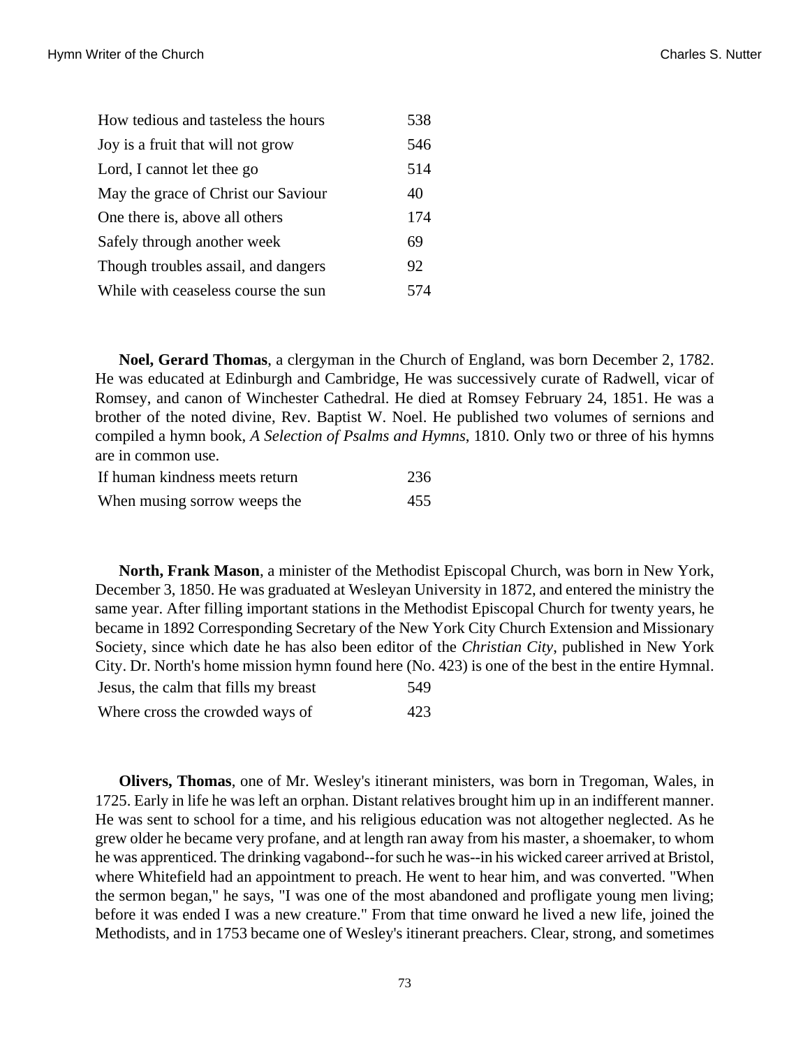| | |
|---|---|
| How tedious and tasteless the hours | 538 |
| Joy is a fruit that will not grow | 546 |
| Lord, I cannot let thee go | 514 |
| May the grace of Christ our Saviour | 40 |
| One there is, above all others | 174 |
| Safely through another week | 69 |
| Though troubles assail, and dangers | 92 |
| While with ceaseless course the sun | 574 |

**Noel, Gerard Thomas**, a clergyman in the Church of England, was born December 2, 1782. He was educated at Edinburgh and Cambridge, He was successively curate of Radwell, vicar of Romsey, and canon of Winchester Cathedral. He died at Romsey February 24, 1851. He was a brother of the noted divine, Rev. Baptist W. Noel. He published two volumes of sernions and compiled a hymn book, *A Selection of Psalms and Hymns*, 1810. Only two or three of his hymns are in common use.

| | |
|---|---|
| If human kindness meets return | 236 |
| When musing sorrow weeps the | 455 |

**North, Frank Mason**, a minister of the Methodist Episcopal Church, was born in New York, December 3, 1850. He was graduated at Wesleyan University in 1872, and entered the ministry the same year. After filling important stations in the Methodist Episcopal Church for twenty years, he became in 1892 Corresponding Secretary of the New York City Church Extension and Missionary Society, since which date he has also been editor of the *Christian City*, published in New York City. Dr. North's home mission hymn found here (No. 423) is one of the best in the entire Hymnal.

| | |
|---|---|
| Jesus, the calm that fills my breast | 549 |
| Where cross the crowded ways of | 423 |

**Olivers, Thomas**, one of Mr. Wesley's itinerant ministers, was born in Tregoman, Wales, in 1725. Early in life he was left an orphan. Distant relatives brought him up in an indifferent manner. He was sent to school for a time, and his religious education was not altogether neglected. As he grew older he became very profane, and at length ran away from his master, a shoemaker, to whom he was apprenticed. The drinking vagabond--for such he was--in his wicked career arrived at Bristol, where Whitefield had an appointment to preach. He went to hear him, and was converted. "When the sermon began," he says, "I was one of the most abandoned and profligate young men living; before it was ended I was a new creature." From that time onward he lived a new life, joined the Methodists, and in 1753 became one of Wesley's itinerant preachers. Clear, strong, and sometimes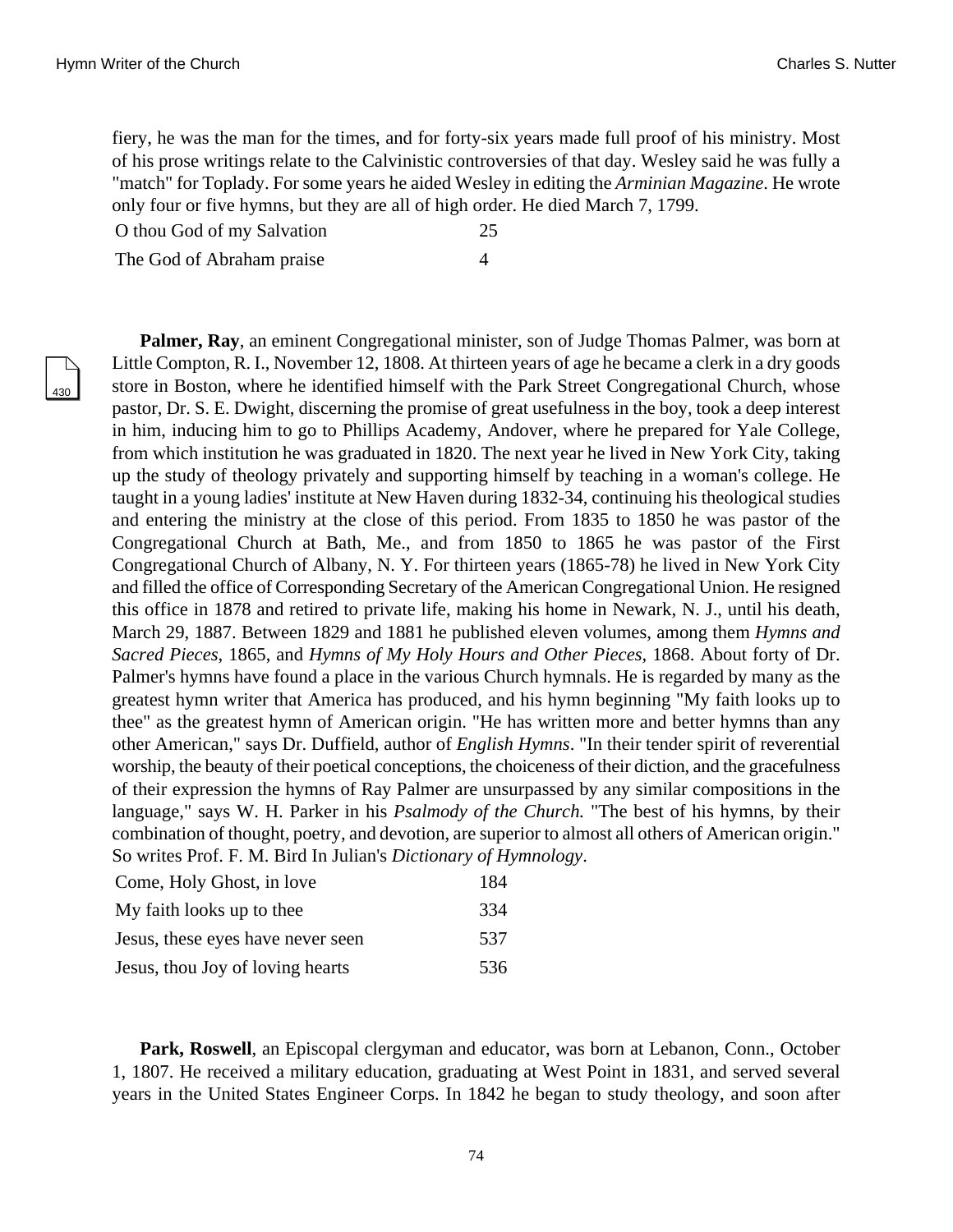fiery, he was the man for the times, and for forty-six years made full proof of his ministry. Most of his prose writings relate to the Calvinistic controversies of that day. Wesley said he was fully a "match" for Toplady. For some years he aided Wesley in editing the *Arminian Magazine*. He wrote only four or five hymns, but they are all of high order. He died March 7, 1799.

| | |
|---|---|
| O thou God of my Salvation | 25 |
| The God of Abraham praise | 4 |

**Palmer, Ray**, an eminent Congregational minister, son of Judge Thomas Palmer, was born at Little Compton, R. I., November 12, 1808. At thirteen years of age he became a clerk in a dry goods store in Boston, where he identified himself with the Park Street Congregational Church, whose pastor, Dr. S. E. Dwight, discerning the promise of great usefulness in the boy, took a deep interest in him, inducing him to go to Phillips Academy, Andover, where he prepared for Yale College, from which institution he was graduated in 1820. The next year he lived in New York City, taking up the study of theology privately and supporting himself by teaching in a woman's college. He taught in a young ladies' institute at New Haven during 1832-34, continuing his theological studies and entering the ministry at the close of this period. From 1835 to 1850 he was pastor of the Congregational Church at Bath, Me., and from 1850 to 1865 he was pastor of the First Congregational Church of Albany, N. Y. For thirteen years (1865-78) he lived in New York City and filled the office of Corresponding Secretary of the American Congregational Union. He resigned this office in 1878 and retired to private life, making his home in Newark, N. J., until his death, March 29, 1887. Between 1829 and 1881 he published eleven volumes, among them *Hymns and Sacred Pieces*, 1865, and *Hymns of My Holy Hours and Other Pieces*, 1868. About forty of Dr. Palmer's hymns have found a place in the various Church hymnals. He is regarded by many as the greatest hymn writer that America has produced, and his hymn beginning "My faith looks up to thee" as the greatest hymn of American origin. "He has written more and better hymns than any other American," says Dr. Duffield, author of *English Hymns*. "In their tender spirit of reverential worship, the beauty of their poetical conceptions, the choiceness of their diction, and the gracefulness of their expression the hymns of Ray Palmer are unsurpassed by any similar compositions in the language," says W. H. Parker in his *Psalmody of the Church.* "The best of his hymns, by their combination of thought, poetry, and devotion, are superior to almost all others of American origin." So writes Prof. F. M. Bird In Julian's *Dictionary of Hymnology*.

| | |
|---|---|
| Come, Holy Ghost, in love | 184 |
| My faith looks up to thee | 334 |
| Jesus, these eyes have never seen | 537 |
| Jesus, thou Joy of loving hearts | 536 |

**Park, Roswell**, an Episcopal clergyman and educator, was born at Lebanon, Conn., October 1, 1807. He received a military education, graduating at West Point in 1831, and served several years in the United States Engineer Corps. In 1842 he began to study theology, and soon after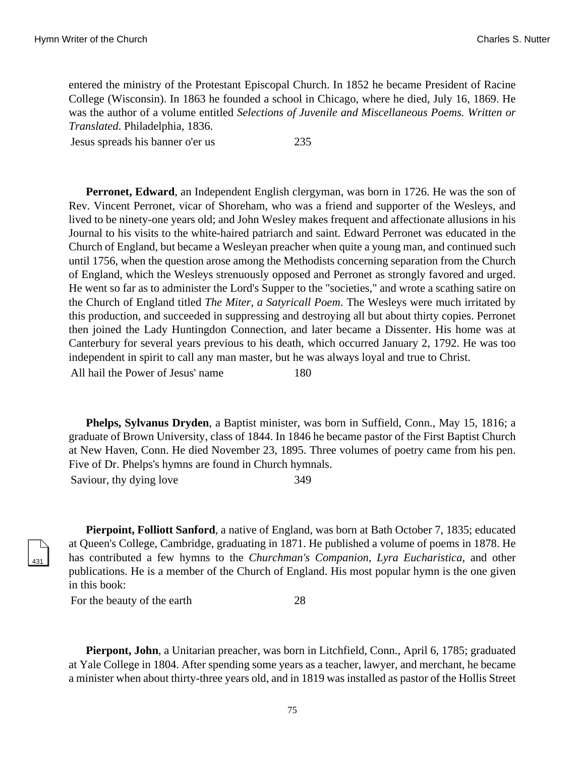entered the ministry of the Protestant Episcopal Church. In 1852 he became President of Racine College (Wisconsin). In 1863 he founded a school in Chicago, where he died, July 16, 1869. He was the author of a volume entitled *Selections of Juvenile and Miscellaneous Poems. Written or Translated*. Philadelphia, 1836.

| | |
|---|---|
| Jesus spreads his banner o'er us | 235 |

**Perronet, Edward**, an Independent English clergyman, was born in 1726. He was the son of Rev. Vincent Perronet, vicar of Shoreham, who was a friend and supporter of the Wesleys, and lived to be ninety-one years old; and John Wesley makes frequent and affectionate allusions in his Journal to his visits to the white-haired patriarch and saint. Edward Perronet was educated in the Church of England, but became a Wesleyan preacher when quite a young man, and continued such until 1756, when the question arose among the Methodists concerning separation from the Church of England, which the Wesleys strenuously opposed and Perronet as strongly favored and urged. He went so far as to administer the Lord's Supper to the "societies," and wrote a scathing satire on the Church of England titled *The Miter, a Satyricall Poem*. The Wesleys were much irritated by this production, and succeeded in suppressing and destroying all but about thirty copies. Perronet then joined the Lady Huntingdon Connection, and later became a Dissenter. His home was at Canterbury for several years previous to his death, which occurred January 2, 1792. He was too independent in spirit to call any man master, but he was always loyal and true to Christ.

| | |
|---|---|
| All hail the Power of Jesus' name | 180 |

**Phelps, Sylvanus Dryden**, a Baptist minister, was born in Suffield, Conn., May 15, 1816; a graduate of Brown University, class of 1844. In 1846 he became pastor of the First Baptist Church at New Haven, Conn. He died November 23, 1895. Three volumes of poetry came from his pen. Five of Dr. Phelps's hymns are found in Church hymnals.

| | |
|---|---|
| Saviour, thy dying love | 349 |

**Pierpoint, Folliott Sanford**, a native of England, was born at Bath October 7, 1835; educated at Queen's College, Cambridge, graduating in 1871. He published a volume of poems in 1878. He has contributed a few hymns to the *Churchman's Companion*, *Lyra Eucharistica*, and other publications. He is a member of the Church of England. His most popular hymn is the one given in this book:

| | |
|---|---|
| For the beauty of the earth | 28 |

**Pierpont, John**, a Unitarian preacher, was born in Litchfield, Conn., April 6, 1785; graduated at Yale College in 1804. After spending some years as a teacher, lawyer, and merchant, he became a minister when about thirty-three years old, and in 1819 was installed as pastor of the Hollis Street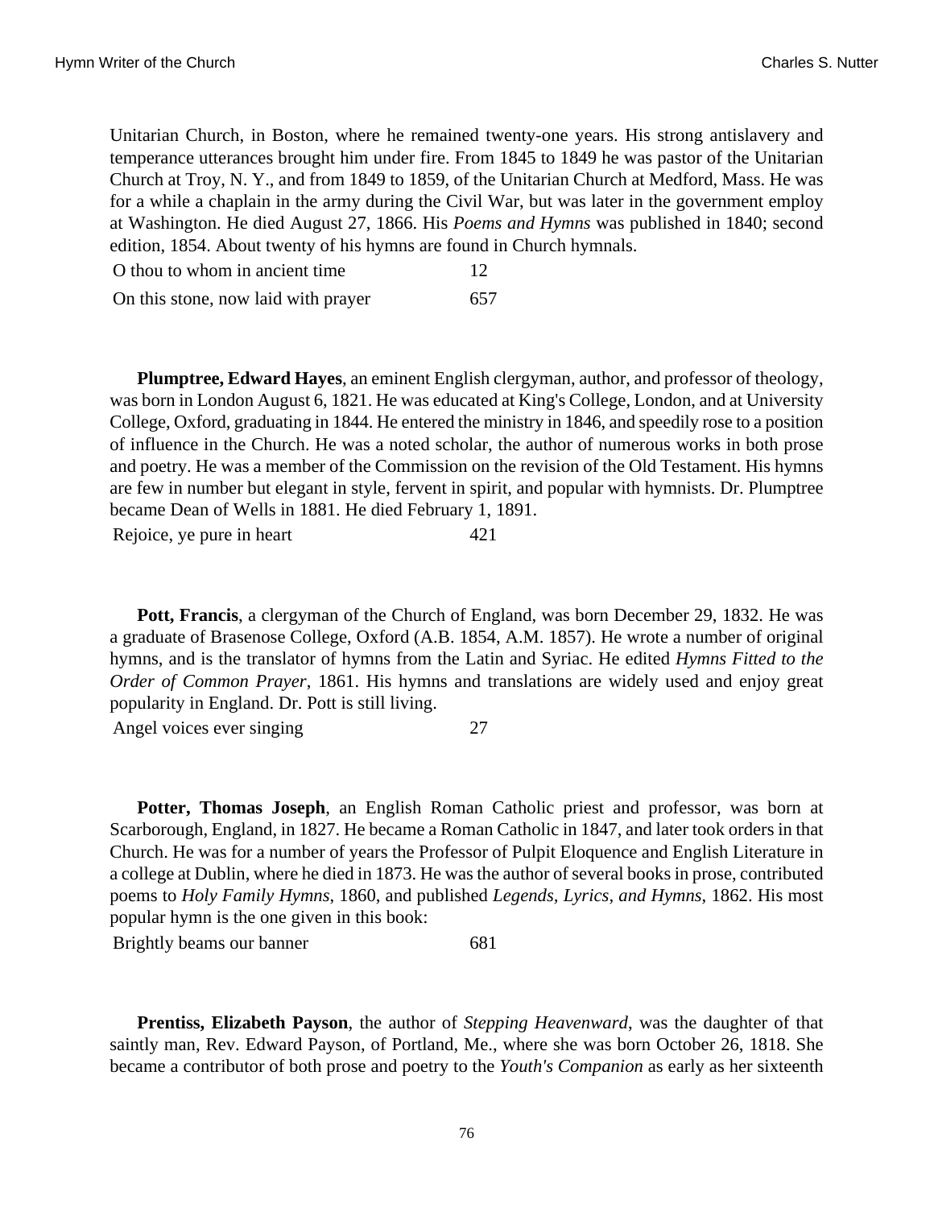Unitarian Church, in Boston, where he remained twenty-one years. His strong antislavery and temperance utterances brought him under fire. From 1845 to 1849 he was pastor of the Unitarian Church at Troy, N. Y., and from 1849 to 1859, of the Unitarian Church at Medford, Mass. He was for a while a chaplain in the army during the Civil War, but was later in the government employ at Washington. He died August 27, 1866. His *Poems and Hymns* was published in 1840; second edition, 1854. About twenty of his hymns are found in Church hymnals.

| | |
|---|---|
| O thou to whom in ancient time | 12 |
| On this stone, now laid with prayer | 657 |

**Plumptree, Edward Hayes**, an eminent English clergyman, author, and professor of theology, was born in London August 6, 1821. He was educated at King's College, London, and at University College, Oxford, graduating in 1844. He entered the ministry in 1846, and speedily rose to a position of influence in the Church. He was a noted scholar, the author of numerous works in both prose and poetry. He was a member of the Commission on the revision of the Old Testament. His hymns are few in number but elegant in style, fervent in spirit, and popular with hymnists. Dr. Plumptree became Dean of Wells in 1881. He died February 1, 1891.

| | |
|---|---|
| Rejoice, ye pure in heart | 421 |

**Pott, Francis**, a clergyman of the Church of England, was born December 29, 1832. He was a graduate of Brasenose College, Oxford (A.B. 1854, A.M. 1857). He wrote a number of original hymns, and is the translator of hymns from the Latin and Syriac. He edited *Hymns Fitted to the Order of Common Prayer*, 1861. His hymns and translations are widely used and enjoy great popularity in England. Dr. Pott is still living.

| | |
|---|---|
| Angel voices ever singing | 27 |

**Potter, Thomas Joseph**, an English Roman Catholic priest and professor, was born at Scarborough, England, in 1827. He became a Roman Catholic in 1847, and later took orders in that Church. He was for a number of years the Professor of Pulpit Eloquence and English Literature in a college at Dublin, where he died in 1873. He was the author of several books in prose, contributed poems to *Holy Family Hymns*, 1860, and published *Legends, Lyrics, and Hymns*, 1862. His most popular hymn is the one given in this book:

| | |
|---|---|
| Brightly beams our banner | 681 |

**Prentiss, Elizabeth Payson**, the author of *Stepping Heavenward*, was the daughter of that saintly man, Rev. Edward Payson, of Portland, Me., where she was born October 26, 1818. She became a contributor of both prose and poetry to the *Youth's Companion* as early as her sixteenth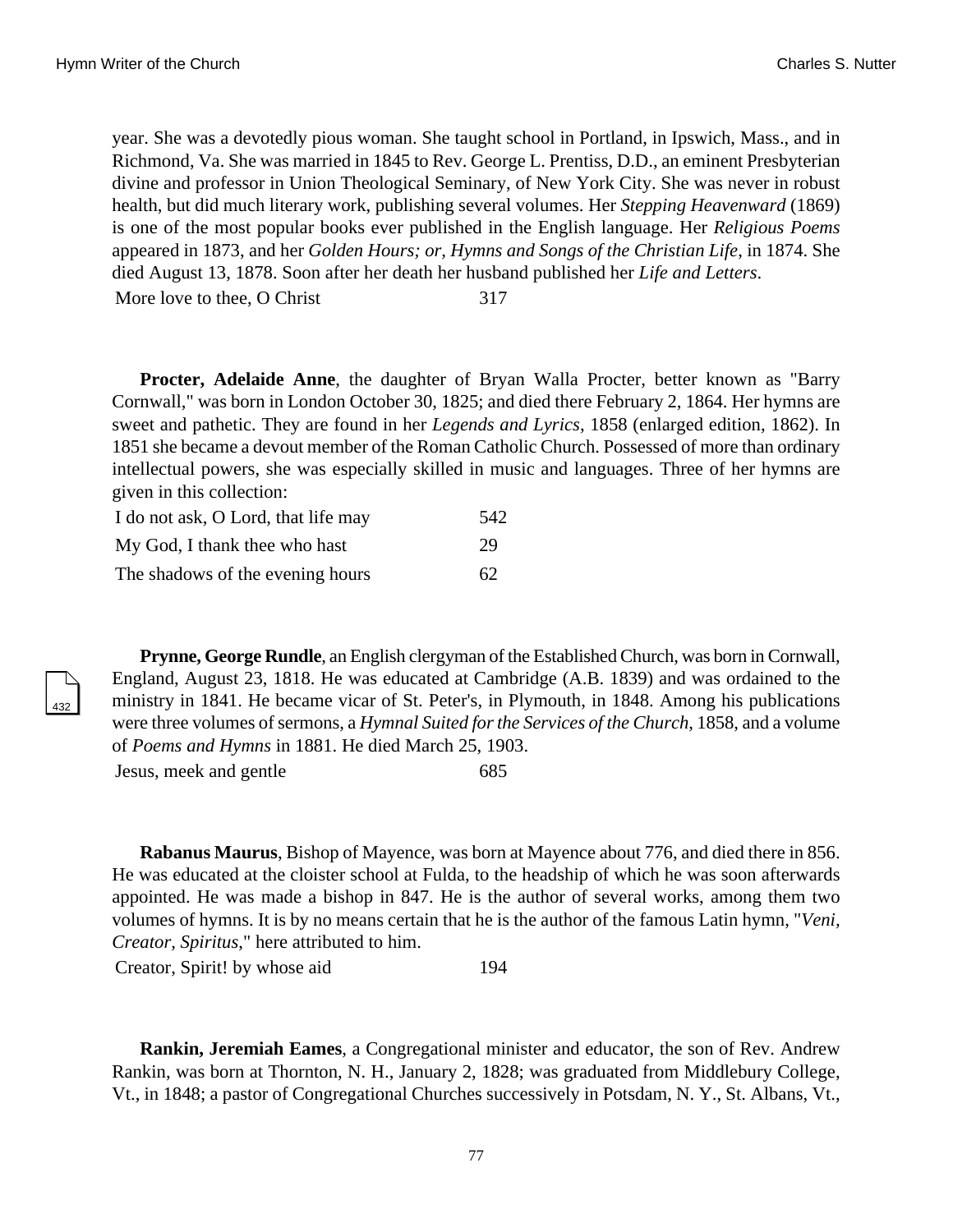year. She was a devotedly pious woman. She taught school in Portland, in Ipswich, Mass., and in Richmond, Va. She was married in 1845 to Rev. George L. Prentiss, D.D., an eminent Presbyterian divine and professor in Union Theological Seminary, of New York City. She was never in robust health, but did much literary work, publishing several volumes. Her *Stepping Heavenward* (1869) is one of the most popular books ever published in the English language. Her *Religious Poems* appeared in 1873, and her *Golden Hours; or, Hymns and Songs of the Christian Life*, in 1874. She died August 13, 1878. Soon after her death her husband published her *Life and Letters*.

| | |
|---|---|
| More love to thee, O Christ | 317 |

**Procter, Adelaide Anne**, the daughter of Bryan Walla Procter, better known as "Barry Cornwall," was born in London October 30, 1825; and died there February 2, 1864. Her hymns are sweet and pathetic. They are found in her *Legends and Lyrics*, 1858 (enlarged edition, 1862). In 1851 she became a devout member of the Roman Catholic Church. Possessed of more than ordinary intellectual powers, she was especially skilled in music and languages. Three of her hymns are given in this collection:

| | |
|---|---|
| I do not ask, O Lord, that life may | 542 |
| My God, I thank thee who hast | 29 |
| The shadows of the evening hours | 62 |

**Prynne, George Rundle**, an English clergyman of the Established Church, was born in Cornwall, England, August 23, 1818. He was educated at Cambridge (A.B. 1839) and was ordained to the ministry in 1841. He became vicar of St. Peter's, in Plymouth, in 1848. Among his publications were three volumes of sermons, a *Hymnal Suited for the Services of the Church*, 1858, and a volume of *Poems and Hymns* in 1881. He died March 25, 1903.

| | |
|---|---|
| Jesus, meek and gentle | 685 |

**Rabanus Maurus**, Bishop of Mayence, was born at Mayence about 776, and died there in 856. He was educated at the cloister school at Fulda, to the headship of which he was soon afterwards appointed. He was made a bishop in 847. He is the author of several works, among them two volumes of hymns. It is by no means certain that he is the author of the famous Latin hymn, "*Veni, Creator, Spiritus*," here attributed to him.

| | |
|---|---|
| Creator, Spirit! by whose aid | 194 |

**Rankin, Jeremiah Eames**, a Congregational minister and educator, the son of Rev. Andrew Rankin, was born at Thornton, N. H., January 2, 1828; was graduated from Middlebury College, Vt., in 1848; a pastor of Congregational Churches successively in Potsdam, N. Y., St. Albans, Vt.,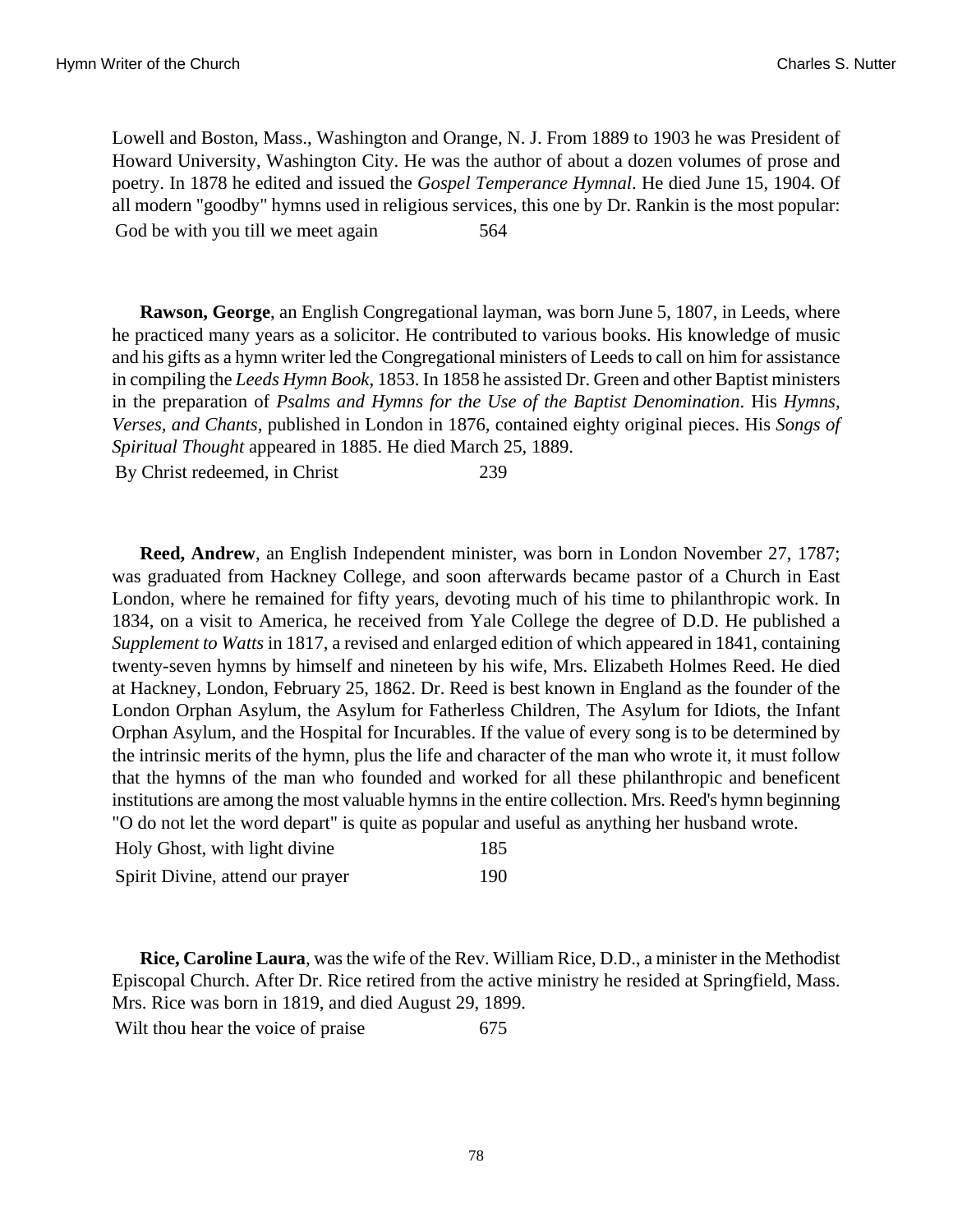Lowell and Boston, Mass., Washington and Orange, N. J. From 1889 to 1903 he was President of Howard University, Washington City. He was the author of about a dozen volumes of prose and poetry. In 1878 he edited and issued the *Gospel Temperance Hymnal*. He died June 15, 1904. Of all modern "goodby" hymns used in religious services, this one by Dr. Rankin is the most popular:

| | |
|---|---|
| God be with you till we meet again | 564 |

**Rawson, George**, an English Congregational layman, was born June 5, 1807, in Leeds, where he practiced many years as a solicitor. He contributed to various books. His knowledge of music and his gifts as a hymn writer led the Congregational ministers of Leeds to call on him for assistance in compiling the *Leeds Hymn Book*, 1853. In 1858 he assisted Dr. Green and other Baptist ministers in the preparation of *Psalms and Hymns for the Use of the Baptist Denomination*. His *Hymns, Verses, and Chants*, published in London in 1876, contained eighty original pieces. His *Songs of Spiritual Thought* appeared in 1885. He died March 25, 1889.

| | |
|---|---|
| By Christ redeemed, in Christ | 239 |

**Reed, Andrew**, an English Independent minister, was born in London November 27, 1787; was graduated from Hackney College, and soon afterwards became pastor of a Church in East London, where he remained for fifty years, devoting much of his time to philanthropic work. In 1834, on a visit to America, he received from Yale College the degree of D.D. He published a *Supplement to Watts* in 1817, a revised and enlarged edition of which appeared in 1841, containing twenty-seven hymns by himself and nineteen by his wife, Mrs. Elizabeth Holmes Reed. He died at Hackney, London, February 25, 1862. Dr. Reed is best known in England as the founder of the London Orphan Asylum, the Asylum for Fatherless Children, The Asylum for Idiots, the Infant Orphan Asylum, and the Hospital for Incurables. If the value of every song is to be determined by the intrinsic merits of the hymn, plus the life and character of the man who wrote it, it must follow that the hymns of the man who founded and worked for all these philanthropic and beneficent institutions are among the most valuable hymns in the entire collection. Mrs. Reed's hymn beginning "O do not let the word depart" is quite as popular and useful as anything her husband wrote.

| | |
|---|---|
| Holy Ghost, with light divine | 185 |
| Spirit Divine, attend our prayer | 190 |

**Rice, Caroline Laura**, was the wife of the Rev. William Rice, D.D., a minister in the Methodist Episcopal Church. After Dr. Rice retired from the active ministry he resided at Springfield, Mass. Mrs. Rice was born in 1819, and died August 29, 1899.

| | |
|---|---|
| Wilt thou hear the voice of praise | 675 |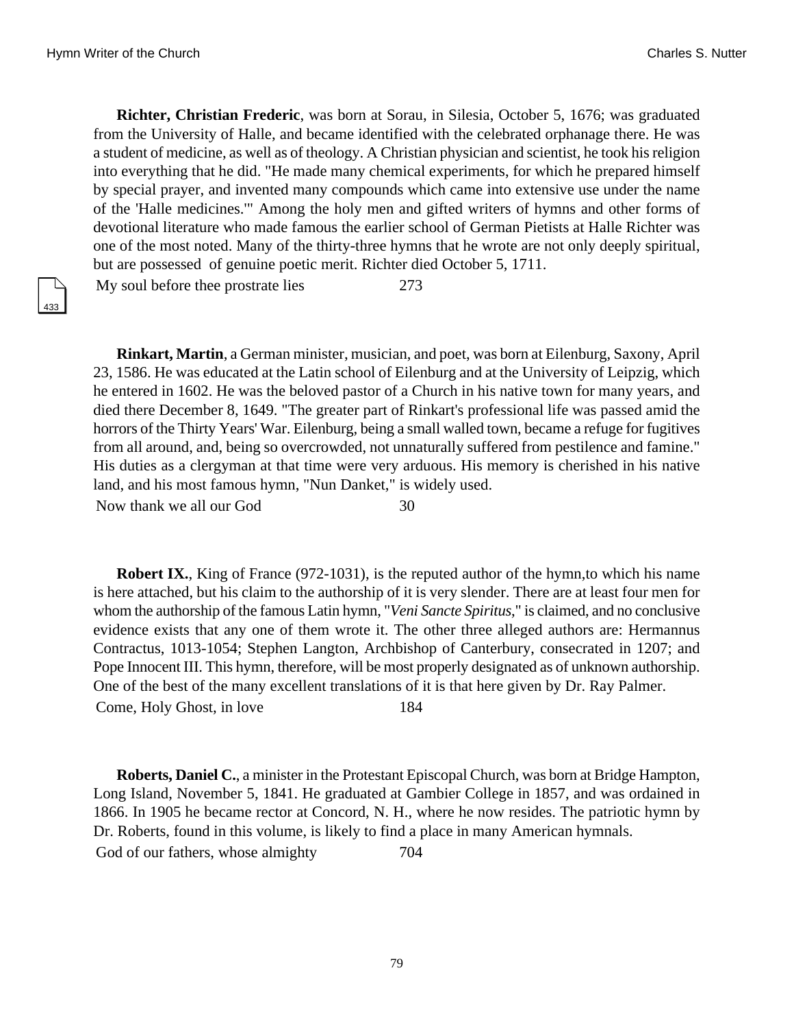**Richter, Christian Frederic**, was born at Sorau, in Silesia, October 5, 1676; was graduated from the University of Halle, and became identified with the celebrated orphanage there. He was a student of medicine, as well as of theology. A Christian physician and scientist, he took his religion into everything that he did. "He made many chemical experiments, for which he prepared himself by special prayer, and invented many compounds which came into extensive use under the name of the 'Halle medicines.'" Among the holy men and gifted writers of hymns and other forms of devotional literature who made famous the earlier school of German Pietists at Halle Richter was one of the most noted. Many of the thirty-three hymns that he wrote are not only deeply spiritual, but are possessed of genuine poetic merit. Richter died October 5, 1711.

My soul before thee prostrate lies 273

**Rinkart, Martin**, a German minister, musician, and poet, was born at Eilenburg, Saxony, April 23, 1586. He was educated at the Latin school of Eilenburg and at the University of Leipzig, which he entered in 1602. He was the beloved pastor of a Church in his native town for many years, and died there December 8, 1649. "The greater part of Rinkart's professional life was passed amid the horrors of the Thirty Years' War. Eilenburg, being a small walled town, became a refuge for fugitives from all around, and, being so overcrowded, not unnaturally suffered from pestilence and famine." His duties as a clergyman at that time were very arduous. His memory is cherished in his native land, and his most famous hymn, "Nun Danket," is widely used.

Now thank we all our God 30

**Robert IX.**, King of France (972-1031), is the reputed author of the hymn,to which his name is here attached, but his claim to the authorship of it is very slender. There are at least four men for whom the authorship of the famous Latin hymn, "*Veni Sancte Spiritus*," is claimed, and no conclusive evidence exists that any one of them wrote it. The other three alleged authors are: Hermannus Contractus, 1013-1054; Stephen Langton, Archbishop of Canterbury, consecrated in 1207; and Pope Innocent III. This hymn, therefore, will be most properly designated as of unknown authorship. One of the best of the many excellent translations of it is that here given by Dr. Ray Palmer.

Come, Holy Ghost, in love 184

**Roberts, Daniel C.**, a minister in the Protestant Episcopal Church, was born at Bridge Hampton, Long Island, November 5, 1841. He graduated at Gambier College in 1857, and was ordained in 1866. In 1905 he became rector at Concord, N. H., where he now resides. The patriotic hymn by Dr. Roberts, found in this volume, is likely to find a place in many American hymnals.

God of our fathers, whose almighty 704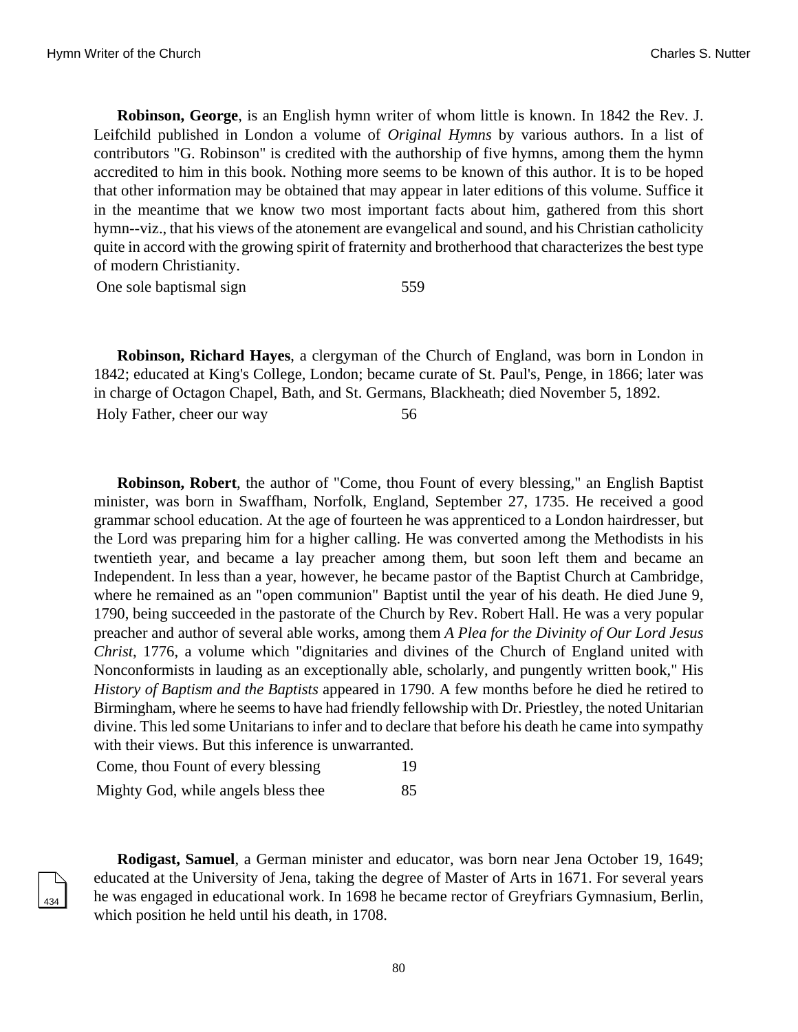**Robinson, George**, is an English hymn writer of whom little is known. In 1842 the Rev. J. Leifchild published in London a volume of *Original Hymns* by various authors. In a list of contributors "G. Robinson" is credited with the authorship of five hymns, among them the hymn accredited to him in this book. Nothing more seems to be known of this author. It is to be hoped that other information may be obtained that may appear in later editions of this volume. Suffice it in the meantime that we know two most important facts about him, gathered from this short hymn--viz., that his views of the atonement are evangelical and sound, and his Christian catholicity quite in accord with the growing spirit of fraternity and brotherhood that characterizes the best type of modern Christianity.

| | |
|---|---|
| One sole baptismal sign | 559 |

**Robinson, Richard Hayes**, a clergyman of the Church of England, was born in London in 1842; educated at King's College, London; became curate of St. Paul's, Penge, in 1866; later was in charge of Octagon Chapel, Bath, and St. Germans, Blackheath; died November 5, 1892.

| | |
|---|---|
| Holy Father, cheer our way | 56 |

**Robinson, Robert**, the author of "Come, thou Fount of every blessing," an English Baptist minister, was born in Swaffham, Norfolk, England, September 27, 1735. He received a good grammar school education. At the age of fourteen he was apprenticed to a London hairdresser, but the Lord was preparing him for a higher calling. He was converted among the Methodists in his twentieth year, and became a lay preacher among them, but soon left them and became an Independent. In less than a year, however, he became pastor of the Baptist Church at Cambridge, where he remained as an "open communion" Baptist until the year of his death. He died June 9, 1790, being succeeded in the pastorate of the Church by Rev. Robert Hall. He was a very popular preacher and author of several able works, among them *A Plea for the Divinity of Our Lord Jesus Christ*, 1776, a volume which "dignitaries and divines of the Church of England united with Nonconformists in lauding as an exceptionally able, scholarly, and pungently written book," His *History of Baptism and the Baptists* appeared in 1790. A few months before he died he retired to Birmingham, where he seems to have had friendly fellowship with Dr. Priestley, the noted Unitarian divine. This led some Unitarians to infer and to declare that before his death he came into sympathy with their views. But this inference is unwarranted.

| | |
|---|---|
| Come, thou Fount of every blessing | 19 |
| Mighty God, while angels bless thee | 85 |

**Rodigast, Samuel**, a German minister and educator, was born near Jena October 19, 1649; educated at the University of Jena, taking the degree of Master of Arts in 1671. For several years he was engaged in educational work. In 1698 he became rector of Greyfriars Gymnasium, Berlin, which position he held until his death, in 1708.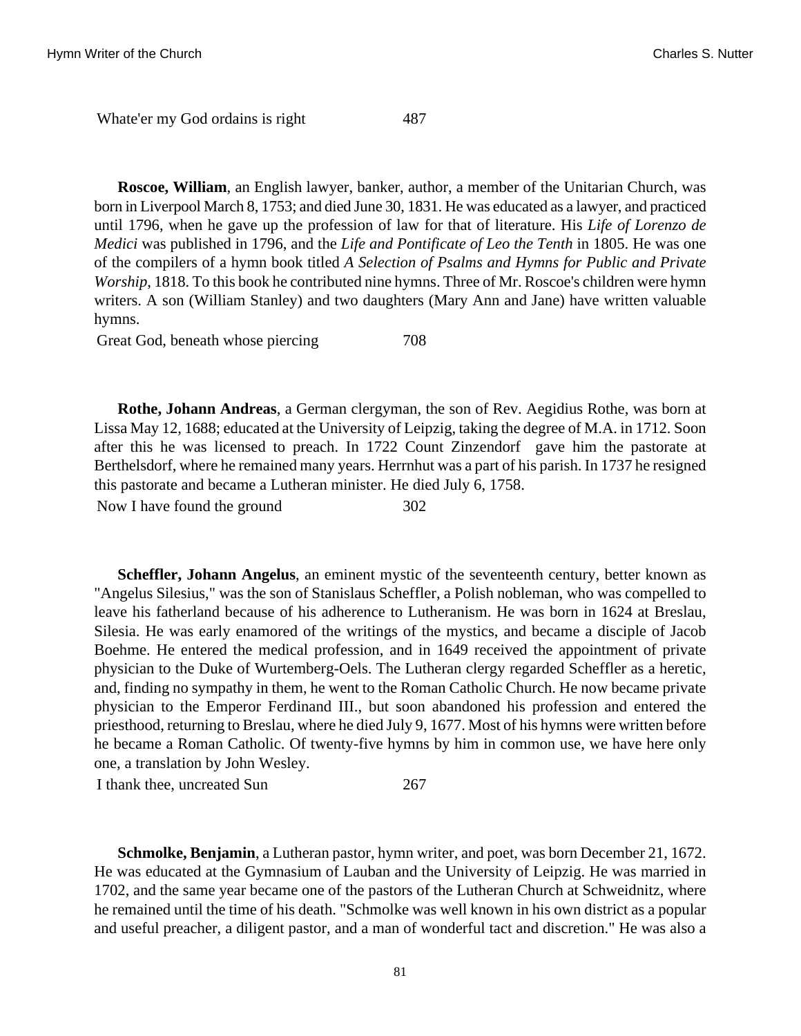| | |
|---|---|
| Whate'er my God ordains is right | 487 |

**Roscoe, William**, an English lawyer, banker, author, a member of the Unitarian Church, was born in Liverpool March 8, 1753; and died June 30, 1831. He was educated as a lawyer, and practiced until 1796, when he gave up the profession of law for that of literature. His *Life of Lorenzo de Medici* was published in 1796, and the *Life and Pontificate of Leo the Tenth* in 1805. He was one of the compilers of a hymn book titled *A Selection of Psalms and Hymns for Public and Private Worship*, 1818. To this book he contributed nine hymns. Three of Mr. Roscoe's children were hymn writers. A son (William Stanley) and two daughters (Mary Ann and Jane) have written valuable hymns.

| | |
|---|---|
| Great God, beneath whose piercing | 708 |

**Rothe, Johann Andreas**, a German clergyman, the son of Rev. Aegidius Rothe, was born at Lissa May 12, 1688; educated at the University of Leipzig, taking the degree of M.A. in 1712. Soon after this he was licensed to preach. In 1722 Count Zinzendorf gave him the pastorate at Berthelsdorf, where he remained many years. Herrnhut was a part of his parish. In 1737 he resigned this pastorate and became a Lutheran minister. He died July 6, 1758.

| | |
|---|---|
| Now I have found the ground | 302 |

**Scheffler, Johann Angelus**, an eminent mystic of the seventeenth century, better known as "Angelus Silesius," was the son of Stanislaus Scheffler, a Polish nobleman, who was compelled to leave his fatherland because of his adherence to Lutheranism. He was born in 1624 at Breslau, Silesia. He was early enamored of the writings of the mystics, and became a disciple of Jacob Boehme. He entered the medical profession, and in 1649 received the appointment of private physician to the Duke of Wurtemberg-Oels. The Lutheran clergy regarded Scheffler as a heretic, and, finding no sympathy in them, he went to the Roman Catholic Church. He now became private physician to the Emperor Ferdinand III., but soon abandoned his profession and entered the priesthood, returning to Breslau, where he died July 9, 1677. Most of his hymns were written before he became a Roman Catholic. Of twenty-five hymns by him in common use, we have here only one, a translation by John Wesley.

| | |
|---|---|
| I thank thee, uncreated Sun | 267 |

**Schmolke, Benjamin**, a Lutheran pastor, hymn writer, and poet, was born December 21, 1672. He was educated at the Gymnasium of Lauban and the University of Leipzig. He was married in 1702, and the same year became one of the pastors of the Lutheran Church at Schweidnitz, where he remained until the time of his death. "Schmolke was well known in his own district as a popular and useful preacher, a diligent pastor, and a man of wonderful tact and discretion." He was also a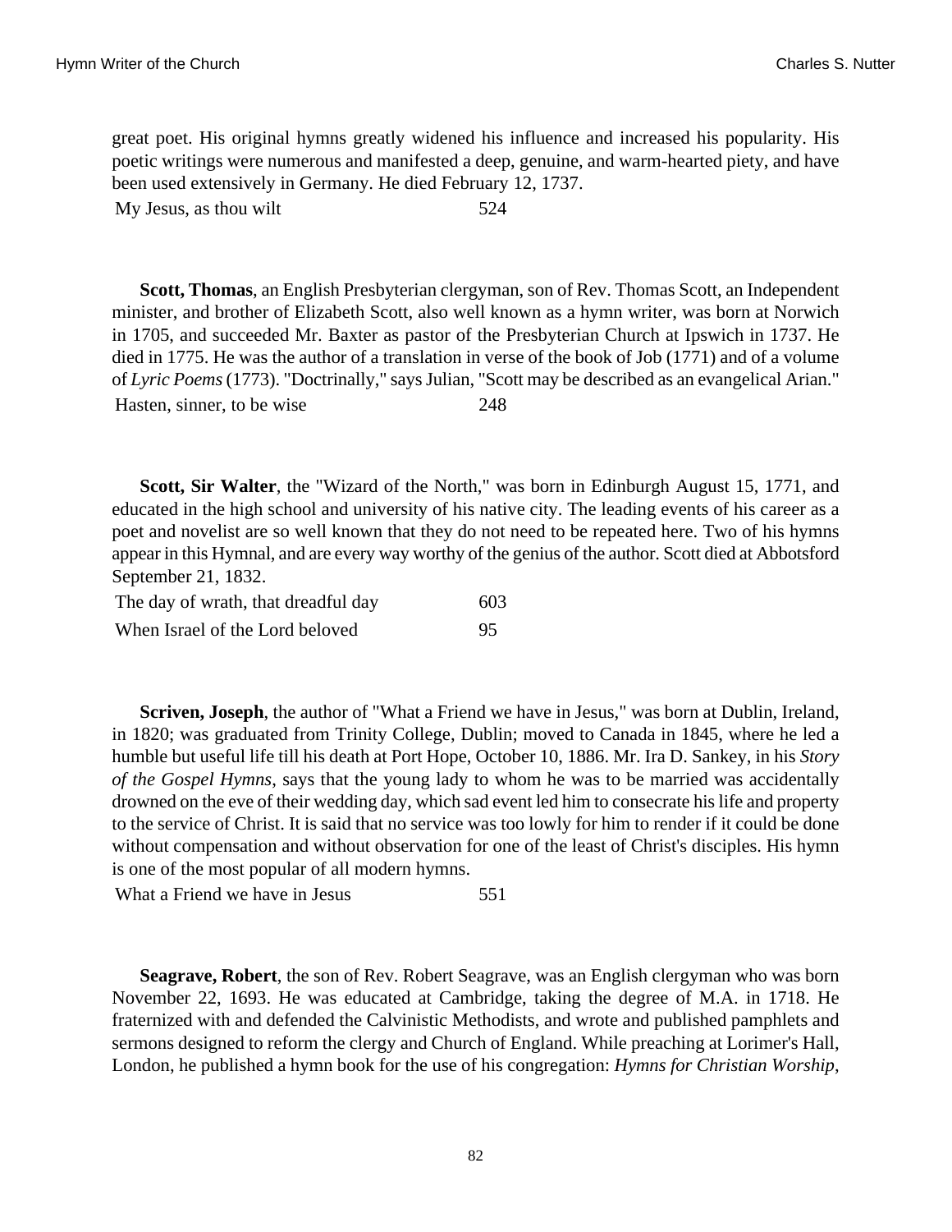great poet. His original hymns greatly widened his influence and increased his popularity. His poetic writings were numerous and manifested a deep, genuine, and warm-hearted piety, and have been used extensively in Germany. He died February 12, 1737.

| | |
|---|---|
| My Jesus, as thou wilt | 524 |

**Scott, Thomas**, an English Presbyterian clergyman, son of Rev. Thomas Scott, an Independent minister, and brother of Elizabeth Scott, also well known as a hymn writer, was born at Norwich in 1705, and succeeded Mr. Baxter as pastor of the Presbyterian Church at Ipswich in 1737. He died in 1775. He was the author of a translation in verse of the book of Job (1771) and of a volume of *Lyric Poems* (1773). "Doctrinally," says Julian, "Scott may be described as an evangelical Arian."

| | |
|---|---|
| Hasten, sinner, to be wise | 248 |

**Scott, Sir Walter**, the "Wizard of the North," was born in Edinburgh August 15, 1771, and educated in the high school and university of his native city. The leading events of his career as a poet and novelist are so well known that they do not need to be repeated here. Two of his hymns appear in this Hymnal, and are every way worthy of the genius of the author. Scott died at Abbotsford September 21, 1832.

| | |
|---|---|
| The day of wrath, that dreadful day | 603 |
| When Israel of the Lord beloved | 95 |

**Scriven, Joseph**, the author of "What a Friend we have in Jesus," was born at Dublin, Ireland, in 1820; was graduated from Trinity College, Dublin; moved to Canada in 1845, where he led a humble but useful life till his death at Port Hope, October 10, 1886. Mr. Ira D. Sankey, in his *Story of the Gospel Hymns*, says that the young lady to whom he was to be married was accidentally drowned on the eve of their wedding day, which sad event led him to consecrate his life and property to the service of Christ. It is said that no service was too lowly for him to render if it could be done without compensation and without observation for one of the least of Christ's disciples. His hymn is one of the most popular of all modern hymns.

| | |
|---|---|
| What a Friend we have in Jesus | 551 |

**Seagrave, Robert**, the son of Rev. Robert Seagrave, was an English clergyman who was born November 22, 1693. He was educated at Cambridge, taking the degree of M.A. in 1718. He fraternized with and defended the Calvinistic Methodists, and wrote and published pamphlets and sermons designed to reform the clergy and Church of England. While preaching at Lorimer's Hall, London, he published a hymn book for the use of his congregation: *Hymns for Christian Worship*,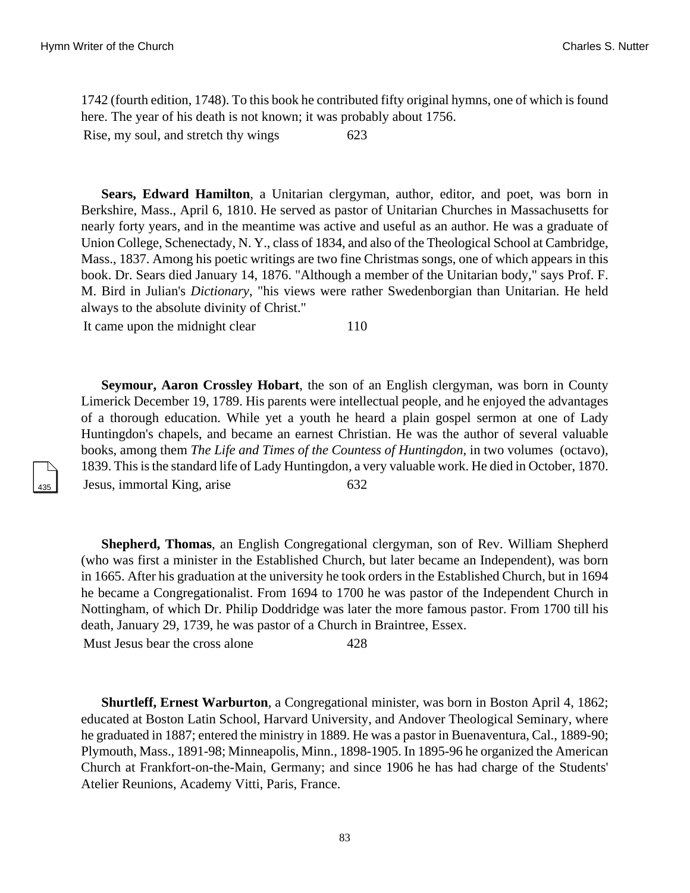1742 (fourth edition, 1748). To this book he contributed fifty original hymns, one of which is found here. The year of his death is not known; it was probably about 1756.

Rise, my soul, and stretch thy wings 623

**Sears, Edward Hamilton**, a Unitarian clergyman, author, editor, and poet, was born in Berkshire, Mass., April 6, 1810. He served as pastor of Unitarian Churches in Massachusetts for nearly forty years, and in the meantime was active and useful as an author. He was a graduate of Union College, Schenectady, N. Y., class of 1834, and also of the Theological School at Cambridge, Mass., 1837. Among his poetic writings are two fine Christmas songs, one of which appears in this book. Dr. Sears died January 14, 1876. "Although a member of the Unitarian body," says Prof. F. M. Bird in Julian's *Dictionary*, "his views were rather Swedenborgian than Unitarian. He held always to the absolute divinity of Christ."

It came upon the midnight clear 110

**Seymour, Aaron Crossley Hobart**, the son of an English clergyman, was born in County Limerick December 19, 1789. His parents were intellectual people, and he enjoyed the advantages of a thorough education. While yet a youth he heard a plain gospel sermon at one of Lady Huntingdon's chapels, and became an earnest Christian. He was the author of several valuable books, among them *The Life and Times of the Countess of Huntingdon*, in two volumes (octavo), 1839. This is the standard life of Lady Huntingdon, a very valuable work. He died in October, 1870.

Jesus, immortal King, arise 632

**Shepherd, Thomas**, an English Congregational clergyman, son of Rev. William Shepherd (who was first a minister in the Established Church, but later became an Independent), was born in 1665. After his graduation at the university he took orders in the Established Church, but in 1694 he became a Congregationalist. From 1694 to 1700 he was pastor of the Independent Church in Nottingham, of which Dr. Philip Doddridge was later the more famous pastor. From 1700 till his death, January 29, 1739, he was pastor of a Church in Braintree, Essex.

Must Jesus bear the cross alone 428

**Shurtleff, Ernest Warburton**, a Congregational minister, was born in Boston April 4, 1862; educated at Boston Latin School, Harvard University, and Andover Theological Seminary, where he graduated in 1887; entered the ministry in 1889. He was a pastor in Buenaventura, Cal., 1889-90; Plymouth, Mass., 1891-98; Minneapolis, Minn., 1898-1905. In 1895-96 he organized the American Church at Frankfort-on-the-Main, Germany; and since 1906 he has had charge of the Students' Atelier Reunions, Academy Vitti, Paris, France.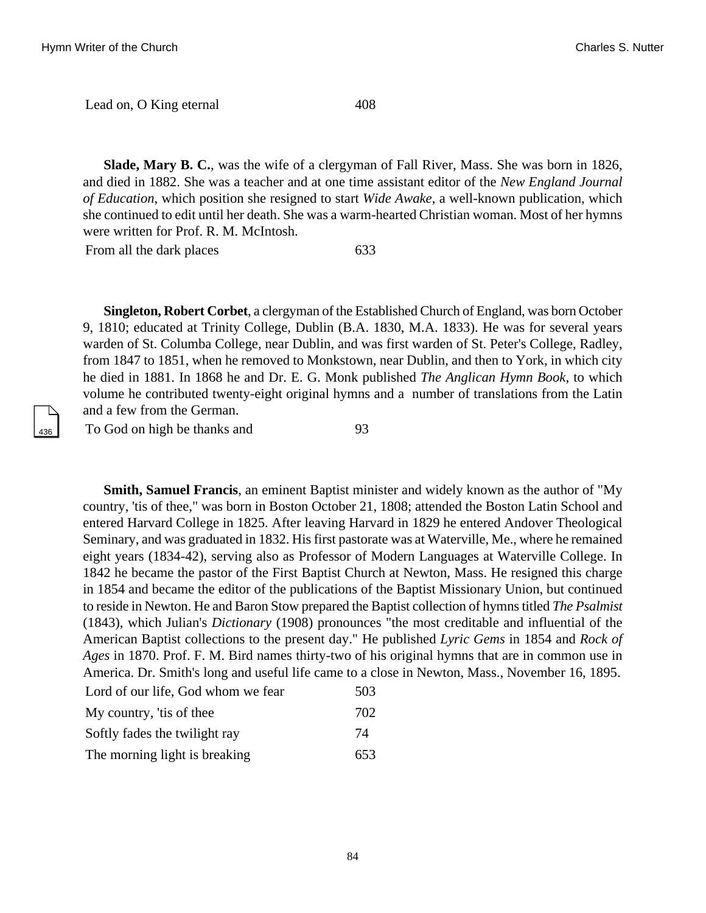| | |
|---|---|
| Lead on, O King eternal | 408 |

**Slade, Mary B. C.**, was the wife of a clergyman of Fall River, Mass. She was born in 1826, and died in 1882. She was a teacher and at one time assistant editor of the *New England Journal of Education*, which position she resigned to start *Wide Awake*, a well-known publication, which she continued to edit until her death. She was a warm-hearted Christian woman. Most of her hymns were written for Prof. R. M. McIntosh.

| | |
|---|---|
| From all the dark places | 633 |

**Singleton, Robert Corbet**, a clergyman of the Established Church of England, was born October 9, 1810; educated at Trinity College, Dublin (B.A. 1830, M.A. 1833). He was for several years warden of St. Columba College, near Dublin, and was first warden of St. Peter's College, Radley, from 1847 to 1851, when he removed to Monkstown, near Dublin, and then to York, in which city he died in 1881. In 1868 he and Dr. E. G. Monk published *The Anglican Hymn Book*, to which volume he contributed twenty-eight original hymns and a number of translations from the Latin and a few from the German.

| | |
|---|---|
| To God on high be thanks and | 93 |

**Smith, Samuel Francis**, an eminent Baptist minister and widely known as the author of "My country, 'tis of thee," was born in Boston October 21, 1808; attended the Boston Latin School and entered Harvard College in 1825. After leaving Harvard in 1829 he entered Andover Theological Seminary, and was graduated in 1832. His first pastorate was at Waterville, Me., where he remained eight years (1834-42), serving also as Professor of Modern Languages at Waterville College. In 1842 he became the pastor of the First Baptist Church at Newton, Mass. He resigned this charge in 1854 and became the editor of the publications of the Baptist Missionary Union, but continued to reside in Newton. He and Baron Stow prepared the Baptist collection of hymns titled *The Psalmist* (1843), which Julian's *Dictionary* (1908) pronounces "the most creditable and influential of the American Baptist collections to the present day." He published *Lyric Gems* in 1854 and *Rock of Ages* in 1870. Prof. F. M. Bird names thirty-two of his original hymns that are in common use in America. Dr. Smith's long and useful life came to a close in Newton, Mass., November 16, 1895.

| | |
|---|---|
| Lord of our life, God whom we fear | 503 |
| My country, 'tis of thee | 702 |
| Softly fades the twilight ray | 74 |
| The morning light is breaking | 653 |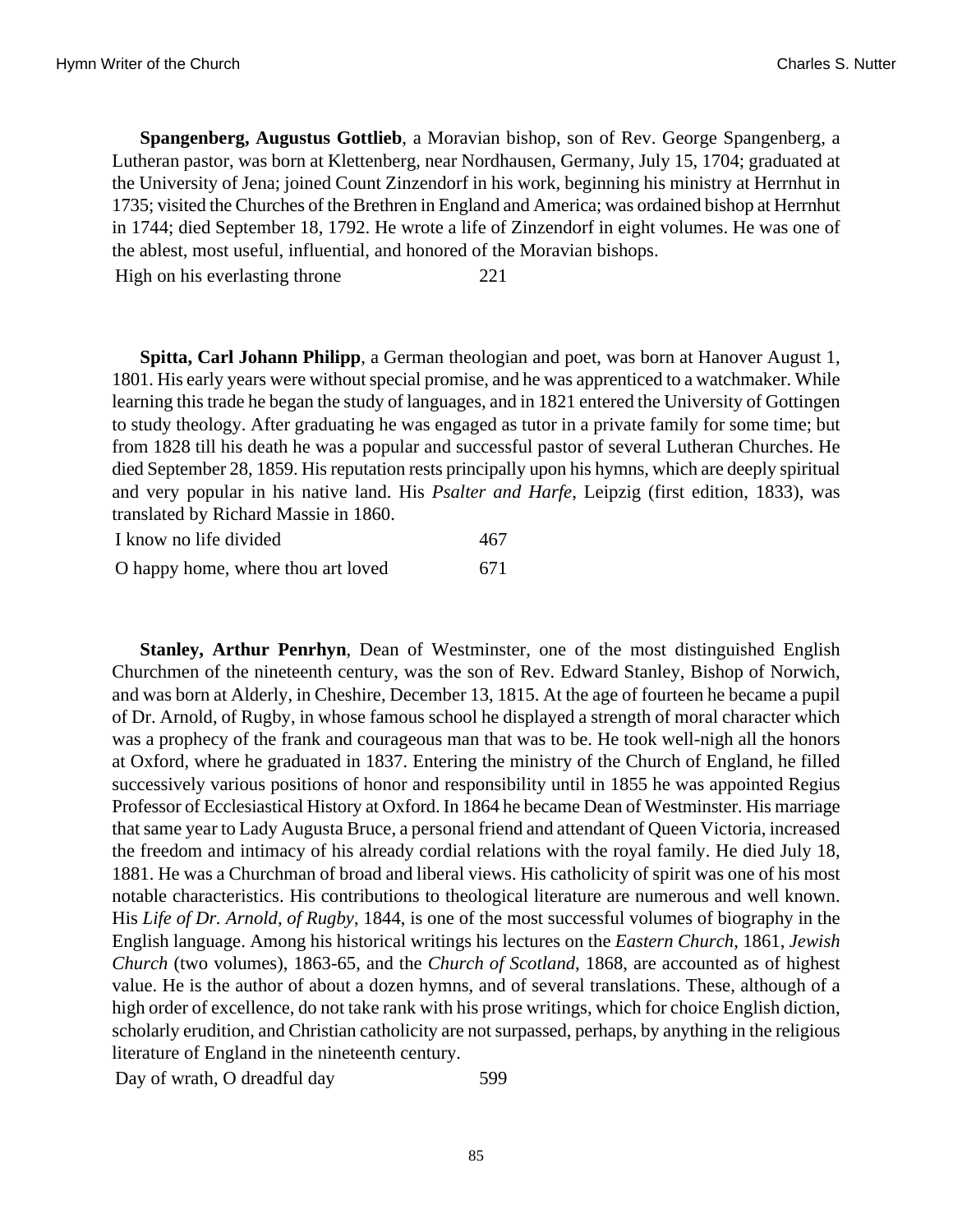**Spangenberg, Augustus Gottlieb**, a Moravian bishop, son of Rev. George Spangenberg, a Lutheran pastor, was born at Klettenberg, near Nordhausen, Germany, July 15, 1704; graduated at the University of Jena; joined Count Zinzendorf in his work, beginning his ministry at Herrnhut in 1735; visited the Churches of the Brethren in England and America; was ordained bishop at Herrnhut in 1744; died September 18, 1792. He wrote a life of Zinzendorf in eight volumes. He was one of the ablest, most useful, influential, and honored of the Moravian bishops.

| | |
|---|---|
| High on his everlasting throne | 221 |

**Spitta, Carl Johann Philipp**, a German theologian and poet, was born at Hanover August 1, 1801. His early years were without special promise, and he was apprenticed to a watchmaker. While learning this trade he began the study of languages, and in 1821 entered the University of Gottingen to study theology. After graduating he was engaged as tutor in a private family for some time; but from 1828 till his death he was a popular and successful pastor of several Lutheran Churches. He died September 28, 1859. His reputation rests principally upon his hymns, which are deeply spiritual and very popular in his native land. His *Psalter and Harfe*, Leipzig (first edition, 1833), was translated by Richard Massie in 1860.

| | |
|---|---|
| I know no life divided | 467 |
| O happy home, where thou art loved | 671 |

**Stanley, Arthur Penrhyn**, Dean of Westminster, one of the most distinguished English Churchmen of the nineteenth century, was the son of Rev. Edward Stanley, Bishop of Norwich, and was born at Alderly, in Cheshire, December 13, 1815. At the age of fourteen he became a pupil of Dr. Arnold, of Rugby, in whose famous school he displayed a strength of moral character which was a prophecy of the frank and courageous man that was to be. He took well-nigh all the honors at Oxford, where he graduated in 1837. Entering the ministry of the Church of England, he filled successively various positions of honor and responsibility until in 1855 he was appointed Regius Professor of Ecclesiastical History at Oxford. In 1864 he became Dean of Westminster. His marriage that same year to Lady Augusta Bruce, a personal friend and attendant of Queen Victoria, increased the freedom and intimacy of his already cordial relations with the royal family. He died July 18, 1881. He was a Churchman of broad and liberal views. His catholicity of spirit was one of his most notable characteristics. His contributions to theological literature are numerous and well known. His *Life of Dr. Arnold, of Rugby*, 1844, is one of the most successful volumes of biography in the English language. Among his historical writings his lectures on the *Eastern Church*, 1861, *Jewish Church* (two volumes), 1863-65, and the *Church of Scotland*, 1868, are accounted as of highest value. He is the author of about a dozen hymns, and of several translations. These, although of a high order of excellence, do not take rank with his prose writings, which for choice English diction, scholarly erudition, and Christian catholicity are not surpassed, perhaps, by anything in the religious literature of England in the nineteenth century.

| | |
|---|---|
| Day of wrath, O dreadful day | 599 |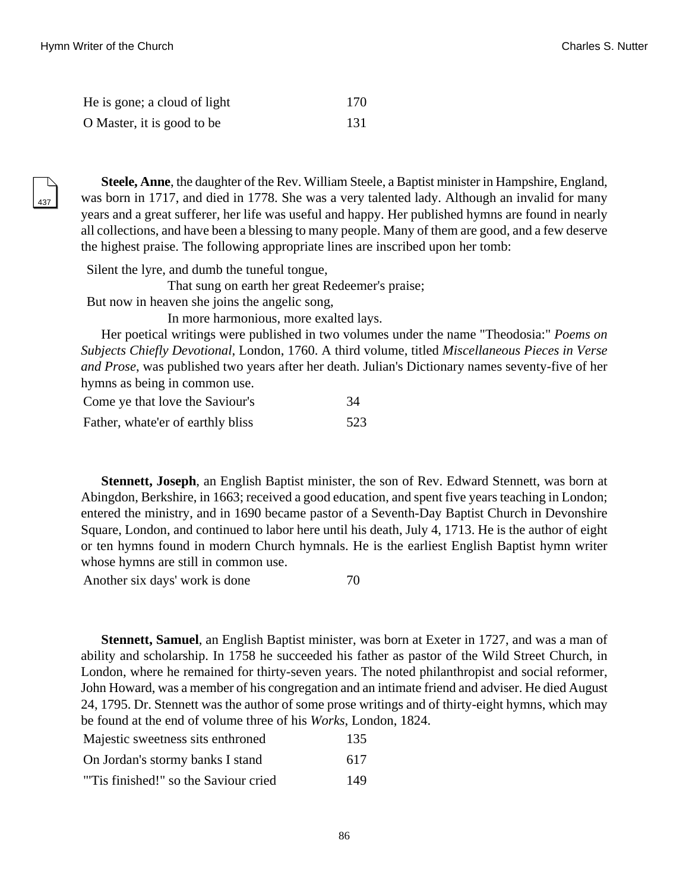| | |
|---|---|
| He is gone; a cloud of light | 170 |
| O Master, it is good to be | 131 |

437

**Steele, Anne**, the daughter of the Rev. William Steele, a Baptist minister in Hampshire, England, was born in 1717, and died in 1778. She was a very talented lady. Although an invalid for many years and a great sufferer, her life was useful and happy. Her published hymns are found in nearly all collections, and have been a blessing to many people. Many of them are good, and a few deserve the highest praise. The following appropriate lines are inscribed upon her tomb:

Silent the lyre, and dumb the tuneful tongue,
    That sung on earth her great Redeemer's praise;
But now in heaven she joins the angelic song,
    In more harmonious, more exalted lays.

Her poetical writings were published in two volumes under the name "Theodosia:" *Poems on Subjects Chiefly Devotional*, London, 1760. A third volume, titled *Miscellaneous Pieces in Verse and Prose*, was published two years after her death. Julian's Dictionary names seventy-five of her hymns as being in common use.

| | |
|---|---|
| Come ye that love the Saviour's | 34 |
| Father, whate'er of earthly bliss | 523 |

**Stennett, Joseph**, an English Baptist minister, the son of Rev. Edward Stennett, was born at Abingdon, Berkshire, in 1663; received a good education, and spent five years teaching in London; entered the ministry, and in 1690 became pastor of a Seventh-Day Baptist Church in Devonshire Square, London, and continued to labor here until his death, July 4, 1713. He is the author of eight or ten hymns found in modern Church hymnals. He is the earliest English Baptist hymn writer whose hymns are still in common use.

| | |
|---|---|
| Another six days' work is done | 70 |

**Stennett, Samuel**, an English Baptist minister, was born at Exeter in 1727, and was a man of ability and scholarship. In 1758 he succeeded his father as pastor of the Wild Street Church, in London, where he remained for thirty-seven years. The noted philanthropist and social reformer, John Howard, was a member of his congregation and an intimate friend and adviser. He died August 24, 1795. Dr. Stennett was the author of some prose writings and of thirty-eight hymns, which may be found at the end of volume three of his *Works*, London, 1824.

| | |
|---|---|
| Majestic sweetness sits enthroned | 135 |
| On Jordan's stormy banks I stand | 617 |
| "'Tis finished!" so the Saviour cried | 149 |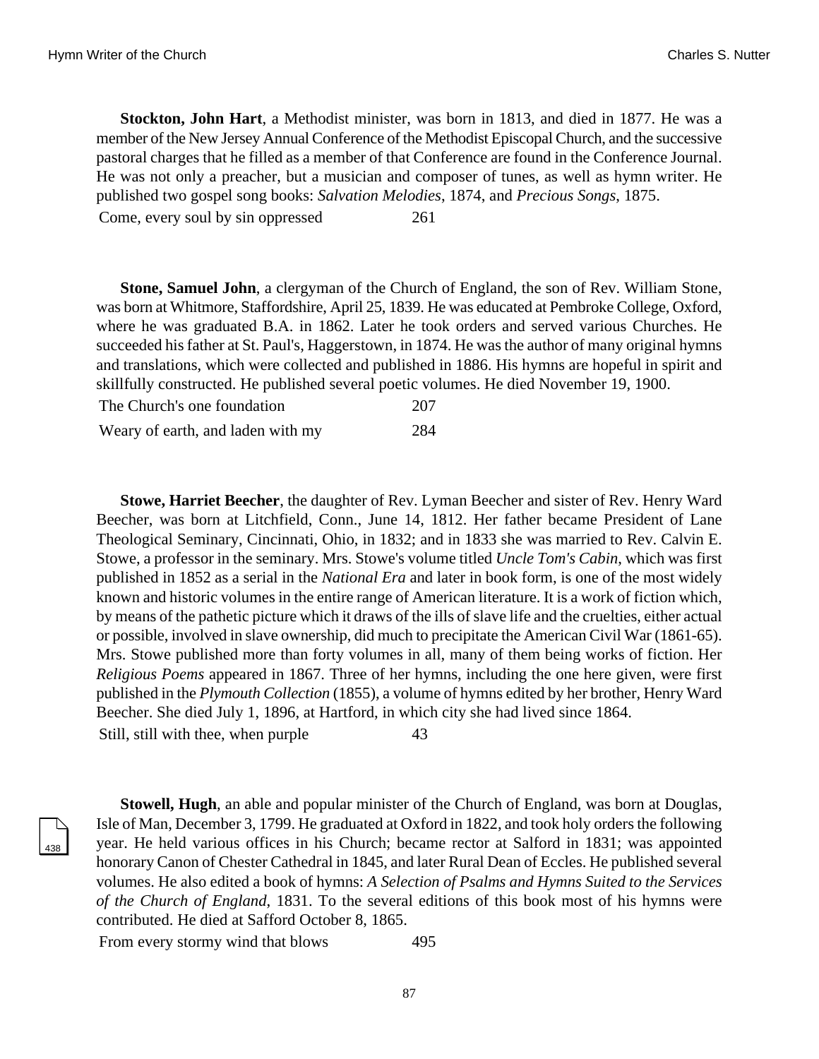**Stockton, John Hart**, a Methodist minister, was born in 1813, and died in 1877. He was a member of the New Jersey Annual Conference of the Methodist Episcopal Church, and the successive pastoral charges that he filled as a member of that Conference are found in the Conference Journal. He was not only a preacher, but a musician and composer of tunes, as well as hymn writer. He published two gospel song books: *Salvation Melodies*, 1874, and *Precious Songs*, 1875.

| | |
|---|---|
| Come, every soul by sin oppressed | 261 |

**Stone, Samuel John**, a clergyman of the Church of England, the son of Rev. William Stone, was born at Whitmore, Staffordshire, April 25, 1839. He was educated at Pembroke College, Oxford, where he was graduated B.A. in 1862. Later he took orders and served various Churches. He succeeded his father at St. Paul's, Haggerstown, in 1874. He was the author of many original hymns and translations, which were collected and published in 1886. His hymns are hopeful in spirit and skillfully constructed. He published several poetic volumes. He died November 19, 1900.

| | |
|---|---|
| The Church's one foundation | 207 |
| Weary of earth, and laden with my | 284 |

**Stowe, Harriet Beecher**, the daughter of Rev. Lyman Beecher and sister of Rev. Henry Ward Beecher, was born at Litchfield, Conn., June 14, 1812. Her father became President of Lane Theological Seminary, Cincinnati, Ohio, in 1832; and in 1833 she was married to Rev. Calvin E. Stowe, a professor in the seminary. Mrs. Stowe's volume titled *Uncle Tom's Cabin*, which was first published in 1852 as a serial in the *National Era* and later in book form, is one of the most widely known and historic volumes in the entire range of American literature. It is a work of fiction which, by means of the pathetic picture which it draws of the ills of slave life and the cruelties, either actual or possible, involved in slave ownership, did much to precipitate the American Civil War (1861-65). Mrs. Stowe published more than forty volumes in all, many of them being works of fiction. Her *Religious Poems* appeared in 1867. Three of her hymns, including the one here given, were first published in the *Plymouth Collection* (1855), a volume of hymns edited by her brother, Henry Ward Beecher. She died July 1, 1896, at Hartford, in which city she had lived since 1864.

| | |
|---|---|
| Still, still with thee, when purple | 43 |

**Stowell, Hugh**, an able and popular minister of the Church of England, was born at Douglas, Isle of Man, December 3, 1799. He graduated at Oxford in 1822, and took holy orders the following year. He held various offices in his Church; became rector at Salford in 1831; was appointed honorary Canon of Chester Cathedral in 1845, and later Rural Dean of Eccles. He published several volumes. He also edited a book of hymns: *A Selection of Psalms and Hymns Suited to the Services of the Church of England*, 1831. To the several editions of this book most of his hymns were contributed. He died at Safford October 8, 1865.

| | |
|---|---|
| From every stormy wind that blows | 495 |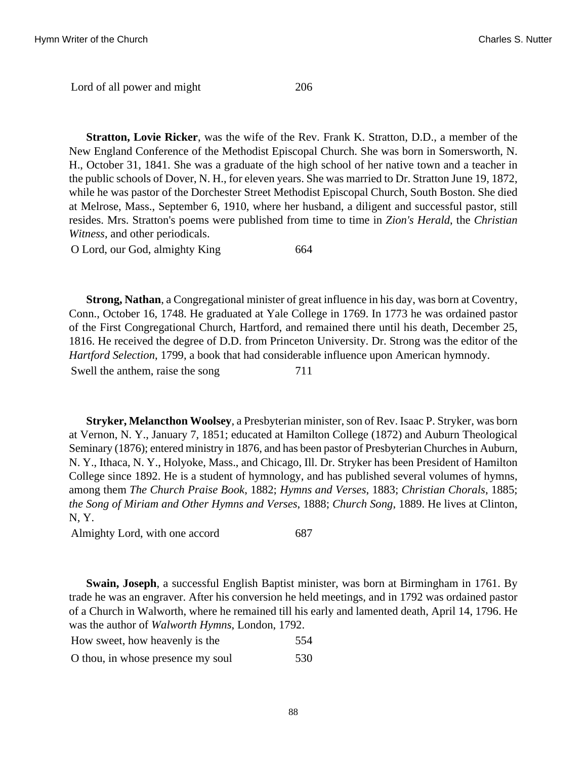| | |
|---|---|
| Lord of all power and might | 206 |

**Stratton, Lovie Ricker**, was the wife of the Rev. Frank K. Stratton, D.D., a member of the New England Conference of the Methodist Episcopal Church. She was born in Somersworth, N. H., October 31, 1841. She was a graduate of the high school of her native town and a teacher in the public schools of Dover, N. H., for eleven years. She was married to Dr. Stratton June 19, 1872, while he was pastor of the Dorchester Street Methodist Episcopal Church, South Boston. She died at Melrose, Mass., September 6, 1910, where her husband, a diligent and successful pastor, still resides. Mrs. Stratton's poems were published from time to time in *Zion's Herald*, the *Christian Witness*, and other periodicals.

| | |
|---|---|
| O Lord, our God, almighty King | 664 |

**Strong, Nathan**, a Congregational minister of great influence in his day, was born at Coventry, Conn., October 16, 1748. He graduated at Yale College in 1769. In 1773 he was ordained pastor of the First Congregational Church, Hartford, and remained there until his death, December 25, 1816. He received the degree of D.D. from Princeton University. Dr. Strong was the editor of the *Hartford Selection*, 1799, a book that had considerable influence upon American hymnody.

| | |
|---|---|
| Swell the anthem, raise the song | 711 |

**Stryker, Melancthon Woolsey**, a Presbyterian minister, son of Rev. Isaac P. Stryker, was born at Vernon, N. Y., January 7, 1851; educated at Hamilton College (1872) and Auburn Theological Seminary (1876); entered ministry in 1876, and has been pastor of Presbyterian Churches in Auburn, N. Y., Ithaca, N. Y., Holyoke, Mass., and Chicago, Ill. Dr. Stryker has been President of Hamilton College since 1892. He is a student of hymnology, and has published several volumes of hymns, among them *The Church Praise Book*, 1882; *Hymns and Verses*, 1883; *Christian Chorals*, 1885; *the Song of Miriam and Other Hymns and Verses*, 1888; *Church Song*, 1889. He lives at Clinton, N, Y.

| | |
|---|---|
| Almighty Lord, with one accord | 687 |

**Swain, Joseph**, a successful English Baptist minister, was born at Birmingham in 1761. By trade he was an engraver. After his conversion he held meetings, and in 1792 was ordained pastor of a Church in Walworth, where he remained till his early and lamented death, April 14, 1796. He was the author of *Walworth Hymns*, London, 1792.

| | |
|---|---|
| How sweet, how heavenly is the | 554 |
| O thou, in whose presence my soul | 530 |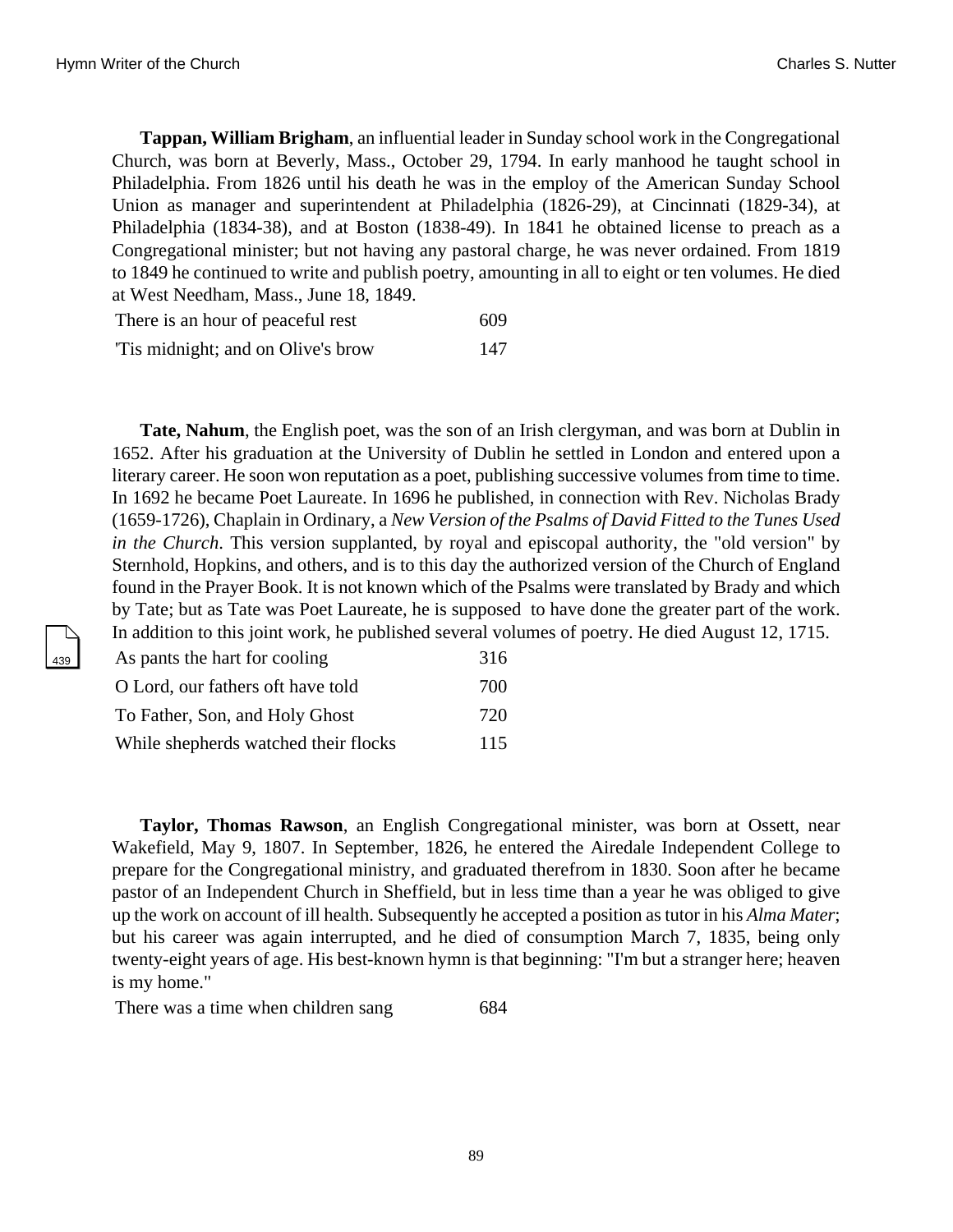**Tappan, William Brigham**, an influential leader in Sunday school work in the Congregational Church, was born at Beverly, Mass., October 29, 1794. In early manhood he taught school in Philadelphia. From 1826 until his death he was in the employ of the American Sunday School Union as manager and superintendent at Philadelphia (1826-29), at Cincinnati (1829-34), at Philadelphia (1834-38), and at Boston (1838-49). In 1841 he obtained license to preach as a Congregational minister; but not having any pastoral charge, he was never ordained. From 1819 to 1849 he continued to write and publish poetry, amounting in all to eight or ten volumes. He died at West Needham, Mass., June 18, 1849.

| | |
|---|---|
| There is an hour of peaceful rest | 609 |
| 'Tis midnight; and on Olive's brow | 147 |

**Tate, Nahum**, the English poet, was the son of an Irish clergyman, and was born at Dublin in 1652. After his graduation at the University of Dublin he settled in London and entered upon a literary career. He soon won reputation as a poet, publishing successive volumes from time to time. In 1692 he became Poet Laureate. In 1696 he published, in connection with Rev. Nicholas Brady (1659-1726), Chaplain in Ordinary, a *New Version of the Psalms of David Fitted to the Tunes Used in the Church*. This version supplanted, by royal and episcopal authority, the "old version" by Sternhold, Hopkins, and others, and is to this day the authorized version of the Church of England found in the Prayer Book. It is not known which of the Psalms were translated by Brady and which by Tate; but as Tate was Poet Laureate, he is supposed to have done the greater part of the work. In addition to this joint work, he published several volumes of poetry. He died August 12, 1715.

| | |
|---|---|
| As pants the hart for cooling | 316 |
| O Lord, our fathers oft have told | 700 |
| To Father, Son, and Holy Ghost | 720 |
| While shepherds watched their flocks | 115 |

**Taylor, Thomas Rawson**, an English Congregational minister, was born at Ossett, near Wakefield, May 9, 1807. In September, 1826, he entered the Airedale Independent College to prepare for the Congregational ministry, and graduated therefrom in 1830. Soon after he became pastor of an Independent Church in Sheffield, but in less time than a year he was obliged to give up the work on account of ill health. Subsequently he accepted a position as tutor in his *Alma Mater*; but his career was again interrupted, and he died of consumption March 7, 1835, being only twenty-eight years of age. His best-known hymn is that beginning: "I'm but a stranger here; heaven is my home."

| | |
|---|---|
| There was a time when children sang | 684 |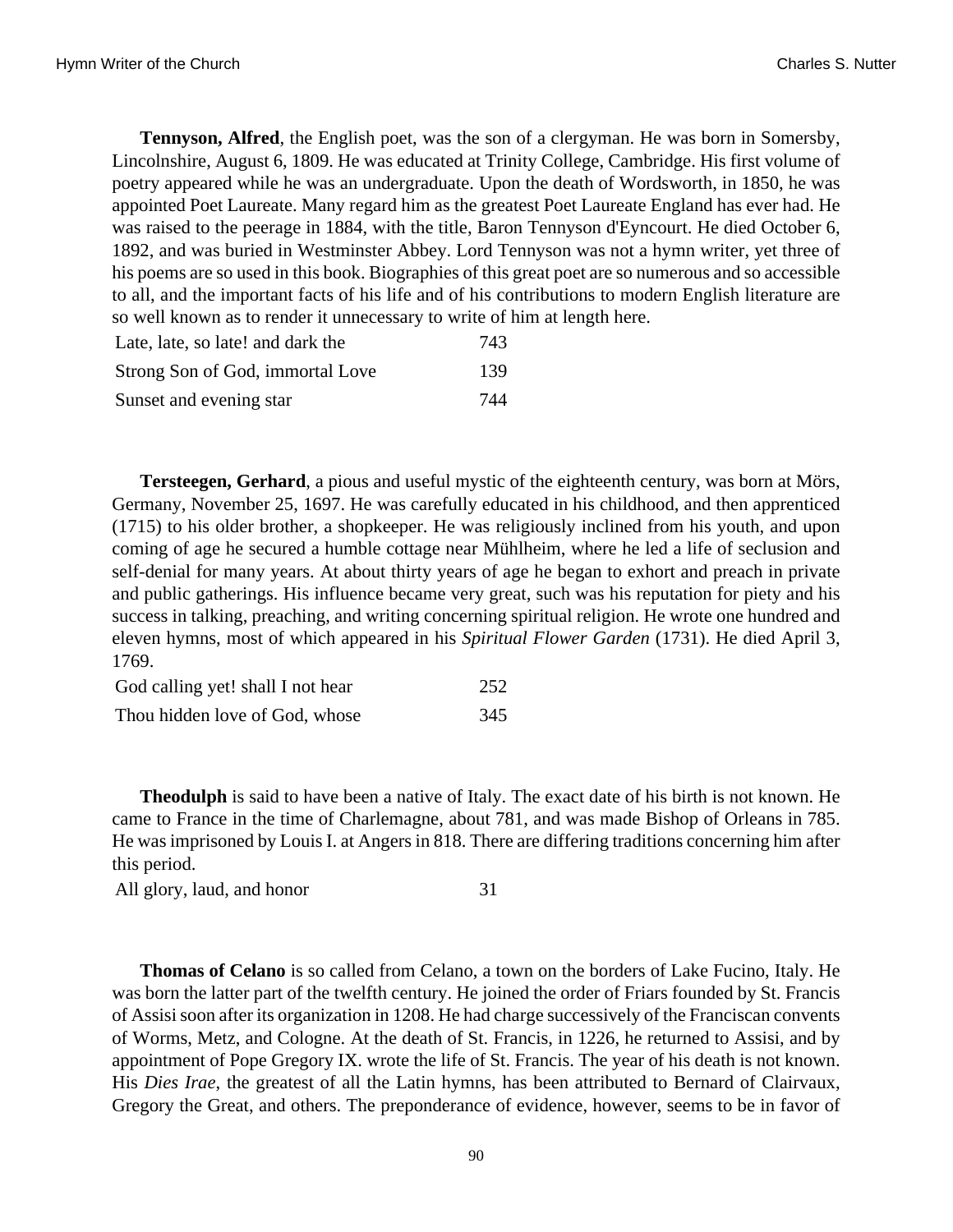**Tennyson, Alfred**, the English poet, was the son of a clergyman. He was born in Somersby, Lincolnshire, August 6, 1809. He was educated at Trinity College, Cambridge. His first volume of poetry appeared while he was an undergraduate. Upon the death of Wordsworth, in 1850, he was appointed Poet Laureate. Many regard him as the greatest Poet Laureate England has ever had. He was raised to the peerage in 1884, with the title, Baron Tennyson d'Eyncourt. He died October 6, 1892, and was buried in Westminster Abbey. Lord Tennyson was not a hymn writer, yet three of his poems are so used in this book. Biographies of this great poet are so numerous and so accessible to all, and the important facts of his life and of his contributions to modern English literature are so well known as to render it unnecessary to write of him at length here.

| | |
|---|---|
| Late, late, so late! and dark the | 743 |
| Strong Son of God, immortal Love | 139 |
| Sunset and evening star | 744 |

**Tersteegen, Gerhard**, a pious and useful mystic of the eighteenth century, was born at Mörs, Germany, November 25, 1697. He was carefully educated in his childhood, and then apprenticed (1715) to his older brother, a shopkeeper. He was religiously inclined from his youth, and upon coming of age he secured a humble cottage near Mühlheim, where he led a life of seclusion and self-denial for many years. At about thirty years of age he began to exhort and preach in private and public gatherings. His influence became very great, such was his reputation for piety and his success in talking, preaching, and writing concerning spiritual religion. He wrote one hundred and eleven hymns, most of which appeared in his *Spiritual Flower Garden* (1731). He died April 3, 1769.

| | |
|---|---|
| God calling yet! shall I not hear | 252 |
| Thou hidden love of God, whose | 345 |

**Theodulph** is said to have been a native of Italy. The exact date of his birth is not known. He came to France in the time of Charlemagne, about 781, and was made Bishop of Orleans in 785. He was imprisoned by Louis I. at Angers in 818. There are differing traditions concerning him after this period.

| | |
|---|---|
| All glory, laud, and honor | 31 |

**Thomas of Celano** is so called from Celano, a town on the borders of Lake Fucino, Italy. He was born the latter part of the twelfth century. He joined the order of Friars founded by St. Francis of Assisi soon after its organization in 1208. He had charge successively of the Franciscan convents of Worms, Metz, and Cologne. At the death of St. Francis, in 1226, he returned to Assisi, and by appointment of Pope Gregory IX. wrote the life of St. Francis. The year of his death is not known. His *Dies Irae*, the greatest of all the Latin hymns, has been attributed to Bernard of Clairvaux, Gregory the Great, and others. The preponderance of evidence, however, seems to be in favor of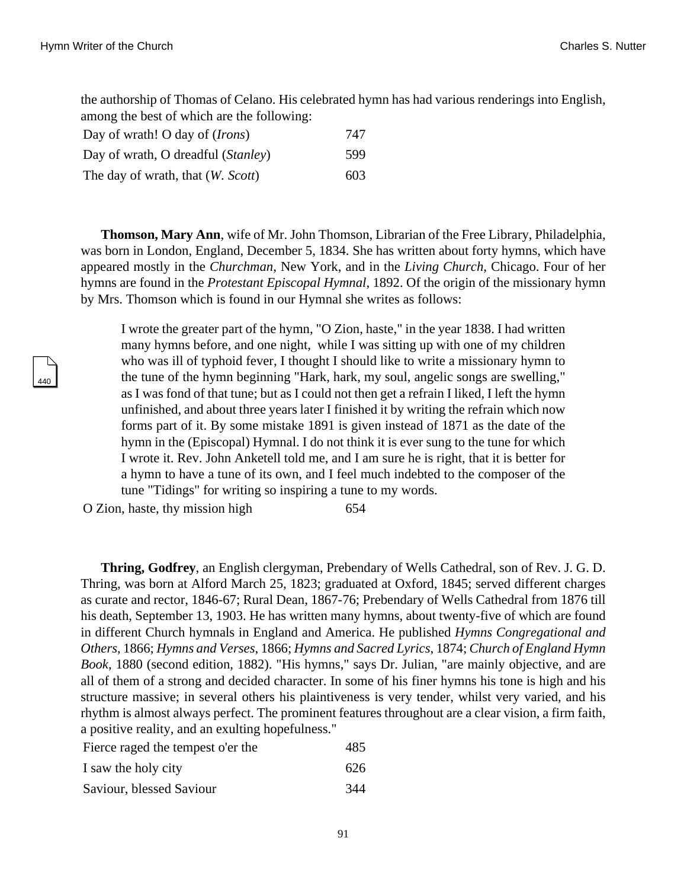the authorship of Thomas of Celano. His celebrated hymn has had various renderings into English, among the best of which are the following:

| | |
|---|---|
| Day of wrath! O day of (*Irons*) | 747 |
| Day of wrath, O dreadful (*Stanley*) | 599 |
| The day of wrath, that (*W. Scott*) | 603 |

**Thomson, Mary Ann**, wife of Mr. John Thomson, Librarian of the Free Library, Philadelphia, was born in London, England, December 5, 1834. She has written about forty hymns, which have appeared mostly in the *Churchman*, New York, and in the *Living Church*, Chicago. Four of her hymns are found in the *Protestant Episcopal Hymnal*, 1892. Of the origin of the missionary hymn by Mrs. Thomson which is found in our Hymnal she writes as follows:

> I wrote the greater part of the hymn, "O Zion, haste," in the year 1838. I had written many hymns before, and one night, while I was sitting up with one of my children who was ill of typhoid fever, I thought I should like to write a missionary hymn to the tune of the hymn beginning "Hark, hark, my soul, angelic songs are swelling," as I was fond of that tune; but as I could not then get a refrain I liked, I left the hymn unfinished, and about three years later I finished it by writing the refrain which now forms part of it. By some mistake 1891 is given instead of 1871 as the date of the hymn in the (Episcopal) Hymnal. I do not think it is ever sung to the tune for which I wrote it. Rev. John Anketell told me, and I am sure he is right, that it is better for a hymn to have a tune of its own, and I feel much indebted to the composer of the tune "Tidings" for writing so inspiring a tune to my words.

| | |
|---|---|
| O Zion, haste, thy mission high | 654 |

**Thring, Godfrey**, an English clergyman, Prebendary of Wells Cathedral, son of Rev. J. G. D. Thring, was born at Alford March 25, 1823; graduated at Oxford, 1845; served different charges as curate and rector, 1846-67; Rural Dean, 1867-76; Prebendary of Wells Cathedral from 1876 till his death, September 13, 1903. He has written many hymns, about twenty-five of which are found in different Church hymnals in England and America. He published *Hymns Congregational and Others*, 1866; *Hymns and Verses*, 1866; *Hymns and Sacred Lyrics*, 1874; *Church of England Hymn Book*, 1880 (second edition, 1882). "His hymns," says Dr. Julian, "are mainly objective, and are all of them of a strong and decided character. In some of his finer hymns his tone is high and his structure massive; in several others his plaintiveness is very tender, whilst very varied, and his rhythm is almost always perfect. The prominent features throughout are a clear vision, a firm faith, a positive reality, and an exulting hopefulness."

| | |
|---|---|
| Fierce raged the tempest o'er the | 485 |
| I saw the holy city | 626 |
| Saviour, blessed Saviour | 344 |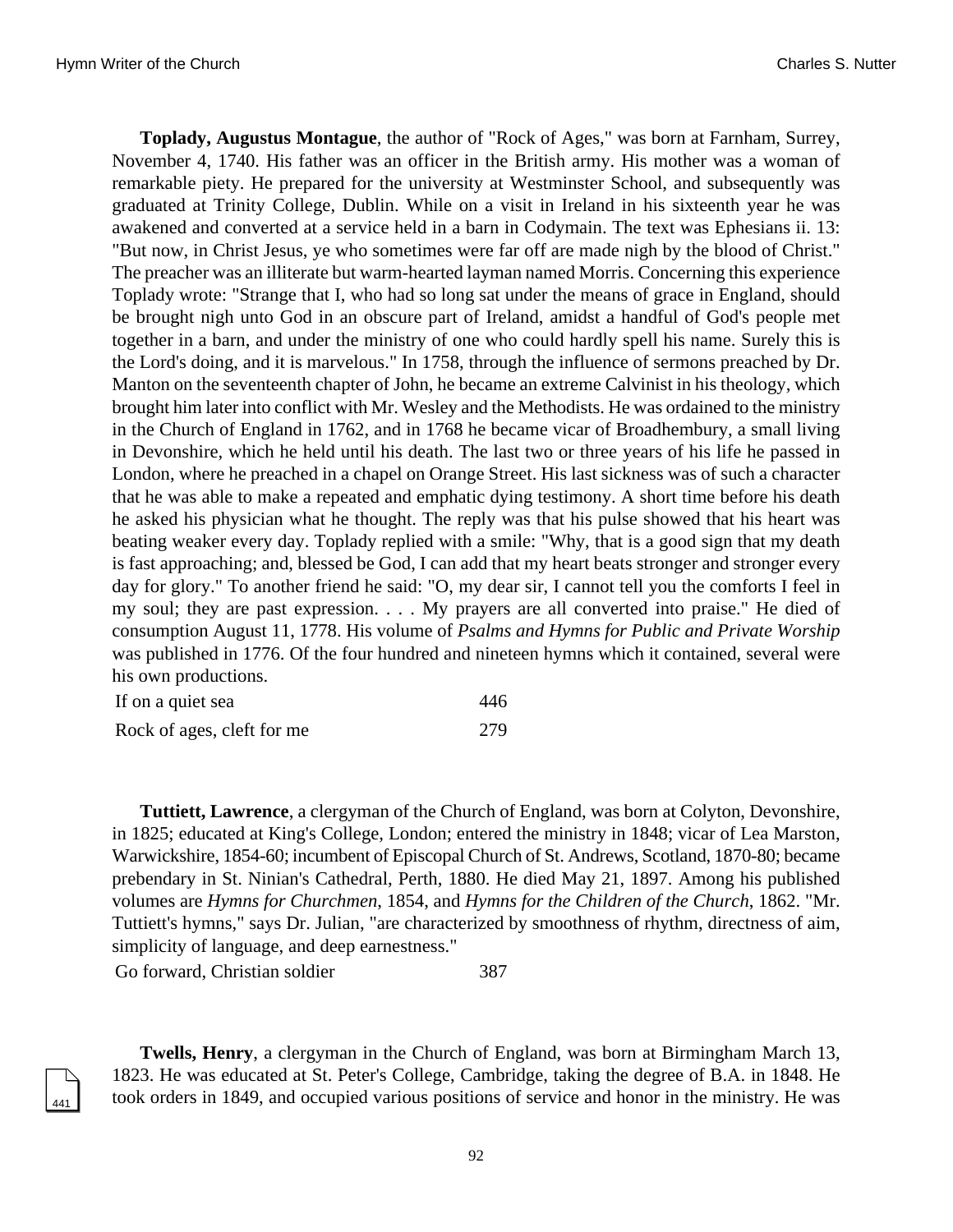**Toplady, Augustus Montague**, the author of "Rock of Ages," was born at Farnham, Surrey, November 4, 1740. His father was an officer in the British army. His mother was a woman of remarkable piety. He prepared for the university at Westminster School, and subsequently was graduated at Trinity College, Dublin. While on a visit in Ireland in his sixteenth year he was awakened and converted at a service held in a barn in Codymain. The text was Ephesians ii. 13: "But now, in Christ Jesus, ye who sometimes were far off are made nigh by the blood of Christ." The preacher was an illiterate but warm-hearted layman named Morris. Concerning this experience Toplady wrote: "Strange that I, who had so long sat under the means of grace in England, should be brought nigh unto God in an obscure part of Ireland, amidst a handful of God's people met together in a barn, and under the ministry of one who could hardly spell his name. Surely this is the Lord's doing, and it is marvelous." In 1758, through the influence of sermons preached by Dr. Manton on the seventeenth chapter of John, he became an extreme Calvinist in his theology, which brought him later into conflict with Mr. Wesley and the Methodists. He was ordained to the ministry in the Church of England in 1762, and in 1768 he became vicar of Broadhembury, a small living in Devonshire, which he held until his death. The last two or three years of his life he passed in London, where he preached in a chapel on Orange Street. His last sickness was of such a character that he was able to make a repeated and emphatic dying testimony. A short time before his death he asked his physician what he thought. The reply was that his pulse showed that his heart was beating weaker every day. Toplady replied with a smile: "Why, that is a good sign that my death is fast approaching; and, blessed be God, I can add that my heart beats stronger and stronger every day for glory." To another friend he said: "O, my dear sir, I cannot tell you the comforts I feel in my soul; they are past expression. . . . My prayers are all converted into praise." He died of consumption August 11, 1778. His volume of *Psalms and Hymns for Public and Private Worship* was published in 1776. Of the four hundred and nineteen hymns which it contained, several were his own productions.

| | |
|---|---|
| If on a quiet sea | 446 |
| Rock of ages, cleft for me | 279 |

**Tuttiett, Lawrence**, a clergyman of the Church of England, was born at Colyton, Devonshire, in 1825; educated at King's College, London; entered the ministry in 1848; vicar of Lea Marston, Warwickshire, 1854-60; incumbent of Episcopal Church of St. Andrews, Scotland, 1870-80; became prebendary in St. Ninian's Cathedral, Perth, 1880. He died May 21, 1897. Among his published volumes are *Hymns for Churchmen*, 1854, and *Hymns for the Children of the Church*, 1862. "Mr. Tuttiett's hymns," says Dr. Julian, "are characterized by smoothness of rhythm, directness of aim, simplicity of language, and deep earnestness."

| | |
|---|---|
| Go forward, Christian soldier | 387 |

**Twells, Henry**, a clergyman in the Church of England, was born at Birmingham March 13, 1823. He was educated at St. Peter's College, Cambridge, taking the degree of B.A. in 1848. He took orders in 1849, and occupied various positions of service and honor in the ministry. He was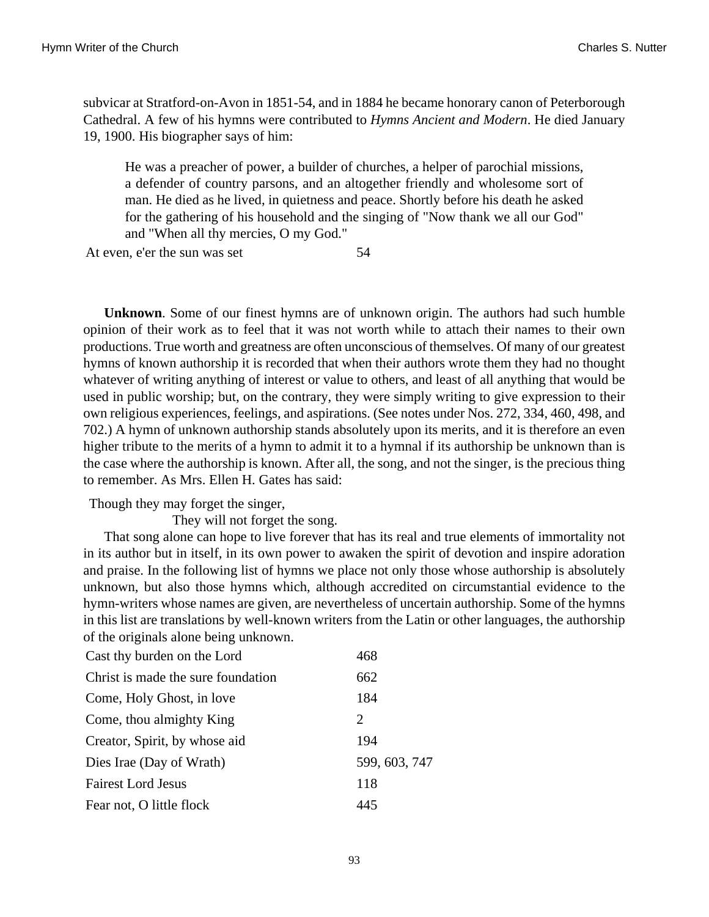subvicar at Stratford-on-Avon in 1851-54, and in 1884 he became honorary canon of Peterborough Cathedral. A few of his hymns were contributed to *Hymns Ancient and Modern*. He died January 19, 1900. His biographer says of him:

> He was a preacher of power, a builder of churches, a helper of parochial missions, a defender of country parsons, and an altogether friendly and wholesome sort of man. He died as he lived, in quietness and peace. Shortly before his death he asked for the gathering of his household and the singing of "Now thank we all our God" and "When all thy mercies, O my God."

| | |
|---|---|
| At even, e'er the sun was set | 54 |

**Unknown**. Some of our finest hymns are of unknown origin. The authors had such humble opinion of their work as to feel that it was not worth while to attach their names to their own productions. True worth and greatness are often unconscious of themselves. Of many of our greatest hymns of known authorship it is recorded that when their authors wrote them they had no thought whatever of writing anything of interest or value to others, and least of all anything that would be used in public worship; but, on the contrary, they were simply writing to give expression to their own religious experiences, feelings, and aspirations. (See notes under Nos. 272, 334, 460, 498, and 702.) A hymn of unknown authorship stands absolutely upon its merits, and it is therefore an even higher tribute to the merits of a hymn to admit it to a hymnal if its authorship be unknown than is the case where the authorship is known. After all, the song, and not the singer, is the precious thing to remember. As Mrs. Ellen H. Gates has said:

Though they may forget the singer,
They will not forget the song.

That song alone can hope to live forever that has its real and true elements of immortality not in its author but in itself, in its own power to awaken the spirit of devotion and inspire adoration and praise. In the following list of hymns we place not only those whose authorship is absolutely unknown, but also those hymns which, although accredited on circumstantial evidence to the hymn-writers whose names are given, are nevertheless of uncertain authorship. Some of the hymns in this list are translations by well-known writers from the Latin or other languages, the authorship of the originals alone being unknown.

| | |
|---|---|
| Cast thy burden on the Lord | 468 |
| Christ is made the sure foundation | 662 |
| Come, Holy Ghost, in love | 184 |
| Come, thou almighty King | 2 |
| Creator, Spirit, by whose aid | 194 |
| Dies Irae (Day of Wrath) | 599, 603, 747 |
| Fairest Lord Jesus | 118 |
| Fear not, O little flock | 445 |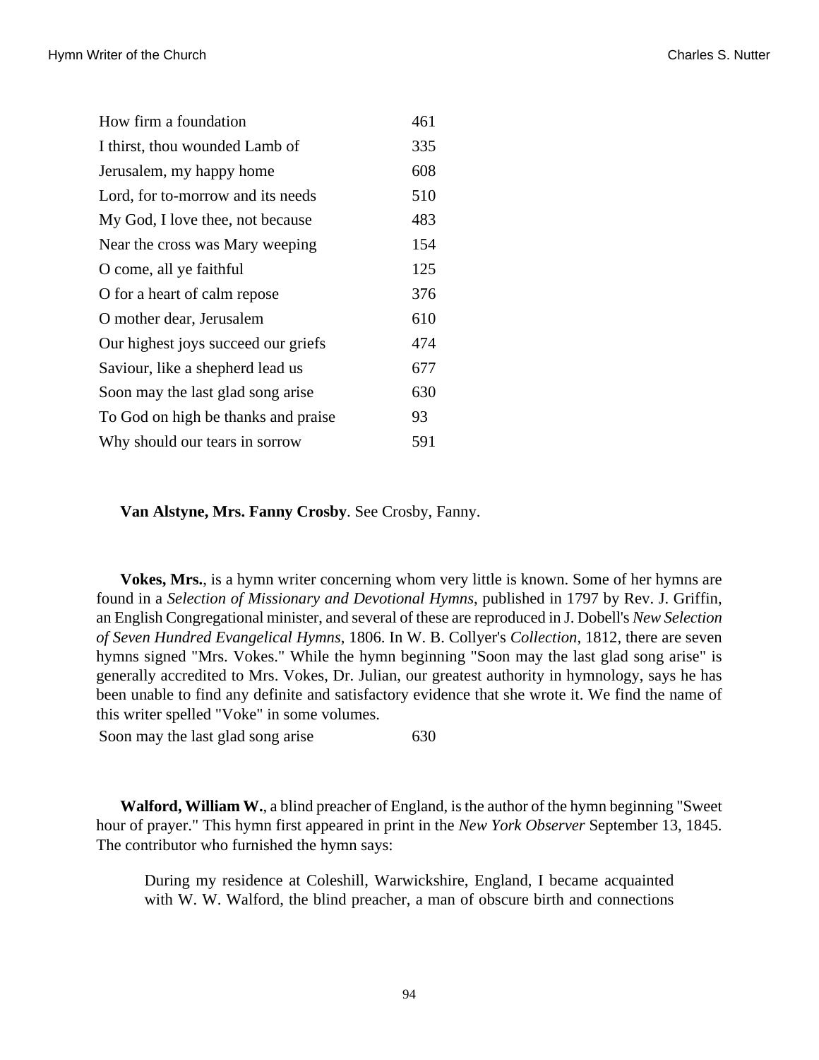| | |
|---|---|
| How firm a foundation | 461 |
| I thirst, thou wounded Lamb of | 335 |
| Jerusalem, my happy home | 608 |
| Lord, for to-morrow and its needs | 510 |
| My God, I love thee, not because | 483 |
| Near the cross was Mary weeping | 154 |
| O come, all ye faithful | 125 |
| O for a heart of calm repose | 376 |
| O mother dear, Jerusalem | 610 |
| Our highest joys succeed our griefs | 474 |
| Saviour, like a shepherd lead us | 677 |
| Soon may the last glad song arise | 630 |
| To God on high be thanks and praise | 93 |
| Why should our tears in sorrow | 591 |

**Van Alstyne, Mrs. Fanny Crosby**. See Crosby, Fanny.

**Vokes, Mrs.**, is a hymn writer concerning whom very little is known. Some of her hymns are found in a *Selection of Missionary and Devotional Hymns*, published in 1797 by Rev. J. Griffin, an English Congregational minister, and several of these are reproduced in J. Dobell's *New Selection of Seven Hundred Evangelical Hymns*, 1806. In W. B. Collyer's *Collection*, 1812, there are seven hymns signed "Mrs. Vokes." While the hymn beginning "Soon may the last glad song arise" is generally accredited to Mrs. Vokes, Dr. Julian, our greatest authority in hymnology, says he has been unable to find any definite and satisfactory evidence that she wrote it. We find the name of this writer spelled "Voke" in some volumes.

| | |
|---|---|
| Soon may the last glad song arise | 630 |

**Walford, William W.**, a blind preacher of England, is the author of the hymn beginning "Sweet hour of prayer." This hymn first appeared in print in the *New York Observer* September 13, 1845. The contributor who furnished the hymn says:

> During my residence at Coleshill, Warwickshire, England, I became acquainted with W. W. Walford, the blind preacher, a man of obscure birth and connections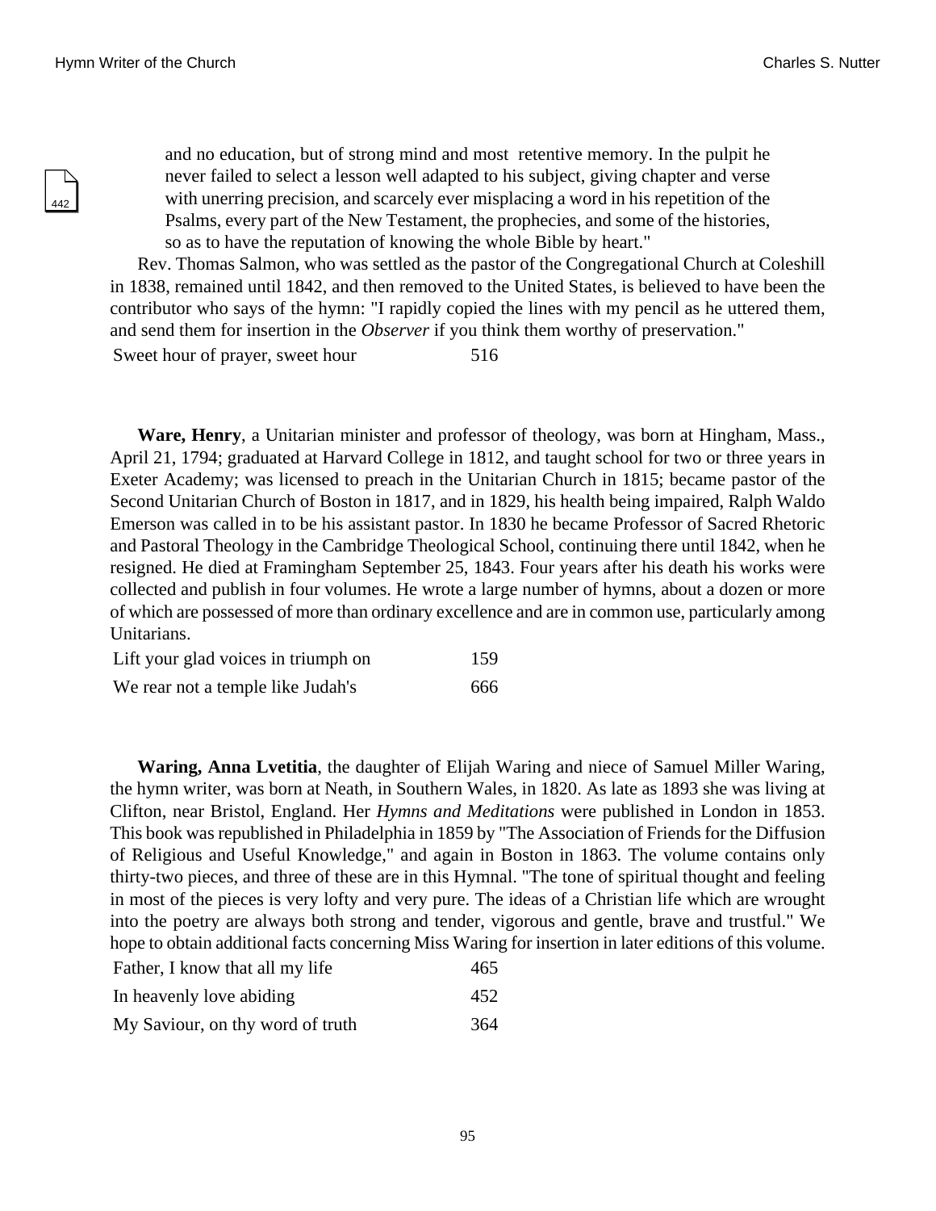and no education, but of strong mind and most retentive memory. In the pulpit he never failed to select a lesson well adapted to his subject, giving chapter and verse with unerring precision, and scarcely ever misplacing a word in his repetition of the Psalms, every part of the New Testament, the prophecies, and some of the histories, so as to have the reputation of knowing the whole Bible by heart."

Rev. Thomas Salmon, who was settled as the pastor of the Congregational Church at Coleshill in 1838, remained until 1842, and then removed to the United States, is believed to have been the contributor who says of the hymn: "I rapidly copied the lines with my pencil as he uttered them, and send them for insertion in the *Observer* if you think them worthy of preservation."

| | |
|---|---|
| Sweet hour of prayer, sweet hour | 516 |

**Ware, Henry**, a Unitarian minister and professor of theology, was born at Hingham, Mass., April 21, 1794; graduated at Harvard College in 1812, and taught school for two or three years in Exeter Academy; was licensed to preach in the Unitarian Church in 1815; became pastor of the Second Unitarian Church of Boston in 1817, and in 1829, his health being impaired, Ralph Waldo Emerson was called in to be his assistant pastor. In 1830 he became Professor of Sacred Rhetoric and Pastoral Theology in the Cambridge Theological School, continuing there until 1842, when he resigned. He died at Framingham September 25, 1843. Four years after his death his works were collected and publish in four volumes. He wrote a large number of hymns, about a dozen or more of which are possessed of more than ordinary excellence and are in common use, particularly among Unitarians.

| | |
|---|---|
| Lift your glad voices in triumph on | 159 |
| We rear not a temple like Judah's | 666 |

**Waring, Anna Lvetitia**, the daughter of Elijah Waring and niece of Samuel Miller Waring, the hymn writer, was born at Neath, in Southern Wales, in 1820. As late as 1893 she was living at Clifton, near Bristol, England. Her *Hymns and Meditations* were published in London in 1853. This book was republished in Philadelphia in 1859 by "The Association of Friends for the Diffusion of Religious and Useful Knowledge," and again in Boston in 1863. The volume contains only thirty-two pieces, and three of these are in this Hymnal. "The tone of spiritual thought and feeling in most of the pieces is very lofty and very pure. The ideas of a Christian life which are wrought into the poetry are always both strong and tender, vigorous and gentle, brave and trustful." We hope to obtain additional facts concerning Miss Waring for insertion in later editions of this volume.

| | |
|---|---|
| Father, I know that all my life | 465 |
| In heavenly love abiding | 452 |
| My Saviour, on thy word of truth | 364 |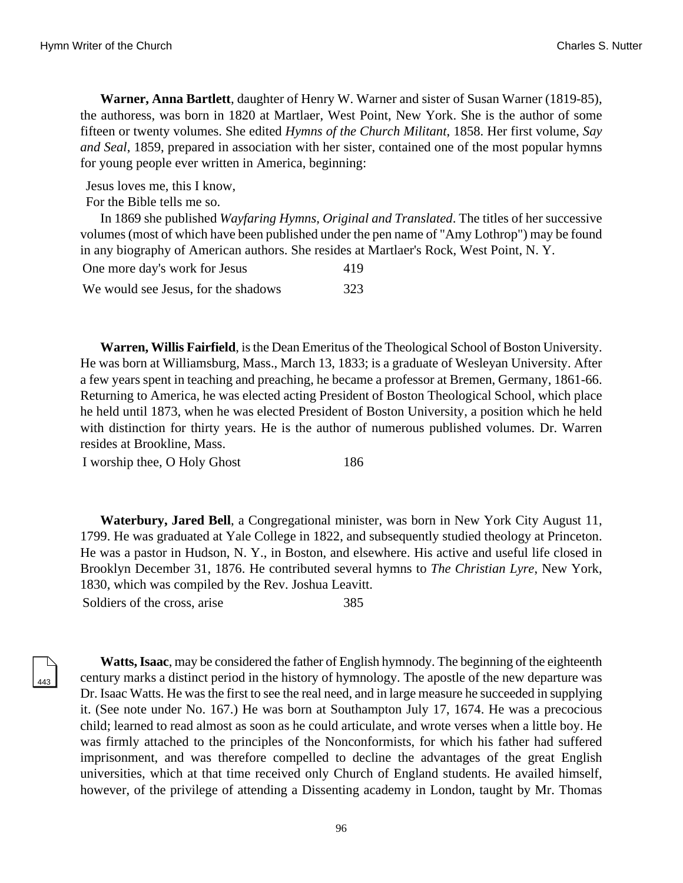**Warner, Anna Bartlett**, daughter of Henry W. Warner and sister of Susan Warner (1819-85), the authoress, was born in 1820 at Martlaer, West Point, New York. She is the author of some fifteen or twenty volumes. She edited *Hymns of the Church Militant*, 1858. Her first volume, *Say and Seal*, 1859, prepared in association with her sister, contained one of the most popular hymns for young people ever written in America, beginning:

Jesus loves me, this I know,
For the Bible tells me so.

In 1869 she published *Wayfaring Hymns, Original and Translated*. The titles of her successive volumes (most of which have been published under the pen name of "Amy Lothrop") may be found in any biography of American authors. She resides at Martlaer's Rock, West Point, N. Y.

| | |
|---|---|
| One more day's work for Jesus | 419 |
| We would see Jesus, for the shadows | 323 |

**Warren, Willis Fairfield**, is the Dean Emeritus of the Theological School of Boston University. He was born at Williamsburg, Mass., March 13, 1833; is a graduate of Wesleyan University. After a few years spent in teaching and preaching, he became a professor at Bremen, Germany, 1861-66. Returning to America, he was elected acting President of Boston Theological School, which place he held until 1873, when he was elected President of Boston University, a position which he held with distinction for thirty years. He is the author of numerous published volumes. Dr. Warren resides at Brookline, Mass.

| | |
|---|---|
| I worship thee, O Holy Ghost | 186 |

**Waterbury, Jared Bell**, a Congregational minister, was born in New York City August 11, 1799. He was graduated at Yale College in 1822, and subsequently studied theology at Princeton. He was a pastor in Hudson, N. Y., in Boston, and elsewhere. His active and useful life closed in Brooklyn December 31, 1876. He contributed several hymns to *The Christian Lyre*, New York, 1830, which was compiled by the Rev. Joshua Leavitt.

| | |
|---|---|
| Soldiers of the cross, arise | 385 |

**Watts, Isaac**, may be considered the father of English hymnody. The beginning of the eighteenth century marks a distinct period in the history of hymnology. The apostle of the new departure was Dr. Isaac Watts. He was the first to see the real need, and in large measure he succeeded in supplying it. (See note under No. 167.) He was born at Southampton July 17, 1674. He was a precocious child; learned to read almost as soon as he could articulate, and wrote verses when a little boy. He was firmly attached to the principles of the Nonconformists, for which his father had suffered imprisonment, and was therefore compelled to decline the advantages of the great English universities, which at that time received only Church of England students. He availed himself, however, of the privilege of attending a Dissenting academy in London, taught by Mr. Thomas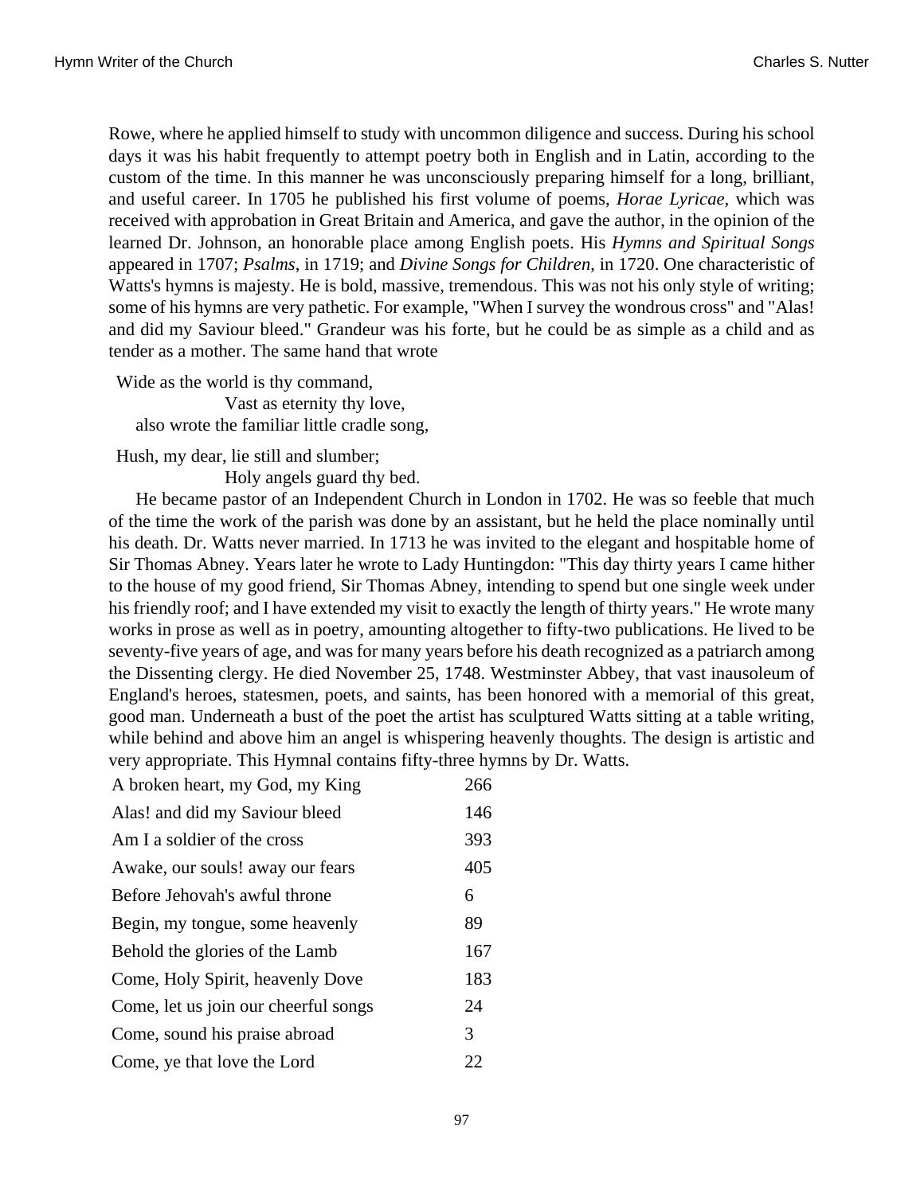Rowe, where he applied himself to study with uncommon diligence and success. During his school days it was his habit frequently to attempt poetry both in English and in Latin, according to the custom of the time. In this manner he was unconsciously preparing himself for a long, brilliant, and useful career. In 1705 he published his first volume of poems, *Horae Lyricae*, which was received with approbation in Great Britain and America, and gave the author, in the opinion of the learned Dr. Johnson, an honorable place among English poets. His *Hymns and Spiritual Songs* appeared in 1707; *Psalms*, in 1719; and *Divine Songs for Children*, in 1720. One characteristic of Watts's hymns is majesty. He is bold, massive, tremendous. This was not his only style of writing; some of his hymns are very pathetic. For example, "When I survey the wondrous cross" and "Alas! and did my Saviour bleed." Grandeur was his forte, but he could be as simple as a child and as tender as a mother. The same hand that wrote

Wide as the world is thy command,
Vast as eternity thy love,

also wrote the familiar little cradle song,

Hush, my dear, lie still and slumber;
Holy angels guard thy bed.

He became pastor of an Independent Church in London in 1702. He was so feeble that much of the time the work of the parish was done by an assistant, but he held the place nominally until his death. Dr. Watts never married. In 1713 he was invited to the elegant and hospitable home of Sir Thomas Abney. Years later he wrote to Lady Huntingdon: "This day thirty years I came hither to the house of my good friend, Sir Thomas Abney, intending to spend but one single week under his friendly roof; and I have extended my visit to exactly the length of thirty years." He wrote many works in prose as well as in poetry, amounting altogether to fifty-two publications. He lived to be seventy-five years of age, and was for many years before his death recognized as a patriarch among the Dissenting clergy. He died November 25, 1748. Westminster Abbey, that vast inausoleum of England's heroes, statesmen, poets, and saints, has been honored with a memorial of this great, good man. Underneath a bust of the poet the artist has sculptured Watts sitting at a table writing, while behind and above him an angel is whispering heavenly thoughts. The design is artistic and very appropriate. This Hymnal contains fifty-three hymns by Dr. Watts.

| | |
|---|---|
| A broken heart, my God, my King | 266 |
| Alas! and did my Saviour bleed | 146 |
| Am I a soldier of the cross | 393 |
| Awake, our souls! away our fears | 405 |
| Before Jehovah's awful throne | 6 |
| Begin, my tongue, some heavenly | 89 |
| Behold the glories of the Lamb | 167 |
| Come, Holy Spirit, heavenly Dove | 183 |
| Come, let us join our cheerful songs | 24 |
| Come, sound his praise abroad | 3 |
| Come, ye that love the Lord | 22 |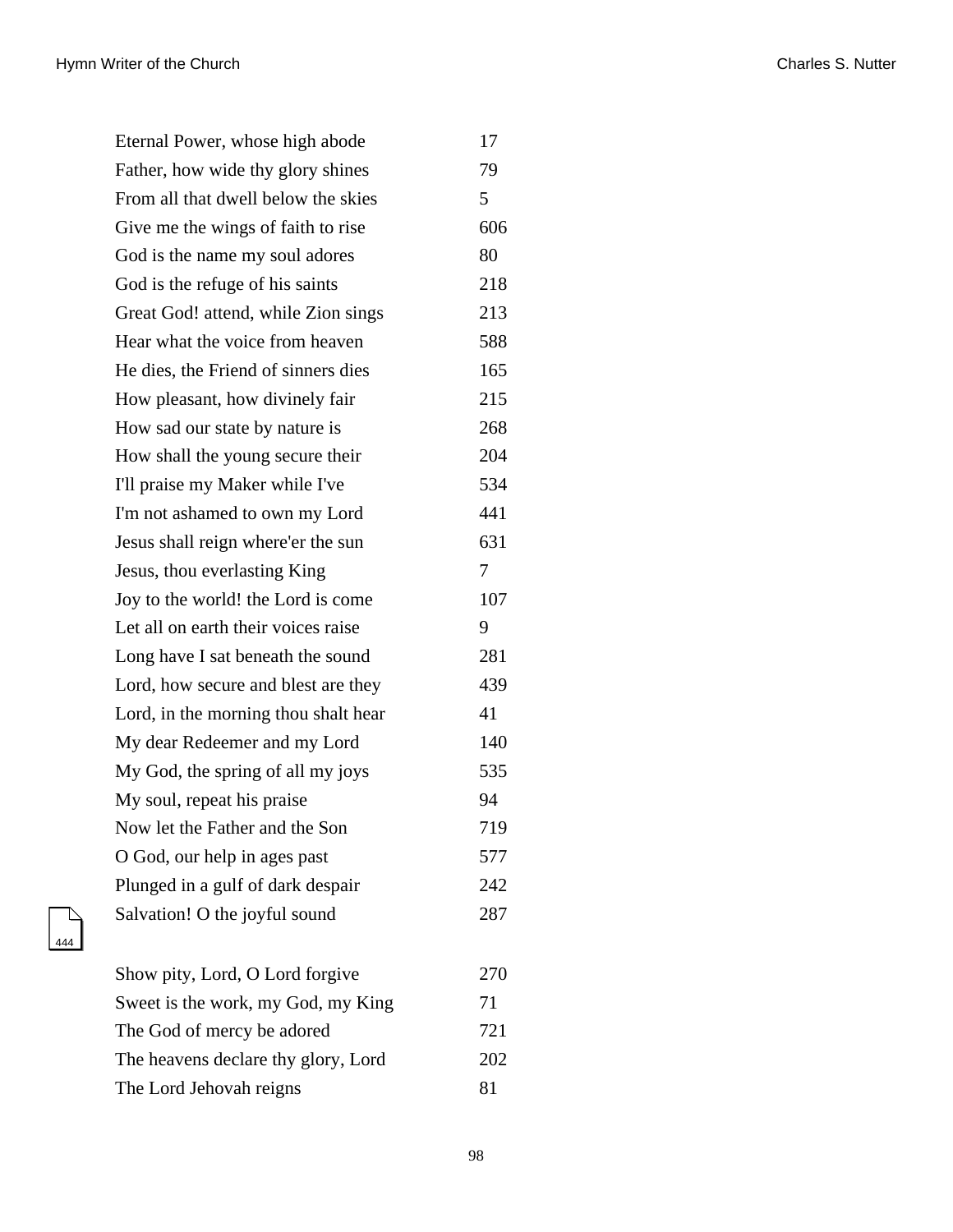| | |
|---|---|
| Eternal Power, whose high abode | 17 |
| Father, how wide thy glory shines | 79 |
| From all that dwell below the skies | 5 |
| Give me the wings of faith to rise | 606 |
| God is the name my soul adores | 80 |
| God is the refuge of his saints | 218 |
| Great God! attend, while Zion sings | 213 |
| Hear what the voice from heaven | 588 |
| He dies, the Friend of sinners dies | 165 |
| How pleasant, how divinely fair | 215 |
| How sad our state by nature is | 268 |
| How shall the young secure their | 204 |
| I'll praise my Maker while I've | 534 |
| I'm not ashamed to own my Lord | 441 |
| Jesus shall reign where'er the sun | 631 |
| Jesus, thou everlasting King | 7 |
| Joy to the world! the Lord is come | 107 |
| Let all on earth their voices raise | 9 |
| Long have I sat beneath the sound | 281 |
| Lord, how secure and blest are they | 439 |
| Lord, in the morning thou shalt hear | 41 |
| My dear Redeemer and my Lord | 140 |
| My God, the spring of all my joys | 535 |
| My soul, repeat his praise | 94 |
| Now let the Father and the Son | 719 |
| O God, our help in ages past | 577 |
| Plunged in a gulf of dark despair | 242 |
| Salvation! O the joyful sound | 287 |
| Show pity, Lord, O Lord forgive | 270 |
| Sweet is the work, my God, my King | 71 |
| The God of mercy be adored | 721 |
| The heavens declare thy glory, Lord | 202 |
| The Lord Jehovah reigns | 81 |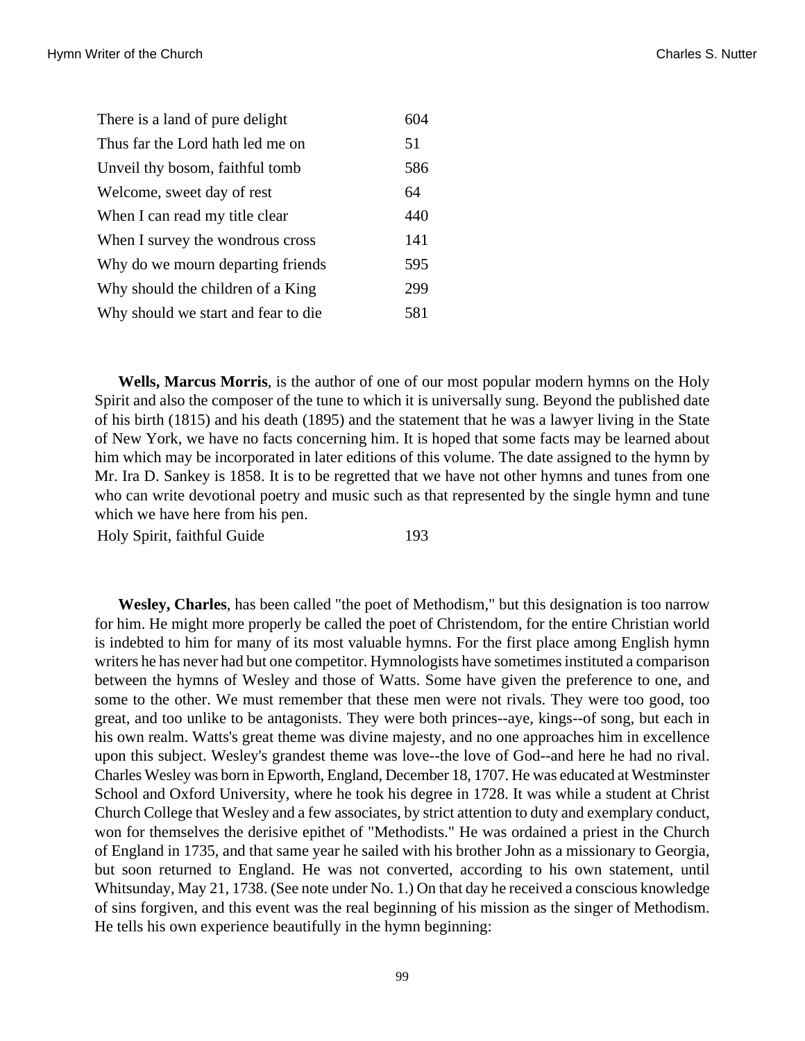| | |
|---|---|
| There is a land of pure delight | 604 |
| Thus far the Lord hath led me on | 51 |
| Unveil thy bosom, faithful tomb | 586 |
| Welcome, sweet day of rest | 64 |
| When I can read my title clear | 440 |
| When I survey the wondrous cross | 141 |
| Why do we mourn departing friends | 595 |
| Why should the children of a King | 299 |
| Why should we start and fear to die | 581 |

**Wells, Marcus Morris**, is the author of one of our most popular modern hymns on the Holy Spirit and also the composer of the tune to which it is universally sung. Beyond the published date of his birth (1815) and his death (1895) and the statement that he was a lawyer living in the State of New York, we have no facts concerning him. It is hoped that some facts may be learned about him which may be incorporated in later editions of this volume. The date assigned to the hymn by Mr. Ira D. Sankey is 1858. It is to be regretted that we have not other hymns and tunes from one who can write devotional poetry and music such as that represented by the single hymn and tune which we have here from his pen.

| | |
|---|---|
| Holy Spirit, faithful Guide | 193 |

**Wesley, Charles**, has been called "the poet of Methodism," but this designation is too narrow for him. He might more properly be called the poet of Christendom, for the entire Christian world is indebted to him for many of its most valuable hymns. For the first place among English hymn writers he has never had but one competitor. Hymnologists have sometimes instituted a comparison between the hymns of Wesley and those of Watts. Some have given the preference to one, and some to the other. We must remember that these men were not rivals. They were too good, too great, and too unlike to be antagonists. They were both princes--aye, kings--of song, but each in his own realm. Watts's great theme was divine majesty, and no one approaches him in excellence upon this subject. Wesley's grandest theme was love--the love of God--and here he had no rival. Charles Wesley was born in Epworth, England, December 18, 1707. He was educated at Westminster School and Oxford University, where he took his degree in 1728. It was while a student at Christ Church College that Wesley and a few associates, by strict attention to duty and exemplary conduct, won for themselves the derisive epithet of "Methodists." He was ordained a priest in the Church of England in 1735, and that same year he sailed with his brother John as a missionary to Georgia, but soon returned to England. He was not converted, according to his own statement, until Whitsunday, May 21, 1738. (See note under No. 1.) On that day he received a conscious knowledge of sins forgiven, and this event was the real beginning of his mission as the singer of Methodism. He tells his own experience beautifully in the hymn beginning: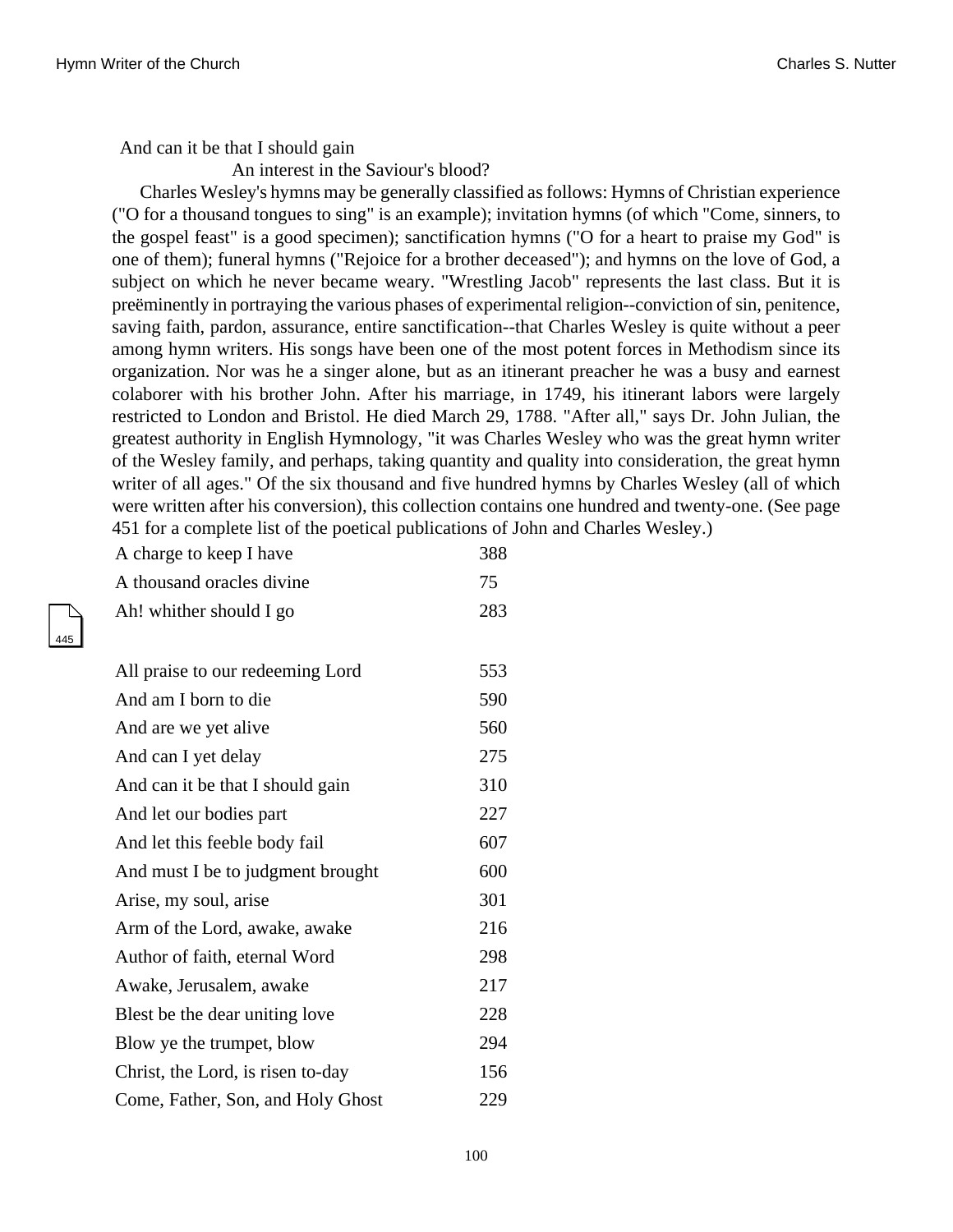And can it be that I should gain
An interest in the Saviour's blood?

Charles Wesley's hymns may be generally classified as follows: Hymns of Christian experience ("O for a thousand tongues to sing" is an example); invitation hymns (of which "Come, sinners, to the gospel feast" is a good specimen); sanctification hymns ("O for a heart to praise my God" is one of them); funeral hymns ("Rejoice for a brother deceased"); and hymns on the love of God, a subject on which he never became weary. "Wrestling Jacob" represents the last class. But it is preëminently in portraying the various phases of experimental religion--conviction of sin, penitence, saving faith, pardon, assurance, entire sanctification--that Charles Wesley is quite without a peer among hymn writers. His songs have been one of the most potent forces in Methodism since its organization. Nor was he a singer alone, but as an itinerant preacher he was a busy and earnest colaborer with his brother John. After his marriage, in 1749, his itinerant labors were largely restricted to London and Bristol. He died March 29, 1788. "After all," says Dr. John Julian, the greatest authority in English Hymnology, "it was Charles Wesley who was the great hymn writer of the Wesley family, and perhaps, taking quantity and quality into consideration, the great hymn writer of all ages." Of the six thousand and five hundred hymns by Charles Wesley (all of which were written after his conversion), this collection contains one hundred and twenty-one. (See page 451 for a complete list of the poetical publications of John and Charles Wesley.)

| | |
|---|---|
| A charge to keep I have | 388 |
| A thousand oracles divine | 75 |
| Ah! whither should I go | 283 |
| All praise to our redeeming Lord | 553 |
| And am I born to die | 590 |
| And are we yet alive | 560 |
| And can I yet delay | 275 |
| And can it be that I should gain | 310 |
| And let our bodies part | 227 |
| And let this feeble body fail | 607 |
| And must I be to judgment brought | 600 |
| Arise, my soul, arise | 301 |
| Arm of the Lord, awake, awake | 216 |
| Author of faith, eternal Word | 298 |
| Awake, Jerusalem, awake | 217 |
| Blest be the dear uniting love | 228 |
| Blow ye the trumpet, blow | 294 |
| Christ, the Lord, is risen to-day | 156 |
| Come, Father, Son, and Holy Ghost | 229 |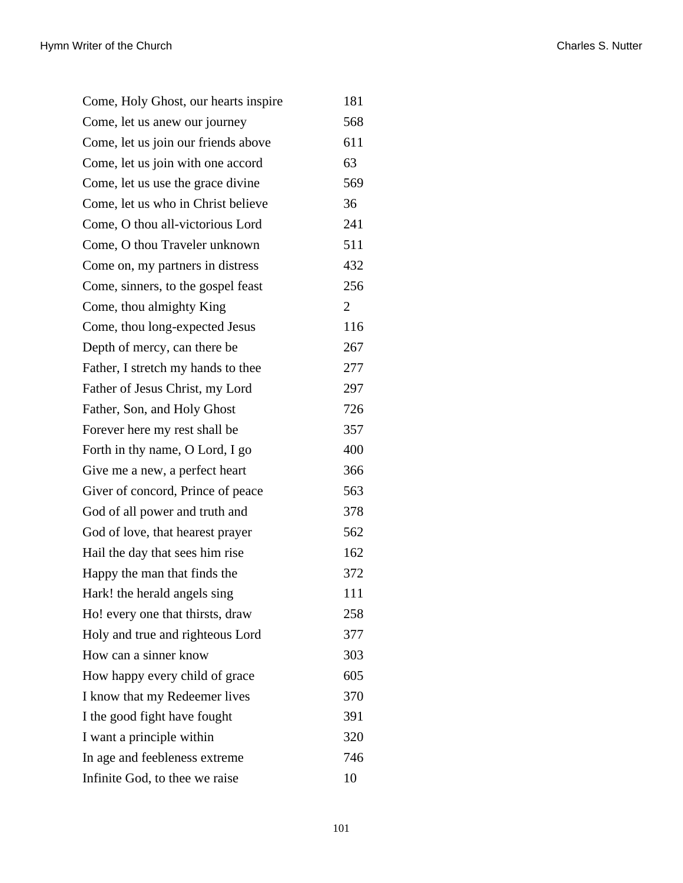| | |
|---|---|
| Come, Holy Ghost, our hearts inspire | 181 |
| Come, let us anew our journey | 568 |
| Come, let us join our friends above | 611 |
| Come, let us join with one accord | 63 |
| Come, let us use the grace divine | 569 |
| Come, let us who in Christ believe | 36 |
| Come, O thou all-victorious Lord | 241 |
| Come, O thou Traveler unknown | 511 |
| Come on, my partners in distress | 432 |
| Come, sinners, to the gospel feast | 256 |
| Come, thou almighty King | 2 |
| Come, thou long-expected Jesus | 116 |
| Depth of mercy, can there be | 267 |
| Father, I stretch my hands to thee | 277 |
| Father of Jesus Christ, my Lord | 297 |
| Father, Son, and Holy Ghost | 726 |
| Forever here my rest shall be | 357 |
| Forth in thy name, O Lord, I go | 400 |
| Give me a new, a perfect heart | 366 |
| Giver of concord, Prince of peace | 563 |
| God of all power and truth and | 378 |
| God of love, that hearest prayer | 562 |
| Hail the day that sees him rise | 162 |
| Happy the man that finds the | 372 |
| Hark! the herald angels sing | 111 |
| Ho! every one that thirsts, draw | 258 |
| Holy and true and righteous Lord | 377 |
| How can a sinner know | 303 |
| How happy every child of grace | 605 |
| I know that my Redeemer lives | 370 |
| I the good fight have fought | 391 |
| I want a principle within | 320 |
| In age and feebleness extreme | 746 |
| Infinite God, to thee we raise | 10 |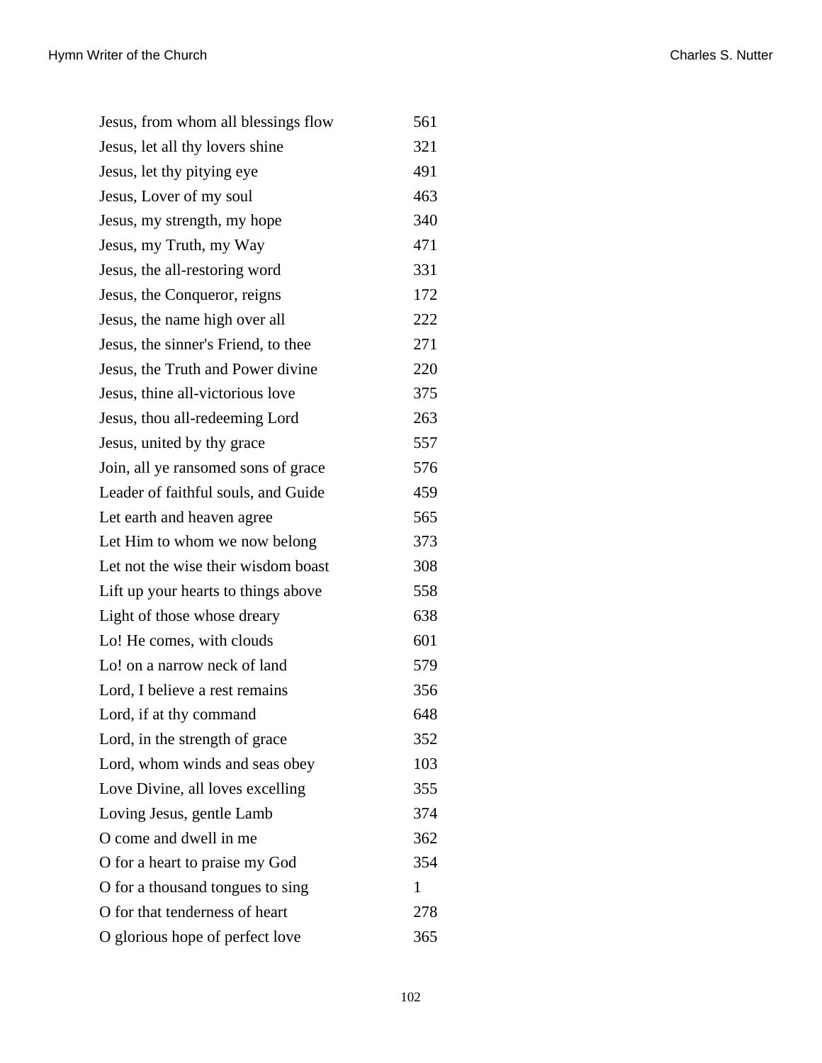| | |
|---|---|
| Jesus, from whom all blessings flow | 561 |
| Jesus, let all thy lovers shine | 321 |
| Jesus, let thy pitying eye | 491 |
| Jesus, Lover of my soul | 463 |
| Jesus, my strength, my hope | 340 |
| Jesus, my Truth, my Way | 471 |
| Jesus, the all-restoring word | 331 |
| Jesus, the Conqueror, reigns | 172 |
| Jesus, the name high over all | 222 |
| Jesus, the sinner's Friend, to thee | 271 |
| Jesus, the Truth and Power divine | 220 |
| Jesus, thine all-victorious love | 375 |
| Jesus, thou all-redeeming Lord | 263 |
| Jesus, united by thy grace | 557 |
| Join, all ye ransomed sons of grace | 576 |
| Leader of faithful souls, and Guide | 459 |
| Let earth and heaven agree | 565 |
| Let Him to whom we now belong | 373 |
| Let not the wise their wisdom boast | 308 |
| Lift up your hearts to things above | 558 |
| Light of those whose dreary | 638 |
| Lo! He comes, with clouds | 601 |
| Lo! on a narrow neck of land | 579 |
| Lord, I believe a rest remains | 356 |
| Lord, if at thy command | 648 |
| Lord, in the strength of grace | 352 |
| Lord, whom winds and seas obey | 103 |
| Love Divine, all loves excelling | 355 |
| Loving Jesus, gentle Lamb | 374 |
| O come and dwell in me | 362 |
| O for a heart to praise my God | 354 |
| O for a thousand tongues to sing | 1 |
| O for that tenderness of heart | 278 |
| O glorious hope of perfect love | 365 |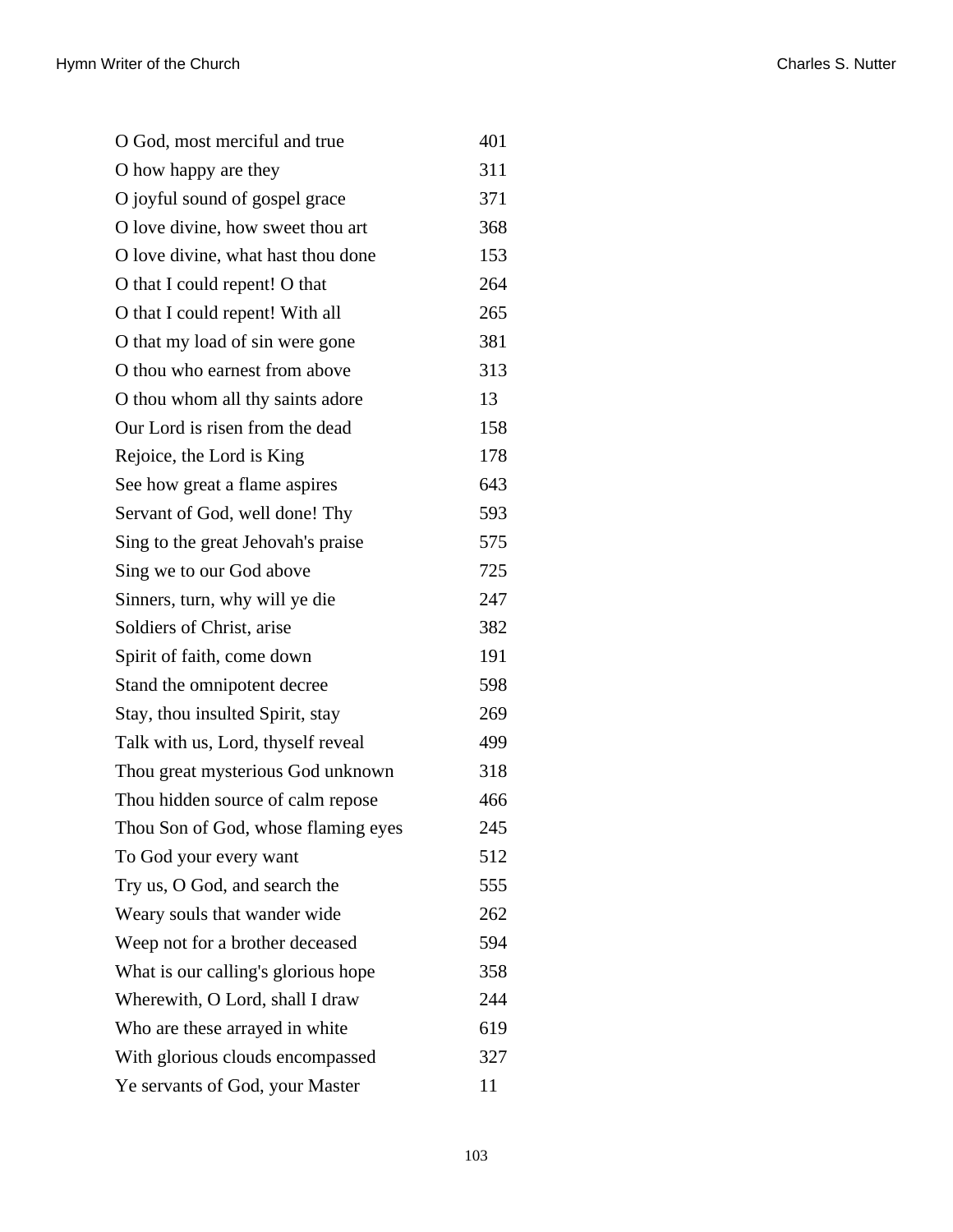| | |
|---|---|
| O God, most merciful and true | 401 |
| O how happy are they | 311 |
| O joyful sound of gospel grace | 371 |
| O love divine, how sweet thou art | 368 |
| O love divine, what hast thou done | 153 |
| O that I could repent! O that | 264 |
| O that I could repent! With all | 265 |
| O that my load of sin were gone | 381 |
| O thou who earnest from above | 313 |
| O thou whom all thy saints adore | 13 |
| Our Lord is risen from the dead | 158 |
| Rejoice, the Lord is King | 178 |
| See how great a flame aspires | 643 |
| Servant of God, well done! Thy | 593 |
| Sing to the great Jehovah's praise | 575 |
| Sing we to our God above | 725 |
| Sinners, turn, why will ye die | 247 |
| Soldiers of Christ, arise | 382 |
| Spirit of faith, come down | 191 |
| Stand the omnipotent decree | 598 |
| Stay, thou insulted Spirit, stay | 269 |
| Talk with us, Lord, thyself reveal | 499 |
| Thou great mysterious God unknown | 318 |
| Thou hidden source of calm repose | 466 |
| Thou Son of God, whose flaming eyes | 245 |
| To God your every want | 512 |
| Try us, O God, and search the | 555 |
| Weary souls that wander wide | 262 |
| Weep not for a brother deceased | 594 |
| What is our calling's glorious hope | 358 |
| Wherewith, O Lord, shall I draw | 244 |
| Who are these arrayed in white | 619 |
| With glorious clouds encompassed | 327 |
| Ye servants of God, your Master | 11 |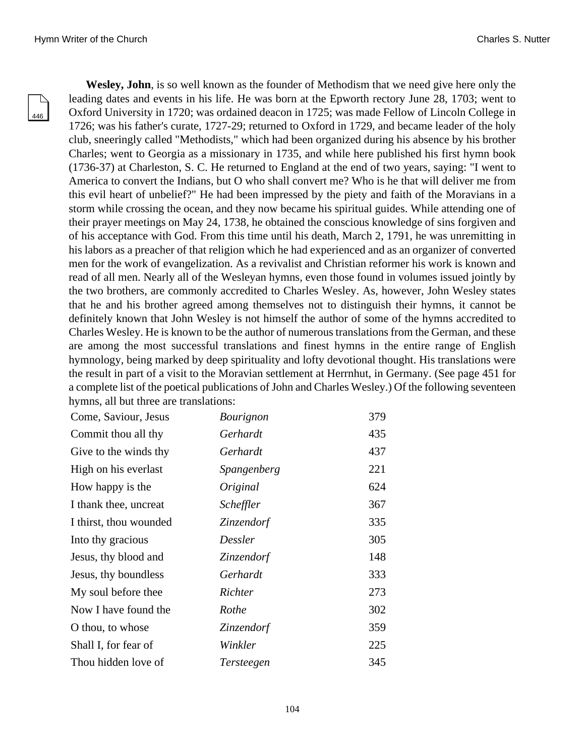**Wesley, John**, is so well known as the founder of Methodism that we need give here only the leading dates and events in his life. He was born at the Epworth rectory June 28, 1703; went to Oxford University in 1720; was ordained deacon in 1725; was made Fellow of Lincoln College in 1726; was his father's curate, 1727-29; returned to Oxford in 1729, and became leader of the holy club, sneeringly called "Methodists," which had been organized during his absence by his brother Charles; went to Georgia as a missionary in 1735, and while here published his first hymn book (1736-37) at Charleston, S. C. He returned to England at the end of two years, saying: "I went to America to convert the Indians, but O who shall convert me? Who is he that will deliver me from this evil heart of unbelief?" He had been impressed by the piety and faith of the Moravians in a storm while crossing the ocean, and they now became his spiritual guides. While attending one of their prayer meetings on May 24, 1738, he obtained the conscious knowledge of sins forgiven and of his acceptance with God. From this time until his death, March 2, 1791, he was unremitting in his labors as a preacher of that religion which he had experienced and as an organizer of converted men for the work of evangelization. As a revivalist and Christian reformer his work is known and read of all men. Nearly all of the Wesleyan hymns, even those found in volumes issued jointly by the two brothers, are commonly accredited to Charles Wesley. As, however, John Wesley states that he and his brother agreed among themselves not to distinguish their hymns, it cannot be definitely known that John Wesley is not himself the author of some of the hymns accredited to Charles Wesley. He is known to be the author of numerous translations from the German, and these are among the most successful translations and finest hymns in the entire range of English hymnology, being marked by deep spirituality and lofty devotional thought. His translations were the result in part of a visit to the Moravian settlement at Herrnhut, in Germany. (See page 451 for a complete list of the poetical publications of John and Charles Wesley.) Of the following seventeen hymns, all but three are translations:

| | | |
|---|---|---|
| Come, Saviour, Jesus | *Bourignon* | 379 |
| Commit thou all thy | *Gerhardt* | 435 |
| Give to the winds thy | *Gerhardt* | 437 |
| High on his everlast | *Spangenberg* | 221 |
| How happy is the | *Original* | 624 |
| I thank thee, uncreat | *Scheffler* | 367 |
| I thirst, thou wounded | *Zinzendorf* | 335 |
| Into thy gracious | *Dessler* | 305 |
| Jesus, thy blood and | *Zinzendorf* | 148 |
| Jesus, thy boundless | *Gerhardt* | 333 |
| My soul before thee | *Richter* | 273 |
| Now I have found the | *Rothe* | 302 |
| O thou, to whose | *Zinzendorf* | 359 |
| Shall I, for fear of | *Winkler* | 225 |
| Thou hidden love of | *Tersteegen* | 345 |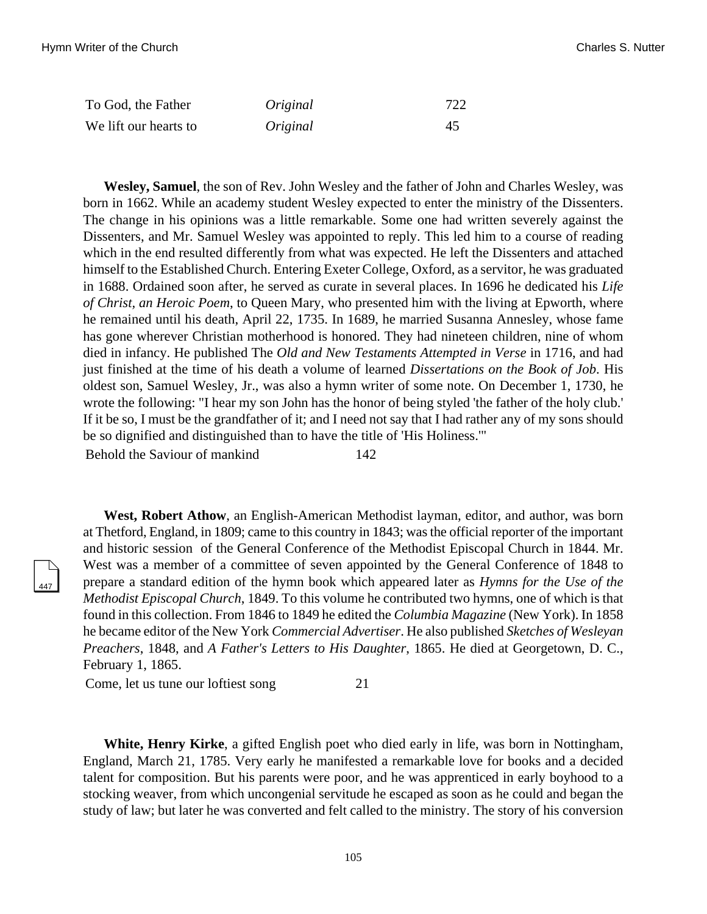| | | |
|---|---|---|
| To God, the Father | *Original* | 722 |
| We lift our hearts to | *Original* | 45 |

**Wesley, Samuel**, the son of Rev. John Wesley and the father of John and Charles Wesley, was born in 1662. While an academy student Wesley expected to enter the ministry of the Dissenters. The change in his opinions was a little remarkable. Some one had written severely against the Dissenters, and Mr. Samuel Wesley was appointed to reply. This led him to a course of reading which in the end resulted differently from what was expected. He left the Dissenters and attached himself to the Established Church. Entering Exeter College, Oxford, as a servitor, he was graduated in 1688. Ordained soon after, he served as curate in several places. In 1696 he dedicated his *Life of Christ, an Heroic Poem*, to Queen Mary, who presented him with the living at Epworth, where he remained until his death, April 22, 1735. In 1689, he married Susanna Annesley, whose fame has gone wherever Christian motherhood is honored. They had nineteen children, nine of whom died in infancy. He published The *Old and New Testaments Attempted in Verse* in 1716, and had just finished at the time of his death a volume of learned *Dissertations on the Book of Job*. His oldest son, Samuel Wesley, Jr., was also a hymn writer of some note. On December 1, 1730, he wrote the following: "I hear my son John has the honor of being styled 'the father of the holy club.' If it be so, I must be the grandfather of it; and I need not say that I had rather any of my sons should be so dignified and distinguished than to have the title of 'His Holiness.'"

| | |
|---|---|
| Behold the Saviour of mankind | 142 |

**West, Robert Athow**, an English-American Methodist layman, editor, and author, was born at Thetford, England, in 1809; came to this country in 1843; was the official reporter of the important and historic session of the General Conference of the Methodist Episcopal Church in 1844. Mr. West was a member of a committee of seven appointed by the General Conference of 1848 to prepare a standard edition of the hymn book which appeared later as *Hymns for the Use of the Methodist Episcopal Church*, 1849. To this volume he contributed two hymns, one of which is that found in this collection. From 1846 to 1849 he edited the *Columbia Magazine* (New York). In 1858 he became editor of the New York *Commercial Advertiser*. He also published *Sketches of Wesleyan Preachers*, 1848, and *A Father's Letters to His Daughter*, 1865. He died at Georgetown, D. C., February 1, 1865.

| | |
|---|---|
| Come, let us tune our loftiest song | 21 |

**White, Henry Kirke**, a gifted English poet who died early in life, was born in Nottingham, England, March 21, 1785. Very early he manifested a remarkable love for books and a decided talent for composition. But his parents were poor, and he was apprenticed in early boyhood to a stocking weaver, from which uncongenial servitude he escaped as soon as he could and began the study of law; but later he was converted and felt called to the ministry. The story of his conversion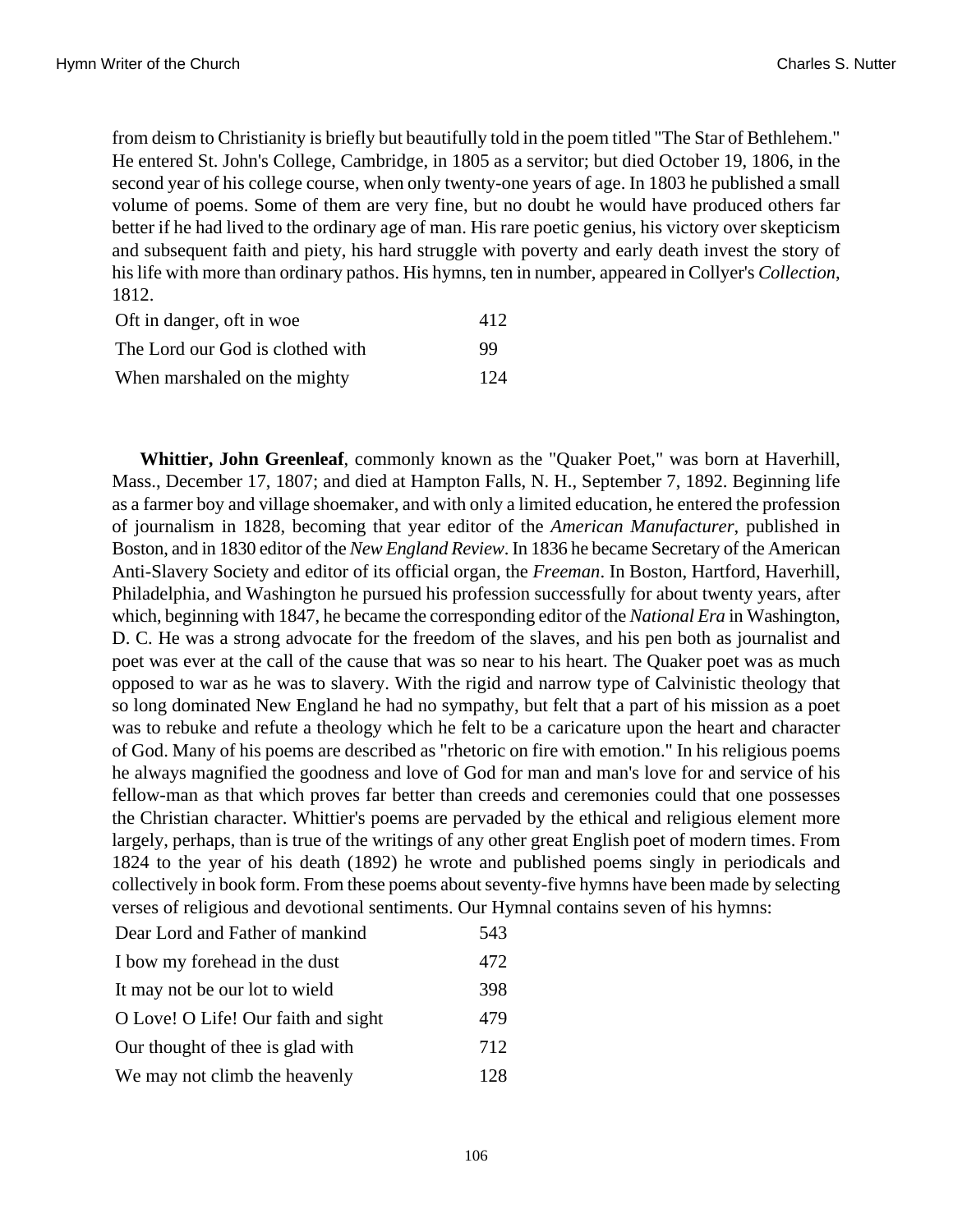from deism to Christianity is briefly but beautifully told in the poem titled "The Star of Bethlehem." He entered St. John's College, Cambridge, in 1805 as a servitor; but died October 19, 1806, in the second year of his college course, when only twenty-one years of age. In 1803 he published a small volume of poems. Some of them are very fine, but no doubt he would have produced others far better if he had lived to the ordinary age of man. His rare poetic genius, his victory over skepticism and subsequent faith and piety, his hard struggle with poverty and early death invest the story of his life with more than ordinary pathos. His hymns, ten in number, appeared in Collyer's *Collection*, 1812.

| | |
|---|---|
| Oft in danger, oft in woe | 412 |
| The Lord our God is clothed with | 99 |
| When marshaled on the mighty | 124 |

**Whittier, John Greenleaf**, commonly known as the "Quaker Poet," was born at Haverhill, Mass., December 17, 1807; and died at Hampton Falls, N. H., September 7, 1892. Beginning life as a farmer boy and village shoemaker, and with only a limited education, he entered the profession of journalism in 1828, becoming that year editor of the *American Manufacturer*, published in Boston, and in 1830 editor of the *New England Review*. In 1836 he became Secretary of the American Anti-Slavery Society and editor of its official organ, the *Freeman*. In Boston, Hartford, Haverhill, Philadelphia, and Washington he pursued his profession successfully for about twenty years, after which, beginning with 1847, he became the corresponding editor of the *National Era* in Washington, D. C. He was a strong advocate for the freedom of the slaves, and his pen both as journalist and poet was ever at the call of the cause that was so near to his heart. The Quaker poet was as much opposed to war as he was to slavery. With the rigid and narrow type of Calvinistic theology that so long dominated New England he had no sympathy, but felt that a part of his mission as a poet was to rebuke and refute a theology which he felt to be a caricature upon the heart and character of God. Many of his poems are described as "rhetoric on fire with emotion." In his religious poems he always magnified the goodness and love of God for man and man's love for and service of his fellow-man as that which proves far better than creeds and ceremonies could that one possesses the Christian character. Whittier's poems are pervaded by the ethical and religious element more largely, perhaps, than is true of the writings of any other great English poet of modern times. From 1824 to the year of his death (1892) he wrote and published poems singly in periodicals and collectively in book form. From these poems about seventy-five hymns have been made by selecting verses of religious and devotional sentiments. Our Hymnal contains seven of his hymns:

| | |
|---|---|
| Dear Lord and Father of mankind | 543 |
| I bow my forehead in the dust | 472 |
| It may not be our lot to wield | 398 |
| O Love! O Life! Our faith and sight | 479 |
| Our thought of thee is glad with | 712 |
| We may not climb the heavenly | 128 |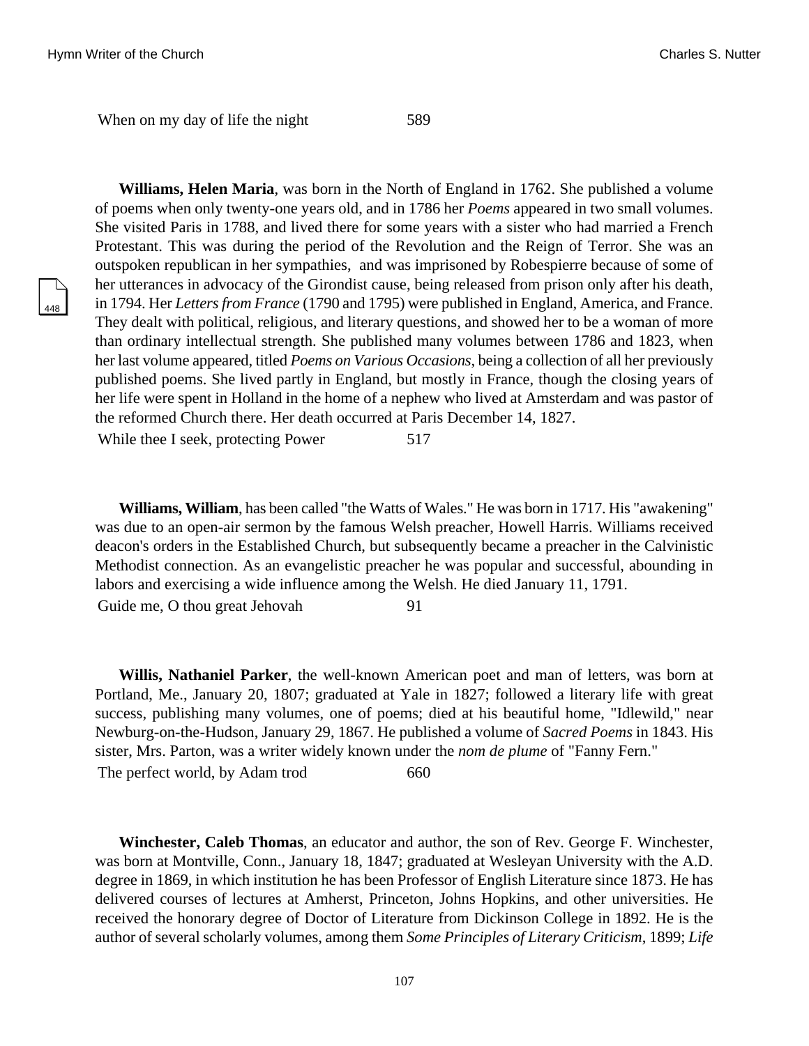When on my day of life the night 589

**Williams, Helen Maria**, was born in the North of England in 1762. She published a volume of poems when only twenty-one years old, and in 1786 her *Poems* appeared in two small volumes. She visited Paris in 1788, and lived there for some years with a sister who had married a French Protestant. This was during the period of the Revolution and the Reign of Terror. She was an outspoken republican in her sympathies, and was imprisoned by Robespierre because of some of her utterances in advocacy of the Girondist cause, being released from prison only after his death, in 1794. Her *Letters from France* (1790 and 1795) were published in England, America, and France. They dealt with political, religious, and literary questions, and showed her to be a woman of more than ordinary intellectual strength. She published many volumes between 1786 and 1823, when her last volume appeared, titled *Poems on Various Occasions*, being a collection of all her previously published poems. She lived partly in England, but mostly in France, though the closing years of her life were spent in Holland in the home of a nephew who lived at Amsterdam and was pastor of the reformed Church there. Her death occurred at Paris December 14, 1827.

While thee I seek, protecting Power 517

**Williams, William**, has been called "the Watts of Wales." He was born in 1717. His "awakening" was due to an open-air sermon by the famous Welsh preacher, Howell Harris. Williams received deacon's orders in the Established Church, but subsequently became a preacher in the Calvinistic Methodist connection. As an evangelistic preacher he was popular and successful, abounding in labors and exercising a wide influence among the Welsh. He died January 11, 1791.

Guide me, O thou great Jehovah 91

**Willis, Nathaniel Parker**, the well-known American poet and man of letters, was born at Portland, Me., January 20, 1807; graduated at Yale in 1827; followed a literary life with great success, publishing many volumes, one of poems; died at his beautiful home, "Idlewild," near Newburg-on-the-Hudson, January 29, 1867. He published a volume of *Sacred Poems* in 1843. His sister, Mrs. Parton, was a writer widely known under the *nom de plume* of "Fanny Fern."

The perfect world, by Adam trod 660

**Winchester, Caleb Thomas**, an educator and author, the son of Rev. George F. Winchester, was born at Montville, Conn., January 18, 1847; graduated at Wesleyan University with the A.D. degree in 1869, in which institution he has been Professor of English Literature since 1873. He has delivered courses of lectures at Amherst, Princeton, Johns Hopkins, and other universities. He received the honorary degree of Doctor of Literature from Dickinson College in 1892. He is the author of several scholarly volumes, among them *Some Principles of Literary Criticism*, 1899; *Life*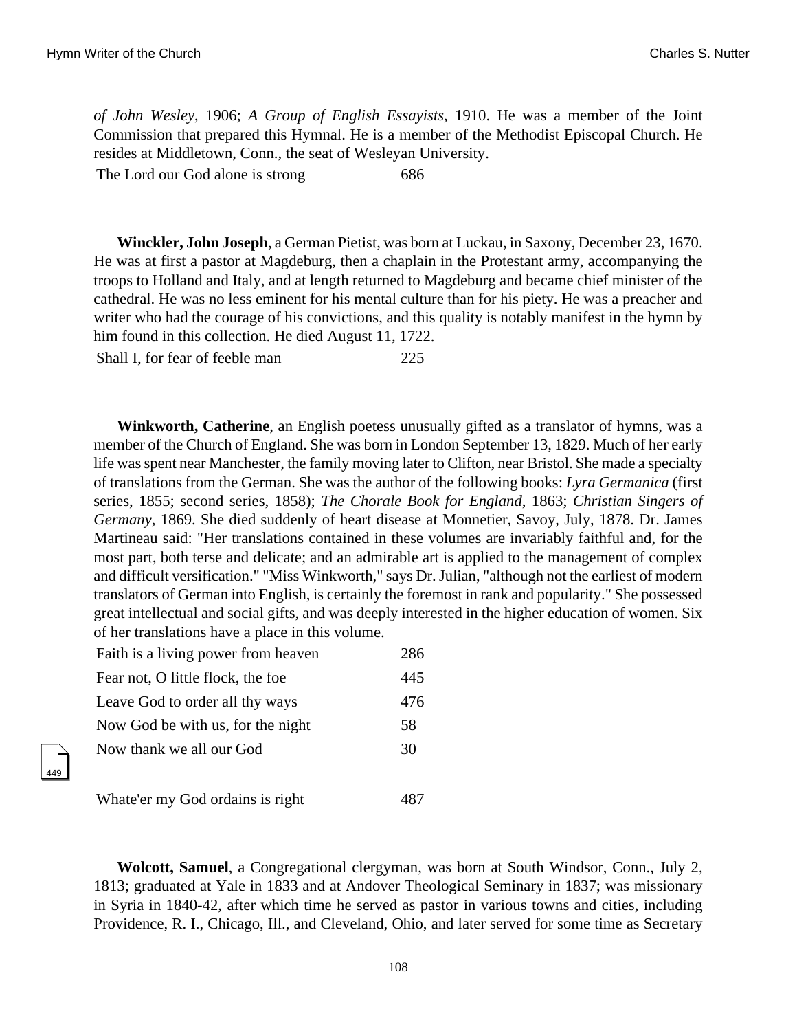*of John Wesley*, 1906; *A Group of English Essayists*, 1910. He was a member of the Joint Commission that prepared this Hymnal. He is a member of the Methodist Episcopal Church. He resides at Middletown, Conn., the seat of Wesleyan University.

| | |
|---|---|
| The Lord our God alone is strong | 686 |

**Winckler, John Joseph**, a German Pietist, was born at Luckau, in Saxony, December 23, 1670. He was at first a pastor at Magdeburg, then a chaplain in the Protestant army, accompanying the troops to Holland and Italy, and at length returned to Magdeburg and became chief minister of the cathedral. He was no less eminent for his mental culture than for his piety. He was a preacher and writer who had the courage of his convictions, and this quality is notably manifest in the hymn by him found in this collection. He died August 11, 1722.

| | |
|---|---|
| Shall I, for fear of feeble man | 225 |

**Winkworth, Catherine**, an English poetess unusually gifted as a translator of hymns, was a member of the Church of England. She was born in London September 13, 1829. Much of her early life was spent near Manchester, the family moving later to Clifton, near Bristol. She made a specialty of translations from the German. She was the author of the following books: *Lyra Germanica* (first series, 1855; second series, 1858); *The Chorale Book for England*, 1863; *Christian Singers of Germany*, 1869. She died suddenly of heart disease at Monnetier, Savoy, July, 1878. Dr. James Martineau said: "Her translations contained in these volumes are invariably faithful and, for the most part, both terse and delicate; and an admirable art is applied to the management of complex and difficult versification." "Miss Winkworth," says Dr. Julian, "although not the earliest of modern translators of German into English, is certainly the foremost in rank and popularity." She possessed great intellectual and social gifts, and was deeply interested in the higher education of women. Six of her translations have a place in this volume.

| | |
|---|---|
| Faith is a living power from heaven | 286 |
| Fear not, O little flock, the foe | 445 |
| Leave God to order all thy ways | 476 |
| Now God be with us, for the night | 58 |
| Now thank we all our God | 30 |
| Whate'er my God ordains is right | 487 |

**Wolcott, Samuel**, a Congregational clergyman, was born at South Windsor, Conn., July 2, 1813; graduated at Yale in 1833 and at Andover Theological Seminary in 1837; was missionary in Syria in 1840-42, after which time he served as pastor in various towns and cities, including Providence, R. I., Chicago, Ill., and Cleveland, Ohio, and later served for some time as Secretary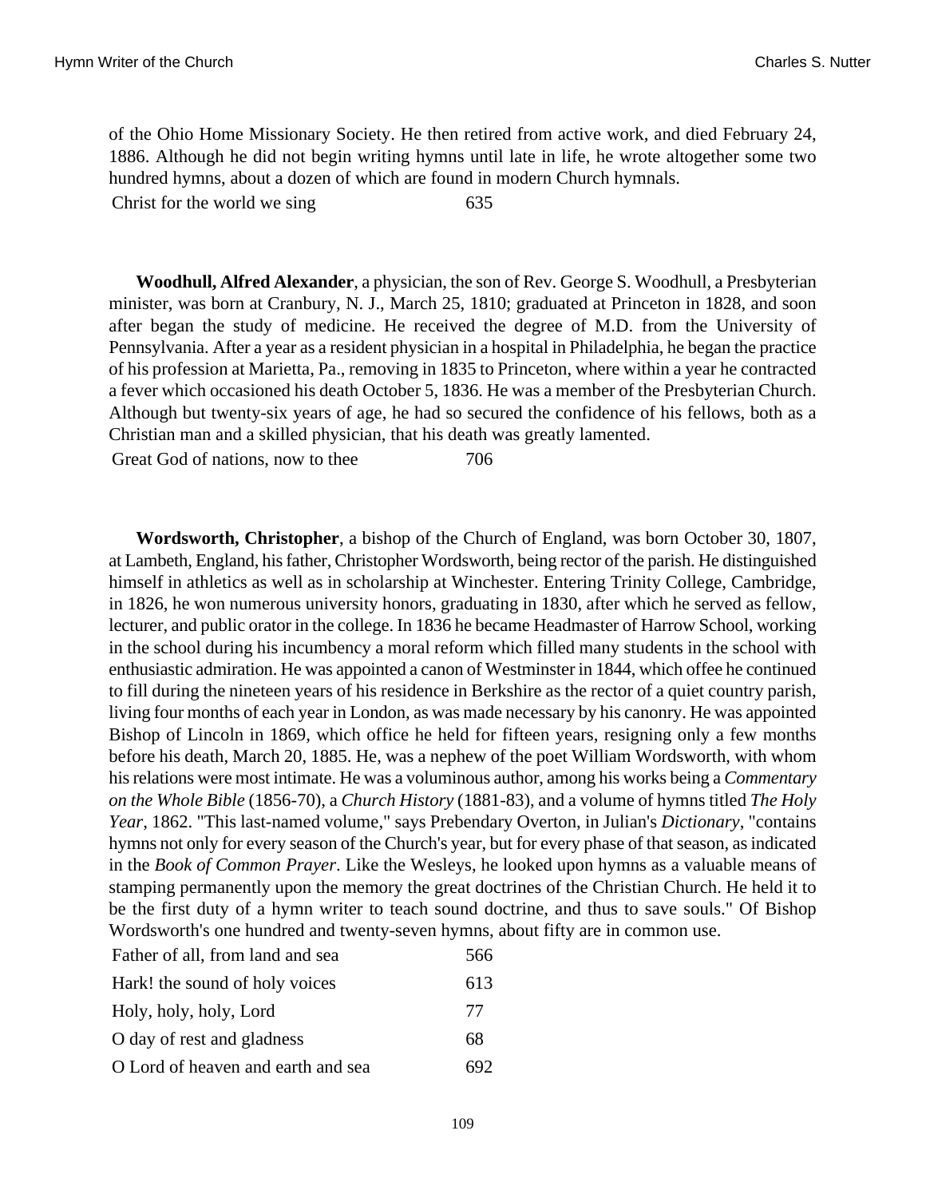of the Ohio Home Missionary Society. He then retired from active work, and died February 24, 1886. Although he did not begin writing hymns until late in life, he wrote altogether some two hundred hymns, about a dozen of which are found in modern Church hymnals.

| | |
|---|---|
| Christ for the world we sing | 635 |

**Woodhull, Alfred Alexander**, a physician, the son of Rev. George S. Woodhull, a Presbyterian minister, was born at Cranbury, N. J., March 25, 1810; graduated at Princeton in 1828, and soon after began the study of medicine. He received the degree of M.D. from the University of Pennsylvania. After a year as a resident physician in a hospital in Philadelphia, he began the practice of his profession at Marietta, Pa., removing in 1835 to Princeton, where within a year he contracted a fever which occasioned his death October 5, 1836. He was a member of the Presbyterian Church. Although but twenty-six years of age, he had so secured the confidence of his fellows, both as a Christian man and a skilled physician, that his death was greatly lamented.

| | |
|---|---|
| Great God of nations, now to thee | 706 |

**Wordsworth, Christopher**, a bishop of the Church of England, was born October 30, 1807, at Lambeth, England, his father, Christopher Wordsworth, being rector of the parish. He distinguished himself in athletics as well as in scholarship at Winchester. Entering Trinity College, Cambridge, in 1826, he won numerous university honors, graduating in 1830, after which he served as fellow, lecturer, and public orator in the college. In 1836 he became Headmaster of Harrow School, working in the school during his incumbency a moral reform which filled many students in the school with enthusiastic admiration. He was appointed a canon of Westminster in 1844, which offee he continued to fill during the nineteen years of his residence in Berkshire as the rector of a quiet country parish, living four months of each year in London, as was made necessary by his canonry. He was appointed Bishop of Lincoln in 1869, which office he held for fifteen years, resigning only a few months before his death, March 20, 1885. He, was a nephew of the poet William Wordsworth, with whom his relations were most intimate. He was a voluminous author, among his works being a *Commentary on the Whole Bible* (1856-70), a *Church History* (1881-83), and a volume of hymns titled *The Holy Year*, 1862. "This last-named volume," says Prebendary Overton, in Julian's *Dictionary*, "contains hymns not only for every season of the Church's year, but for every phase of that season, as indicated in the *Book of Common Prayer*. Like the Wesleys, he looked upon hymns as a valuable means of stamping permanently upon the memory the great doctrines of the Christian Church. He held it to be the first duty of a hymn writer to teach sound doctrine, and thus to save souls." Of Bishop Wordsworth's one hundred and twenty-seven hymns, about fifty are in common use.

| | |
|---|---|
| Father of all, from land and sea | 566 |
| Hark! the sound of holy voices | 613 |
| Holy, holy, holy, Lord | 77 |
| O day of rest and gladness | 68 |
| O Lord of heaven and earth and sea | 692 |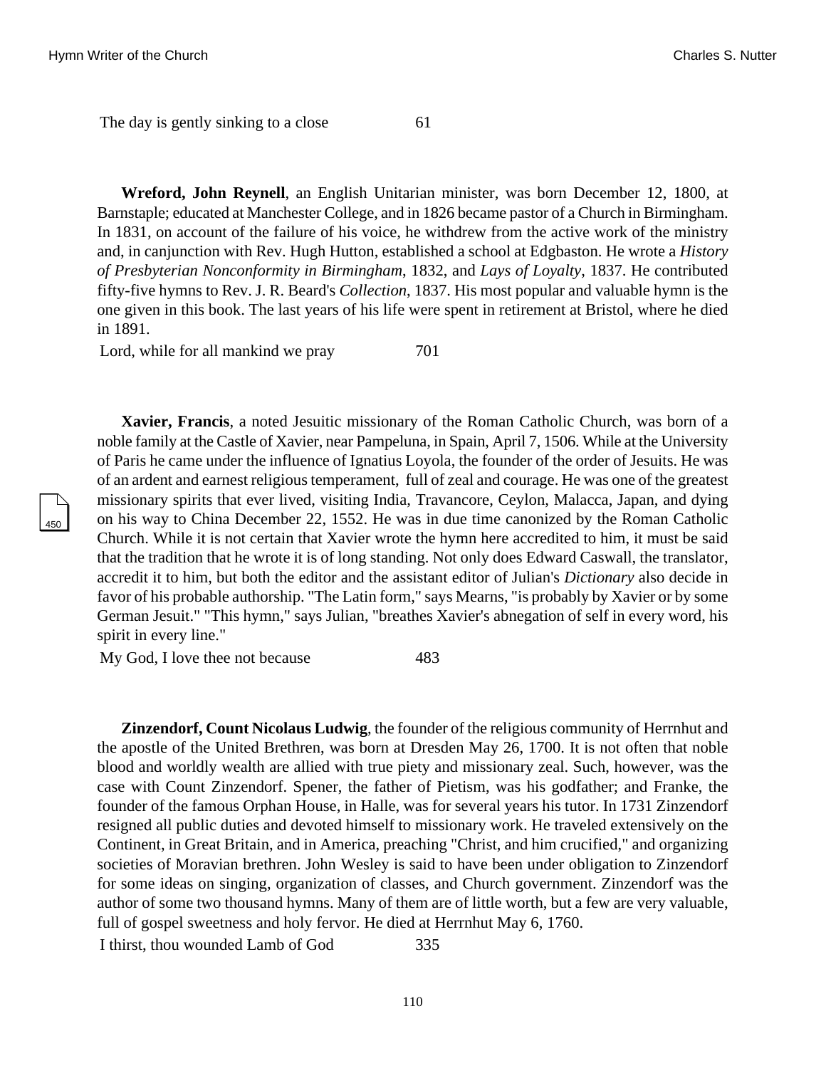The day is gently sinking to a close 61

**Wreford, John Reynell**, an English Unitarian minister, was born December 12, 1800, at Barnstaple; educated at Manchester College, and in 1826 became pastor of a Church in Birmingham. In 1831, on account of the failure of his voice, he withdrew from the active work of the ministry and, in canjunction with Rev. Hugh Hutton, established a school at Edgbaston. He wrote a *History of Presbyterian Nonconformity in Birmingham*, 1832, and *Lays of Loyalty*, 1837. He contributed fifty-five hymns to Rev. J. R. Beard's *Collection*, 1837. His most popular and valuable hymn is the one given in this book. The last years of his life were spent in retirement at Bristol, where he died in 1891.

Lord, while for all mankind we pray 701

**Xavier, Francis**, a noted Jesuitic missionary of the Roman Catholic Church, was born of a noble family at the Castle of Xavier, near Pampeluna, in Spain, April 7, 1506. While at the University of Paris he came under the influence of Ignatius Loyola, the founder of the order of Jesuits. He was of an ardent and earnest religious temperament, full of zeal and courage. He was one of the greatest missionary spirits that ever lived, visiting India, Travancore, Ceylon, Malacca, Japan, and dying on his way to China December 22, 1552. He was in due time canonized by the Roman Catholic Church. While it is not certain that Xavier wrote the hymn here accredited to him, it must be said that the tradition that he wrote it is of long standing. Not only does Edward Caswall, the translator, accredit it to him, but both the editor and the assistant editor of Julian's *Dictionary* also decide in favor of his probable authorship. "The Latin form," says Mearns, "is probably by Xavier or by some German Jesuit." "This hymn," says Julian, "breathes Xavier's abnegation of self in every word, his spirit in every line."

My God, I love thee not because 483

**Zinzendorf, Count Nicolaus Ludwig**, the founder of the religious community of Herrnhut and the apostle of the United Brethren, was born at Dresden May 26, 1700. It is not often that noble blood and worldly wealth are allied with true piety and missionary zeal. Such, however, was the case with Count Zinzendorf. Spener, the father of Pietism, was his godfather; and Franke, the founder of the famous Orphan House, in Halle, was for several years his tutor. In 1731 Zinzendorf resigned all public duties and devoted himself to missionary work. He traveled extensively on the Continent, in Great Britain, and in America, preaching "Christ, and him crucified," and organizing societies of Moravian brethren. John Wesley is said to have been under obligation to Zinzendorf for some ideas on singing, organization of classes, and Church government. Zinzendorf was the author of some two thousand hymns. Many of them are of little worth, but a few are very valuable, full of gospel sweetness and holy fervor. He died at Herrnhut May 6, 1760.

I thirst, thou wounded Lamb of God 335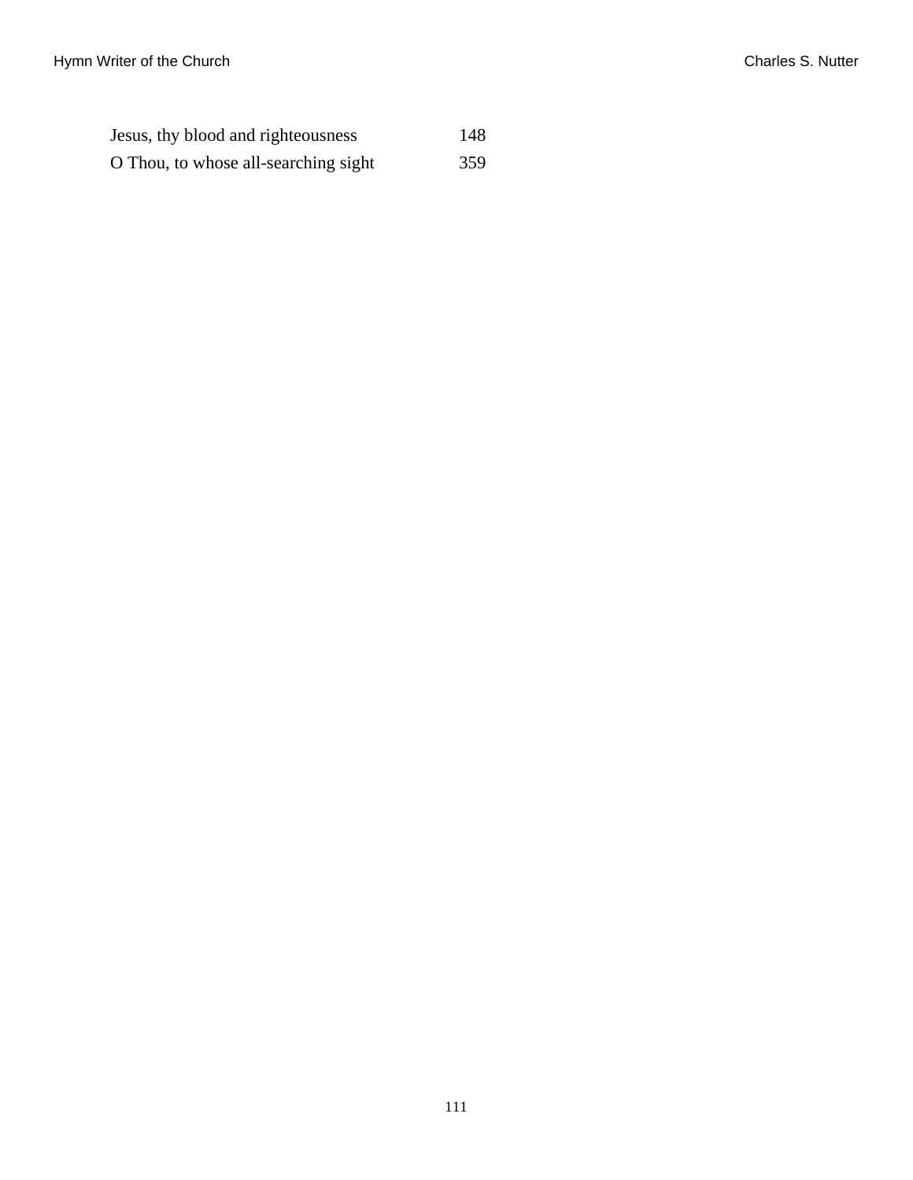| | |
|---|---|
| Jesus, thy blood and righteousness | 148 |
| O Thou, to whose all-searching sight | 359 |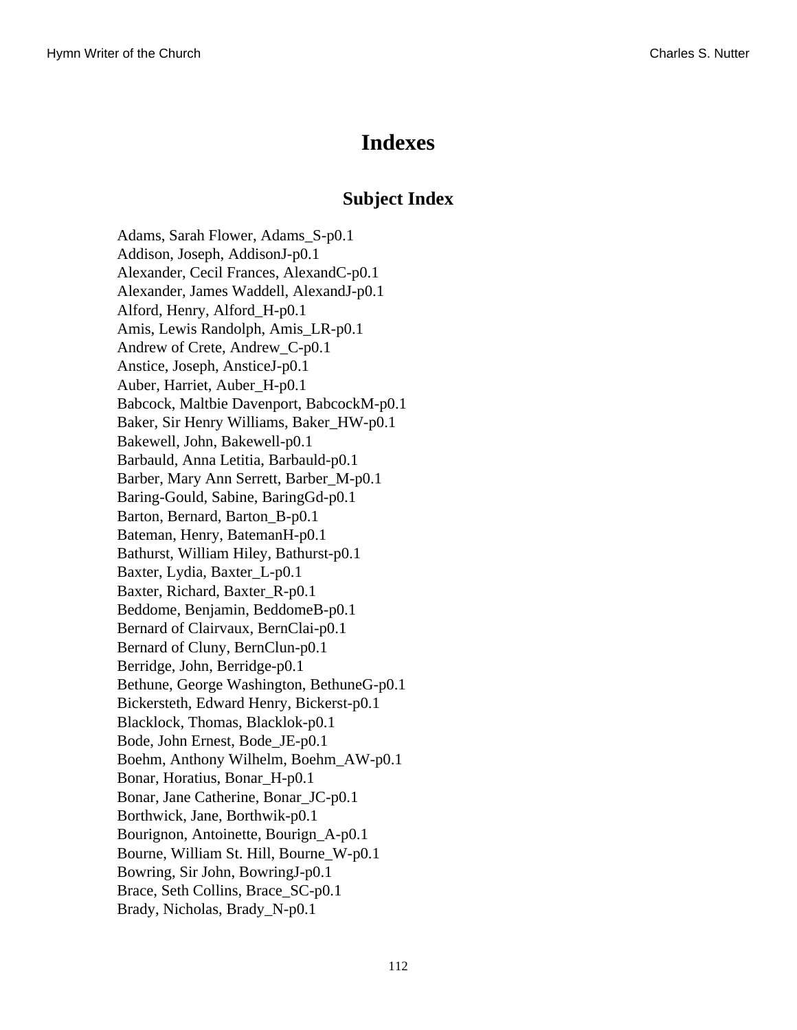# Indexes

## Subject Index

Adams, Sarah Flower, Adams_S-p0.1
Addison, Joseph, AddisonJ-p0.1
Alexander, Cecil Frances, AlexandC-p0.1
Alexander, James Waddell, AlexandJ-p0.1
Alford, Henry, Alford_H-p0.1
Amis, Lewis Randolph, Amis_LR-p0.1
Andrew of Crete, Andrew_C-p0.1
Anstice, Joseph, AnsticeJ-p0.1
Auber, Harriet, Auber_H-p0.1
Babcock, Maltbie Davenport, BabcockM-p0.1
Baker, Sir Henry Williams, Baker_HW-p0.1
Bakewell, John, Bakewell-p0.1
Barbauld, Anna Letitia, Barbauld-p0.1
Barber, Mary Ann Serrett, Barber_M-p0.1
Baring-Gould, Sabine, BaringGd-p0.1
Barton, Bernard, Barton_B-p0.1
Bateman, Henry, BatemanH-p0.1
Bathurst, William Hiley, Bathurst-p0.1
Baxter, Lydia, Baxter_L-p0.1
Baxter, Richard, Baxter_R-p0.1
Beddome, Benjamin, BeddomeB-p0.1
Bernard of Clairvaux, BernClai-p0.1
Bernard of Cluny, BernClun-p0.1
Berridge, John, Berridge-p0.1
Bethune, George Washington, BethuneG-p0.1
Bickersteth, Edward Henry, Bickerst-p0.1
Blacklock, Thomas, Blacklok-p0.1
Bode, John Ernest, Bode_JE-p0.1
Boehm, Anthony Wilhelm, Boehm_AW-p0.1
Bonar, Horatius, Bonar_H-p0.1
Bonar, Jane Catherine, Bonar_JC-p0.1
Borthwick, Jane, Borthwik-p0.1
Bourignon, Antoinette, Bourign_A-p0.1
Bourne, William St. Hill, Bourne_W-p0.1
Bowring, Sir John, BowringJ-p0.1
Brace, Seth Collins, Brace_SC-p0.1
Brady, Nicholas, Brady_N-p0.1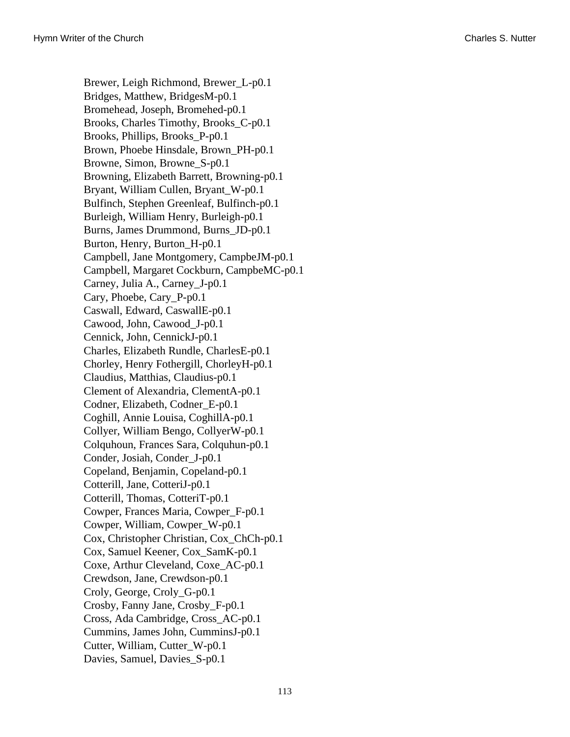Brewer, Leigh Richmond, Brewer_L-p0.1
Bridges, Matthew, BridgesM-p0.1
Bromehead, Joseph, Bromehed-p0.1
Brooks, Charles Timothy, Brooks_C-p0.1
Brooks, Phillips, Brooks_P-p0.1
Brown, Phoebe Hinsdale, Brown_PH-p0.1
Browne, Simon, Browne_S-p0.1
Browning, Elizabeth Barrett, Browning-p0.1
Bryant, William Cullen, Bryant_W-p0.1
Bulfinch, Stephen Greenleaf, Bulfinch-p0.1
Burleigh, William Henry, Burleigh-p0.1
Burns, James Drummond, Burns_JD-p0.1
Burton, Henry, Burton_H-p0.1
Campbell, Jane Montgomery, CampbeJM-p0.1
Campbell, Margaret Cockburn, CampbeMC-p0.1
Carney, Julia A., Carney_J-p0.1
Cary, Phoebe, Cary_P-p0.1
Caswall, Edward, CaswallE-p0.1
Cawood, John, Cawood_J-p0.1
Cennick, John, CennickJ-p0.1
Charles, Elizabeth Rundle, CharlesE-p0.1
Chorley, Henry Fothergill, ChorleyH-p0.1
Claudius, Matthias, Claudius-p0.1
Clement of Alexandria, ClementA-p0.1
Codner, Elizabeth, Codner_E-p0.1
Coghill, Annie Louisa, CoghillA-p0.1
Collyer, William Bengo, CollyerW-p0.1
Colquhoun, Frances Sara, Colquhun-p0.1
Conder, Josiah, Conder_J-p0.1
Copeland, Benjamin, Copeland-p0.1
Cotterill, Jane, CotteriJ-p0.1
Cotterill, Thomas, CotteriT-p0.1
Cowper, Frances Maria, Cowper_F-p0.1
Cowper, William, Cowper_W-p0.1
Cox, Christopher Christian, Cox_ChCh-p0.1
Cox, Samuel Keener, Cox_SamK-p0.1
Coxe, Arthur Cleveland, Coxe_AC-p0.1
Crewdson, Jane, Crewdson-p0.1
Croly, George, Croly_G-p0.1
Crosby, Fanny Jane, Crosby_F-p0.1
Cross, Ada Cambridge, Cross_AC-p0.1
Cummins, James John, CumminsJ-p0.1
Cutter, William, Cutter_W-p0.1
Davies, Samuel, Davies_S-p0.1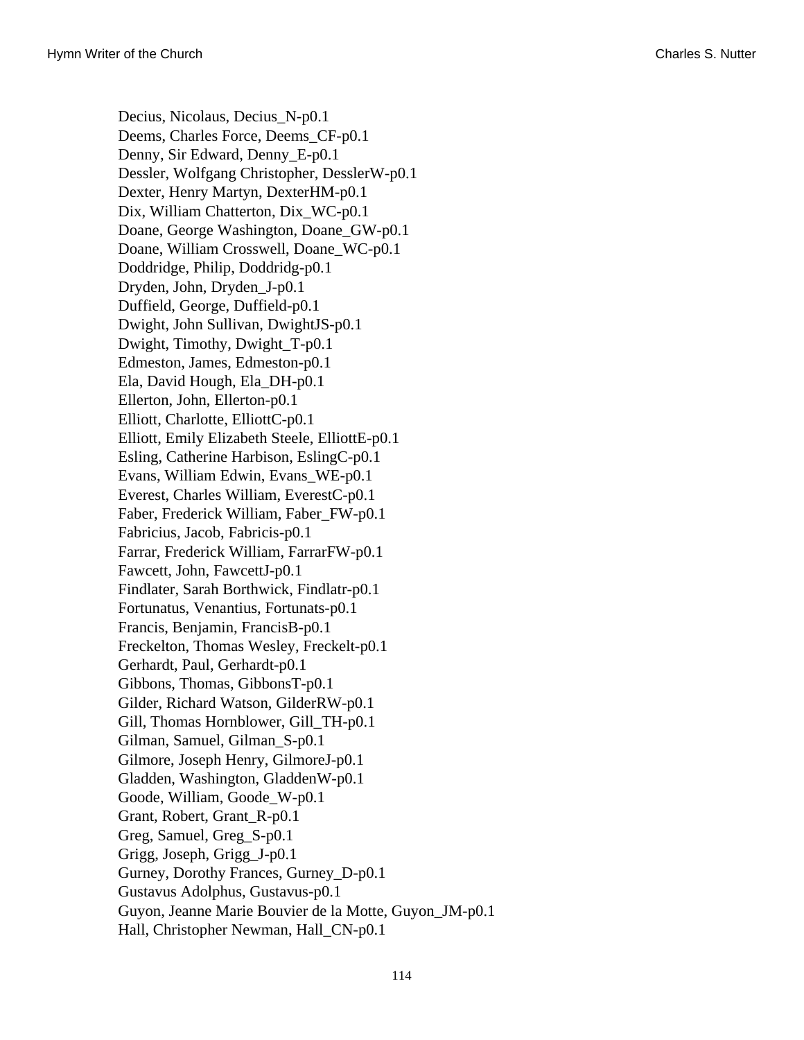Decius, Nicolaus, Decius_N-p0.1
Deems, Charles Force, Deems_CF-p0.1
Denny, Sir Edward, Denny_E-p0.1
Dessler, Wolfgang Christopher, DesslerW-p0.1
Dexter, Henry Martyn, DexterHM-p0.1
Dix, William Chatterton, Dix_WC-p0.1
Doane, George Washington, Doane_GW-p0.1
Doane, William Crosswell, Doane_WC-p0.1
Doddridge, Philip, Doddridg-p0.1
Dryden, John, Dryden_J-p0.1
Duffield, George, Duffield-p0.1
Dwight, John Sullivan, DwightJS-p0.1
Dwight, Timothy, Dwight_T-p0.1
Edmeston, James, Edmeston-p0.1
Ela, David Hough, Ela_DH-p0.1
Ellerton, John, Ellerton-p0.1
Elliott, Charlotte, ElliottC-p0.1
Elliott, Emily Elizabeth Steele, ElliottE-p0.1
Esling, Catherine Harbison, EslingC-p0.1
Evans, William Edwin, Evans_WE-p0.1
Everest, Charles William, EverestC-p0.1
Faber, Frederick William, Faber_FW-p0.1
Fabricius, Jacob, Fabricis-p0.1
Farrar, Frederick William, FarrarFW-p0.1
Fawcett, John, FawcettJ-p0.1
Findlater, Sarah Borthwick, Findlatr-p0.1
Fortunatus, Venantius, Fortunats-p0.1
Francis, Benjamin, FrancisB-p0.1
Freckelton, Thomas Wesley, Freckelt-p0.1
Gerhardt, Paul, Gerhardt-p0.1
Gibbons, Thomas, GibbonsT-p0.1
Gilder, Richard Watson, GilderRW-p0.1
Gill, Thomas Hornblower, Gill_TH-p0.1
Gilman, Samuel, Gilman_S-p0.1
Gilmore, Joseph Henry, GilmoreJ-p0.1
Gladden, Washington, GladdenW-p0.1
Goode, William, Goode_W-p0.1
Grant, Robert, Grant_R-p0.1
Greg, Samuel, Greg_S-p0.1
Grigg, Joseph, Grigg_J-p0.1
Gurney, Dorothy Frances, Gurney_D-p0.1
Gustavus Adolphus, Gustavus-p0.1
Guyon, Jeanne Marie Bouvier de la Motte, Guyon_JM-p0.1
Hall, Christopher Newman, Hall_CN-p0.1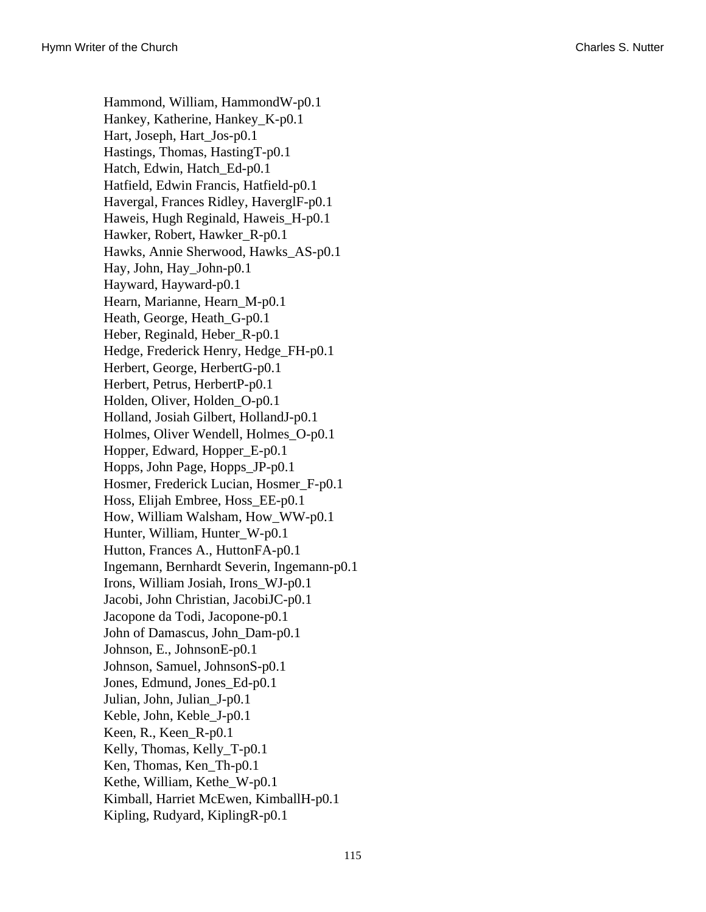Hammond, William, HammondW-p0.1
Hankey, Katherine, Hankey_K-p0.1
Hart, Joseph, Hart_Jos-p0.1
Hastings, Thomas, HastingT-p0.1
Hatch, Edwin, Hatch_Ed-p0.1
Hatfield, Edwin Francis, Hatfield-p0.1
Havergal, Frances Ridley, HaverglF-p0.1
Haweis, Hugh Reginald, Haweis_H-p0.1
Hawker, Robert, Hawker_R-p0.1
Hawks, Annie Sherwood, Hawks_AS-p0.1
Hay, John, Hay_John-p0.1
Hayward, Hayward-p0.1
Hearn, Marianne, Hearn_M-p0.1
Heath, George, Heath_G-p0.1
Heber, Reginald, Heber_R-p0.1
Hedge, Frederick Henry, Hedge_FH-p0.1
Herbert, George, HerbertG-p0.1
Herbert, Petrus, HerbertP-p0.1
Holden, Oliver, Holden_O-p0.1
Holland, Josiah Gilbert, HollandJ-p0.1
Holmes, Oliver Wendell, Holmes_O-p0.1
Hopper, Edward, Hopper_E-p0.1
Hopps, John Page, Hopps_JP-p0.1
Hosmer, Frederick Lucian, Hosmer_F-p0.1
Hoss, Elijah Embree, Hoss_EE-p0.1
How, William Walsham, How_WW-p0.1
Hunter, William, Hunter_W-p0.1
Hutton, Frances A., HuttonFA-p0.1
Ingemann, Bernhardt Severin, Ingemann-p0.1
Irons, William Josiah, Irons_WJ-p0.1
Jacobi, John Christian, JacobiJC-p0.1
Jacopone da Todi, Jacopone-p0.1
John of Damascus, John_Dam-p0.1
Johnson, E., JohnsonE-p0.1
Johnson, Samuel, JohnsonS-p0.1
Jones, Edmund, Jones_Ed-p0.1
Julian, John, Julian_J-p0.1
Keble, John, Keble_J-p0.1
Keen, R., Keen_R-p0.1
Kelly, Thomas, Kelly_T-p0.1
Ken, Thomas, Ken_Th-p0.1
Kethe, William, Kethe_W-p0.1
Kimball, Harriet McEwen, KimballH-p0.1
Kipling, Rudyard, KiplingR-p0.1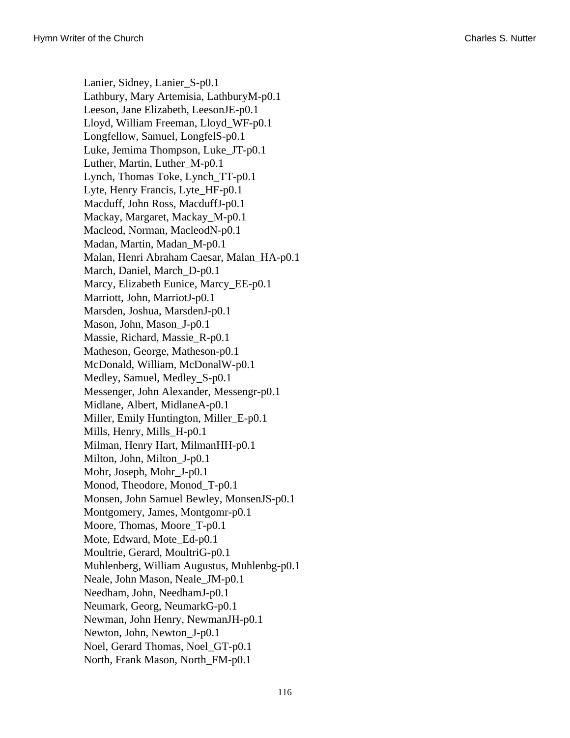Lanier, Sidney, Lanier_S-p0.1
Lathbury, Mary Artemisia, LathburyM-p0.1
Leeson, Jane Elizabeth, LeesonJE-p0.1
Lloyd, William Freeman, Lloyd_WF-p0.1
Longfellow, Samuel, LongfelS-p0.1
Luke, Jemima Thompson, Luke_JT-p0.1
Luther, Martin, Luther_M-p0.1
Lynch, Thomas Toke, Lynch_TT-p0.1
Lyte, Henry Francis, Lyte_HF-p0.1
Macduff, John Ross, MacduffJ-p0.1
Mackay, Margaret, Mackay_M-p0.1
Macleod, Norman, MacleodN-p0.1
Madan, Martin, Madan_M-p0.1
Malan, Henri Abraham Caesar, Malan_HA-p0.1
March, Daniel, March_D-p0.1
Marcy, Elizabeth Eunice, Marcy_EE-p0.1
Marriott, John, MarriotJ-p0.1
Marsden, Joshua, MarsdenJ-p0.1
Mason, John, Mason_J-p0.1
Massie, Richard, Massie_R-p0.1
Matheson, George, Matheson-p0.1
McDonald, William, McDonalW-p0.1
Medley, Samuel, Medley_S-p0.1
Messenger, John Alexander, Messengr-p0.1
Midlane, Albert, MidlaneA-p0.1
Miller, Emily Huntington, Miller_E-p0.1
Mills, Henry, Mills_H-p0.1
Milman, Henry Hart, MilmanHH-p0.1
Milton, John, Milton_J-p0.1
Mohr, Joseph, Mohr_J-p0.1
Monod, Theodore, Monod_T-p0.1
Monsen, John Samuel Bewley, MonsenJS-p0.1
Montgomery, James, Montgomr-p0.1
Moore, Thomas, Moore_T-p0.1
Mote, Edward, Mote_Ed-p0.1
Moultrie, Gerard, MoultriG-p0.1
Muhlenberg, William Augustus, Muhlenbg-p0.1
Neale, John Mason, Neale_JM-p0.1
Needham, John, NeedhamJ-p0.1
Neumark, Georg, NeumarkG-p0.1
Newman, John Henry, NewmanJH-p0.1
Newton, John, Newton_J-p0.1
Noel, Gerard Thomas, Noel_GT-p0.1
North, Frank Mason, North_FM-p0.1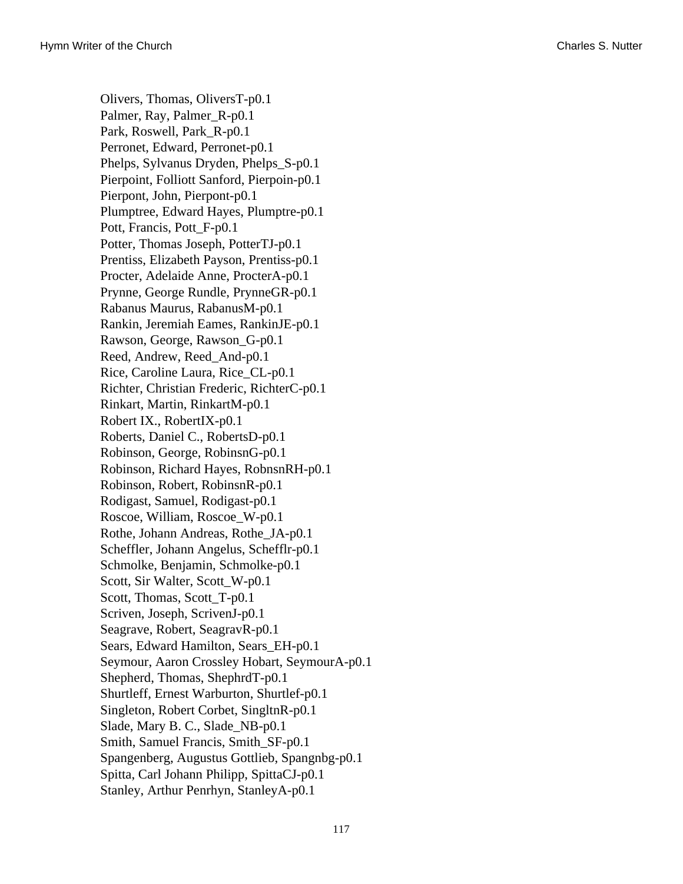Olivers, Thomas, OliversT-p0.1
Palmer, Ray, Palmer_R-p0.1
Park, Roswell, Park_R-p0.1
Perronet, Edward, Perronet-p0.1
Phelps, Sylvanus Dryden, Phelps_S-p0.1
Pierpoint, Folliott Sanford, Pierpoin-p0.1
Pierpont, John, Pierpont-p0.1
Plumptree, Edward Hayes, Plumptre-p0.1
Pott, Francis, Pott_F-p0.1
Potter, Thomas Joseph, PotterTJ-p0.1
Prentiss, Elizabeth Payson, Prentiss-p0.1
Procter, Adelaide Anne, ProcterA-p0.1
Prynne, George Rundle, PrynneGR-p0.1
Rabanus Maurus, RabanusM-p0.1
Rankin, Jeremiah Eames, RankinJE-p0.1
Rawson, George, Rawson_G-p0.1
Reed, Andrew, Reed_And-p0.1
Rice, Caroline Laura, Rice_CL-p0.1
Richter, Christian Frederic, RichterC-p0.1
Rinkart, Martin, RinkartM-p0.1
Robert IX., RobertIX-p0.1
Roberts, Daniel C., RobertsD-p0.1
Robinson, George, RobinsnG-p0.1
Robinson, Richard Hayes, RobnsnRH-p0.1
Robinson, Robert, RobinsnR-p0.1
Rodigast, Samuel, Rodigast-p0.1
Roscoe, William, Roscoe_W-p0.1
Rothe, Johann Andreas, Rothe_JA-p0.1
Scheffler, Johann Angelus, Schefflr-p0.1
Schmolke, Benjamin, Schmolke-p0.1
Scott, Sir Walter, Scott_W-p0.1
Scott, Thomas, Scott_T-p0.1
Scriven, Joseph, ScrivenJ-p0.1
Seagrave, Robert, SeagravR-p0.1
Sears, Edward Hamilton, Sears_EH-p0.1
Seymour, Aaron Crossley Hobart, SeymourA-p0.1
Shepherd, Thomas, ShephrdT-p0.1
Shurtleff, Ernest Warburton, Shurtlef-p0.1
Singleton, Robert Corbet, SingltnR-p0.1
Slade, Mary B. C., Slade_NB-p0.1
Smith, Samuel Francis, Smith_SF-p0.1
Spangenberg, Augustus Gottlieb, Spangnbg-p0.1
Spitta, Carl Johann Philipp, SpittaCJ-p0.1
Stanley, Arthur Penrhyn, StanleyA-p0.1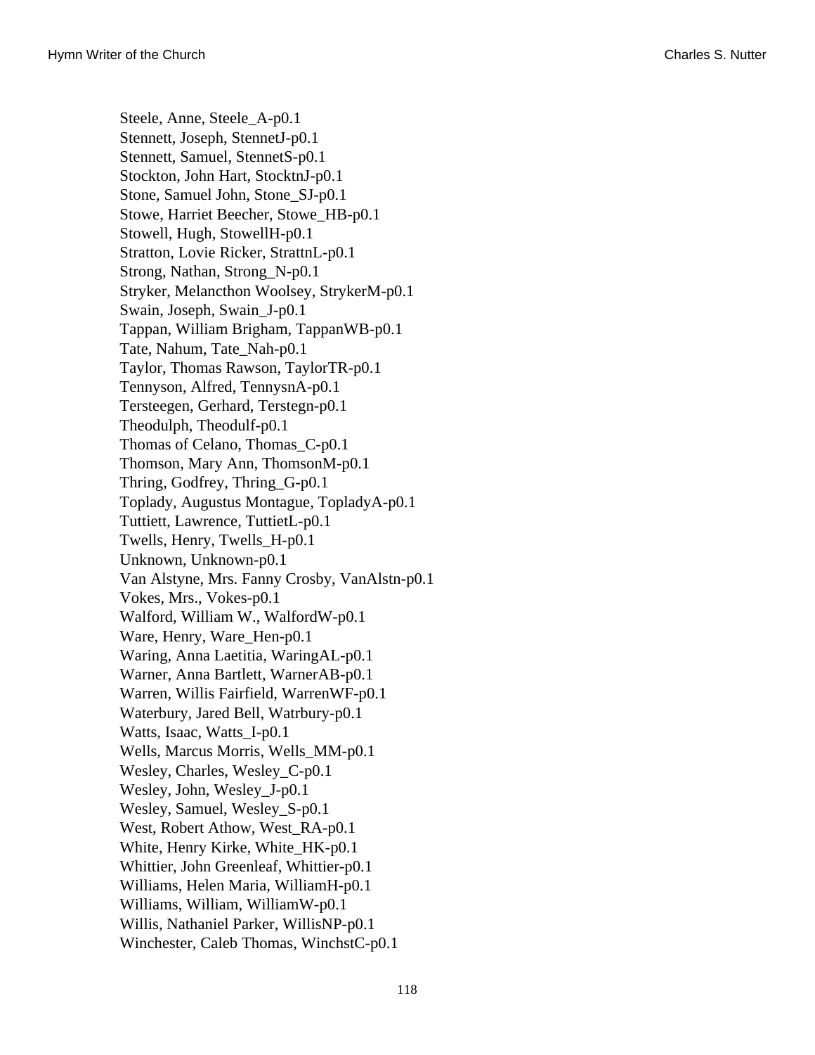Steele, Anne, Steele_A-p0.1
Stennett, Joseph, StennetJ-p0.1
Stennett, Samuel, StennetS-p0.1
Stockton, John Hart, StocktnJ-p0.1
Stone, Samuel John, Stone_SJ-p0.1
Stowe, Harriet Beecher, Stowe_HB-p0.1
Stowell, Hugh, StowellH-p0.1
Stratton, Lovie Ricker, StrattnL-p0.1
Strong, Nathan, Strong_N-p0.1
Stryker, Melancthon Woolsey, StrykerM-p0.1
Swain, Joseph, Swain_J-p0.1
Tappan, William Brigham, TappanWB-p0.1
Tate, Nahum, Tate_Nah-p0.1
Taylor, Thomas Rawson, TaylorTR-p0.1
Tennyson, Alfred, TennysnA-p0.1
Tersteegen, Gerhard, Terstegn-p0.1
Theodulph, Theodulf-p0.1
Thomas of Celano, Thomas_C-p0.1
Thomson, Mary Ann, ThomsonM-p0.1
Thring, Godfrey, Thring_G-p0.1
Toplady, Augustus Montague, TopladyA-p0.1
Tuttiett, Lawrence, TuttietL-p0.1
Twells, Henry, Twells_H-p0.1
Unknown, Unknown-p0.1
Van Alstyne, Mrs. Fanny Crosby, VanAlstn-p0.1
Vokes, Mrs., Vokes-p0.1
Walford, William W., WalfordW-p0.1
Ware, Henry, Ware_Hen-p0.1
Waring, Anna Laetitia, WaringAL-p0.1
Warner, Anna Bartlett, WarnerAB-p0.1
Warren, Willis Fairfield, WarrenWF-p0.1
Waterbury, Jared Bell, Watrbury-p0.1
Watts, Isaac, Watts_I-p0.1
Wells, Marcus Morris, Wells_MM-p0.1
Wesley, Charles, Wesley_C-p0.1
Wesley, John, Wesley_J-p0.1
Wesley, Samuel, Wesley_S-p0.1
West, Robert Athow, West_RA-p0.1
White, Henry Kirke, White_HK-p0.1
Whittier, John Greenleaf, Whittier-p0.1
Williams, Helen Maria, WilliamH-p0.1
Williams, William, WilliamW-p0.1
Willis, Nathaniel Parker, WillisNP-p0.1
Winchester, Caleb Thomas, WinchstC-p0.1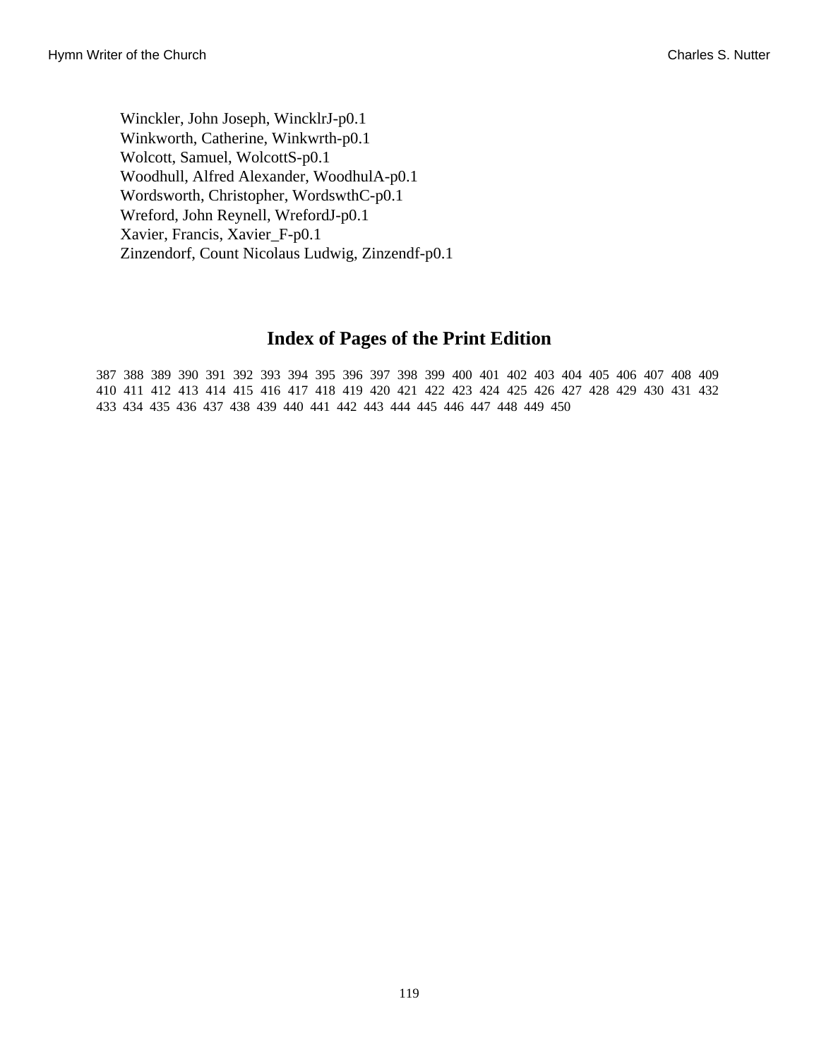Winckler, John Joseph, WincklrJ-p0.1
Winkworth, Catherine, Winkwrth-p0.1
Wolcott, Samuel, WolcottS-p0.1
Woodhull, Alfred Alexander, WoodhulA-p0.1
Wordsworth, Christopher, WordswthC-p0.1
Wreford, John Reynell, WrefordJ-p0.1
Xavier, Francis, Xavier_F-p0.1
Zinzendorf, Count Nicolaus Ludwig, Zinzendf-p0.1

## Index of Pages of the Print Edition

387 388 389 390 391 392 393 394 395 396 397 398 399 400 401 402 403 404 405 406 407 408 409 410 411 412 413 414 415 416 417 418 419 420 421 422 423 424 425 426 427 428 429 430 431 432 433 434 435 436 437 438 439 440 441 442 443 444 445 446 447 448 449 450